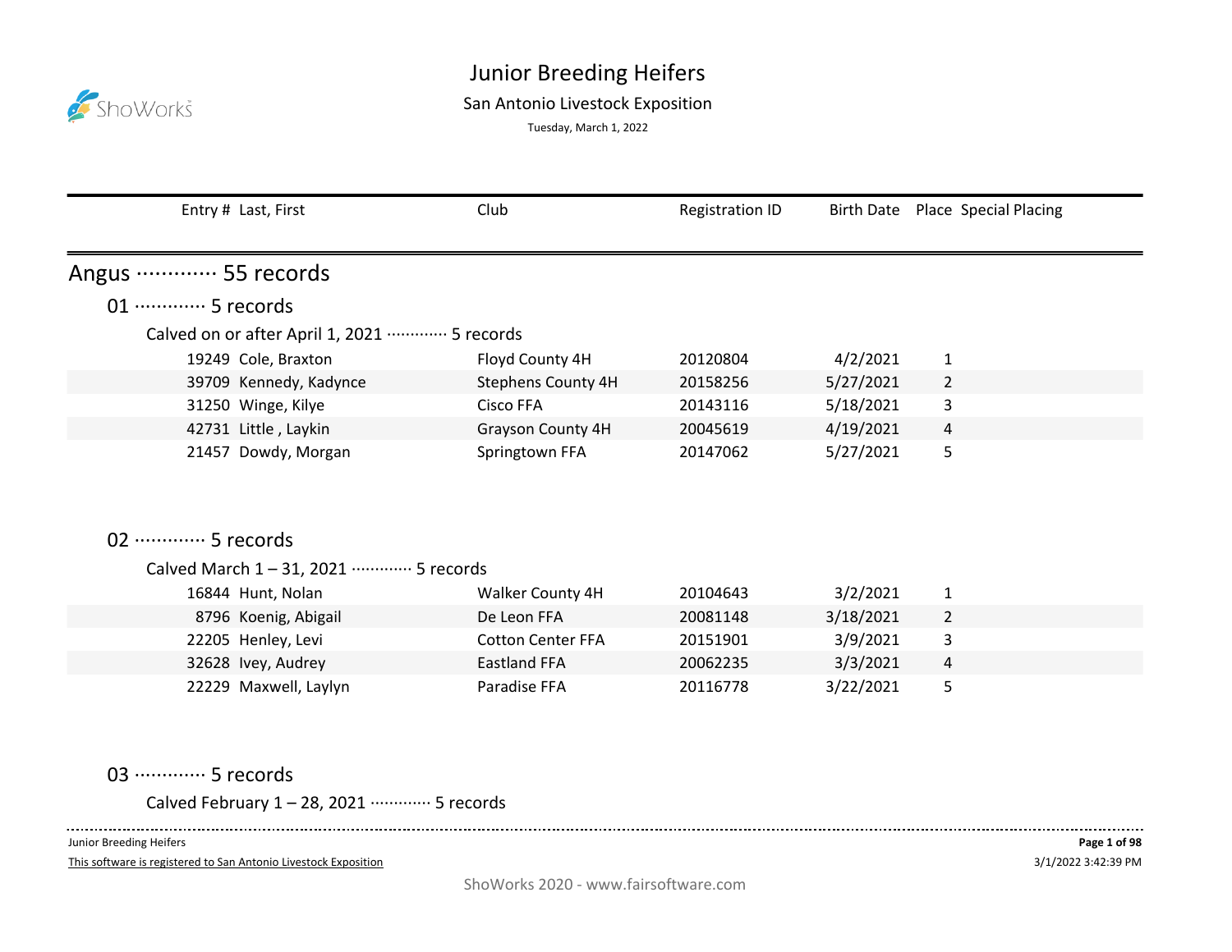# Junior Breeding Heifers

San Antonio Livestock Exposition

Tuesday, March 1, 2022

| Entry # | Last, First | Club | Registration ID | Birth Date | Place | Special Placing |
|---|---|---|---|---|---|---|

## Angus ············· 55 records

### 01 ············· 5 records

Calved on or after April 1, 2021 ············· 5 records

| Entry # | Last, First | Club | Registration ID | Birth Date | Place | Special Placing |
|---|---|---|---|---|---|---|
| 19249 | Cole, Braxton | Floyd County 4H | 20120804 | 4/2/2021 | 1 | |
| 39709 | Kennedy, Kadynce | Stephens County 4H | 20158256 | 5/27/2021 | 2 | |
| 31250 | Winge, Kilye | Cisco FFA | 20143116 | 5/18/2021 | 3 | |
| 42731 | Little , Laykin | Grayson County 4H | 20045619 | 4/19/2021 | 4 | |
| 21457 | Dowdy, Morgan | Springtown FFA | 20147062 | 5/27/2021 | 5 | |

### 02 ············· 5 records

Calved March 1 – 31, 2021 ············· 5 records

| Entry # | Last, First | Club | Registration ID | Birth Date | Place | Special Placing |
|---|---|---|---|---|---|---|
| 16844 | Hunt, Nolan | Walker County 4H | 20104643 | 3/2/2021 | 1 | |
| 8796 | Koenig, Abigail | De Leon FFA | 20081148 | 3/18/2021 | 2 | |
| 22205 | Henley, Levi | Cotton Center FFA | 20151901 | 3/9/2021 | 3 | |
| 32628 | Ivey, Audrey | Eastland FFA | 20062235 | 3/3/2021 | 4 | |
| 22229 | Maxwell, Laylyn | Paradise FFA | 20116778 | 3/22/2021 | 5 | |

### 03 ············· 5 records

Calved February 1 – 28, 2021 ············· 5 records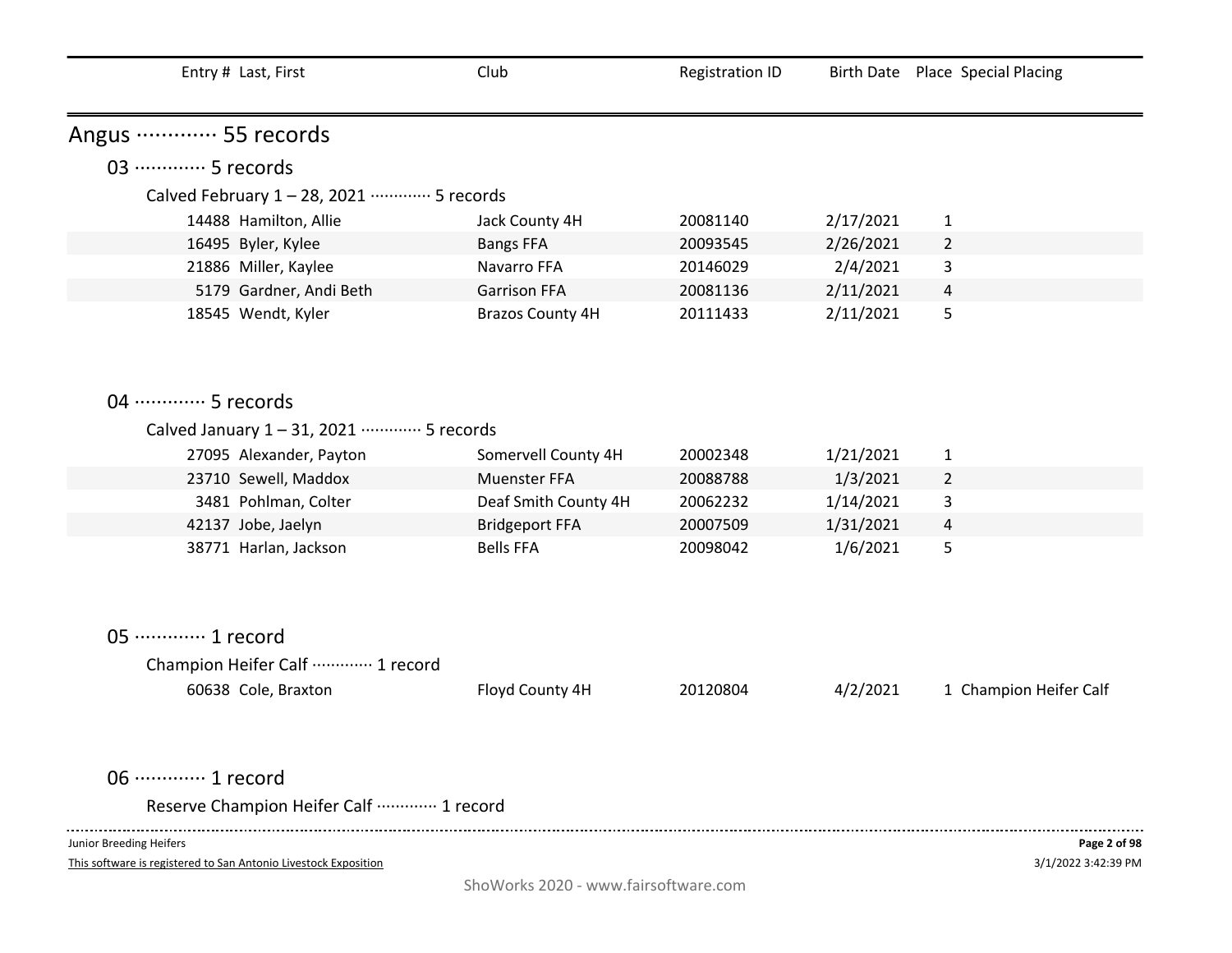| Entry # | Last, First | Club | Registration ID | Birth Date | Place | Special Placing |
|---|---|---|---|---|---|---|

# Angus ············· 55 records

## 03 ············· 5 records

### Calved February 1 – 28, 2021 ············· 5 records

| Entry # | Last, First | Club | Registration ID | Birth Date | Place | Special Placing |
|---|---|---|---|---|---|---|
| 14488 | Hamilton, Allie | Jack County 4H | 20081140 | 2/17/2021 | 1 | |
| 16495 | Byler, Kylee | Bangs FFA | 20093545 | 2/26/2021 | 2 | |
| 21886 | Miller, Kaylee | Navarro FFA | 20146029 | 2/4/2021 | 3 | |
| 5179 | Gardner, Andi Beth | Garrison FFA | 20081136 | 2/11/2021 | 4 | |
| 18545 | Wendt, Kyler | Brazos County 4H | 20111433 | 2/11/2021 | 5 | |

## 04 ············· 5 records

### Calved January 1 – 31, 2021 ············· 5 records

| Entry # | Last, First | Club | Registration ID | Birth Date | Place | Special Placing |
|---|---|---|---|---|---|---|
| 27095 | Alexander, Payton | Somervell County 4H | 20002348 | 1/21/2021 | 1 | |
| 23710 | Sewell, Maddox | Muenster FFA | 20088788 | 1/3/2021 | 2 | |
| 3481 | Pohlman, Colter | Deaf Smith County 4H | 20062232 | 1/14/2021 | 3 | |
| 42137 | Jobe, Jaelyn | Bridgeport FFA | 20007509 | 1/31/2021 | 4 | |
| 38771 | Harlan, Jackson | Bells FFA | 20098042 | 1/6/2021 | 5 | |

## 05 ············· 1 record

### Champion Heifer Calf ············· 1 record

| Entry # | Last, First | Club | Registration ID | Birth Date | Place | Special Placing |
|---|---|---|---|---|---|---|
| 60638 | Cole, Braxton | Floyd County 4H | 20120804 | 4/2/2021 | 1 | Champion Heifer Calf |

## 06 ············· 1 record

### Reserve Champion Heifer Calf ············· 1 record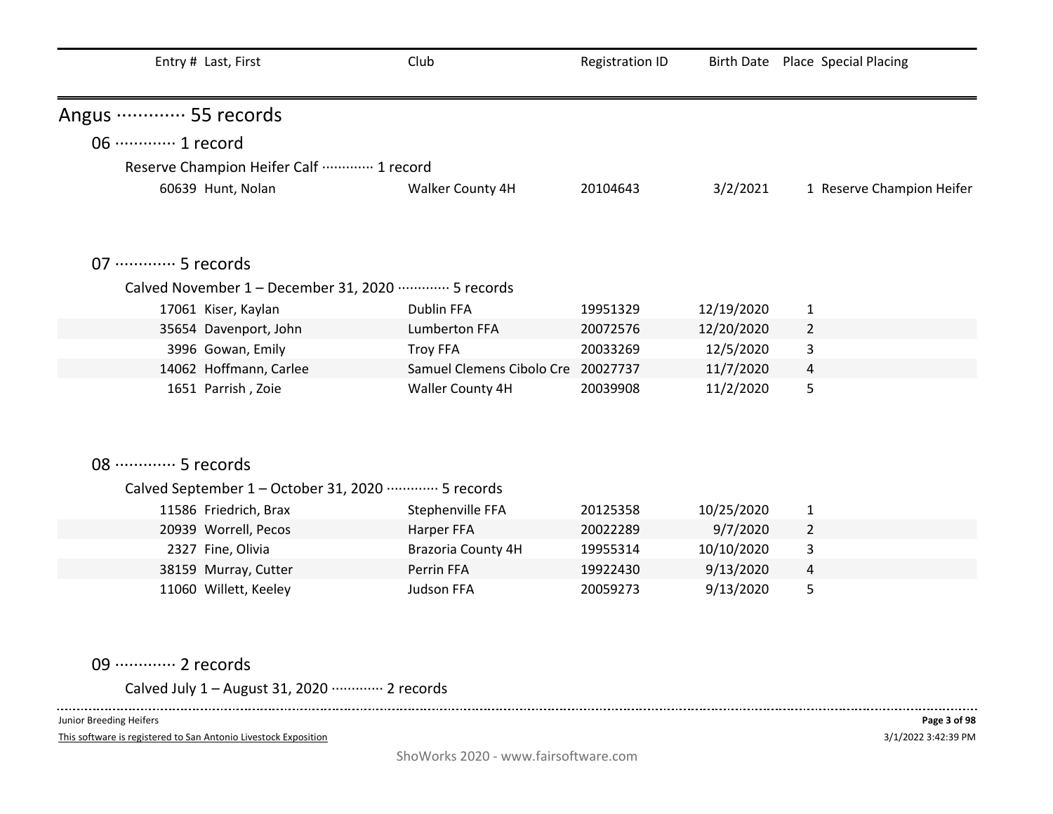| Entry # | Last, First | Club | Registration ID | Birth Date | Place | Special Placing |
|---|---|---|---|---|---|---|

# Angus ············· 55 records

## 06 ············· 1 record

### Reserve Champion Heifer Calf ············· 1 record

| Entry # | Last, First | Club | Registration ID | Birth Date | Place | Special Placing |
|---|---|---|---|---|---|---|
| 60639 | Hunt, Nolan | Walker County 4H | 20104643 | 3/2/2021 | 1 | Reserve Champion Heifer |

## 07 ············· 5 records

### Calved November 1 – December 31, 2020 ············· 5 records

| Entry # | Last, First | Club | Registration ID | Birth Date | Place | Special Placing |
|---|---|---|---|---|---|---|
| 17061 | Kiser, Kaylan | Dublin FFA | 19951329 | 12/19/2020 | 1 | |
| 35654 | Davenport, John | Lumberton FFA | 20072576 | 12/20/2020 | 2 | |
| 3996 | Gowan, Emily | Troy FFA | 20033269 | 12/5/2020 | 3 | |
| 14062 | Hoffmann, Carlee | Samuel Clemens Cibolo Cre | 20027737 | 11/7/2020 | 4 | |
| 1651 | Parrish , Zoie | Waller County 4H | 20039908 | 11/2/2020 | 5 | |

## 08 ············· 5 records

### Calved September 1 – October 31, 2020 ············· 5 records

| Entry # | Last, First | Club | Registration ID | Birth Date | Place | Special Placing |
|---|---|---|---|---|---|---|
| 11586 | Friedrich, Brax | Stephenville FFA | 20125358 | 10/25/2020 | 1 | |
| 20939 | Worrell, Pecos | Harper FFA | 20022289 | 9/7/2020 | 2 | |
| 2327 | Fine, Olivia | Brazoria County 4H | 19955314 | 10/10/2020 | 3 | |
| 38159 | Murray, Cutter | Perrin FFA | 19922430 | 9/13/2020 | 4 | |
| 11060 | Willett, Keeley | Judson FFA | 20059273 | 9/13/2020 | 5 | |

## 09 ············· 2 records

### Calved July 1 – August 31, 2020 ············· 2 records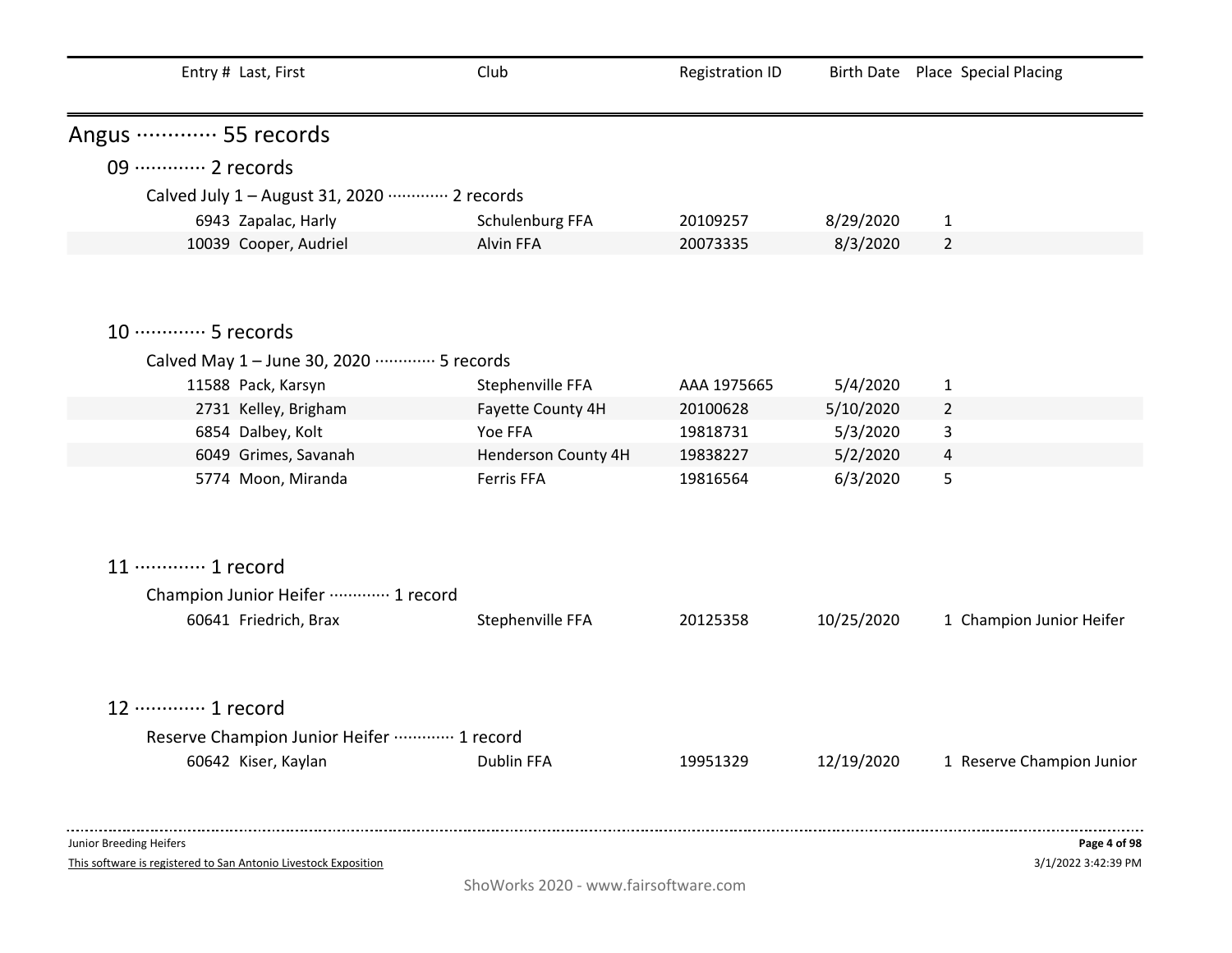| Entry # | Last, First | Club | Registration ID | Birth Date | Place | Special Placing |
|---|---|---|---|---|---|---|

## Angus ············· 55 records

### 09 ············· 2 records

Calved July 1 – August 31, 2020 ············· 2 records

| Entry # | Last, First | Club | Registration ID | Birth Date | Place | Special Placing |
|---|---|---|---|---|---|---|
| 6943 | Zapalac, Harly | Schulenburg FFA | 20109257 | 8/29/2020 | 1 | |
| 10039 | Cooper, Audriel | Alvin FFA | 20073335 | 8/3/2020 | 2 | |

### 10 ············· 5 records

Calved May 1 – June 30, 2020 ············· 5 records

| Entry # | Last, First | Club | Registration ID | Birth Date | Place | Special Placing |
|---|---|---|---|---|---|---|
| 11588 | Pack, Karsyn | Stephenville FFA | AAA 1975665 | 5/4/2020 | 1 | |
| 2731 | Kelley, Brigham | Fayette County 4H | 20100628 | 5/10/2020 | 2 | |
| 6854 | Dalbey, Kolt | Yoe FFA | 19818731 | 5/3/2020 | 3 | |
| 6049 | Grimes, Savanah | Henderson County 4H | 19838227 | 5/2/2020 | 4 | |
| 5774 | Moon, Miranda | Ferris FFA | 19816564 | 6/3/2020 | 5 | |

### 11 ············· 1 record

Champion Junior Heifer ············· 1 record

| Entry # | Last, First | Club | Registration ID | Birth Date | Place | Special Placing |
|---|---|---|---|---|---|---|
| 60641 | Friedrich, Brax | Stephenville FFA | 20125358 | 10/25/2020 | 1 | Champion Junior Heifer |

### 12 ············· 1 record

Reserve Champion Junior Heifer ············· 1 record

| Entry # | Last, First | Club | Registration ID | Birth Date | Place | Special Placing |
|---|---|---|---|---|---|---|
| 60642 | Kiser, Kaylan | Dublin FFA | 19951329 | 12/19/2020 | 1 | Reserve Champion Junior |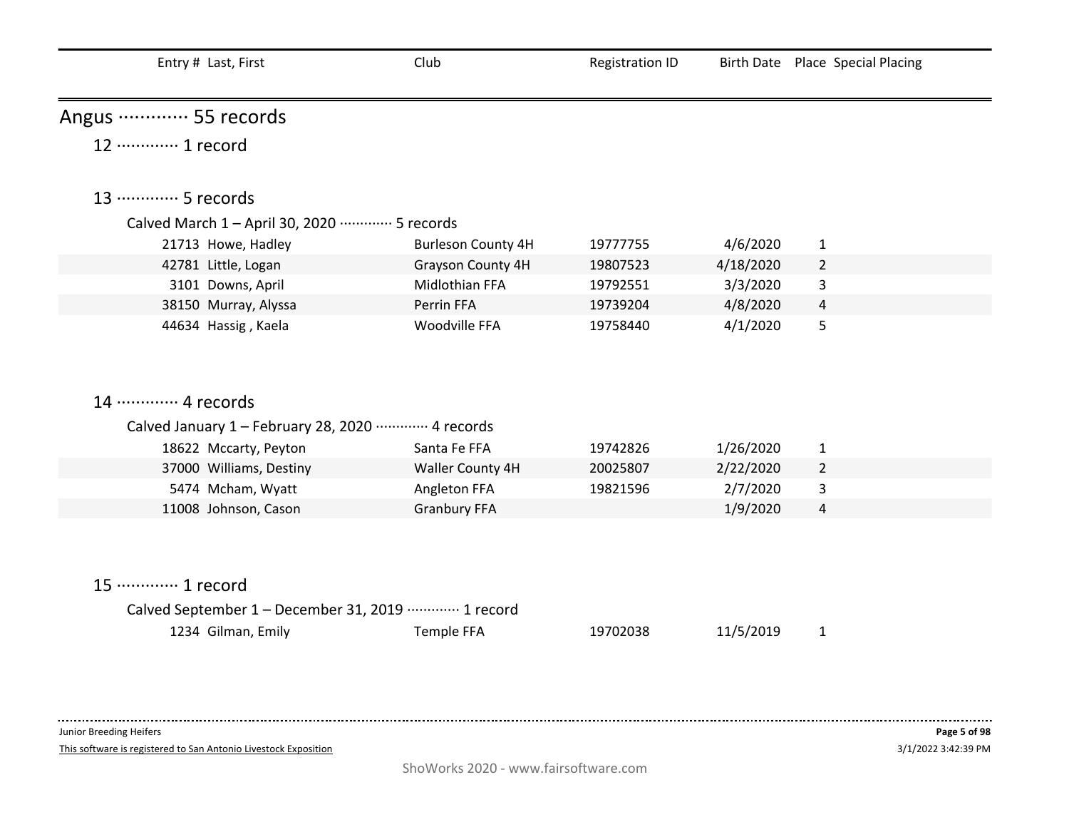| Entry # | Last, First | Club | Registration ID | Birth Date | Place | Special Placing |
|---|---|---|---|---|---|---|

## Angus ············· 55 records

### 12 ············· 1 record

### 13 ············· 5 records

Calved March 1 – April 30, 2020 ············· 5 records

| Entry # | Last, First | Club | Registration ID | Birth Date | Place | Special Placing |
|---|---|---|---|---|---|---|
| 21713 | Howe, Hadley | Burleson County 4H | 19777755 | 4/6/2020 | 1 | |
| 42781 | Little, Logan | Grayson County 4H | 19807523 | 4/18/2020 | 2 | |
| 3101 | Downs, April | Midlothian FFA | 19792551 | 3/3/2020 | 3 | |
| 38150 | Murray, Alyssa | Perrin FFA | 19739204 | 4/8/2020 | 4 | |
| 44634 | Hassig , Kaela | Woodville FFA | 19758440 | 4/1/2020 | 5 | |

### 14 ············· 4 records

Calved January 1 – February 28, 2020 ············· 4 records

| Entry # | Last, First | Club | Registration ID | Birth Date | Place | Special Placing |
|---|---|---|---|---|---|---|
| 18622 | Mccarty, Peyton | Santa Fe FFA | 19742826 | 1/26/2020 | 1 | |
| 37000 | Williams, Destiny | Waller County 4H | 20025807 | 2/22/2020 | 2 | |
| 5474 | Mcham, Wyatt | Angleton FFA | 19821596 | 2/7/2020 | 3 | |
| 11008 | Johnson, Cason | Granbury FFA | | 1/9/2020 | 4 | |

### 15 ············· 1 record

Calved September 1 – December 31, 2019 ············· 1 record

| Entry # | Last, First | Club | Registration ID | Birth Date | Place | Special Placing |
|---|---|---|---|---|---|---|
| 1234 | Gilman, Emily | Temple FFA | 19702038 | 11/5/2019 | 1 | |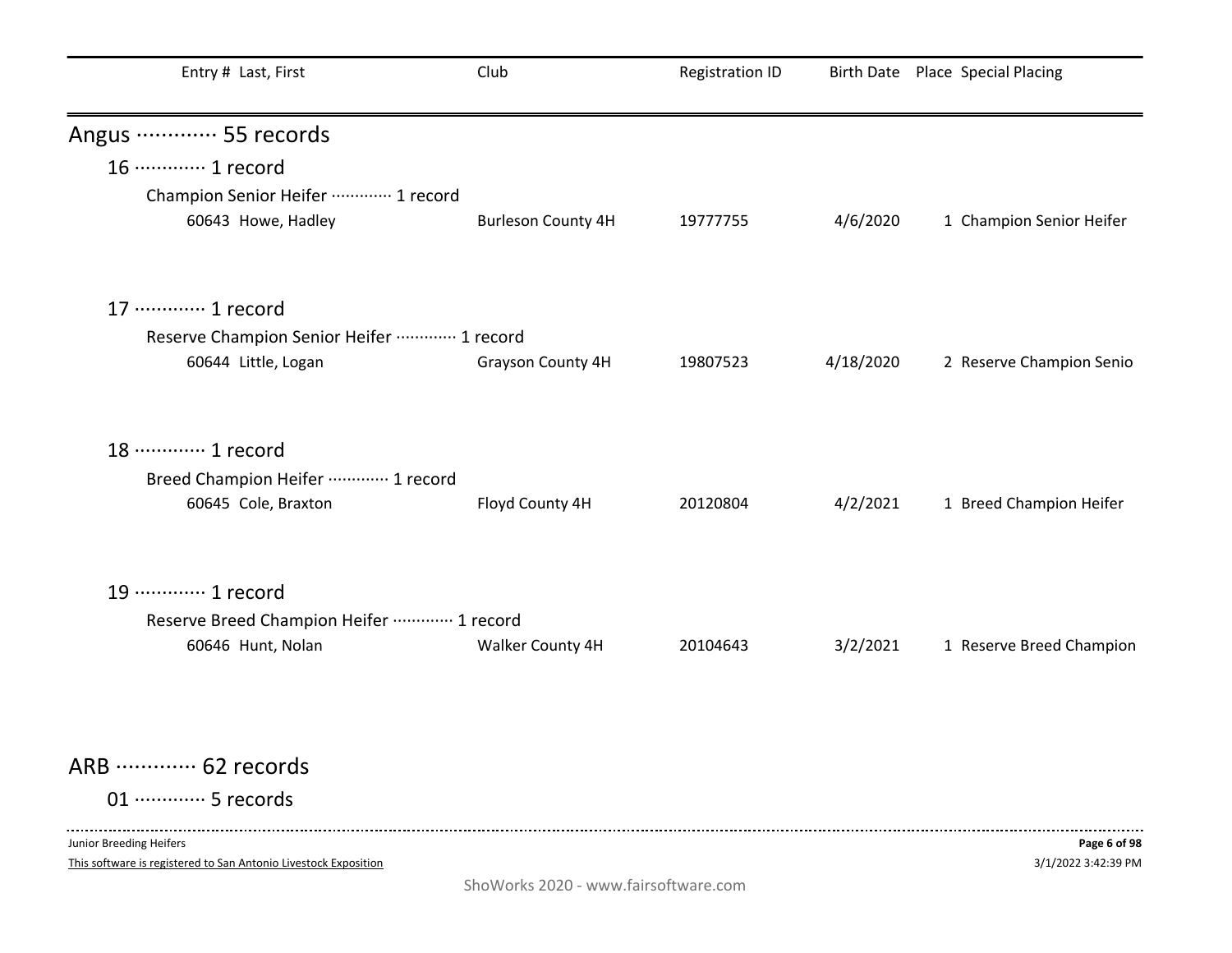| Entry # | Last, First | Club | Registration ID | Birth Date | Place | Special Placing |
|---|---|---|---|---|---|---|

## Angus ············· 55 records

### 16 ············· 1 record

Champion Senior Heifer ············· 1 record

| Entry # | Last, First | Club | Registration ID | Birth Date | Place | Special Placing |
|---|---|---|---|---|---|---|
| 60643 | Howe, Hadley | Burleson County 4H | 19777755 | 4/6/2020 | 1 | Champion Senior Heifer |

### 17 ············· 1 record

Reserve Champion Senior Heifer ············· 1 record

| Entry # | Last, First | Club | Registration ID | Birth Date | Place | Special Placing |
|---|---|---|---|---|---|---|
| 60644 | Little, Logan | Grayson County 4H | 19807523 | 4/18/2020 | 2 | Reserve Champion Senio |

### 18 ············· 1 record

Breed Champion Heifer ············· 1 record

| Entry # | Last, First | Club | Registration ID | Birth Date | Place | Special Placing |
|---|---|---|---|---|---|---|
| 60645 | Cole, Braxton | Floyd County 4H | 20120804 | 4/2/2021 | 1 | Breed Champion Heifer |

### 19 ············· 1 record

Reserve Breed Champion Heifer ············· 1 record

| Entry # | Last, First | Club | Registration ID | Birth Date | Place | Special Placing |
|---|---|---|---|---|---|---|
| 60646 | Hunt, Nolan | Walker County 4H | 20104643 | 3/2/2021 | 1 | Reserve Breed Champion |

## ARB ············· 62 records

### 01 ············· 5 records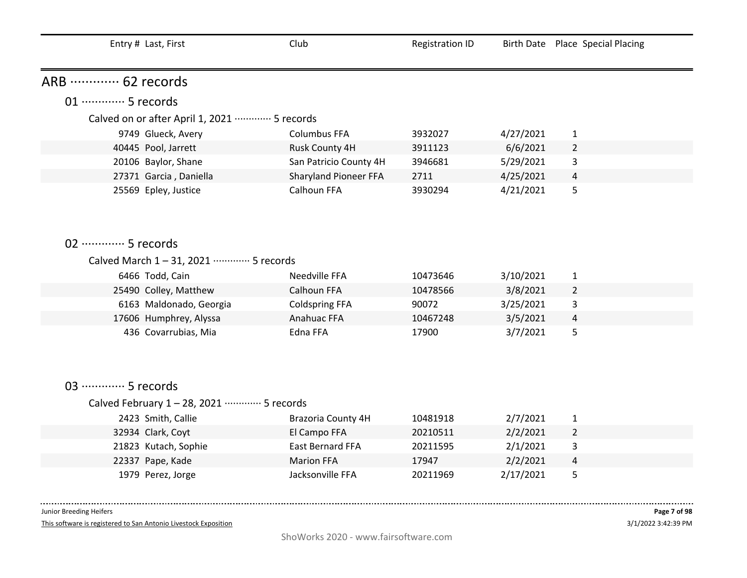| Entry # | Last, First | Club | Registration ID | Birth Date | Place | Special Placing |
|---|---|---|---|---|---|---|

## ARB ············· 62 records

### 01 ············· 5 records

Calved on or after April 1, 2021 ············· 5 records

| Entry # | Last, First | Club | Registration ID | Birth Date | Place | Special Placing |
|---|---|---|---|---|---|---|
| 9749 | Glueck, Avery | Columbus FFA | 3932027 | 4/27/2021 | 1 | |
| 40445 | Pool, Jarrett | Rusk County 4H | 3911123 | 6/6/2021 | 2 | |
| 20106 | Baylor, Shane | San Patricio County 4H | 3946681 | 5/29/2021 | 3 | |
| 27371 | Garcia , Daniella | Sharyland Pioneer FFA | 2711 | 4/25/2021 | 4 | |
| 25569 | Epley, Justice | Calhoun FFA | 3930294 | 4/21/2021 | 5 | |

### 02 ············· 5 records

Calved March 1 – 31, 2021 ············· 5 records

| Entry # | Last, First | Club | Registration ID | Birth Date | Place | Special Placing |
|---|---|---|---|---|---|---|
| 6466 | Todd, Cain | Needville FFA | 10473646 | 3/10/2021 | 1 | |
| 25490 | Colley, Matthew | Calhoun FFA | 10478566 | 3/8/2021 | 2 | |
| 6163 | Maldonado, Georgia | Coldspring FFA | 90072 | 3/25/2021 | 3 | |
| 17606 | Humphrey, Alyssa | Anahuac FFA | 10467248 | 3/5/2021 | 4 | |
| 436 | Covarrubias, Mia | Edna FFA | 17900 | 3/7/2021 | 5 | |

### 03 ············· 5 records

Calved February 1 – 28, 2021 ············· 5 records

| Entry # | Last, First | Club | Registration ID | Birth Date | Place | Special Placing |
|---|---|---|---|---|---|---|
| 2423 | Smith, Callie | Brazoria County 4H | 10481918 | 2/7/2021 | 1 | |
| 32934 | Clark, Coyt | El Campo FFA | 20210511 | 2/2/2021 | 2 | |
| 21823 | Kutach, Sophie | East Bernard FFA | 20211595 | 2/1/2021 | 3 | |
| 22337 | Pape, Kade | Marion FFA | 17947 | 2/2/2021 | 4 | |
| 1979 | Perez, Jorge | Jacksonville FFA | 20211969 | 2/17/2021 | 5 | |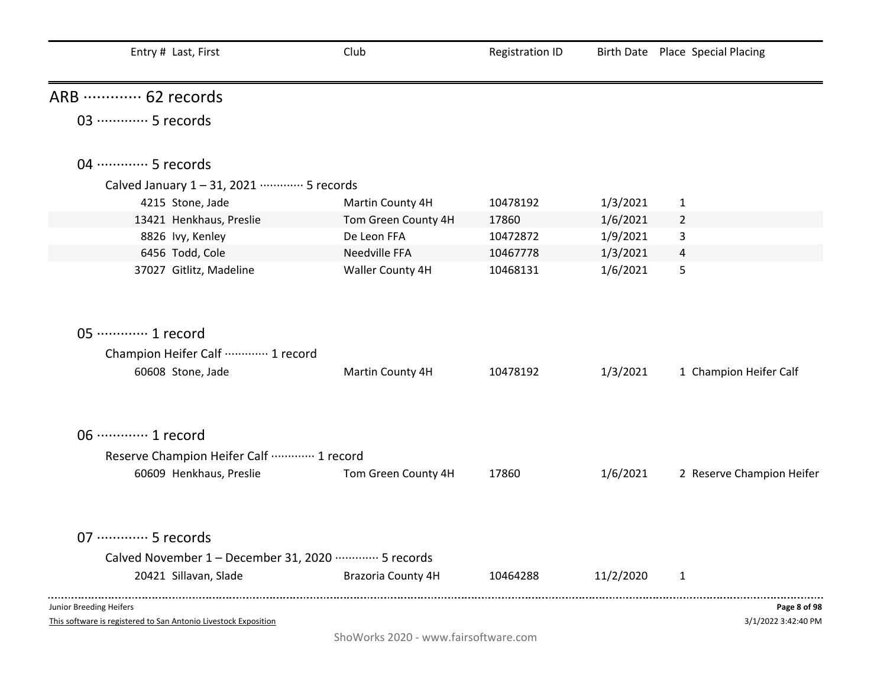| Entry # | Last, First | Club | Registration ID | Birth Date | Place | Special Placing |
|---|---|---|---|---|---|---|

## ARB ············· 62 records

### 03 ············· 5 records

### 04 ············· 5 records

Calved January 1 – 31, 2021 ············· 5 records

| Entry # | Last, First | Club | Registration ID | Birth Date | Place | Special Placing |
|---|---|---|---|---|---|---|
| 4215 | Stone, Jade | Martin County 4H | 10478192 | 1/3/2021 | 1 | |
| 13421 | Henkhaus, Preslie | Tom Green County 4H | 17860 | 1/6/2021 | 2 | |
| 8826 | Ivy, Kenley | De Leon FFA | 10472872 | 1/9/2021 | 3 | |
| 6456 | Todd, Cole | Needville FFA | 10467778 | 1/3/2021 | 4 | |
| 37027 | Gitlitz, Madeline | Waller County 4H | 10468131 | 1/6/2021 | 5 | |

### 05 ············· 1 record

Champion Heifer Calf ············· 1 record

| Entry # | Last, First | Club | Registration ID | Birth Date | Place | Special Placing |
|---|---|---|---|---|---|---|
| 60608 | Stone, Jade | Martin County 4H | 10478192 | 1/3/2021 | 1 | Champion Heifer Calf |

### 06 ············· 1 record

Reserve Champion Heifer Calf ············· 1 record

| Entry # | Last, First | Club | Registration ID | Birth Date | Place | Special Placing |
|---|---|---|---|---|---|---|
| 60609 | Henkhaus, Preslie | Tom Green County 4H | 17860 | 1/6/2021 | 2 | Reserve Champion Heifer |

### 07 ············· 5 records

Calved November 1 – December 31, 2020 ············· 5 records

| Entry # | Last, First | Club | Registration ID | Birth Date | Place | Special Placing |
|---|---|---|---|---|---|---|
| 20421 | Sillavan, Slade | Brazoria County 4H | 10464288 | 11/2/2020 | 1 | |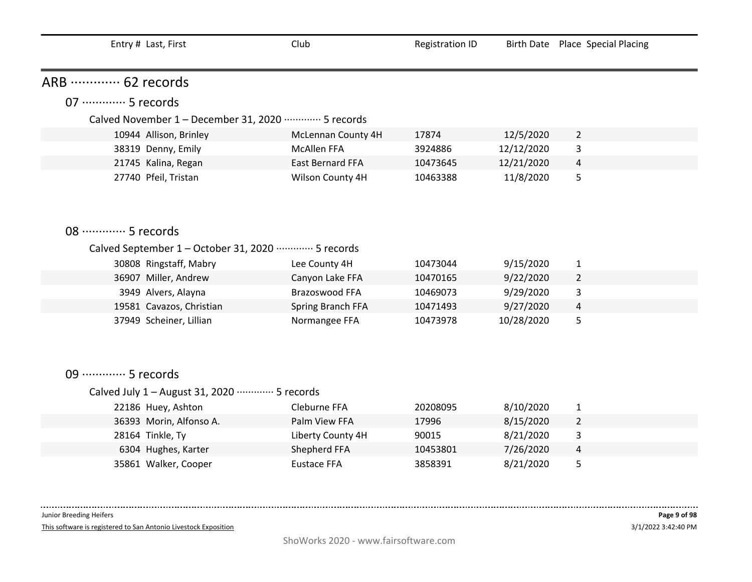| Entry # | Last, First | Club | Registration ID | Birth Date | Place | Special Placing |
|---|---|---|---|---|---|---|

## ARB ············· 62 records

### 07 ············· 5 records

Calved November 1 – December 31, 2020 ············· 5 records

| Entry # | Last, First | Club | Registration ID | Birth Date | Place | Special Placing |
|---|---|---|---|---|---|---|
| 10944 | Allison, Brinley | McLennan County 4H | 17874 | 12/5/2020 | 2 | |
| 38319 | Denny, Emily | McAllen FFA | 3924886 | 12/12/2020 | 3 | |
| 21745 | Kalina, Regan | East Bernard FFA | 10473645 | 12/21/2020 | 4 | |
| 27740 | Pfeil, Tristan | Wilson County 4H | 10463388 | 11/8/2020 | 5 | |

### 08 ············· 5 records

Calved September 1 – October 31, 2020 ············· 5 records

| Entry # | Last, First | Club | Registration ID | Birth Date | Place | Special Placing |
|---|---|---|---|---|---|---|
| 30808 | Ringstaff, Mabry | Lee County 4H | 10473044 | 9/15/2020 | 1 | |
| 36907 | Miller, Andrew | Canyon Lake FFA | 10470165 | 9/22/2020 | 2 | |
| 3949 | Alvers, Alayna | Brazoswood FFA | 10469073 | 9/29/2020 | 3 | |
| 19581 | Cavazos, Christian | Spring Branch FFA | 10471493 | 9/27/2020 | 4 | |
| 37949 | Scheiner, Lillian | Normangee FFA | 10473978 | 10/28/2020 | 5 | |

### 09 ············· 5 records

Calved July 1 – August 31, 2020 ············· 5 records

| Entry # | Last, First | Club | Registration ID | Birth Date | Place | Special Placing |
|---|---|---|---|---|---|---|
| 22186 | Huey, Ashton | Cleburne FFA | 20208095 | 8/10/2020 | 1 | |
| 36393 | Morin, Alfonso A. | Palm View FFA | 17996 | 8/15/2020 | 2 | |
| 28164 | Tinkle, Ty | Liberty County 4H | 90015 | 8/21/2020 | 3 | |
| 6304 | Hughes, Karter | Shepherd FFA | 10453801 | 7/26/2020 | 4 | |
| 35861 | Walker, Cooper | Eustace FFA | 3858391 | 8/21/2020 | 5 | |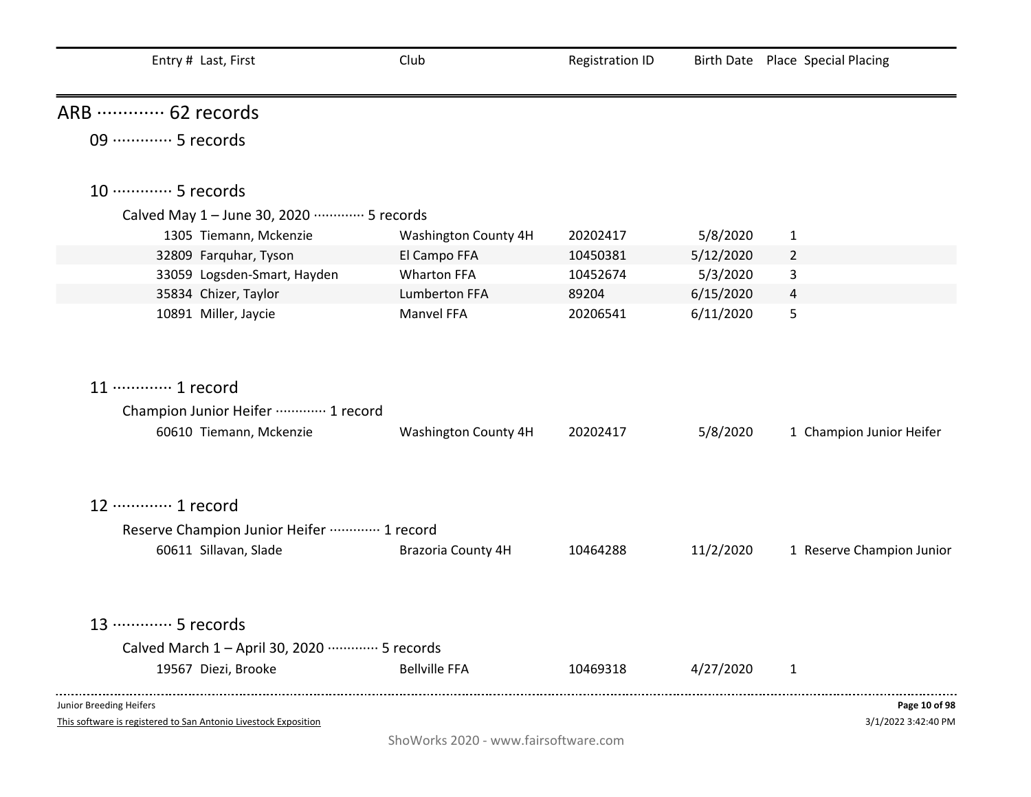| Entry # | Last, First | Club | Registration ID | Birth Date | Place | Special Placing |
|---|---|---|---|---|---|---|

# ARB ············ 62 records

## 09 ············ 5 records

## 10 ············ 5 records

### Calved May 1 – June 30, 2020 ············ 5 records

| Entry # | Last, First | Club | Registration ID | Birth Date | Place | Special Placing |
|---|---|---|---|---|---|---|
| 1305 | Tiemann, Mckenzie | Washington County 4H | 20202417 | 5/8/2020 | 1 | |
| 32809 | Farquhar, Tyson | El Campo FFA | 10450381 | 5/12/2020 | 2 | |
| 33059 | Logsden-Smart, Hayden | Wharton FFA | 10452674 | 5/3/2020 | 3 | |
| 35834 | Chizer, Taylor | Lumberton FFA | 89204 | 6/15/2020 | 4 | |
| 10891 | Miller, Jaycie | Manvel FFA | 20206541 | 6/11/2020 | 5 | |

## 11 ············ 1 record

### Champion Junior Heifer ············ 1 record

| Entry # | Last, First | Club | Registration ID | Birth Date | Place | Special Placing |
|---|---|---|---|---|---|---|
| 60610 | Tiemann, Mckenzie | Washington County 4H | 20202417 | 5/8/2020 | 1 | Champion Junior Heifer |

## 12 ············ 1 record

### Reserve Champion Junior Heifer ············ 1 record

| Entry # | Last, First | Club | Registration ID | Birth Date | Place | Special Placing |
|---|---|---|---|---|---|---|
| 60611 | Sillavan, Slade | Brazoria County 4H | 10464288 | 11/2/2020 | 1 | Reserve Champion Junior |

## 13 ············ 5 records

### Calved March 1 – April 30, 2020 ············ 5 records

| Entry # | Last, First | Club | Registration ID | Birth Date | Place | Special Placing |
|---|---|---|---|---|---|---|
| 19567 | Diezi, Brooke | Bellville FFA | 10469318 | 4/27/2020 | 1 | |

Junior Breeding Heifers

This software is registered to San Antonio Livestock Exposition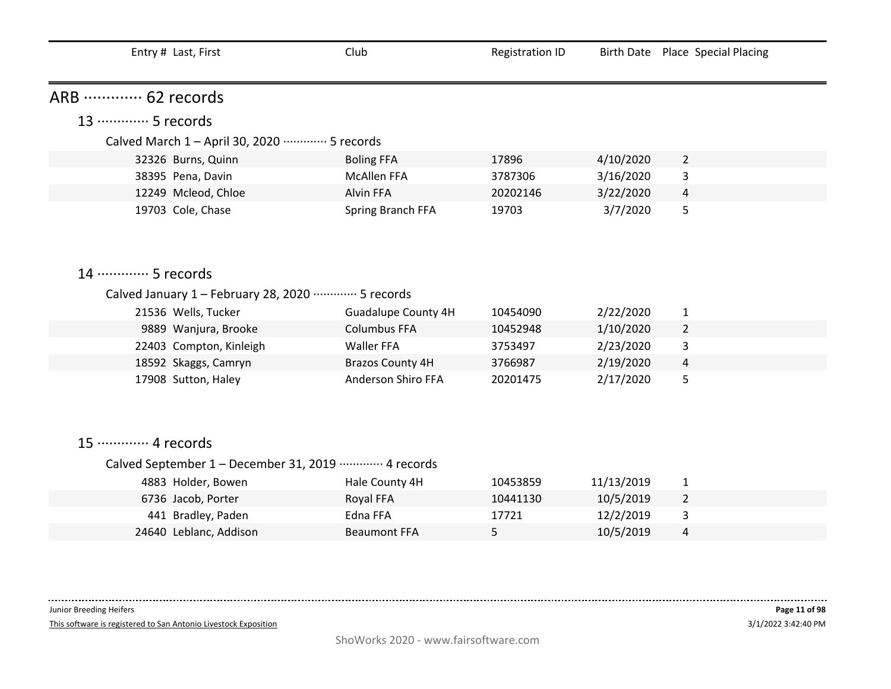| Entry # | Last, First | Club | Registration ID | Birth Date | Place | Special Placing |
|---|---|---|---|---|---|---|

## ARB ············· 62 records

### 13 ············· 5 records

#### Calved March 1 – April 30, 2020 ············· 5 records

| Entry # | Last, First | Club | Registration ID | Birth Date | Place | Special Placing |
|---|---|---|---|---|---|---|
| 32326 | Burns, Quinn | Boling FFA | 17896 | 4/10/2020 | 2 | |
| 38395 | Pena, Davin | McAllen FFA | 3787306 | 3/16/2020 | 3 | |
| 12249 | Mcleod, Chloe | Alvin FFA | 20202146 | 3/22/2020 | 4 | |
| 19703 | Cole, Chase | Spring Branch FFA | 19703 | 3/7/2020 | 5 | |

### 14 ············· 5 records

#### Calved January 1 – February 28, 2020 ············· 5 records

| Entry # | Last, First | Club | Registration ID | Birth Date | Place | Special Placing |
|---|---|---|---|---|---|---|
| 21536 | Wells, Tucker | Guadalupe County 4H | 10454090 | 2/22/2020 | 1 | |
| 9889 | Wanjura, Brooke | Columbus FFA | 10452948 | 1/10/2020 | 2 | |
| 22403 | Compton, Kinleigh | Waller FFA | 3753497 | 2/23/2020 | 3 | |
| 18592 | Skaggs, Camryn | Brazos County 4H | 3766987 | 2/19/2020 | 4 | |
| 17908 | Sutton, Haley | Anderson Shiro FFA | 20201475 | 2/17/2020 | 5 | |

### 15 ············· 4 records

#### Calved September 1 – December 31, 2019 ············· 4 records

| Entry # | Last, First | Club | Registration ID | Birth Date | Place | Special Placing |
|---|---|---|---|---|---|---|
| 4883 | Holder, Bowen | Hale County 4H | 10453859 | 11/13/2019 | 1 | |
| 6736 | Jacob, Porter | Royal FFA | 10441130 | 10/5/2019 | 2 | |
| 441 | Bradley, Paden | Edna FFA | 17721 | 12/2/2019 | 3 | |
| 24640 | Leblanc, Addison | Beaumont FFA | 5 | 10/5/2019 | 4 | |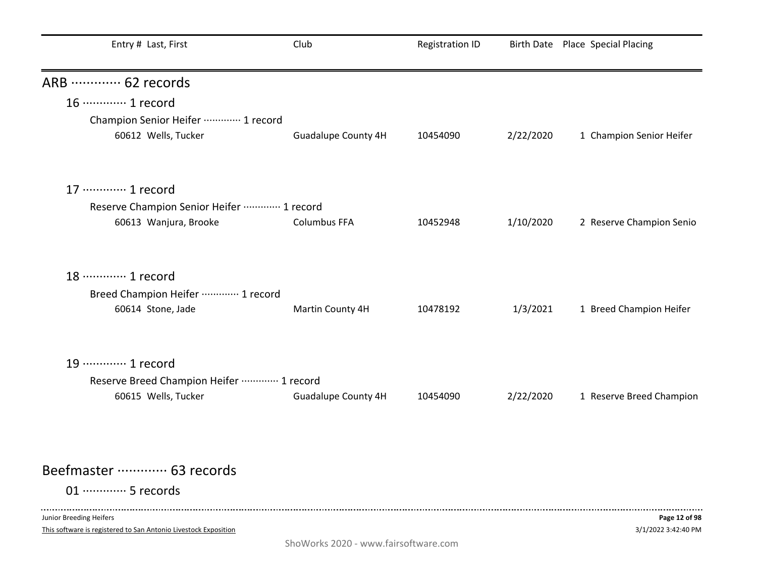| Entry # | Last, First | Club | Registration ID | Birth Date | Place | Special Placing |
|---|---|---|---|---|---|---|

## ARB ············· 62 records

### 16 ············· 1 record

Champion Senior Heifer ············· 1 record

| Entry # | Last, First | Club | Registration ID | Birth Date | Place | Special Placing |
|---|---|---|---|---|---|---|
| 60612 | Wells, Tucker | Guadalupe County 4H | 10454090 | 2/22/2020 | 1 | Champion Senior Heifer |

### 17 ············· 1 record

Reserve Champion Senior Heifer ············· 1 record

| Entry # | Last, First | Club | Registration ID | Birth Date | Place | Special Placing |
|---|---|---|---|---|---|---|
| 60613 | Wanjura, Brooke | Columbus FFA | 10452948 | 1/10/2020 | 2 | Reserve Champion Senio |

### 18 ············· 1 record

Breed Champion Heifer ············· 1 record

| Entry # | Last, First | Club | Registration ID | Birth Date | Place | Special Placing |
|---|---|---|---|---|---|---|
| 60614 | Stone, Jade | Martin County 4H | 10478192 | 1/3/2021 | 1 | Breed Champion Heifer |

### 19 ············· 1 record

Reserve Breed Champion Heifer ············· 1 record

| Entry # | Last, First | Club | Registration ID | Birth Date | Place | Special Placing |
|---|---|---|---|---|---|---|
| 60615 | Wells, Tucker | Guadalupe County 4H | 10454090 | 2/22/2020 | 1 | Reserve Breed Champion |

## Beefmaster ············· 63 records

### 01 ············· 5 records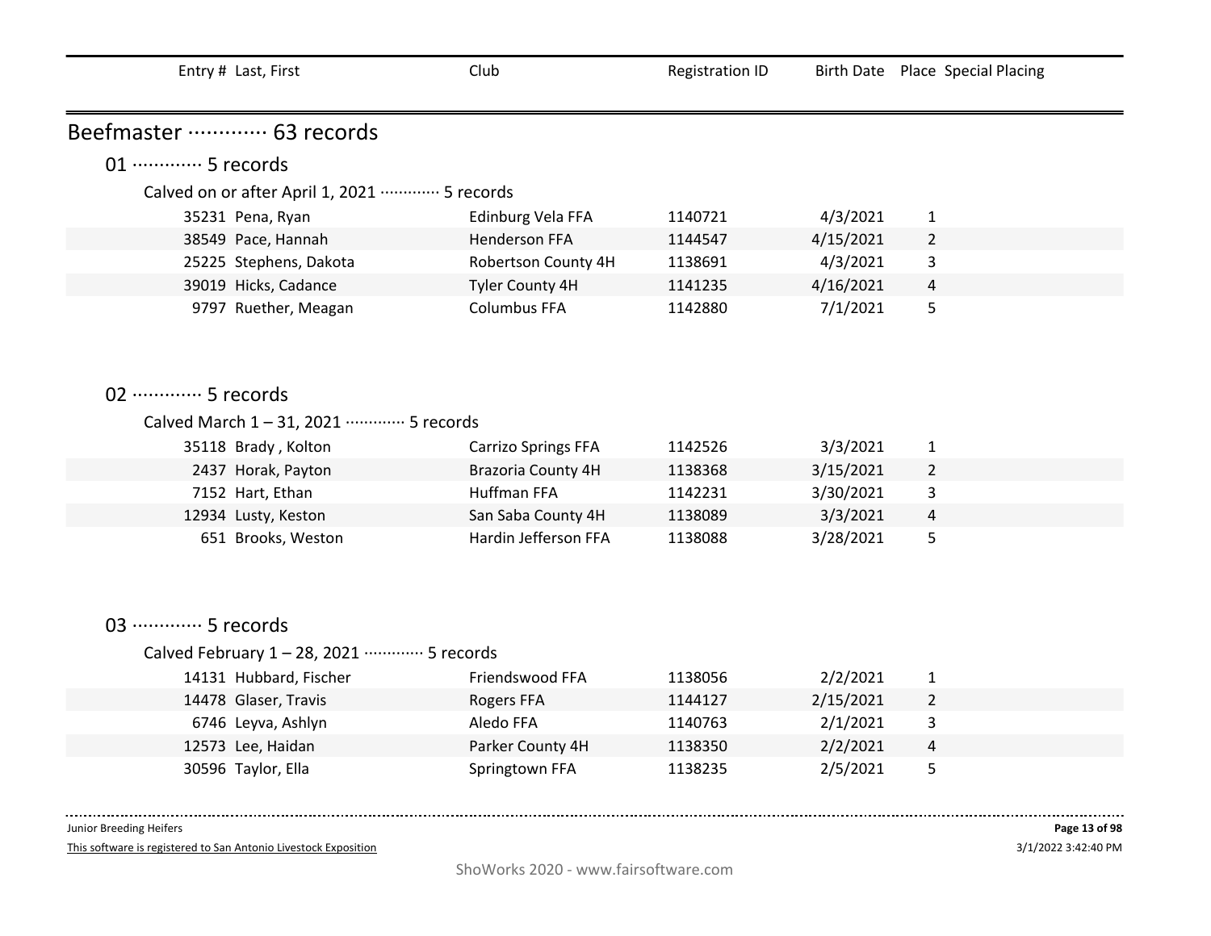| Entry # | Last, First | Club | Registration ID | Birth Date | Place | Special Placing |
|---|---|---|---|---|---|---|

## Beefmaster ············· 63 records

### 01 ············· 5 records

Calved on or after April 1, 2021 ············· 5 records

| Entry # | Last, First | Club | Registration ID | Birth Date | Place | Special Placing |
|---|---|---|---|---|---|---|
| 35231 | Pena, Ryan | Edinburg Vela FFA | 1140721 | 4/3/2021 | 1 | |
| 38549 | Pace, Hannah | Henderson FFA | 1144547 | 4/15/2021 | 2 | |
| 25225 | Stephens, Dakota | Robertson County 4H | 1138691 | 4/3/2021 | 3 | |
| 39019 | Hicks, Cadance | Tyler County 4H | 1141235 | 4/16/2021 | 4 | |
| 9797 | Ruether, Meagan | Columbus FFA | 1142880 | 7/1/2021 | 5 | |

### 02 ············· 5 records

Calved March 1 – 31, 2021 ············· 5 records

| Entry # | Last, First | Club | Registration ID | Birth Date | Place | Special Placing |
|---|---|---|---|---|---|---|
| 35118 | Brady , Kolton | Carrizo Springs FFA | 1142526 | 3/3/2021 | 1 | |
| 2437 | Horak, Payton | Brazoria County 4H | 1138368 | 3/15/2021 | 2 | |
| 7152 | Hart, Ethan | Huffman FFA | 1142231 | 3/30/2021 | 3 | |
| 12934 | Lusty, Keston | San Saba County 4H | 1138089 | 3/3/2021 | 4 | |
| 651 | Brooks, Weston | Hardin Jefferson FFA | 1138088 | 3/28/2021 | 5 | |

### 03 ············· 5 records

Calved February 1 – 28, 2021 ············· 5 records

| Entry # | Last, First | Club | Registration ID | Birth Date | Place | Special Placing |
|---|---|---|---|---|---|---|
| 14131 | Hubbard, Fischer | Friendswood FFA | 1138056 | 2/2/2021 | 1 | |
| 14478 | Glaser, Travis | Rogers FFA | 1144127 | 2/15/2021 | 2 | |
| 6746 | Leyva, Ashlyn | Aledo FFA | 1140763 | 2/1/2021 | 3 | |
| 12573 | Lee, Haidan | Parker County 4H | 1138350 | 2/2/2021 | 4 | |
| 30596 | Taylor, Ella | Springtown FFA | 1138235 | 2/5/2021 | 5 | |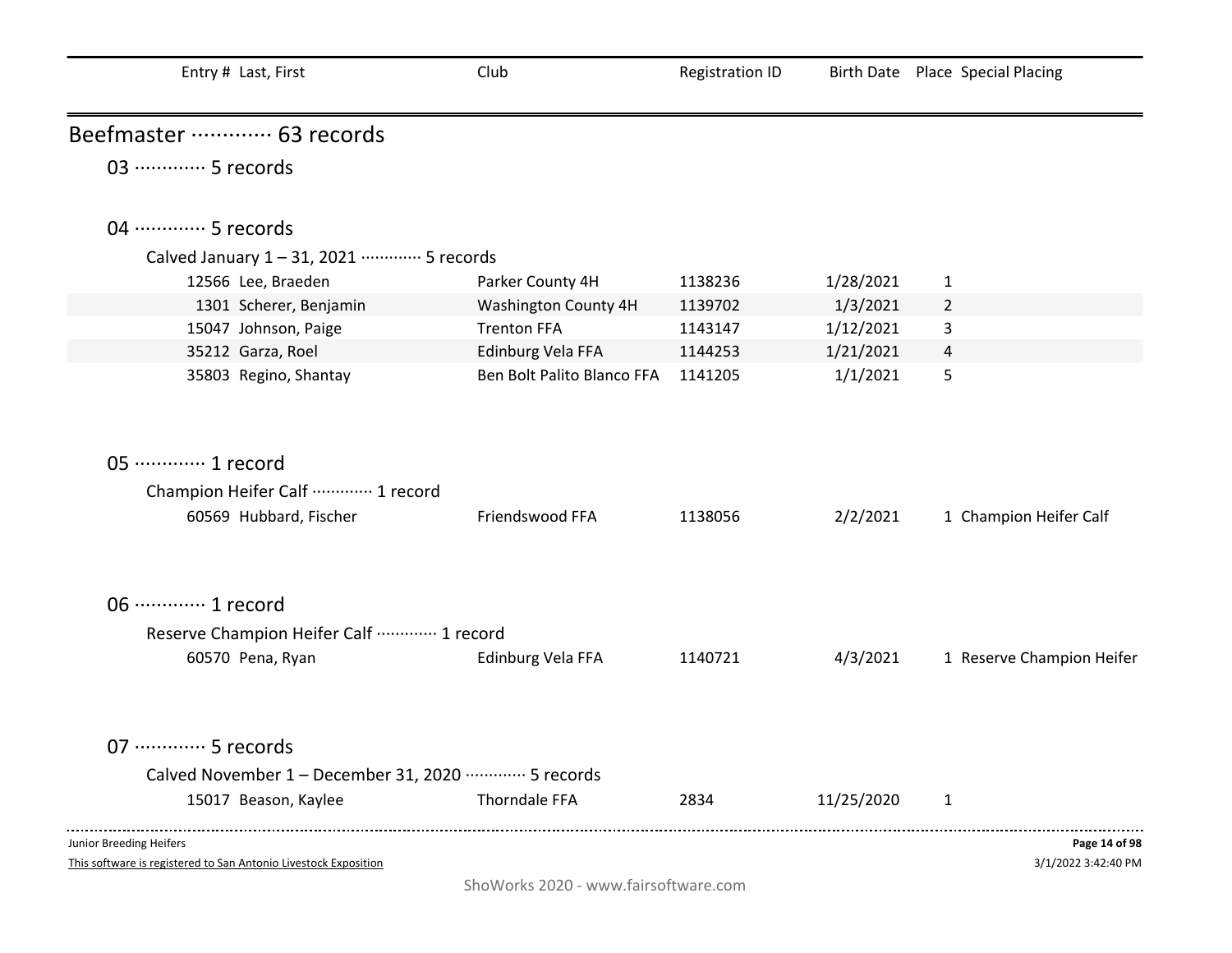| Entry # | Last, First | Club | Registration ID | Birth Date | Place | Special Placing |
|---|---|---|---|---|---|---|

# Beefmaster ············· 63 records

## 03 ············· 5 records

## 04 ············· 5 records

### Calved January 1 – 31, 2021 ············· 5 records

| Entry # | Last, First | Club | Registration ID | Birth Date | Place | Special Placing |
|---|---|---|---|---|---|---|
| 12566 | Lee, Braeden | Parker County 4H | 1138236 | 1/28/2021 | 1 | |
| 1301 | Scherer, Benjamin | Washington County 4H | 1139702 | 1/3/2021 | 2 | |
| 15047 | Johnson, Paige | Trenton FFA | 1143147 | 1/12/2021 | 3 | |
| 35212 | Garza, Roel | Edinburg Vela FFA | 1144253 | 1/21/2021 | 4 | |
| 35803 | Regino, Shantay | Ben Bolt Palito Blanco FFA | 1141205 | 1/1/2021 | 5 | |

## 05 ············· 1 record

### Champion Heifer Calf ············· 1 record

| Entry # | Last, First | Club | Registration ID | Birth Date | Place | Special Placing |
|---|---|---|---|---|---|---|
| 60569 | Hubbard, Fischer | Friendswood FFA | 1138056 | 2/2/2021 | 1 | Champion Heifer Calf |

## 06 ············· 1 record

### Reserve Champion Heifer Calf ············· 1 record

| Entry # | Last, First | Club | Registration ID | Birth Date | Place | Special Placing |
|---|---|---|---|---|---|---|
| 60570 | Pena, Ryan | Edinburg Vela FFA | 1140721 | 4/3/2021 | 1 | Reserve Champion Heifer |

## 07 ············· 5 records

### Calved November 1 – December 31, 2020 ············· 5 records

| Entry # | Last, First | Club | Registration ID | Birth Date | Place | Special Placing |
|---|---|---|---|---|---|---|
| 15017 | Beason, Kaylee | Thorndale FFA | 2834 | 11/25/2020 | 1 | |

Junior Breeding Heifers

This software is registered to San Antonio Livestock Exposition

3/1/2022 3:42:40 PM

ShoWorks 2020 - www.fairsoftware.com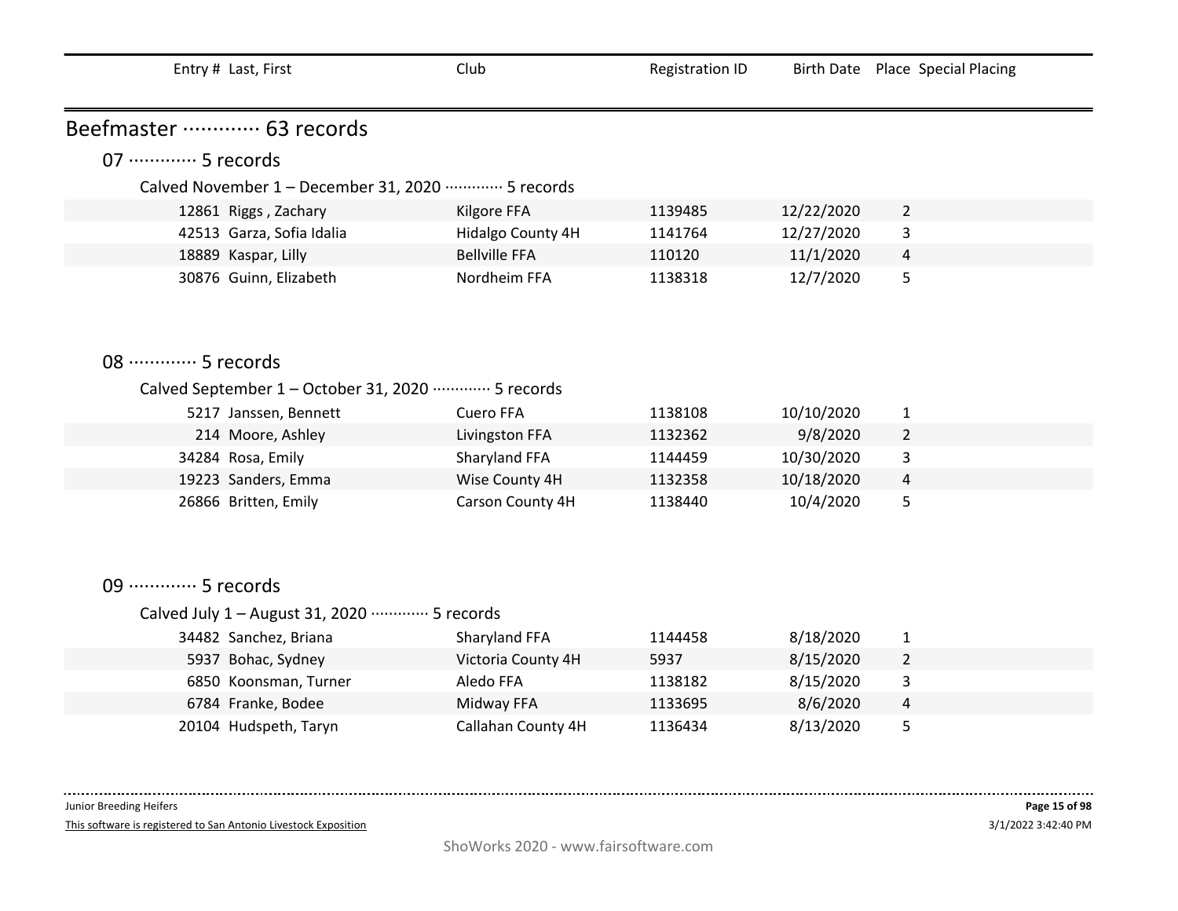# Beefmaster ············· 63 records

## 07 ············· 5 records

### Calved November 1 – December 31, 2020 ············· 5 records

| Entry # | Last, First | Club | Registration ID | Birth Date | Place | Special Placing |
|---|---|---|---|---|---|---|
| 12861 | Riggs , Zachary | Kilgore FFA | 1139485 | 12/22/2020 | 2 | |
| 42513 | Garza, Sofia Idalia | Hidalgo County 4H | 1141764 | 12/27/2020 | 3 | |
| 18889 | Kaspar, Lilly | Bellville FFA | 110120 | 11/1/2020 | 4 | |
| 30876 | Guinn, Elizabeth | Nordheim FFA | 1138318 | 12/7/2020 | 5 | |

## 08 ············· 5 records

### Calved September 1 – October 31, 2020 ············· 5 records

| Entry # | Last, First | Club | Registration ID | Birth Date | Place | Special Placing |
|---|---|---|---|---|---|---|
| 5217 | Janssen, Bennett | Cuero FFA | 1138108 | 10/10/2020 | 1 | |
| 214 | Moore, Ashley | Livingston FFA | 1132362 | 9/8/2020 | 2 | |
| 34284 | Rosa, Emily | Sharyland FFA | 1144459 | 10/30/2020 | 3 | |
| 19223 | Sanders, Emma | Wise County 4H | 1132358 | 10/18/2020 | 4 | |
| 26866 | Britten, Emily | Carson County 4H | 1138440 | 10/4/2020 | 5 | |

## 09 ············· 5 records

### Calved July 1 – August 31, 2020 ············· 5 records

| Entry # | Last, First | Club | Registration ID | Birth Date | Place | Special Placing |
|---|---|---|---|---|---|---|
| 34482 | Sanchez, Briana | Sharyland FFA | 1144458 | 8/18/2020 | 1 | |
| 5937 | Bohac, Sydney | Victoria County 4H | 5937 | 8/15/2020 | 2 | |
| 6850 | Koonsman, Turner | Aledo FFA | 1138182 | 8/15/2020 | 3 | |
| 6784 | Franke, Bodee | Midway FFA | 1133695 | 8/6/2020 | 4 | |
| 20104 | Hudspeth, Taryn | Callahan County 4H | 1136434 | 8/13/2020 | 5 | |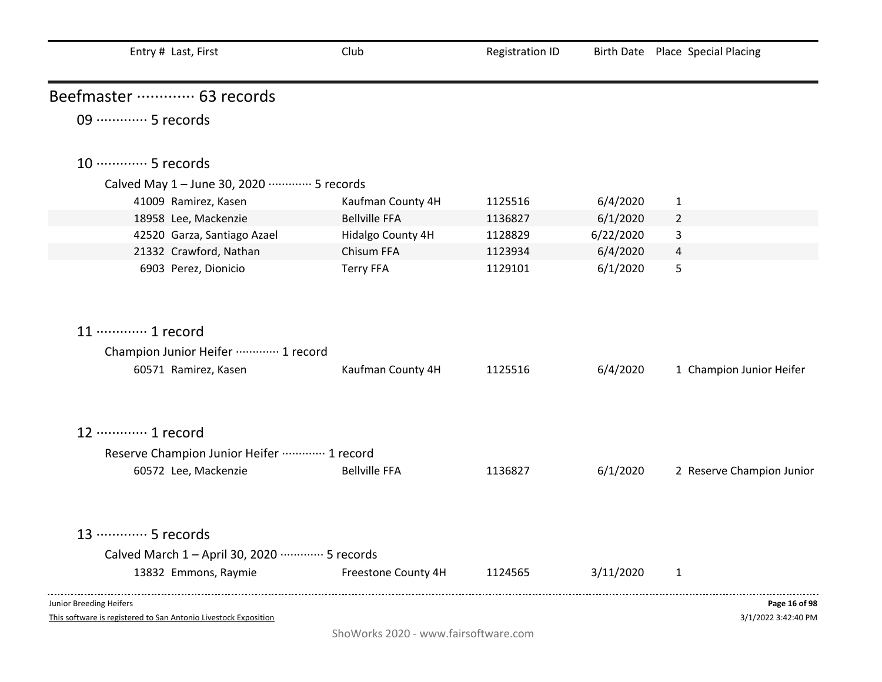| Entry # | Last, First | Club | Registration ID | Birth Date | Place | Special Placing |
|---|---|---|---|---|---|---|

# Beefmaster ············· 63 records

## 09 ············· 5 records

## 10 ············· 5 records

### Calved May 1 – June 30, 2020 ············· 5 records

| Entry # | Last, First | Club | Registration ID | Birth Date | Place | Special Placing |
|---|---|---|---|---|---|---|
| 41009 | Ramirez, Kasen | Kaufman County 4H | 1125516 | 6/4/2020 | 1 | |
| 18958 | Lee, Mackenzie | Bellville FFA | 1136827 | 6/1/2020 | 2 | |
| 42520 | Garza, Santiago Azael | Hidalgo County 4H | 1128829 | 6/22/2020 | 3 | |
| 21332 | Crawford, Nathan | Chisum FFA | 1123934 | 6/4/2020 | 4 | |
| 6903 | Perez, Dionicio | Terry FFA | 1129101 | 6/1/2020 | 5 | |

## 11 ············· 1 record

### Champion Junior Heifer ············· 1 record

| Entry # | Last, First | Club | Registration ID | Birth Date | Place | Special Placing |
|---|---|---|---|---|---|---|
| 60571 | Ramirez, Kasen | Kaufman County 4H | 1125516 | 6/4/2020 | 1 | Champion Junior Heifer |

## 12 ············· 1 record

### Reserve Champion Junior Heifer ············· 1 record

| Entry # | Last, First | Club | Registration ID | Birth Date | Place | Special Placing |
|---|---|---|---|---|---|---|
| 60572 | Lee, Mackenzie | Bellville FFA | 1136827 | 6/1/2020 | 2 | Reserve Champion Junior |

## 13 ············· 5 records

### Calved March 1 – April 30, 2020 ············· 5 records

| Entry # | Last, First | Club | Registration ID | Birth Date | Place | Special Placing |
|---|---|---|---|---|---|---|
| 13832 | Emmons, Raymie | Freestone County 4H | 1124565 | 3/11/2020 | 1 | |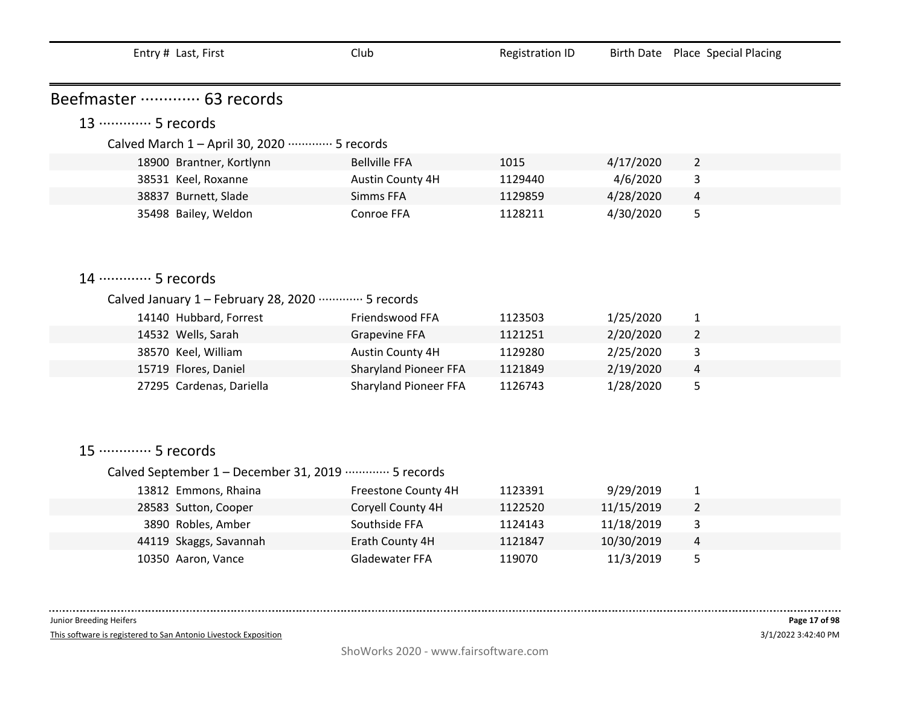| Entry # | Last, First | Club | Registration ID | Birth Date | Place | Special Placing |
|---|---|---|---|---|---|---|

# Beefmaster ············· 63 records

## 13 ············· 5 records

### Calved March 1 – April 30, 2020 ············· 5 records

| Entry # | Last, First | Club | Registration ID | Birth Date | Place | Special Placing |
|---|---|---|---|---|---|---|
| 18900 | Brantner, Kortlynn | Bellville FFA | 1015 | 4/17/2020 | 2 | |
| 38531 | Keel, Roxanne | Austin County 4H | 1129440 | 4/6/2020 | 3 | |
| 38837 | Burnett, Slade | Simms FFA | 1129859 | 4/28/2020 | 4 | |
| 35498 | Bailey, Weldon | Conroe FFA | 1128211 | 4/30/2020 | 5 | |

## 14 ············· 5 records

### Calved January 1 – February 28, 2020 ············· 5 records

| Entry # | Last, First | Club | Registration ID | Birth Date | Place | Special Placing |
|---|---|---|---|---|---|---|
| 14140 | Hubbard, Forrest | Friendswood FFA | 1123503 | 1/25/2020 | 1 | |
| 14532 | Wells, Sarah | Grapevine FFA | 1121251 | 2/20/2020 | 2 | |
| 38570 | Keel, William | Austin County 4H | 1129280 | 2/25/2020 | 3 | |
| 15719 | Flores, Daniel | Sharyland Pioneer FFA | 1121849 | 2/19/2020 | 4 | |
| 27295 | Cardenas, Dariella | Sharyland Pioneer FFA | 1126743 | 1/28/2020 | 5 | |

## 15 ············· 5 records

### Calved September 1 – December 31, 2019 ············· 5 records

| Entry # | Last, First | Club | Registration ID | Birth Date | Place | Special Placing |
|---|---|---|---|---|---|---|
| 13812 | Emmons, Rhaina | Freestone County 4H | 1123391 | 9/29/2019 | 1 | |
| 28583 | Sutton, Cooper | Coryell County 4H | 1122520 | 11/15/2019 | 2 | |
| 3890 | Robles, Amber | Southside FFA | 1124143 | 11/18/2019 | 3 | |
| 44119 | Skaggs, Savannah | Erath County 4H | 1121847 | 10/30/2019 | 4 | |
| 10350 | Aaron, Vance | Gladewater FFA | 119070 | 11/3/2019 | 5 | |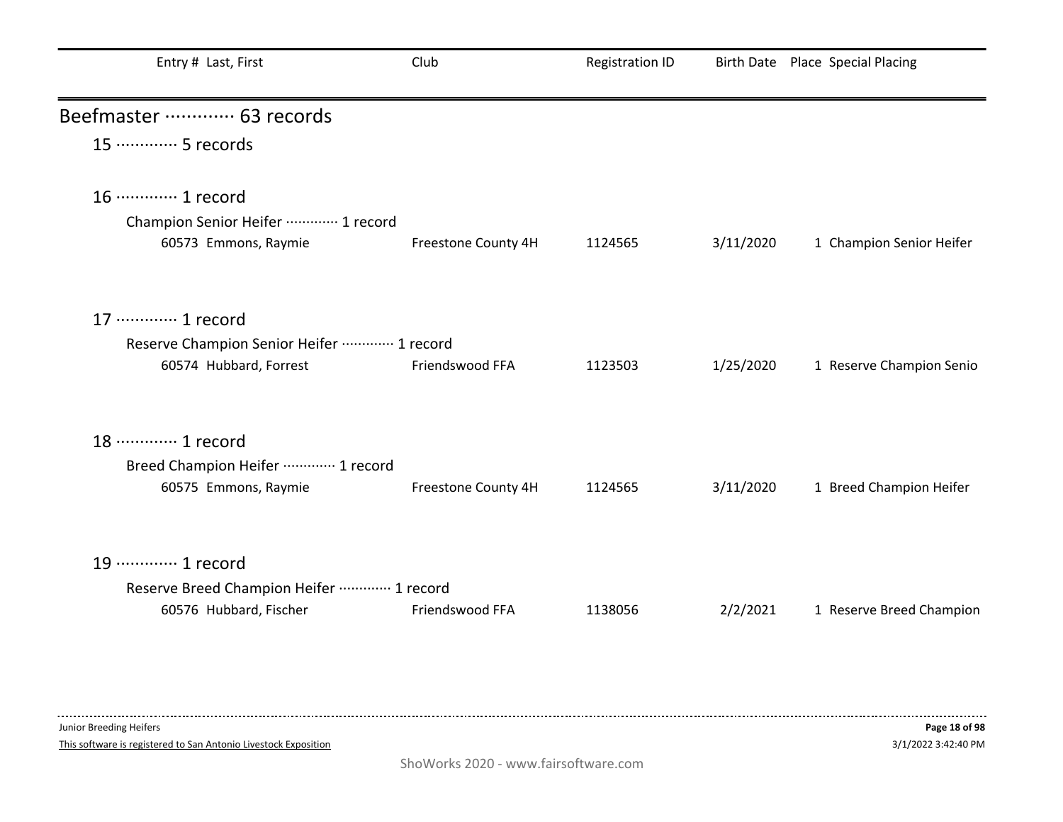| Entry # | Last, First | Club | Registration ID | Birth Date | Place | Special Placing |
|---|---|---|---|---|---|---|

## Beefmaster ············· 63 records

### 15 ············· 5 records

### 16 ············· 1 record

Champion Senior Heifer ············· 1 record

| Entry # | Last, First | Club | Registration ID | Birth Date | Place | Special Placing |
|---|---|---|---|---|---|---|
| 60573 | Emmons, Raymie | Freestone County 4H | 1124565 | 3/11/2020 | 1 | Champion Senior Heifer |

### 17 ············· 1 record

Reserve Champion Senior Heifer ············· 1 record

| Entry # | Last, First | Club | Registration ID | Birth Date | Place | Special Placing |
|---|---|---|---|---|---|---|
| 60574 | Hubbard, Forrest | Friendswood FFA | 1123503 | 1/25/2020 | 1 | Reserve Champion Senio |

### 18 ············· 1 record

Breed Champion Heifer ············· 1 record

| Entry # | Last, First | Club | Registration ID | Birth Date | Place | Special Placing |
|---|---|---|---|---|---|---|
| 60575 | Emmons, Raymie | Freestone County 4H | 1124565 | 3/11/2020 | 1 | Breed Champion Heifer |

### 19 ············· 1 record

Reserve Breed Champion Heifer ············· 1 record

| Entry # | Last, First | Club | Registration ID | Birth Date | Place | Special Placing |
|---|---|---|---|---|---|---|
| 60576 | Hubbard, Fischer | Friendswood FFA | 1138056 | 2/2/2021 | 1 | Reserve Breed Champion |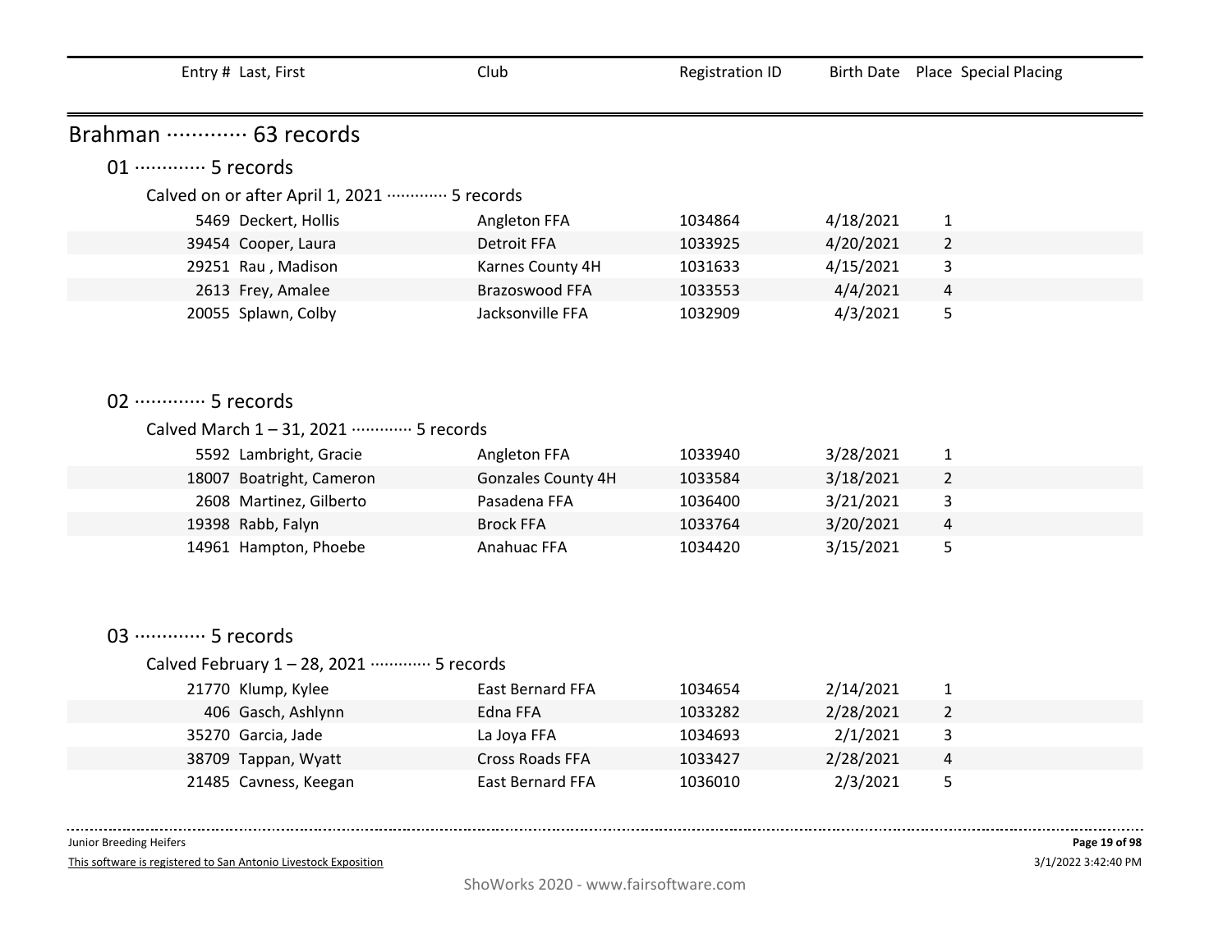| Entry # | Last, First | Club | Registration ID | Birth Date | Place | Special Placing |
|---|---|---|---|---|---|---|

## Brahman ············· 63 records

### 01 ············· 5 records

Calved on or after April 1, 2021 ············· 5 records

| Entry # | Last, First | Club | Registration ID | Birth Date | Place | Special Placing |
|---|---|---|---|---|---|---|
| 5469 | Deckert, Hollis | Angleton FFA | 1034864 | 4/18/2021 | 1 | |
| 39454 | Cooper, Laura | Detroit FFA | 1033925 | 4/20/2021 | 2 | |
| 29251 | Rau , Madison | Karnes County 4H | 1031633 | 4/15/2021 | 3 | |
| 2613 | Frey, Amalee | Brazoswood FFA | 1033553 | 4/4/2021 | 4 | |
| 20055 | Splawn, Colby | Jacksonville FFA | 1032909 | 4/3/2021 | 5 | |

### 02 ············· 5 records

Calved March 1 – 31, 2021 ············· 5 records

| Entry # | Last, First | Club | Registration ID | Birth Date | Place | Special Placing |
|---|---|---|---|---|---|---|
| 5592 | Lambright, Gracie | Angleton FFA | 1033940 | 3/28/2021 | 1 | |
| 18007 | Boatright, Cameron | Gonzales County 4H | 1033584 | 3/18/2021 | 2 | |
| 2608 | Martinez, Gilberto | Pasadena FFA | 1036400 | 3/21/2021 | 3 | |
| 19398 | Rabb, Falyn | Brock FFA | 1033764 | 3/20/2021 | 4 | |
| 14961 | Hampton, Phoebe | Anahuac FFA | 1034420 | 3/15/2021 | 5 | |

### 03 ············· 5 records

Calved February 1 – 28, 2021 ············· 5 records

| Entry # | Last, First | Club | Registration ID | Birth Date | Place | Special Placing |
|---|---|---|---|---|---|---|
| 21770 | Klump, Kylee | East Bernard FFA | 1034654 | 2/14/2021 | 1 | |
| 406 | Gasch, Ashlynn | Edna FFA | 1033282 | 2/28/2021 | 2 | |
| 35270 | Garcia, Jade | La Joya FFA | 1034693 | 2/1/2021 | 3 | |
| 38709 | Tappan, Wyatt | Cross Roads FFA | 1033427 | 2/28/2021 | 4 | |
| 21485 | Cavness, Keegan | East Bernard FFA | 1036010 | 2/3/2021 | 5 | |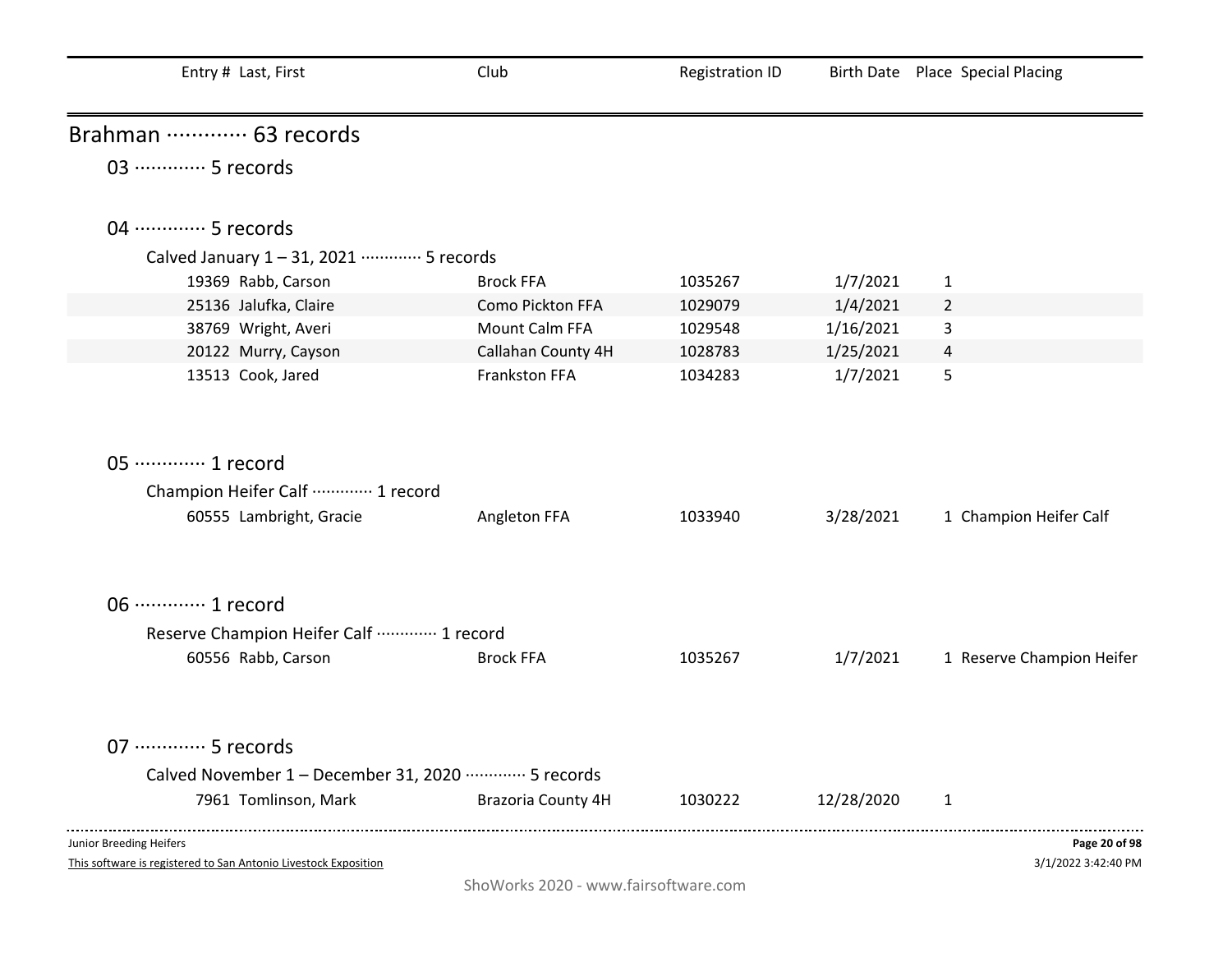| Entry # | Last, First | Club | Registration ID | Birth Date | Place | Special Placing |
|---|---|---|---|---|---|---|

## Brahman ············· 63 records

### 03 ············· 5 records

### 04 ············· 5 records

Calved January 1 – 31, 2021 ············· 5 records

| Entry # | Last, First | Club | Registration ID | Birth Date | Place | Special Placing |
|---|---|---|---|---|---|---|
| 19369 | Rabb, Carson | Brock FFA | 1035267 | 1/7/2021 | 1 | |
| 25136 | Jalufka, Claire | Como Pickton FFA | 1029079 | 1/4/2021 | 2 | |
| 38769 | Wright, Averi | Mount Calm FFA | 1029548 | 1/16/2021 | 3 | |
| 20122 | Murry, Cayson | Callahan County 4H | 1028783 | 1/25/2021 | 4 | |
| 13513 | Cook, Jared | Frankston FFA | 1034283 | 1/7/2021 | 5 | |

### 05 ············· 1 record

Champion Heifer Calf ············· 1 record

| Entry # | Last, First | Club | Registration ID | Birth Date | Place | Special Placing |
|---|---|---|---|---|---|---|
| 60555 | Lambright, Gracie | Angleton FFA | 1033940 | 3/28/2021 | 1 | Champion Heifer Calf |

### 06 ············· 1 record

Reserve Champion Heifer Calf ············· 1 record

| Entry # | Last, First | Club | Registration ID | Birth Date | Place | Special Placing |
|---|---|---|---|---|---|---|
| 60556 | Rabb, Carson | Brock FFA | 1035267 | 1/7/2021 | 1 | Reserve Champion Heifer |

### 07 ············· 5 records

Calved November 1 – December 31, 2020 ············· 5 records

| Entry # | Last, First | Club | Registration ID | Birth Date | Place | Special Placing |
|---|---|---|---|---|---|---|
| 7961 | Tomlinson, Mark | Brazoria County 4H | 1030222 | 12/28/2020 | 1 | |

Junior Breeding Heifers

This software is registered to San Antonio Livestock Exposition

3/1/2022 3:42:40 PM

ShoWorks 2020 - www.fairsoftware.com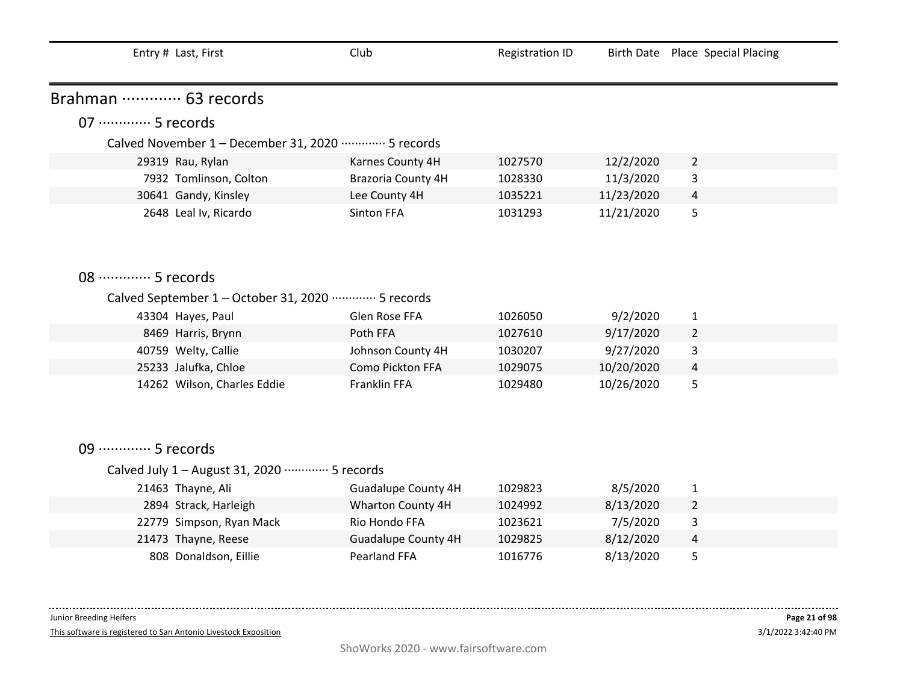| Entry # | Last, First | Club | Registration ID | Birth Date | Place | Special Placing |
|---|---|---|---|---|---|---|

## Brahman ············· 63 records

### 07 ············· 5 records

Calved November 1 – December 31, 2020 ············· 5 records

| Entry # | Last, First | Club | Registration ID | Birth Date | Place | Special Placing |
|---|---|---|---|---|---|---|
| 29319 | Rau, Rylan | Karnes County 4H | 1027570 | 12/2/2020 | 2 | |
| 7932 | Tomlinson, Colton | Brazoria County 4H | 1028330 | 11/3/2020 | 3 | |
| 30641 | Gandy, Kinsley | Lee County 4H | 1035221 | 11/23/2020 | 4 | |
| 2648 | Leal Iv, Ricardo | Sinton FFA | 1031293 | 11/21/2020 | 5 | |

### 08 ············· 5 records

Calved September 1 – October 31, 2020 ············· 5 records

| Entry # | Last, First | Club | Registration ID | Birth Date | Place | Special Placing |
|---|---|---|---|---|---|---|
| 43304 | Hayes, Paul | Glen Rose FFA | 1026050 | 9/2/2020 | 1 | |
| 8469 | Harris, Brynn | Poth FFA | 1027610 | 9/17/2020 | 2 | |
| 40759 | Welty, Callie | Johnson County 4H | 1030207 | 9/27/2020 | 3 | |
| 25233 | Jalufka, Chloe | Como Pickton FFA | 1029075 | 10/20/2020 | 4 | |
| 14262 | Wilson, Charles Eddie | Franklin FFA | 1029480 | 10/26/2020 | 5 | |

### 09 ············· 5 records

Calved July 1 – August 31, 2020 ············· 5 records

| Entry # | Last, First | Club | Registration ID | Birth Date | Place | Special Placing |
|---|---|---|---|---|---|---|
| 21463 | Thayne, Ali | Guadalupe County 4H | 1029823 | 8/5/2020 | 1 | |
| 2894 | Strack, Harleigh | Wharton County 4H | 1024992 | 8/13/2020 | 2 | |
| 22779 | Simpson, Ryan Mack | Rio Hondo FFA | 1023621 | 7/5/2020 | 3 | |
| 21473 | Thayne, Reese | Guadalupe County 4H | 1029825 | 8/12/2020 | 4 | |
| 808 | Donaldson, Eillie | Pearland FFA | 1016776 | 8/13/2020 | 5 | |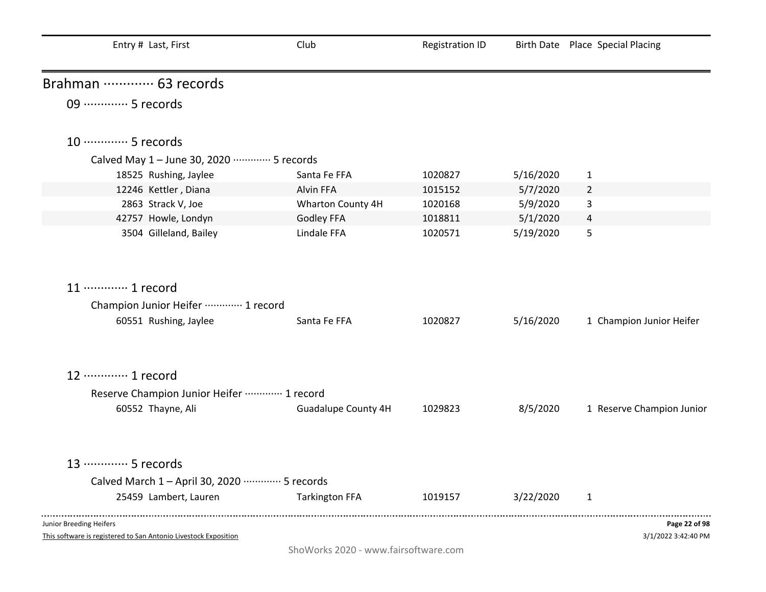| Entry # | Last, First | Club | Registration ID | Birth Date | Place | Special Placing |
|---|---|---|---|---|---|---|

## Brahman ············· 63 records

### 09 ············· 5 records

### 10 ············· 5 records

Calved May 1 – June 30, 2020 ············· 5 records

| Entry # | Last, First | Club | Registration ID | Birth Date | Place | Special Placing |
|---|---|---|---|---|---|---|
| 18525 | Rushing, Jaylee | Santa Fe FFA | 1020827 | 5/16/2020 | 1 | |
| 12246 | Kettler , Diana | Alvin FFA | 1015152 | 5/7/2020 | 2 | |
| 2863 | Strack V, Joe | Wharton County 4H | 1020168 | 5/9/2020 | 3 | |
| 42757 | Howle, Londyn | Godley FFA | 1018811 | 5/1/2020 | 4 | |
| 3504 | Gilleland, Bailey | Lindale FFA | 1020571 | 5/19/2020 | 5 | |

### 11 ············· 1 record

Champion Junior Heifer ············· 1 record

| Entry # | Last, First | Club | Registration ID | Birth Date | Place | Special Placing |
|---|---|---|---|---|---|---|
| 60551 | Rushing, Jaylee | Santa Fe FFA | 1020827 | 5/16/2020 | 1 | Champion Junior Heifer |

### 12 ············· 1 record

Reserve Champion Junior Heifer ············· 1 record

| Entry # | Last, First | Club | Registration ID | Birth Date | Place | Special Placing |
|---|---|---|---|---|---|---|
| 60552 | Thayne, Ali | Guadalupe County 4H | 1029823 | 8/5/2020 | 1 | Reserve Champion Junior |

### 13 ············· 5 records

Calved March 1 – April 30, 2020 ············· 5 records

| Entry # | Last, First | Club | Registration ID | Birth Date | Place | Special Placing |
|---|---|---|---|---|---|---|
| 25459 | Lambert, Lauren | Tarkington FFA | 1019157 | 3/22/2020 | 1 | |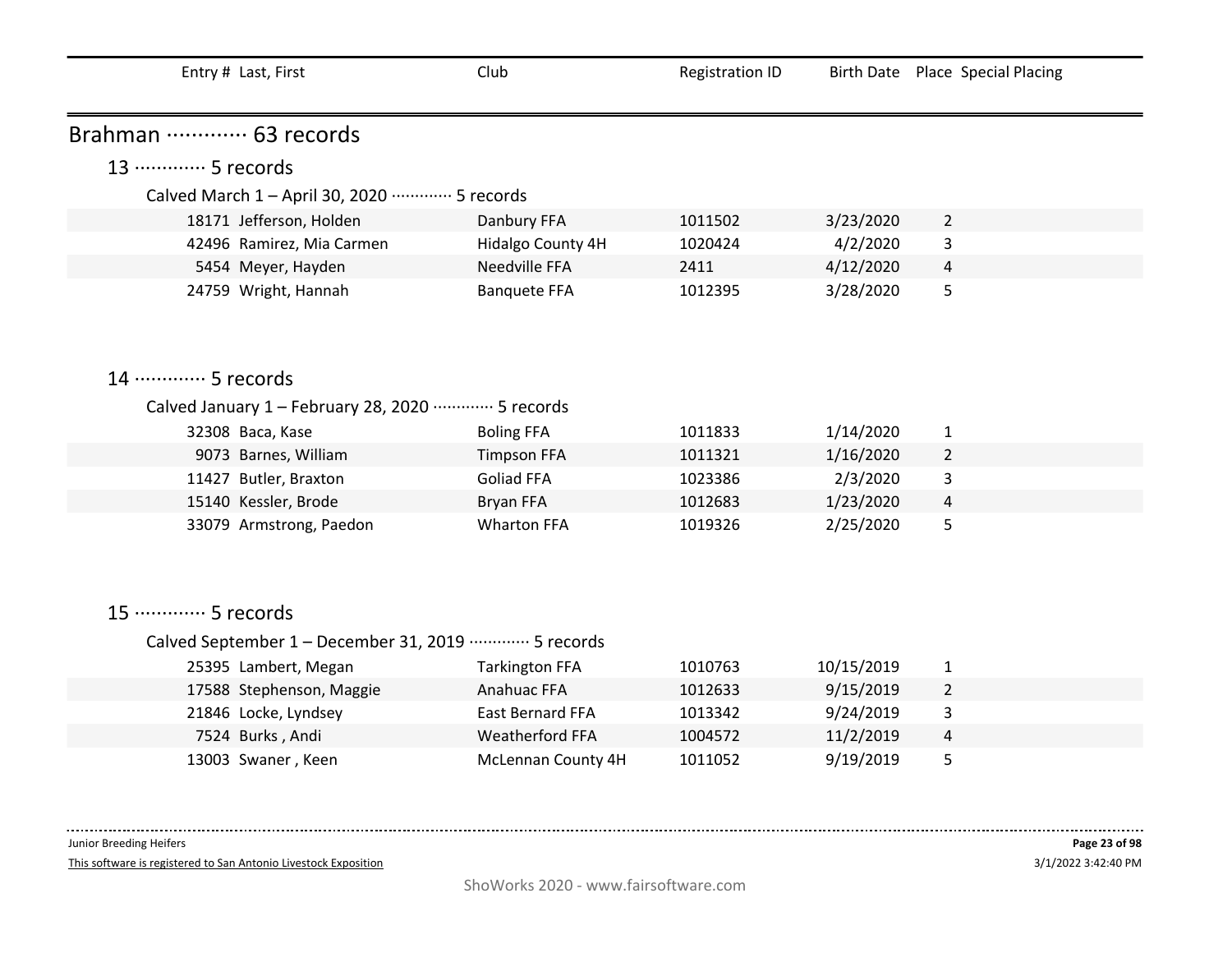| Entry # | Last, First | Club | Registration ID | Birth Date | Place | Special Placing |
|---|---|---|---|---|---|---|

## Brahman ············· 63 records

### 13 ············· 5 records

Calved March 1 – April 30, 2020 ············· 5 records

| Entry # | Last, First | Club | Registration ID | Birth Date | Place | Special Placing |
|---|---|---|---|---|---|---|
| 18171 | Jefferson, Holden | Danbury FFA | 1011502 | 3/23/2020 | 2 | |
| 42496 | Ramirez, Mia Carmen | Hidalgo County 4H | 1020424 | 4/2/2020 | 3 | |
| 5454 | Meyer, Hayden | Needville FFA | 2411 | 4/12/2020 | 4 | |
| 24759 | Wright, Hannah | Banquete FFA | 1012395 | 3/28/2020 | 5 | |

### 14 ············· 5 records

Calved January 1 – February 28, 2020 ············· 5 records

| Entry # | Last, First | Club | Registration ID | Birth Date | Place | Special Placing |
|---|---|---|---|---|---|---|
| 32308 | Baca, Kase | Boling FFA | 1011833 | 1/14/2020 | 1 | |
| 9073 | Barnes, William | Timpson FFA | 1011321 | 1/16/2020 | 2 | |
| 11427 | Butler, Braxton | Goliad FFA | 1023386 | 2/3/2020 | 3 | |
| 15140 | Kessler, Brode | Bryan FFA | 1012683 | 1/23/2020 | 4 | |
| 33079 | Armstrong, Paedon | Wharton FFA | 1019326 | 2/25/2020 | 5 | |

### 15 ············· 5 records

Calved September 1 – December 31, 2019 ············· 5 records

| Entry # | Last, First | Club | Registration ID | Birth Date | Place | Special Placing |
|---|---|---|---|---|---|---|
| 25395 | Lambert, Megan | Tarkington FFA | 1010763 | 10/15/2019 | 1 | |
| 17588 | Stephenson, Maggie | Anahuac FFA | 1012633 | 9/15/2019 | 2 | |
| 21846 | Locke, Lyndsey | East Bernard FFA | 1013342 | 9/24/2019 | 3 | |
| 7524 | Burks , Andi | Weatherford FFA | 1004572 | 11/2/2019 | 4 | |
| 13003 | Swaner , Keen | McLennan County 4H | 1011052 | 9/19/2019 | 5 | |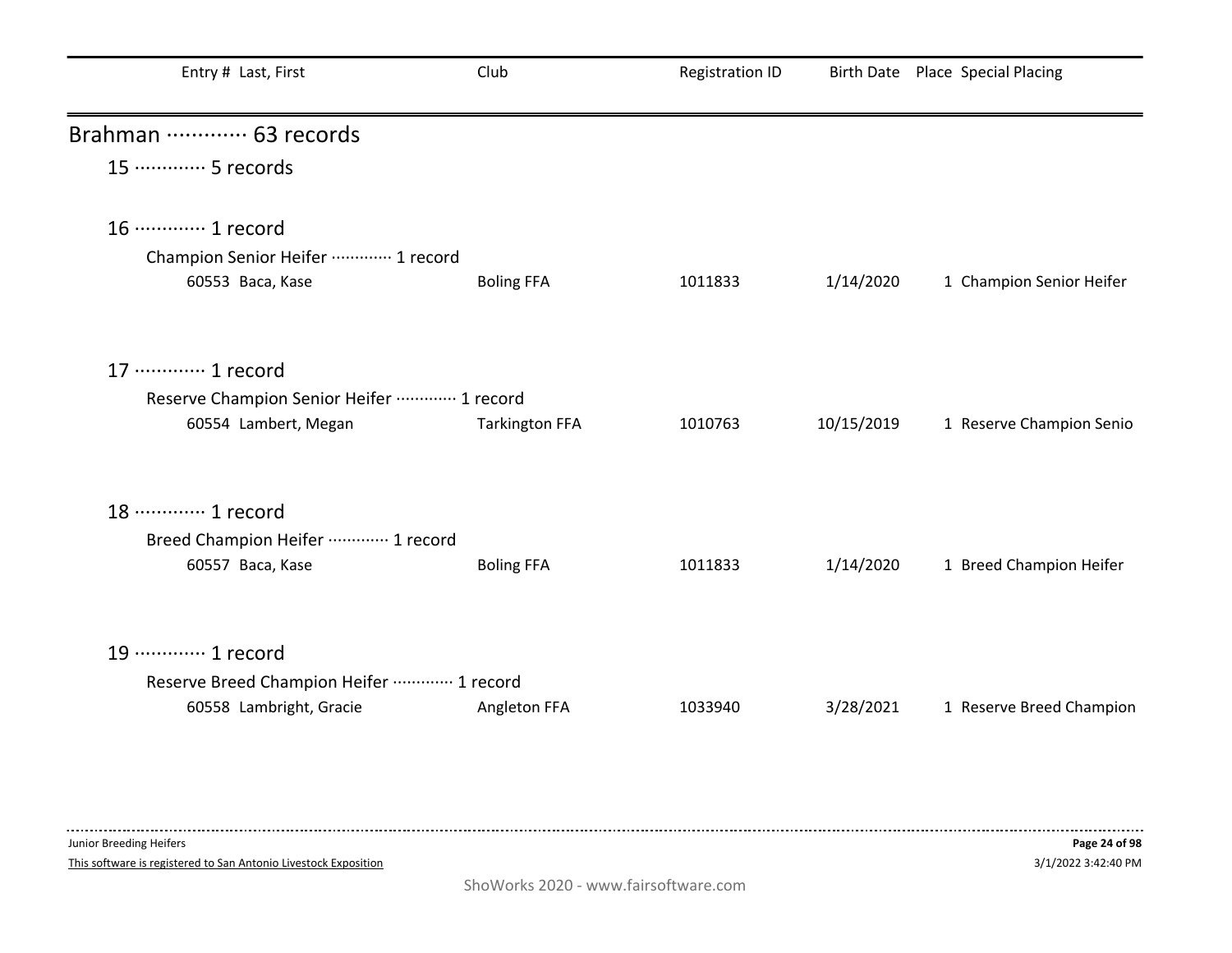| Entry # | Last, First | Club | Registration ID | Birth Date | Place | Special Placing |
|---|---|---|---|---|---|---|

## Brahman ············· 63 records

### 15 ············· 5 records

### 16 ············· 1 record

Champion Senior Heifer ············· 1 record

| Entry # | Last, First | Club | Registration ID | Birth Date | Place | Special Placing |
|---|---|---|---|---|---|---|
| 60553 | Baca, Kase | Boling FFA | 1011833 | 1/14/2020 | 1 | Champion Senior Heifer |

### 17 ············· 1 record

Reserve Champion Senior Heifer ············· 1 record

| Entry # | Last, First | Club | Registration ID | Birth Date | Place | Special Placing |
|---|---|---|---|---|---|---|
| 60554 | Lambert, Megan | Tarkington FFA | 1010763 | 10/15/2019 | 1 | Reserve Champion Senio |

### 18 ············· 1 record

Breed Champion Heifer ············· 1 record

| Entry # | Last, First | Club | Registration ID | Birth Date | Place | Special Placing |
|---|---|---|---|---|---|---|
| 60557 | Baca, Kase | Boling FFA | 1011833 | 1/14/2020 | 1 | Breed Champion Heifer |

### 19 ············· 1 record

Reserve Breed Champion Heifer ············· 1 record

| Entry # | Last, First | Club | Registration ID | Birth Date | Place | Special Placing |
|---|---|---|---|---|---|---|
| 60558 | Lambright, Gracie | Angleton FFA | 1033940 | 3/28/2021 | 1 | Reserve Breed Champion |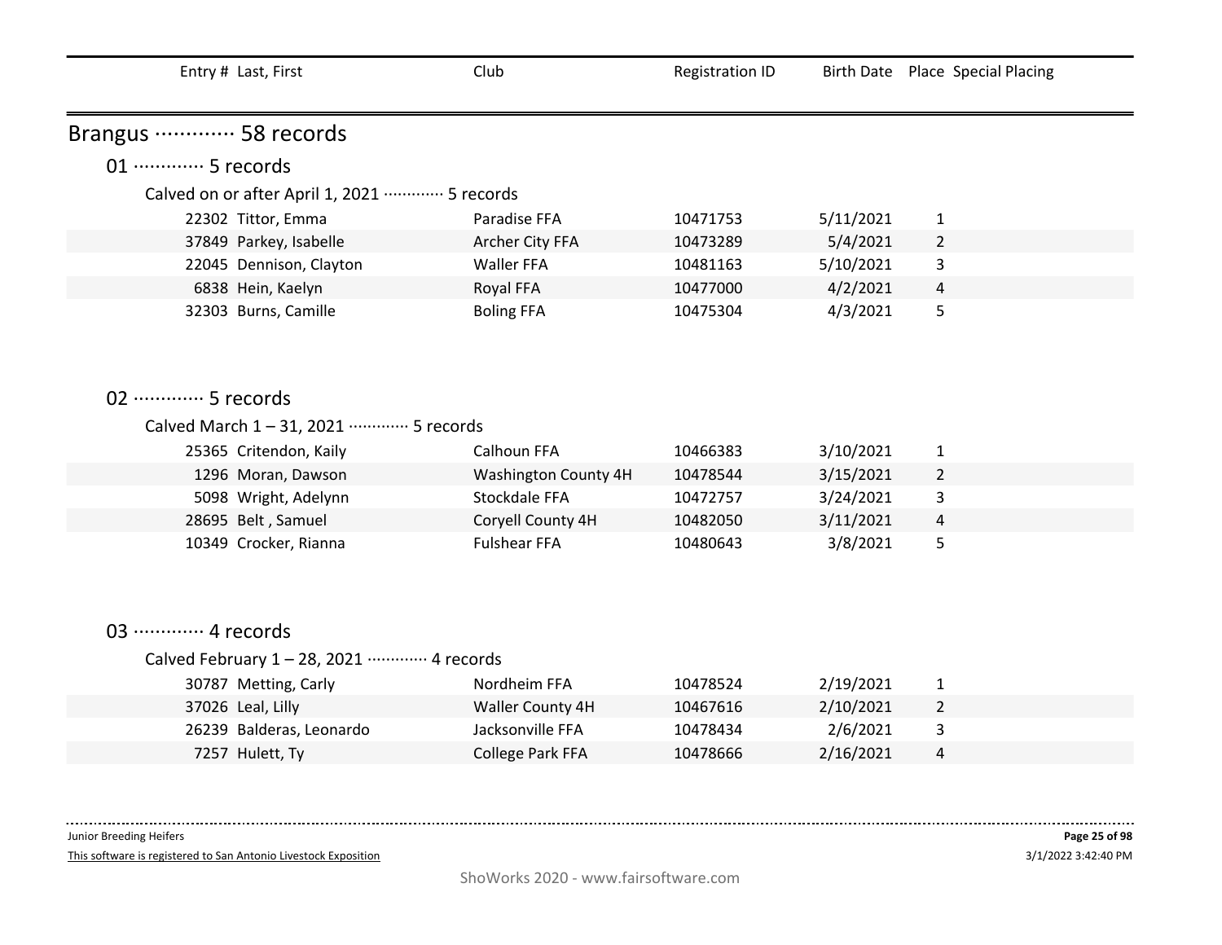| Entry # | Last, First | Club | Registration ID | Birth Date | Place | Special Placing |
|---|---|---|---|---|---|---|

## Brangus ············· 58 records

### 01 ············· 5 records

Calved on or after April 1, 2021 ············· 5 records

| Entry # | Last, First | Club | Registration ID | Birth Date | Place | Special Placing |
|---|---|---|---|---|---|---|
| 22302 | Tittor, Emma | Paradise FFA | 10471753 | 5/11/2021 | 1 | |
| 37849 | Parkey, Isabelle | Archer City FFA | 10473289 | 5/4/2021 | 2 | |
| 22045 | Dennison, Clayton | Waller FFA | 10481163 | 5/10/2021 | 3 | |
| 6838 | Hein, Kaelyn | Royal FFA | 10477000 | 4/2/2021 | 4 | |
| 32303 | Burns, Camille | Boling FFA | 10475304 | 4/3/2021 | 5 | |

### 02 ············· 5 records

Calved March 1 – 31, 2021 ············· 5 records

| Entry # | Last, First | Club | Registration ID | Birth Date | Place | Special Placing |
|---|---|---|---|---|---|---|
| 25365 | Critendon, Kaily | Calhoun FFA | 10466383 | 3/10/2021 | 1 | |
| 1296 | Moran, Dawson | Washington County 4H | 10478544 | 3/15/2021 | 2 | |
| 5098 | Wright, Adelynn | Stockdale FFA | 10472757 | 3/24/2021 | 3 | |
| 28695 | Belt , Samuel | Coryell County 4H | 10482050 | 3/11/2021 | 4 | |
| 10349 | Crocker, Rianna | Fulshear FFA | 10480643 | 3/8/2021 | 5 | |

### 03 ············· 4 records

Calved February 1 – 28, 2021 ············· 4 records

| Entry # | Last, First | Club | Registration ID | Birth Date | Place | Special Placing |
|---|---|---|---|---|---|---|
| 30787 | Metting, Carly | Nordheim FFA | 10478524 | 2/19/2021 | 1 | |
| 37026 | Leal, Lilly | Waller County 4H | 10467616 | 2/10/2021 | 2 | |
| 26239 | Balderas, Leonardo | Jacksonville FFA | 10478434 | 2/6/2021 | 3 | |
| 7257 | Hulett, Ty | College Park FFA | 10478666 | 2/16/2021 | 4 | |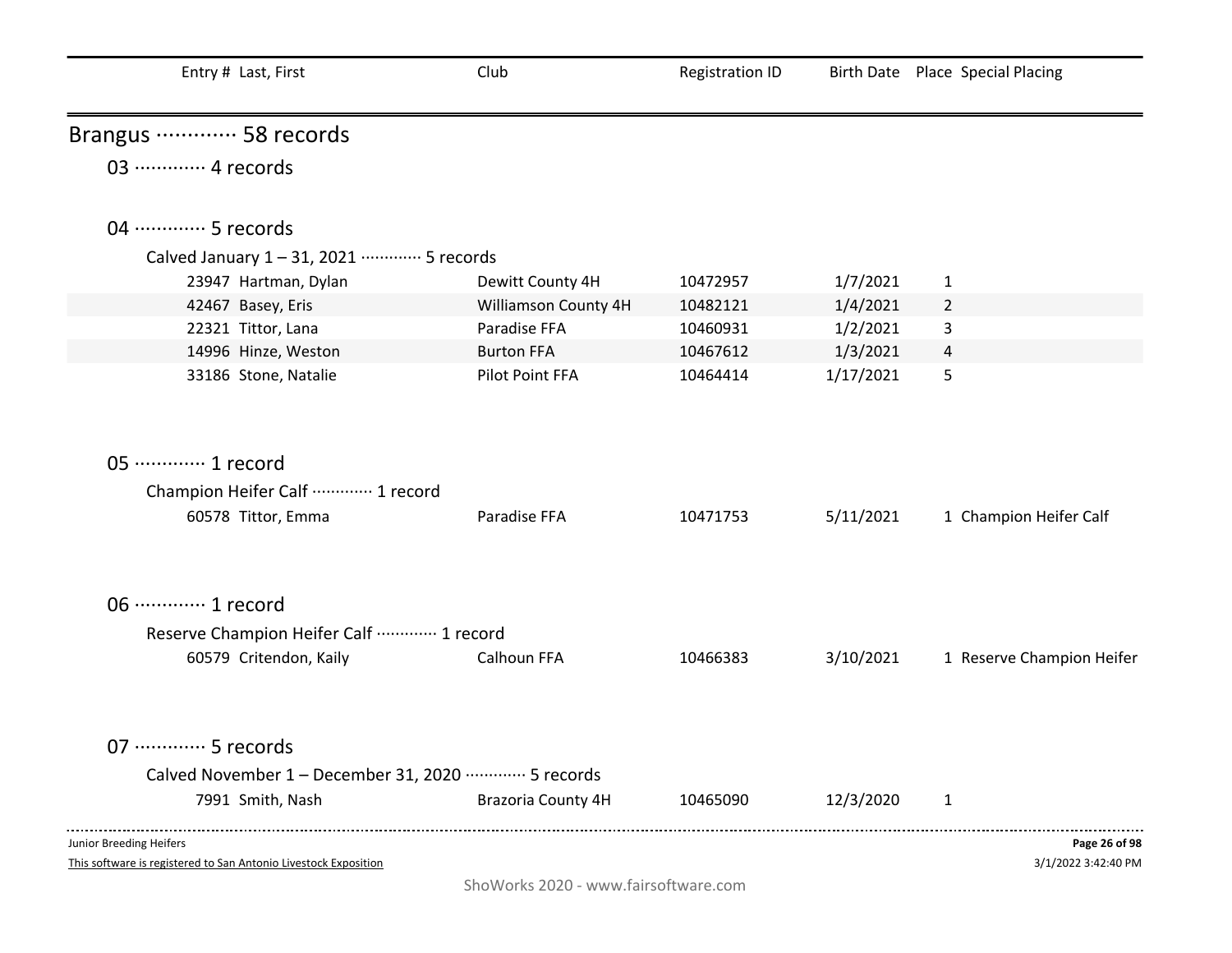| Entry # | Last, First | Club | Registration ID | Birth Date | Place | Special Placing |
|---|---|---|---|---|---|---|

# Brangus ············· 58 records

## 03 ············· 4 records

## 04 ············· 5 records

### Calved January 1 – 31, 2021 ············· 5 records

| Entry # | Last, First | Club | Registration ID | Birth Date | Place | Special Placing |
|---|---|---|---|---|---|---|
| 23947 | Hartman, Dylan | Dewitt County 4H | 10472957 | 1/7/2021 | 1 | |
| 42467 | Basey, Eris | Williamson County 4H | 10482121 | 1/4/2021 | 2 | |
| 22321 | Tittor, Lana | Paradise FFA | 10460931 | 1/2/2021 | 3 | |
| 14996 | Hinze, Weston | Burton FFA | 10467612 | 1/3/2021 | 4 | |
| 33186 | Stone, Natalie | Pilot Point FFA | 10464414 | 1/17/2021 | 5 | |

## 05 ············· 1 record

### Champion Heifer Calf ············· 1 record

| Entry # | Last, First | Club | Registration ID | Birth Date | Place | Special Placing |
|---|---|---|---|---|---|---|
| 60578 | Tittor, Emma | Paradise FFA | 10471753 | 5/11/2021 | 1 | Champion Heifer Calf |

## 06 ············· 1 record

### Reserve Champion Heifer Calf ············· 1 record

| Entry # | Last, First | Club | Registration ID | Birth Date | Place | Special Placing |
|---|---|---|---|---|---|---|
| 60579 | Critendon, Kaily | Calhoun FFA | 10466383 | 3/10/2021 | 1 | Reserve Champion Heifer |

## 07 ············· 5 records

### Calved November 1 – December 31, 2020 ············· 5 records

| Entry # | Last, First | Club | Registration ID | Birth Date | Place | Special Placing |
|---|---|---|---|---|---|---|
| 7991 | Smith, Nash | Brazoria County 4H | 10465090 | 12/3/2020 | 1 | |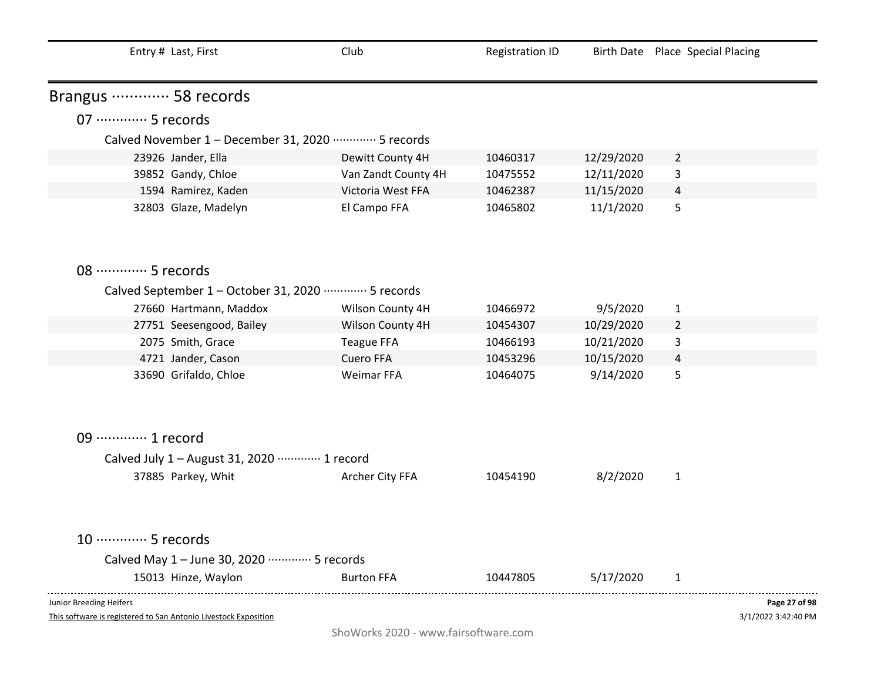| Entry # | Last, First | Club | Registration ID | Birth Date | Place | Special Placing |
|---|---|---|---|---|---|---|

## Brangus ············· 58 records

### 07 ············· 5 records

Calved November 1 – December 31, 2020 ············· 5 records

| Entry # | Last, First | Club | Registration ID | Birth Date | Place | Special Placing |
|---|---|---|---|---|---|---|
| 23926 | Jander, Ella | Dewitt County 4H | 10460317 | 12/29/2020 | 2 | |
| 39852 | Gandy, Chloe | Van Zandt County 4H | 10475552 | 12/11/2020 | 3 | |
| 1594 | Ramirez, Kaden | Victoria West FFA | 10462387 | 11/15/2020 | 4 | |
| 32803 | Glaze, Madelyn | El Campo FFA | 10465802 | 11/1/2020 | 5 | |

### 08 ············· 5 records

Calved September 1 – October 31, 2020 ············· 5 records

| Entry # | Last, First | Club | Registration ID | Birth Date | Place | Special Placing |
|---|---|---|---|---|---|---|
| 27660 | Hartmann, Maddox | Wilson County 4H | 10466972 | 9/5/2020 | 1 | |
| 27751 | Seesengood, Bailey | Wilson County 4H | 10454307 | 10/29/2020 | 2 | |
| 2075 | Smith, Grace | Teague FFA | 10466193 | 10/21/2020 | 3 | |
| 4721 | Jander, Cason | Cuero FFA | 10453296 | 10/15/2020 | 4 | |
| 33690 | Grifaldo, Chloe | Weimar FFA | 10464075 | 9/14/2020 | 5 | |

### 09 ············· 1 record

Calved July 1 – August 31, 2020 ············· 1 record

| Entry # | Last, First | Club | Registration ID | Birth Date | Place | Special Placing |
|---|---|---|---|---|---|---|
| 37885 | Parkey, Whit | Archer City FFA | 10454190 | 8/2/2020 | 1 | |

### 10 ············· 5 records

Calved May 1 – June 30, 2020 ············· 5 records

| Entry # | Last, First | Club | Registration ID | Birth Date | Place | Special Placing |
|---|---|---|---|---|---|---|
| 15013 | Hinze, Waylon | Burton FFA | 10447805 | 5/17/2020 | 1 | |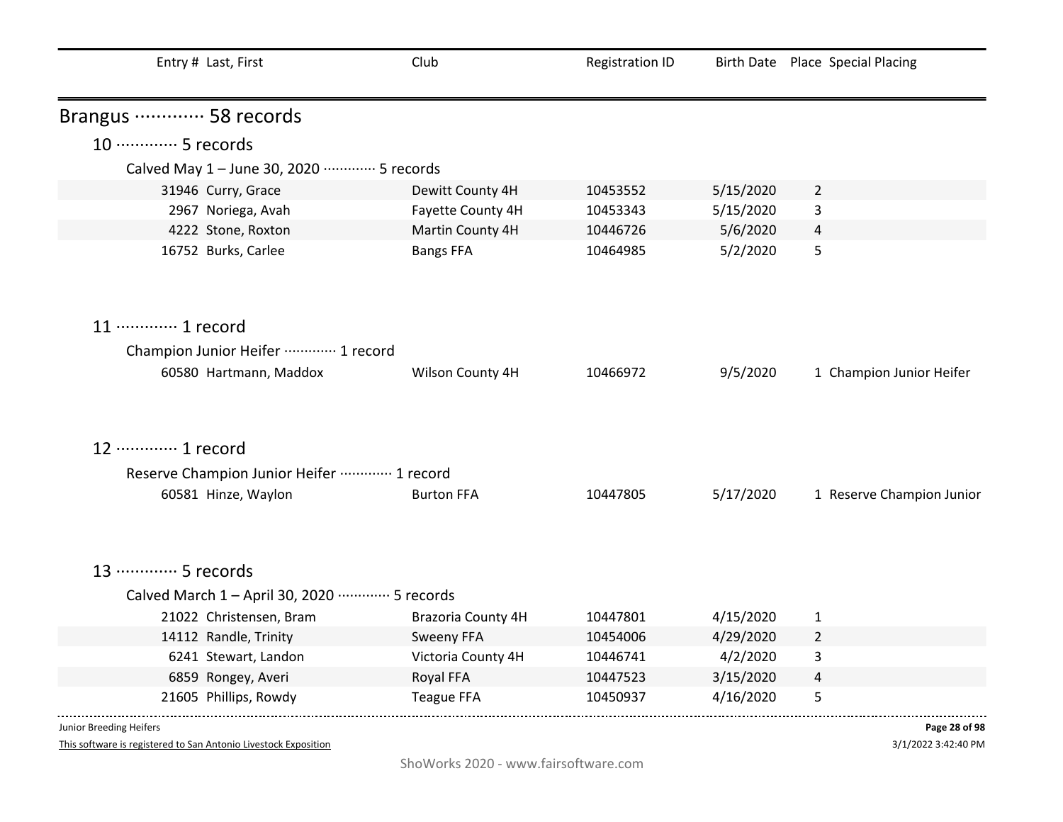| Entry # | Last, First | Club | Registration ID | Birth Date | Place | Special Placing |
|---|---|---|---|---|---|---|

## Brangus ············· 58 records

### 10 ············· 5 records

Calved May 1 – June 30, 2020 ············· 5 records

| Entry # | Last, First | Club | Registration ID | Birth Date | Place | Special Placing |
|---|---|---|---|---|---|---|
| 31946 | Curry, Grace | Dewitt County 4H | 10453552 | 5/15/2020 | 2 | |
| 2967 | Noriega, Avah | Fayette County 4H | 10453343 | 5/15/2020 | 3 | |
| 4222 | Stone, Roxton | Martin County 4H | 10446726 | 5/6/2020 | 4 | |
| 16752 | Burks, Carlee | Bangs FFA | 10464985 | 5/2/2020 | 5 | |

### 11 ············· 1 record

Champion Junior Heifer ············· 1 record

| Entry # | Last, First | Club | Registration ID | Birth Date | Place | Special Placing |
|---|---|---|---|---|---|---|
| 60580 | Hartmann, Maddox | Wilson County 4H | 10466972 | 9/5/2020 | 1 | Champion Junior Heifer |

### 12 ············· 1 record

Reserve Champion Junior Heifer ············· 1 record

| Entry # | Last, First | Club | Registration ID | Birth Date | Place | Special Placing |
|---|---|---|---|---|---|---|
| 60581 | Hinze, Waylon | Burton FFA | 10447805 | 5/17/2020 | 1 | Reserve Champion Junior |

### 13 ············· 5 records

Calved March 1 – April 30, 2020 ············· 5 records

| Entry # | Last, First | Club | Registration ID | Birth Date | Place | Special Placing |
|---|---|---|---|---|---|---|
| 21022 | Christensen, Bram | Brazoria County 4H | 10447801 | 4/15/2020 | 1 | |
| 14112 | Randle, Trinity | Sweeny FFA | 10454006 | 4/29/2020 | 2 | |
| 6241 | Stewart, Landon | Victoria County 4H | 10446741 | 4/2/2020 | 3 | |
| 6859 | Rongey, Averi | Royal FFA | 10447523 | 3/15/2020 | 4 | |
| 21605 | Phillips, Rowdy | Teague FFA | 10450937 | 4/16/2020 | 5 | |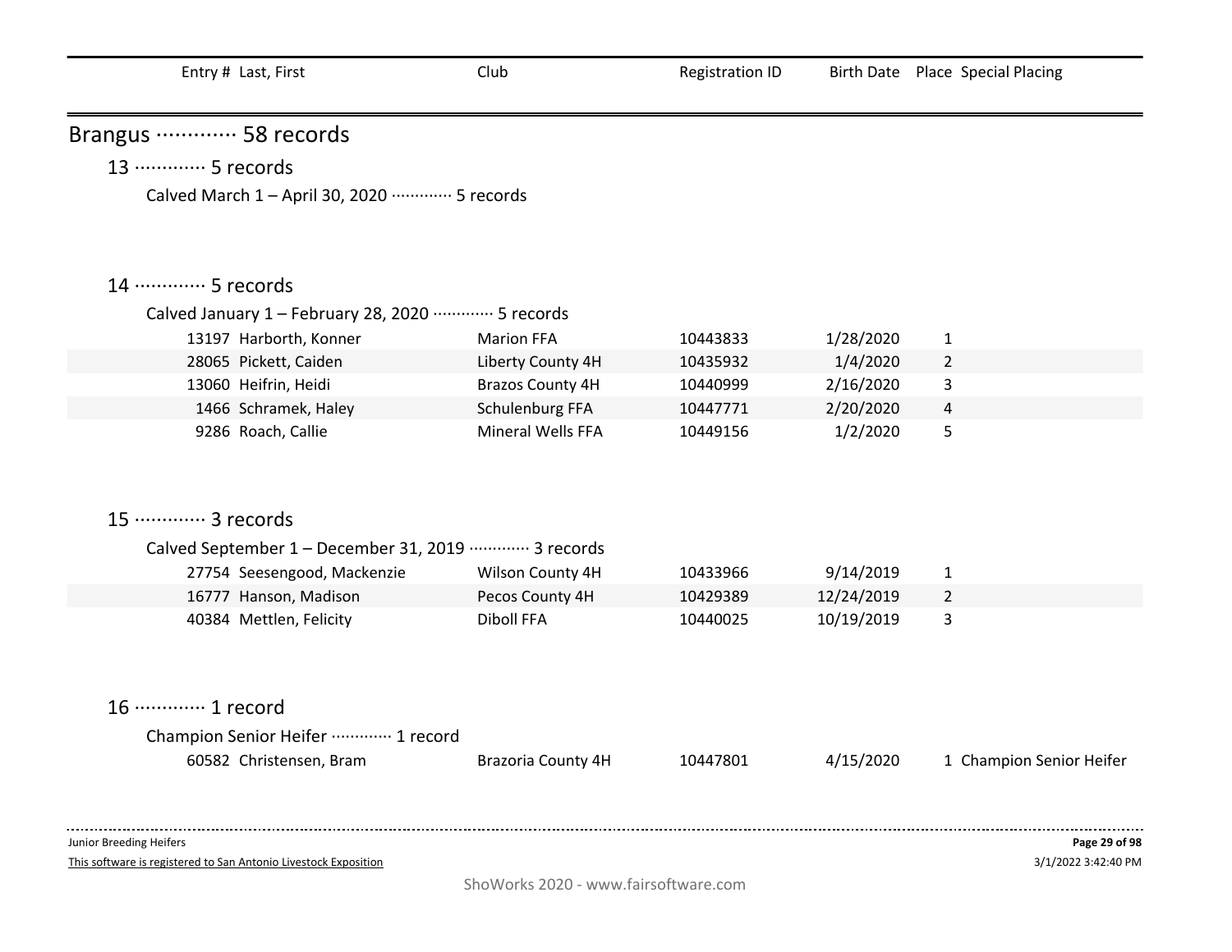| Entry # | Last, First | Club | Registration ID | Birth Date | Place | Special Placing |
|---|---|---|---|---|---|---|

## Brangus ············· 58 records

### 13 ············· 5 records

Calved March 1 – April 30, 2020 ············· 5 records

### 14 ············· 5 records

Calved January 1 – February 28, 2020 ············· 5 records

| Entry # | Last, First | Club | Registration ID | Birth Date | Place | Special Placing |
|---|---|---|---|---|---|---|
| 13197 | Harborth, Konner | Marion FFA | 10443833 | 1/28/2020 | 1 | |
| 28065 | Pickett, Caiden | Liberty County 4H | 10435932 | 1/4/2020 | 2 | |
| 13060 | Heifrin, Heidi | Brazos County 4H | 10440999 | 2/16/2020 | 3 | |
| 1466 | Schramek, Haley | Schulenburg FFA | 10447771 | 2/20/2020 | 4 | |
| 9286 | Roach, Callie | Mineral Wells FFA | 10449156 | 1/2/2020 | 5 | |

### 15 ············· 3 records

Calved September 1 – December 31, 2019 ············· 3 records

| Entry # | Last, First | Club | Registration ID | Birth Date | Place | Special Placing |
|---|---|---|---|---|---|---|
| 27754 | Seesengood, Mackenzie | Wilson County 4H | 10433966 | 9/14/2019 | 1 | |
| 16777 | Hanson, Madison | Pecos County 4H | 10429389 | 12/24/2019 | 2 | |
| 40384 | Mettlen, Felicity | Diboll FFA | 10440025 | 10/19/2019 | 3 | |

### 16 ············· 1 record

Champion Senior Heifer ············· 1 record

| Entry # | Last, First | Club | Registration ID | Birth Date | Place | Special Placing |
|---|---|---|---|---|---|---|
| 60582 | Christensen, Bram | Brazoria County 4H | 10447801 | 4/15/2020 | 1 | Champion Senior Heifer |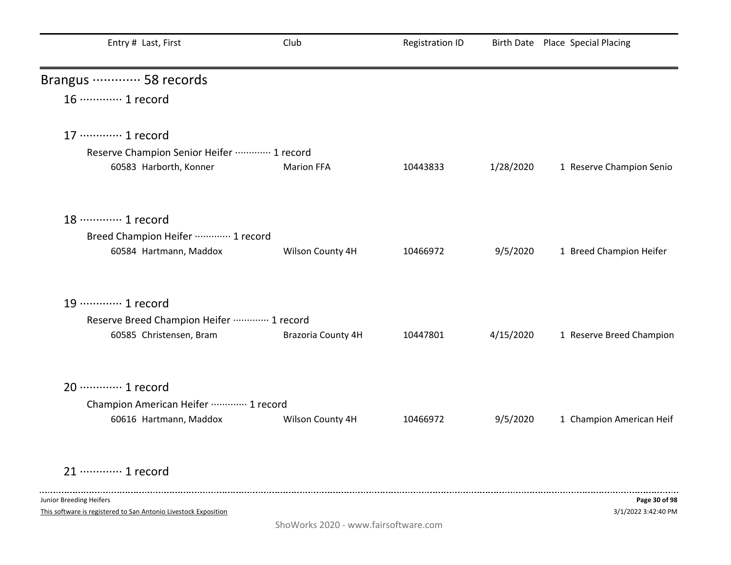| Entry # | Last, First | Club | Registration ID | Birth Date | Place | Special Placing |
|---|---|---|---|---|---|---|

## Brangus ············· 58 records

### 16 ············· 1 record

### 17 ············· 1 record

Reserve Champion Senior Heifer ············· 1 record

| Entry # | Last, First | Club | Registration ID | Birth Date | Place | Special Placing |
|---|---|---|---|---|---|---|
| 60583 | Harborth, Konner | Marion FFA | 10443833 | 1/28/2020 | 1 | Reserve Champion Senio |

### 18 ············· 1 record

Breed Champion Heifer ············· 1 record

| Entry # | Last, First | Club | Registration ID | Birth Date | Place | Special Placing |
|---|---|---|---|---|---|---|
| 60584 | Hartmann, Maddox | Wilson County 4H | 10466972 | 9/5/2020 | 1 | Breed Champion Heifer |

### 19 ············· 1 record

Reserve Breed Champion Heifer ············· 1 record

| Entry # | Last, First | Club | Registration ID | Birth Date | Place | Special Placing |
|---|---|---|---|---|---|---|
| 60585 | Christensen, Bram | Brazoria County 4H | 10447801 | 4/15/2020 | 1 | Reserve Breed Champion |

### 20 ············· 1 record

Champion American Heifer ············· 1 record

| Entry # | Last, First | Club | Registration ID | Birth Date | Place | Special Placing |
|---|---|---|---|---|---|---|
| 60616 | Hartmann, Maddox | Wilson County 4H | 10466972 | 9/5/2020 | 1 | Champion American Heif |

### 21 ············· 1 record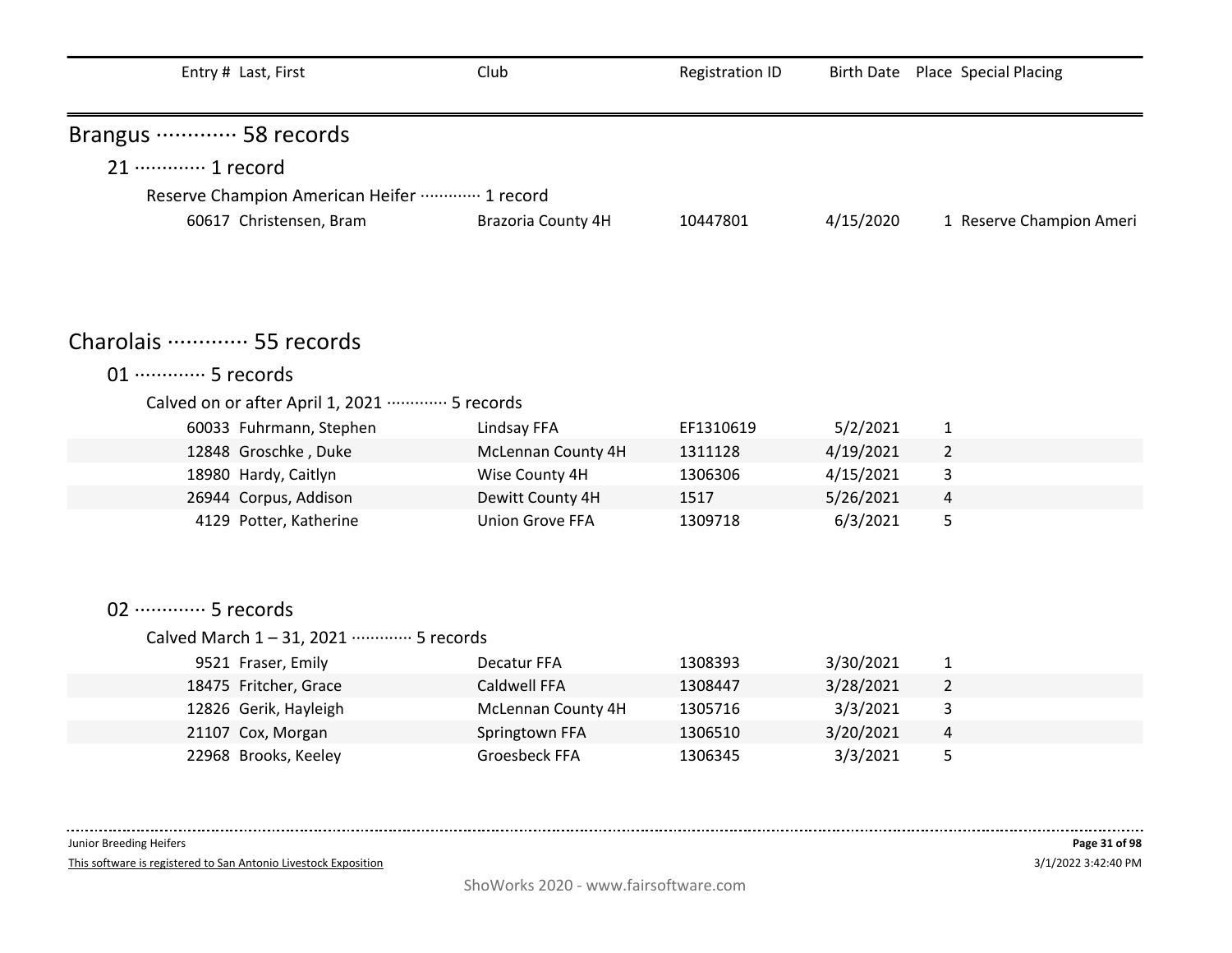| Entry # | Last, First | Club | Registration ID | Birth Date | Place | Special Placing |
|---|---|---|---|---|---|---|

## Brangus ············· 58 records

### 21 ············· 1 record

Reserve Champion American Heifer ············· 1 record

| Entry # | Last, First | Club | Registration ID | Birth Date | Place | Special Placing |
|---|---|---|---|---|---|---|
| 60617 | Christensen, Bram | Brazoria County 4H | 10447801 | 4/15/2020 | 1 | Reserve Champion Ameri |

## Charolais ············· 55 records

### 01 ············· 5 records

Calved on or after April 1, 2021 ············· 5 records

| Entry # | Last, First | Club | Registration ID | Birth Date | Place | Special Placing |
|---|---|---|---|---|---|---|
| 60033 | Fuhrmann, Stephen | Lindsay FFA | EF1310619 | 5/2/2021 | 1 | |
| 12848 | Groschke , Duke | McLennan County 4H | 1311128 | 4/19/2021 | 2 | |
| 18980 | Hardy, Caitlyn | Wise County 4H | 1306306 | 4/15/2021 | 3 | |
| 26944 | Corpus, Addison | Dewitt County 4H | 1517 | 5/26/2021 | 4 | |
| 4129 | Potter, Katherine | Union Grove FFA | 1309718 | 6/3/2021 | 5 | |

### 02 ············· 5 records

Calved March 1 – 31, 2021 ············· 5 records

| Entry # | Last, First | Club | Registration ID | Birth Date | Place | Special Placing |
|---|---|---|---|---|---|---|
| 9521 | Fraser, Emily | Decatur FFA | 1308393 | 3/30/2021 | 1 | |
| 18475 | Fritcher, Grace | Caldwell FFA | 1308447 | 3/28/2021 | 2 | |
| 12826 | Gerik, Hayleigh | McLennan County 4H | 1305716 | 3/3/2021 | 3 | |
| 21107 | Cox, Morgan | Springtown FFA | 1306510 | 3/20/2021 | 4 | |
| 22968 | Brooks, Keeley | Groesbeck FFA | 1306345 | 3/3/2021 | 5 | |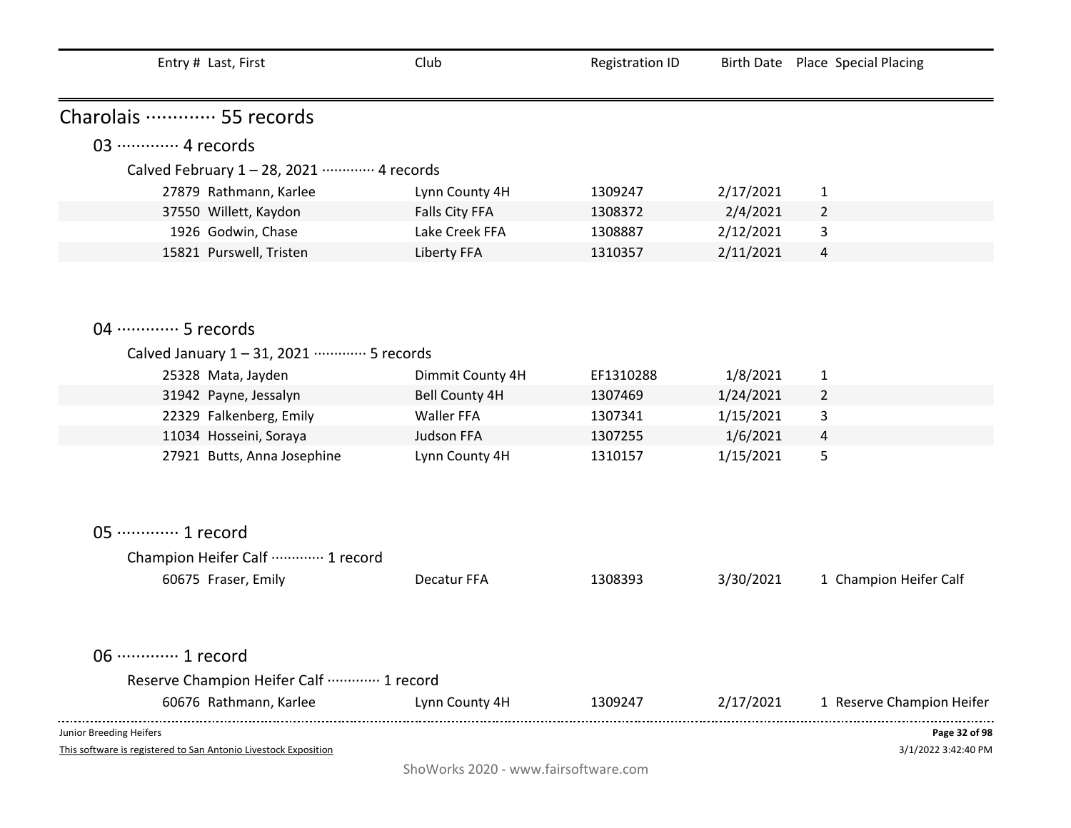| Entry # | Last, First | Club | Registration ID | Birth Date | Place | Special Placing |
|---|---|---|---|---|---|---|

# Charolais ············· 55 records

## 03 ············· 4 records

### Calved February 1 – 28, 2021 ············· 4 records

| Entry # | Last, First | Club | Registration ID | Birth Date | Place | Special Placing |
|---|---|---|---|---|---|---|
| 27879 | Rathmann, Karlee | Lynn County 4H | 1309247 | 2/17/2021 | 1 | |
| 37550 | Willett, Kaydon | Falls City FFA | 1308372 | 2/4/2021 | 2 | |
| 1926 | Godwin, Chase | Lake Creek FFA | 1308887 | 2/12/2021 | 3 | |
| 15821 | Purswell, Tristen | Liberty FFA | 1310357 | 2/11/2021 | 4 | |

## 04 ············· 5 records

### Calved January 1 – 31, 2021 ············· 5 records

| Entry # | Last, First | Club | Registration ID | Birth Date | Place | Special Placing |
|---|---|---|---|---|---|---|
| 25328 | Mata, Jayden | Dimmit County 4H | EF1310288 | 1/8/2021 | 1 | |
| 31942 | Payne, Jessalyn | Bell County 4H | 1307469 | 1/24/2021 | 2 | |
| 22329 | Falkenberg, Emily | Waller FFA | 1307341 | 1/15/2021 | 3 | |
| 11034 | Hosseini, Soraya | Judson FFA | 1307255 | 1/6/2021 | 4 | |
| 27921 | Butts, Anna Josephine | Lynn County 4H | 1310157 | 1/15/2021 | 5 | |

## 05 ············· 1 record

### Champion Heifer Calf ············· 1 record

| Entry # | Last, First | Club | Registration ID | Birth Date | Place | Special Placing |
|---|---|---|---|---|---|---|
| 60675 | Fraser, Emily | Decatur FFA | 1308393 | 3/30/2021 | 1 | Champion Heifer Calf |

## 06 ············· 1 record

### Reserve Champion Heifer Calf ············· 1 record

| Entry # | Last, First | Club | Registration ID | Birth Date | Place | Special Placing |
|---|---|---|---|---|---|---|
| 60676 | Rathmann, Karlee | Lynn County 4H | 1309247 | 2/17/2021 | 1 | Reserve Champion Heifer |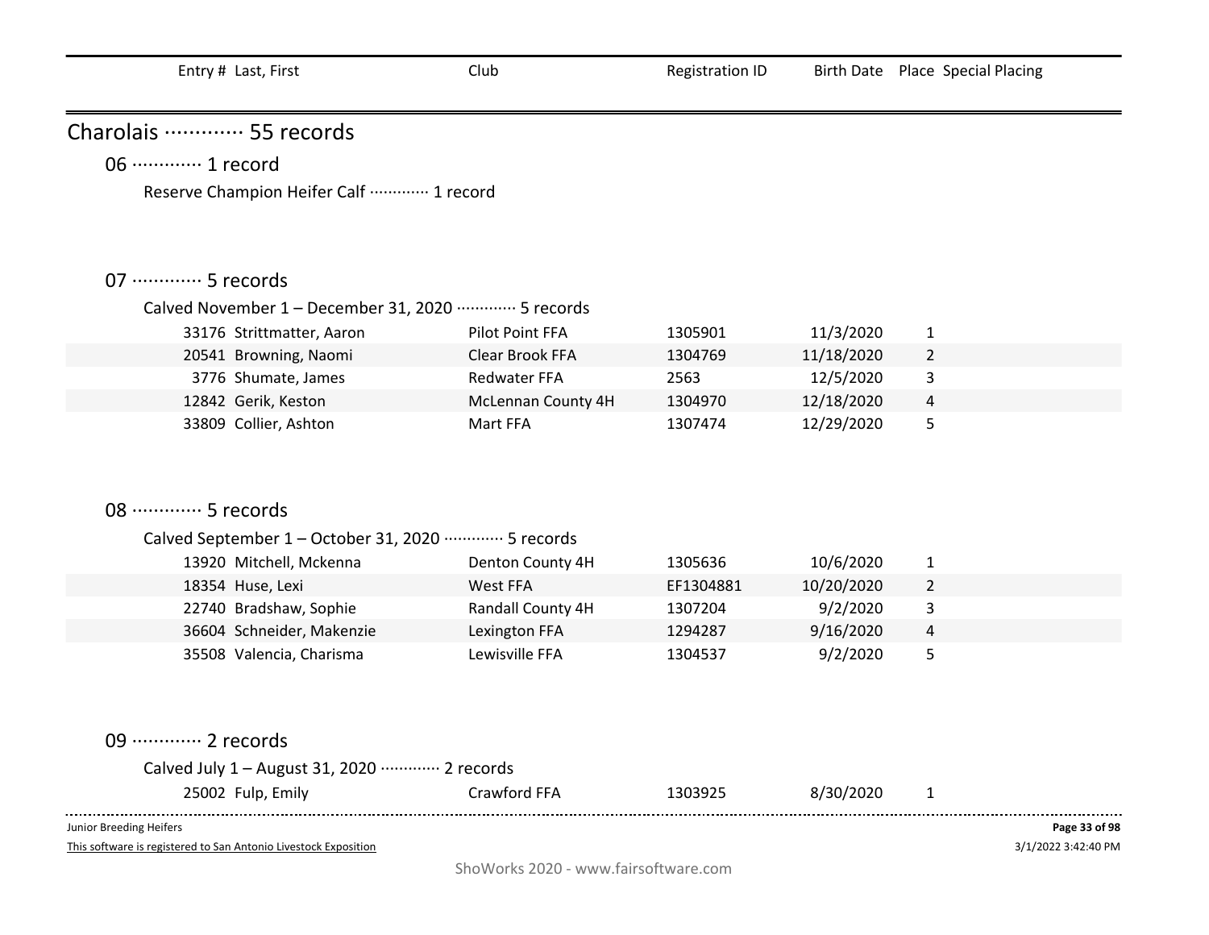| Entry # | Last, First | Club | Registration ID | Birth Date | Place | Special Placing |
|---|---|---|---|---|---|---|

# Charolais ············· 55 records

## 06 ············· 1 record

### Reserve Champion Heifer Calf ············· 1 record

## 07 ············· 5 records

### Calved November 1 – December 31, 2020 ············· 5 records

| Entry # | Last, First | Club | Registration ID | Birth Date | Place | Special Placing |
|---|---|---|---|---|---|---|
| 33176 | Strittmatter, Aaron | Pilot Point FFA | 1305901 | 11/3/2020 | 1 | |
| 20541 | Browning, Naomi | Clear Brook FFA | 1304769 | 11/18/2020 | 2 | |
| 3776 | Shumate, James | Redwater FFA | 2563 | 12/5/2020 | 3 | |
| 12842 | Gerik, Keston | McLennan County 4H | 1304970 | 12/18/2020 | 4 | |
| 33809 | Collier, Ashton | Mart FFA | 1307474 | 12/29/2020 | 5 | |

## 08 ············· 5 records

### Calved September 1 – October 31, 2020 ············· 5 records

| Entry # | Last, First | Club | Registration ID | Birth Date | Place | Special Placing |
|---|---|---|---|---|---|---|
| 13920 | Mitchell, Mckenna | Denton County 4H | 1305636 | 10/6/2020 | 1 | |
| 18354 | Huse, Lexi | West FFA | EF1304881 | 10/20/2020 | 2 | |
| 22740 | Bradshaw, Sophie | Randall County 4H | 1307204 | 9/2/2020 | 3 | |
| 36604 | Schneider, Makenzie | Lexington FFA | 1294287 | 9/16/2020 | 4 | |
| 35508 | Valencia, Charisma | Lewisville FFA | 1304537 | 9/2/2020 | 5 | |

## 09 ············· 2 records

### Calved July 1 – August 31, 2020 ············· 2 records

| Entry # | Last, First | Club | Registration ID | Birth Date | Place | Special Placing |
|---|---|---|---|---|---|---|
| 25002 | Fulp, Emily | Crawford FFA | 1303925 | 8/30/2020 | 1 | |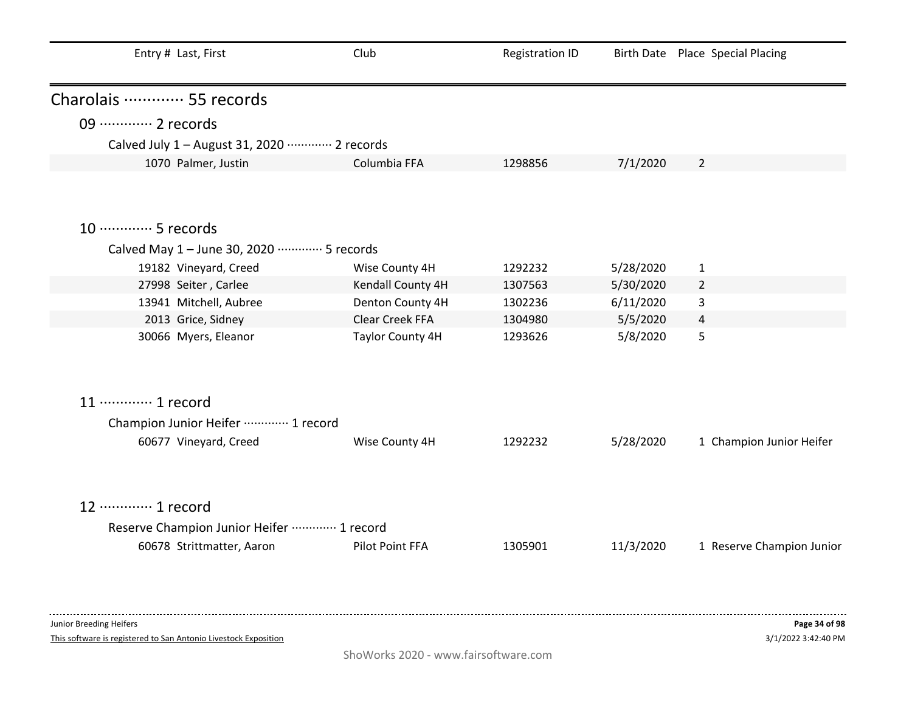| Entry # | Last, First | Club | Registration ID | Birth Date | Place | Special Placing |
|---|---|---|---|---|---|---|

# Charolais ············· 55 records

## 09 ············· 2 records

### Calved July 1 – August 31, 2020 ············· 2 records

| Entry # | Last, First | Club | Registration ID | Birth Date | Place | Special Placing |
|---|---|---|---|---|---|---|
| 1070 | Palmer, Justin | Columbia FFA | 1298856 | 7/1/2020 | 2 | |

## 10 ············· 5 records

### Calved May 1 – June 30, 2020 ············· 5 records

| Entry # | Last, First | Club | Registration ID | Birth Date | Place | Special Placing |
|---|---|---|---|---|---|---|
| 19182 | Vineyard, Creed | Wise County 4H | 1292232 | 5/28/2020 | 1 | |
| 27998 | Seiter , Carlee | Kendall County 4H | 1307563 | 5/30/2020 | 2 | |
| 13941 | Mitchell, Aubree | Denton County 4H | 1302236 | 6/11/2020 | 3 | |
| 2013 | Grice, Sidney | Clear Creek FFA | 1304980 | 5/5/2020 | 4 | |
| 30066 | Myers, Eleanor | Taylor County 4H | 1293626 | 5/8/2020 | 5 | |

## 11 ············· 1 record

### Champion Junior Heifer ············· 1 record

| Entry # | Last, First | Club | Registration ID | Birth Date | Place | Special Placing |
|---|---|---|---|---|---|---|
| 60677 | Vineyard, Creed | Wise County 4H | 1292232 | 5/28/2020 | 1 | Champion Junior Heifer |

## 12 ············· 1 record

### Reserve Champion Junior Heifer ············· 1 record

| Entry # | Last, First | Club | Registration ID | Birth Date | Place | Special Placing |
|---|---|---|---|---|---|---|
| 60678 | Strittmatter, Aaron | Pilot Point FFA | 1305901 | 11/3/2020 | 1 | Reserve Champion Junior |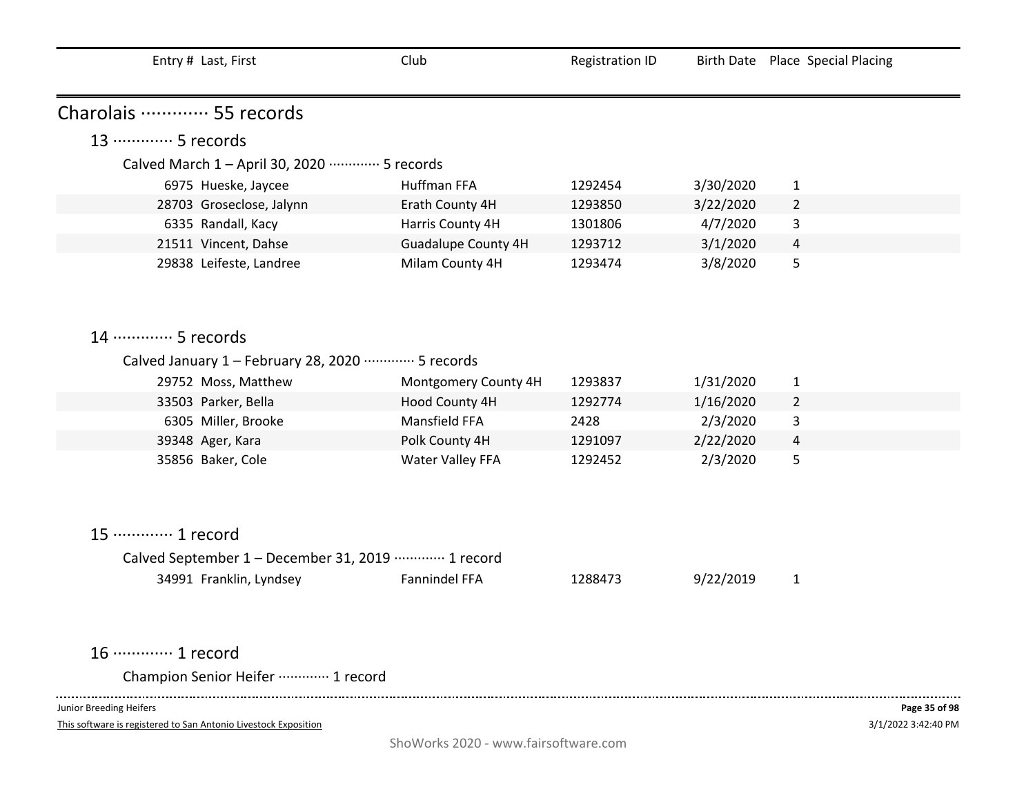| Entry # | Last, First | Club | Registration ID | Birth Date | Place | Special Placing |
|---|---|---|---|---|---|---|

# Charolais ············· 55 records

## 13 ············· 5 records

### Calved March 1 – April 30, 2020 ············· 5 records

| Entry # | Last, First | Club | Registration ID | Birth Date | Place | Special Placing |
|---|---|---|---|---|---|---|
| 6975 | Hueske, Jaycee | Huffman FFA | 1292454 | 3/30/2020 | 1 | |
| 28703 | Groseclose, Jalynn | Erath County 4H | 1293850 | 3/22/2020 | 2 | |
| 6335 | Randall, Kacy | Harris County 4H | 1301806 | 4/7/2020 | 3 | |
| 21511 | Vincent, Dahse | Guadalupe County 4H | 1293712 | 3/1/2020 | 4 | |
| 29838 | Leifeste, Landree | Milam County 4H | 1293474 | 3/8/2020 | 5 | |

## 14 ············· 5 records

### Calved January 1 – February 28, 2020 ············· 5 records

| Entry # | Last, First | Club | Registration ID | Birth Date | Place | Special Placing |
|---|---|---|---|---|---|---|
| 29752 | Moss, Matthew | Montgomery County 4H | 1293837 | 1/31/2020 | 1 | |
| 33503 | Parker, Bella | Hood County 4H | 1292774 | 1/16/2020 | 2 | |
| 6305 | Miller, Brooke | Mansfield FFA | 2428 | 2/3/2020 | 3 | |
| 39348 | Ager, Kara | Polk County 4H | 1291097 | 2/22/2020 | 4 | |
| 35856 | Baker, Cole | Water Valley FFA | 1292452 | 2/3/2020 | 5 | |

## 15 ············· 1 record

### Calved September 1 – December 31, 2019 ············· 1 record

| Entry # | Last, First | Club | Registration ID | Birth Date | Place | Special Placing |
|---|---|---|---|---|---|---|
| 34991 | Franklin, Lyndsey | Fannindel FFA | 1288473 | 9/22/2019 | 1 | |

## 16 ············· 1 record

### Champion Senior Heifer ············· 1 record

Junior Breeding Heifers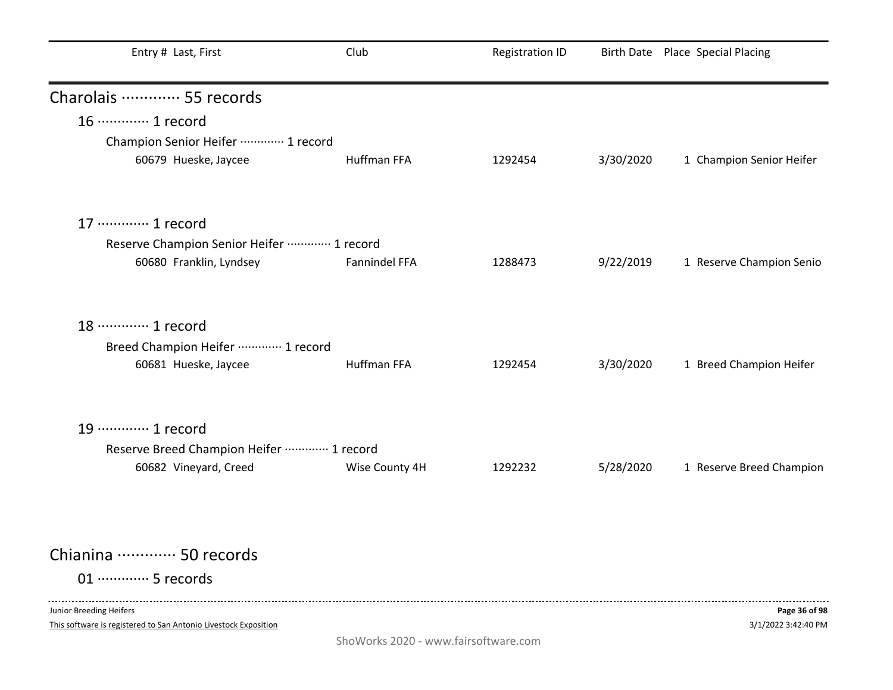| Entry # | Last, First | Club | Registration ID | Birth Date | Place | Special Placing |
|---|---|---|---|---|---|---|

## Charolais ············· 55 records

### 16 ············· 1 record

Champion Senior Heifer ············· 1 record

| Entry # | Last, First | Club | Registration ID | Birth Date | Place | Special Placing |
|---|---|---|---|---|---|---|
| 60679 | Hueske, Jaycee | Huffman FFA | 1292454 | 3/30/2020 | 1 | Champion Senior Heifer |

### 17 ············· 1 record

Reserve Champion Senior Heifer ············· 1 record

| Entry # | Last, First | Club | Registration ID | Birth Date | Place | Special Placing |
|---|---|---|---|---|---|---|
| 60680 | Franklin, Lyndsey | Fannindel FFA | 1288473 | 9/22/2019 | 1 | Reserve Champion Senio |

### 18 ············· 1 record

Breed Champion Heifer ············· 1 record

| Entry # | Last, First | Club | Registration ID | Birth Date | Place | Special Placing |
|---|---|---|---|---|---|---|
| 60681 | Hueske, Jaycee | Huffman FFA | 1292454 | 3/30/2020 | 1 | Breed Champion Heifer |

### 19 ············· 1 record

Reserve Breed Champion Heifer ············· 1 record

| Entry # | Last, First | Club | Registration ID | Birth Date | Place | Special Placing |
|---|---|---|---|---|---|---|
| 60682 | Vineyard, Creed | Wise County 4H | 1292232 | 5/28/2020 | 1 | Reserve Breed Champion |

## Chianina ············· 50 records

### 01 ············· 5 records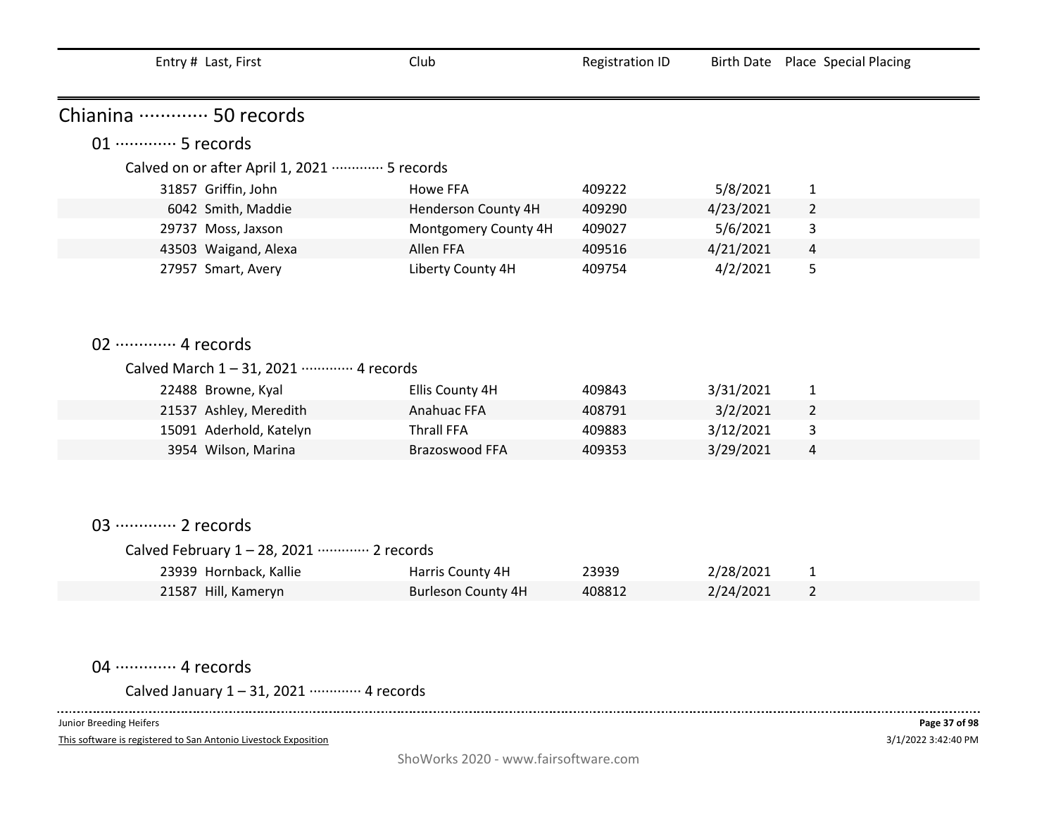| Entry # | Last, First | Club | Registration ID | Birth Date | Place | Special Placing |
|---|---|---|---|---|---|---|

# Chianina ············· 50 records

## 01 ············· 5 records

### Calved on or after April 1, 2021 ············· 5 records

| Entry # | Last, First | Club | Registration ID | Birth Date | Place | Special Placing |
|---|---|---|---|---|---|---|
| 31857 | Griffin, John | Howe FFA | 409222 | 5/8/2021 | 1 | |
| 6042 | Smith, Maddie | Henderson County 4H | 409290 | 4/23/2021 | 2 | |
| 29737 | Moss, Jaxson | Montgomery County 4H | 409027 | 5/6/2021 | 3 | |
| 43503 | Waigand, Alexa | Allen FFA | 409516 | 4/21/2021 | 4 | |
| 27957 | Smart, Avery | Liberty County 4H | 409754 | 4/2/2021 | 5 | |

## 02 ············· 4 records

### Calved March 1 – 31, 2021 ············· 4 records

| Entry # | Last, First | Club | Registration ID | Birth Date | Place | Special Placing |
|---|---|---|---|---|---|---|
| 22488 | Browne, Kyal | Ellis County 4H | 409843 | 3/31/2021 | 1 | |
| 21537 | Ashley, Meredith | Anahuac FFA | 408791 | 3/2/2021 | 2 | |
| 15091 | Aderhold, Katelyn | Thrall FFA | 409883 | 3/12/2021 | 3 | |
| 3954 | Wilson, Marina | Brazoswood FFA | 409353 | 3/29/2021 | 4 | |

## 03 ············· 2 records

### Calved February 1 – 28, 2021 ············· 2 records

| Entry # | Last, First | Club | Registration ID | Birth Date | Place | Special Placing |
|---|---|---|---|---|---|---|
| 23939 | Hornback, Kallie | Harris County 4H | 23939 | 2/28/2021 | 1 | |
| 21587 | Hill, Kameryn | Burleson County 4H | 408812 | 2/24/2021 | 2 | |

## 04 ············· 4 records

### Calved January 1 – 31, 2021 ············· 4 records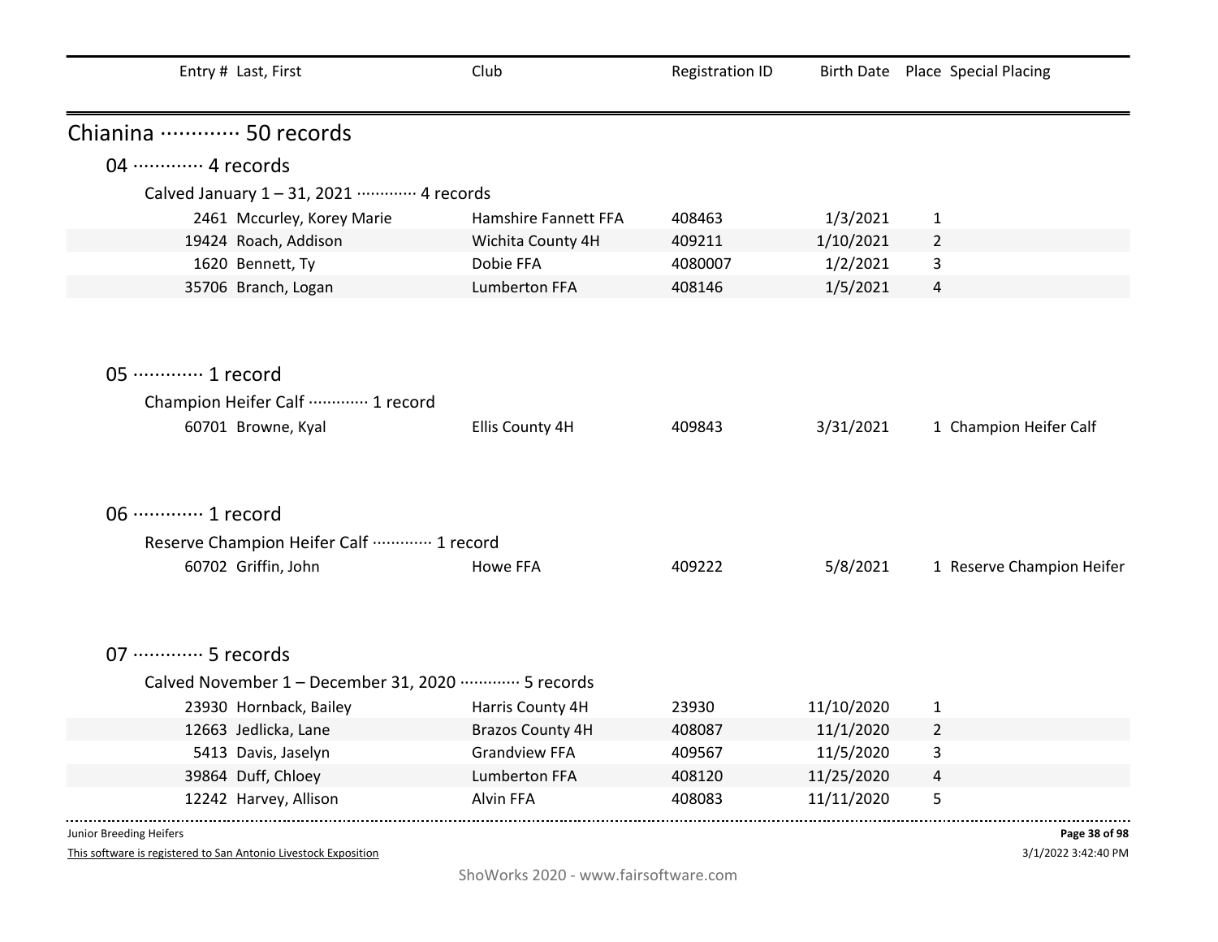| Entry # | Last, First | Club | Registration ID | Birth Date | Place | Special Placing |
|---|---|---|---|---|---|---|

# Chianina ············· 50 records

## 04 ············· 4 records

### Calved January 1 – 31, 2021 ············· 4 records

| Entry # | Last, First | Club | Registration ID | Birth Date | Place | Special Placing |
|---|---|---|---|---|---|---|
| 2461 | Mccurley, Korey Marie | Hamshire Fannett FFA | 408463 | 1/3/2021 | 1 | |
| 19424 | Roach, Addison | Wichita County 4H | 409211 | 1/10/2021 | 2 | |
| 1620 | Bennett, Ty | Dobie FFA | 4080007 | 1/2/2021 | 3 | |
| 35706 | Branch, Logan | Lumberton FFA | 408146 | 1/5/2021 | 4 | |

## 05 ············· 1 record

### Champion Heifer Calf ············· 1 record

| Entry # | Last, First | Club | Registration ID | Birth Date | Place | Special Placing |
|---|---|---|---|---|---|---|
| 60701 | Browne, Kyal | Ellis County 4H | 409843 | 3/31/2021 | 1 | Champion Heifer Calf |

## 06 ············· 1 record

### Reserve Champion Heifer Calf ············· 1 record

| Entry # | Last, First | Club | Registration ID | Birth Date | Place | Special Placing |
|---|---|---|---|---|---|---|
| 60702 | Griffin, John | Howe FFA | 409222 | 5/8/2021 | 1 | Reserve Champion Heifer |

## 07 ············· 5 records

### Calved November 1 – December 31, 2020 ············· 5 records

| Entry # | Last, First | Club | Registration ID | Birth Date | Place | Special Placing |
|---|---|---|---|---|---|---|
| 23930 | Hornback, Bailey | Harris County 4H | 23930 | 11/10/2020 | 1 | |
| 12663 | Jedlicka, Lane | Brazos County 4H | 408087 | 11/1/2020 | 2 | |
| 5413 | Davis, Jaselyn | Grandview FFA | 409567 | 11/5/2020 | 3 | |
| 39864 | Duff, Chloey | Lumberton FFA | 408120 | 11/25/2020 | 4 | |
| 12242 | Harvey, Allison | Alvin FFA | 408083 | 11/11/2020 | 5 | |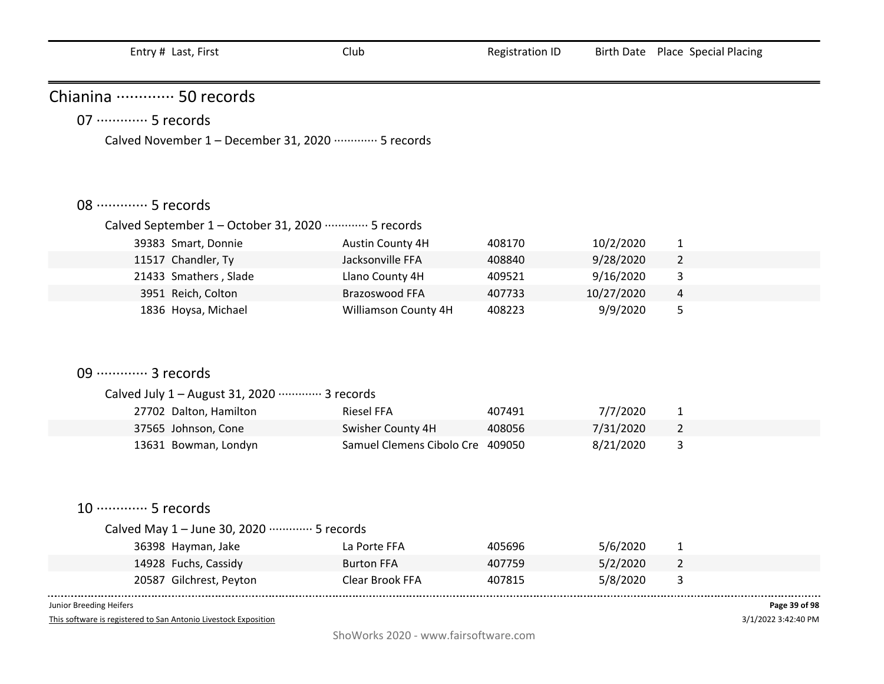| Entry # | Last, First | Club | Registration ID | Birth Date | Place | Special Placing |
|---|---|---|---|---|---|---|

# Chianina ············ 50 records

## 07 ············ 5 records

### Calved November 1 – December 31, 2020 ············ 5 records

## 08 ············ 5 records

### Calved September 1 – October 31, 2020 ············ 5 records

| Entry # | Last, First | Club | Registration ID | Birth Date | Place | Special Placing |
|---|---|---|---|---|---|---|
| 39383 | Smart, Donnie | Austin County 4H | 408170 | 10/2/2020 | 1 | |
| 11517 | Chandler, Ty | Jacksonville FFA | 408840 | 9/28/2020 | 2 | |
| 21433 | Smathers , Slade | Llano County 4H | 409521 | 9/16/2020 | 3 | |
| 3951 | Reich, Colton | Brazoswood FFA | 407733 | 10/27/2020 | 4 | |
| 1836 | Hoysa, Michael | Williamson County 4H | 408223 | 9/9/2020 | 5 | |

## 09 ············ 3 records

### Calved July 1 – August 31, 2020 ············ 3 records

| Entry # | Last, First | Club | Registration ID | Birth Date | Place | Special Placing |
|---|---|---|---|---|---|---|
| 27702 | Dalton, Hamilton | Riesel FFA | 407491 | 7/7/2020 | 1 | |
| 37565 | Johnson, Cone | Swisher County 4H | 408056 | 7/31/2020 | 2 | |
| 13631 | Bowman, Londyn | Samuel Clemens Cibolo Cre | 409050 | 8/21/2020 | 3 | |

## 10 ············ 5 records

### Calved May 1 – June 30, 2020 ············ 5 records

| Entry # | Last, First | Club | Registration ID | Birth Date | Place | Special Placing |
|---|---|---|---|---|---|---|
| 36398 | Hayman, Jake | La Porte FFA | 405696 | 5/6/2020 | 1 | |
| 14928 | Fuchs, Cassidy | Burton FFA | 407759 | 5/2/2020 | 2 | |
| 20587 | Gilchrest, Peyton | Clear Brook FFA | 407815 | 5/8/2020 | 3 | |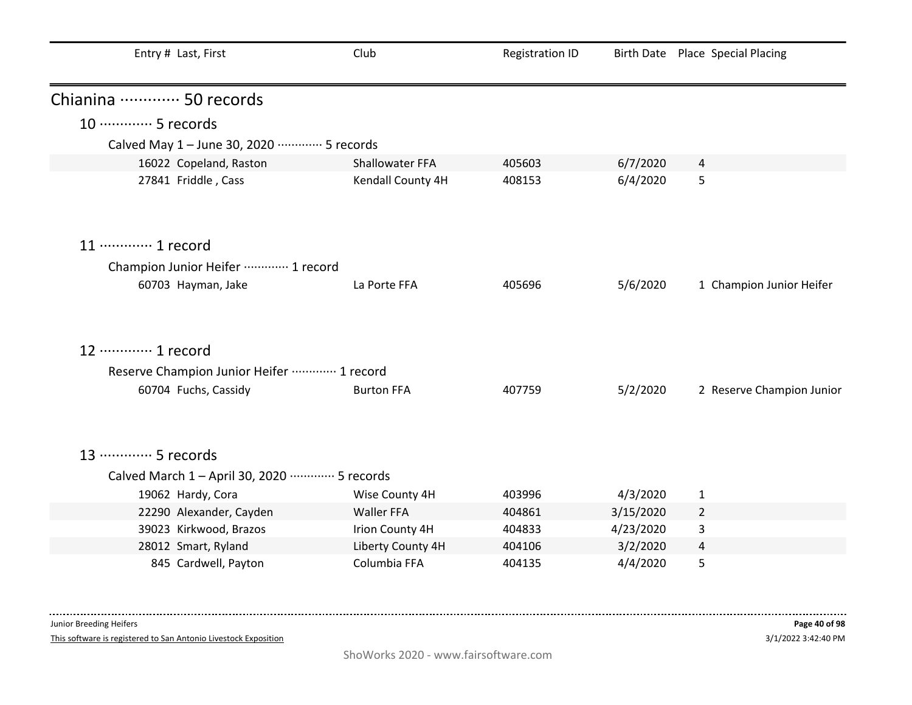| Entry # | Last, First | Club | Registration ID | Birth Date | Place | Special Placing |
|---|---|---|---|---|---|---|

## Chianina ············· 50 records

### 10 ············· 5 records

Calved May 1 – June 30, 2020 ············· 5 records

| Entry # | Last, First | Club | Registration ID | Birth Date | Place | Special Placing |
|---|---|---|---|---|---|---|
| 16022 | Copeland, Raston | Shallowater FFA | 405603 | 6/7/2020 | 4 | |
| 27841 | Friddle , Cass | Kendall County 4H | 408153 | 6/4/2020 | 5 | |

### 11 ············· 1 record

Champion Junior Heifer ············· 1 record

| Entry # | Last, First | Club | Registration ID | Birth Date | Place | Special Placing |
|---|---|---|---|---|---|---|
| 60703 | Hayman, Jake | La Porte FFA | 405696 | 5/6/2020 | 1 | Champion Junior Heifer |

### 12 ············· 1 record

Reserve Champion Junior Heifer ············· 1 record

| Entry # | Last, First | Club | Registration ID | Birth Date | Place | Special Placing |
|---|---|---|---|---|---|---|
| 60704 | Fuchs, Cassidy | Burton FFA | 407759 | 5/2/2020 | 2 | Reserve Champion Junior |

### 13 ············· 5 records

Calved March 1 – April 30, 2020 ············· 5 records

| Entry # | Last, First | Club | Registration ID | Birth Date | Place | Special Placing |
|---|---|---|---|---|---|---|
| 19062 | Hardy, Cora | Wise County 4H | 403996 | 4/3/2020 | 1 | |
| 22290 | Alexander, Cayden | Waller FFA | 404861 | 3/15/2020 | 2 | |
| 39023 | Kirkwood, Brazos | Irion County 4H | 404833 | 4/23/2020 | 3 | |
| 28012 | Smart, Ryland | Liberty County 4H | 404106 | 3/2/2020 | 4 | |
| 845 | Cardwell, Payton | Columbia FFA | 404135 | 4/4/2020 | 5 | |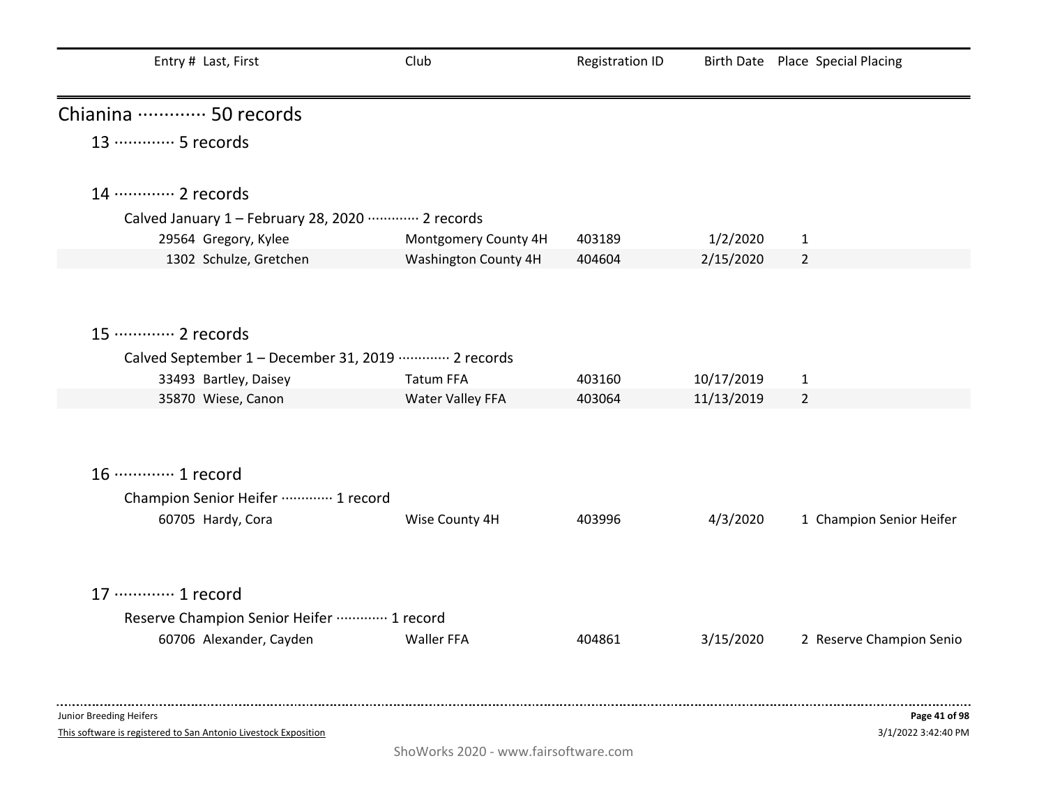| Entry # | Last, First | Club | Registration ID | Birth Date | Place | Special Placing |
|---|---|---|---|---|---|---|

# Chianina ············· 50 records

## 13 ············· 5 records

## 14 ············· 2 records

### Calved January 1 – February 28, 2020 ············· 2 records

| Entry # | Last, First | Club | Registration ID | Birth Date | Place | Special Placing |
|---|---|---|---|---|---|---|
| 29564 | Gregory, Kylee | Montgomery County 4H | 403189 | 1/2/2020 | 1 | |
| 1302 | Schulze, Gretchen | Washington County 4H | 404604 | 2/15/2020 | 2 | |

## 15 ············· 2 records

### Calved September 1 – December 31, 2019 ············· 2 records

| Entry # | Last, First | Club | Registration ID | Birth Date | Place | Special Placing |
|---|---|---|---|---|---|---|
| 33493 | Bartley, Daisey | Tatum FFA | 403160 | 10/17/2019 | 1 | |
| 35870 | Wiese, Canon | Water Valley FFA | 403064 | 11/13/2019 | 2 | |

## 16 ············· 1 record

### Champion Senior Heifer ············· 1 record

| Entry # | Last, First | Club | Registration ID | Birth Date | Place | Special Placing |
|---|---|---|---|---|---|---|
| 60705 | Hardy, Cora | Wise County 4H | 403996 | 4/3/2020 | 1 | Champion Senior Heifer |

## 17 ············· 1 record

### Reserve Champion Senior Heifer ············· 1 record

| Entry # | Last, First | Club | Registration ID | Birth Date | Place | Special Placing |
|---|---|---|---|---|---|---|
| 60706 | Alexander, Cayden | Waller FFA | 404861 | 3/15/2020 | 2 | Reserve Champion Senio |

Junior Breeding Heifers

This software is registered to San Antonio Livestock Exposition

3/1/2022 3:42:40 PM

ShoWorks 2020 - www.fairsoftware.com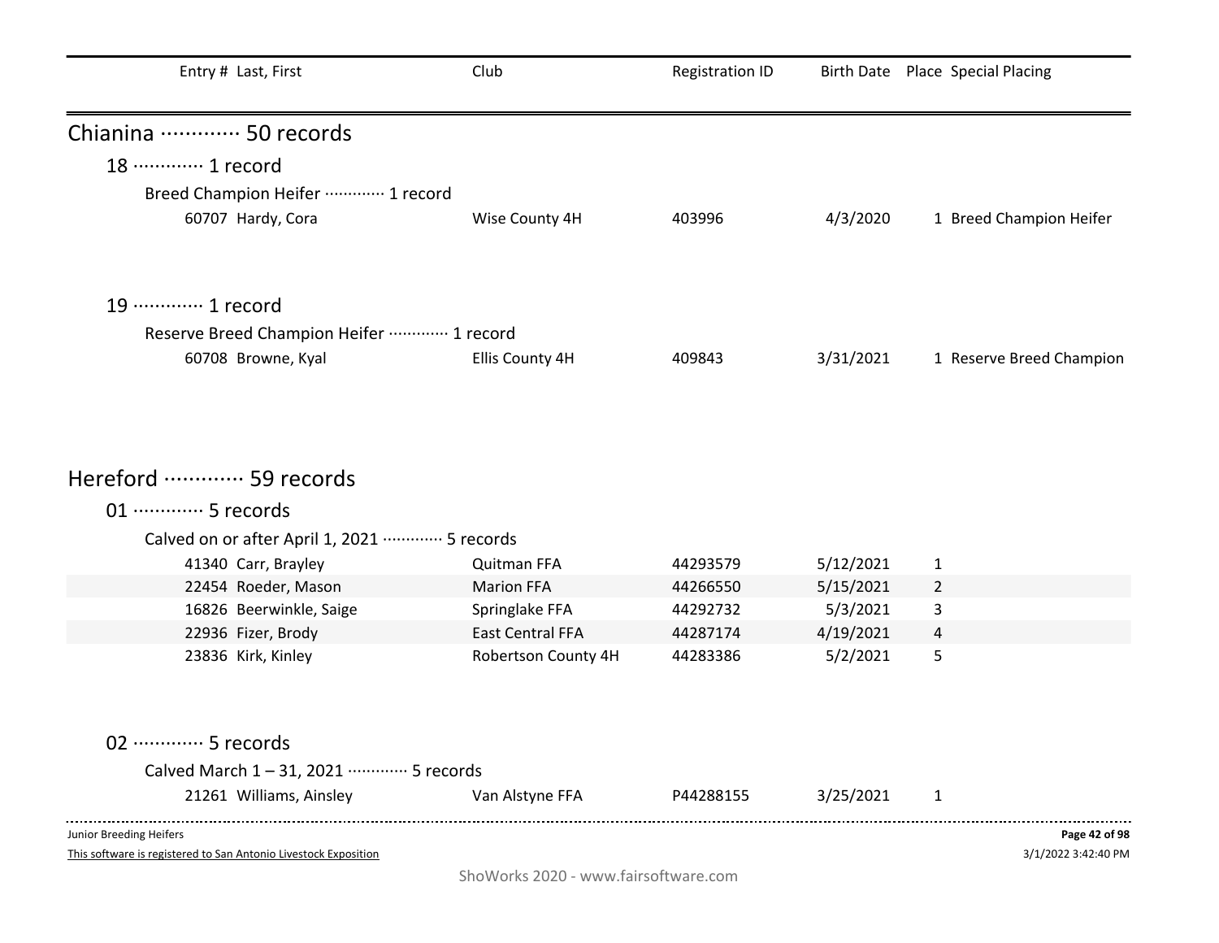| Entry # | Last, First | Club | Registration ID | Birth Date | Place | Special Placing |
|---|---|---|---|---|---|---|

## Chianina ············· 50 records

### 18 ············· 1 record

#### Breed Champion Heifer ············· 1 record

| Entry # | Last, First | Club | Registration ID | Birth Date | Place | Special Placing |
|---|---|---|---|---|---|---|
| 60707 | Hardy, Cora | Wise County 4H | 403996 | 4/3/2020 | 1 | Breed Champion Heifer |

### 19 ············· 1 record

#### Reserve Breed Champion Heifer ············· 1 record

| Entry # | Last, First | Club | Registration ID | Birth Date | Place | Special Placing |
|---|---|---|---|---|---|---|
| 60708 | Browne, Kyal | Ellis County 4H | 409843 | 3/31/2021 | 1 | Reserve Breed Champion |

## Hereford ············· 59 records

### 01 ············· 5 records

#### Calved on or after April 1, 2021 ············· 5 records

| Entry # | Last, First | Club | Registration ID | Birth Date | Place | Special Placing |
|---|---|---|---|---|---|---|
| 41340 | Carr, Brayley | Quitman FFA | 44293579 | 5/12/2021 | 1 | |
| 22454 | Roeder, Mason | Marion FFA | 44266550 | 5/15/2021 | 2 | |
| 16826 | Beerwinkle, Saige | Springlake FFA | 44292732 | 5/3/2021 | 3 | |
| 22936 | Fizer, Brody | East Central FFA | 44287174 | 4/19/2021 | 4 | |
| 23836 | Kirk, Kinley | Robertson County 4H | 44283386 | 5/2/2021 | 5 | |

### 02 ············· 5 records

#### Calved March 1 – 31, 2021 ············· 5 records

| Entry # | Last, First | Club | Registration ID | Birth Date | Place | Special Placing |
|---|---|---|---|---|---|---|
| 21261 | Williams, Ainsley | Van Alstyne FFA | P44288155 | 3/25/2021 | 1 | |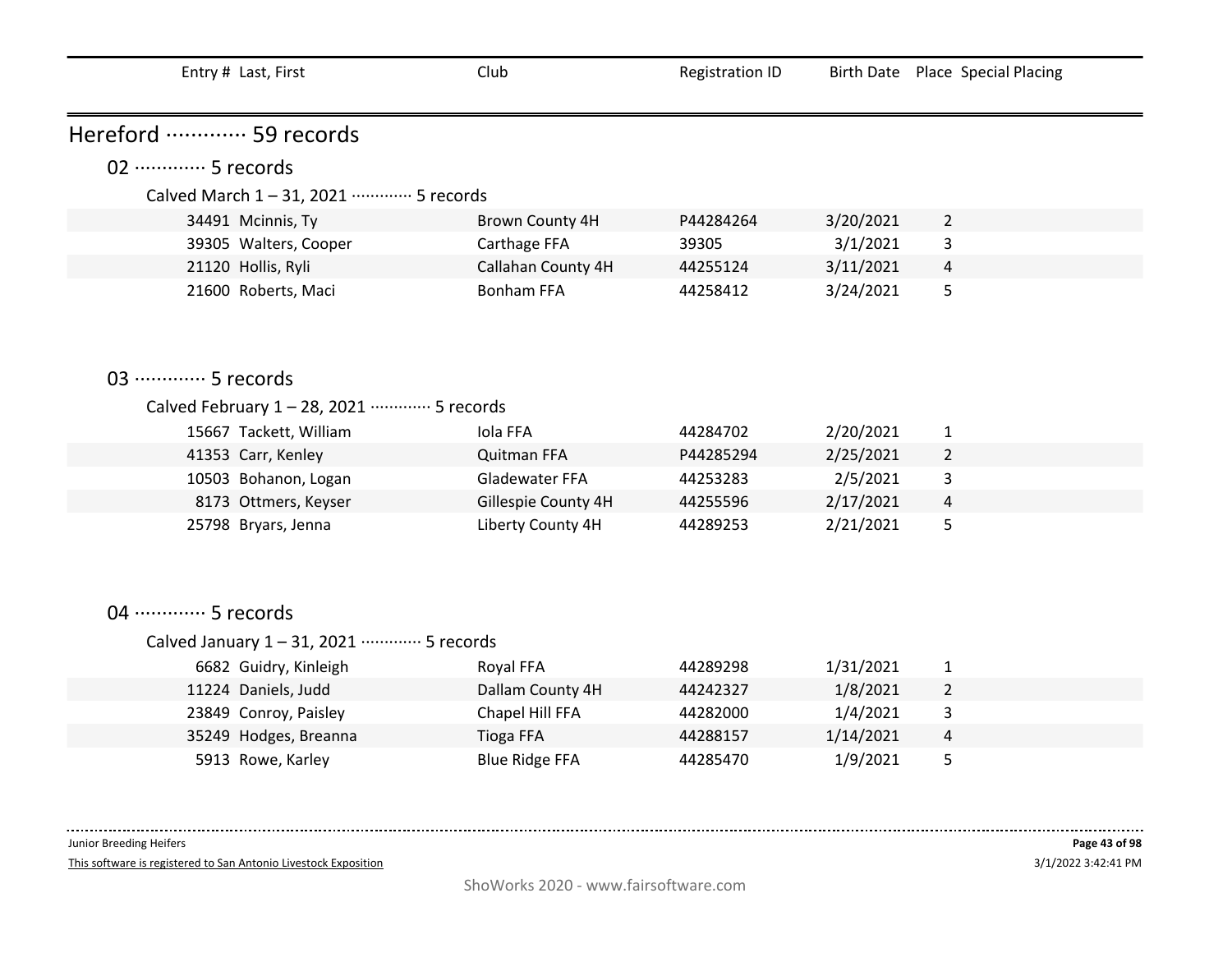| Entry # | Last, First | Club | Registration ID | Birth Date | Place | Special Placing |
|---|---|---|---|---|---|---|

# Hereford ············· 59 records

## 02 ············· 5 records

### Calved March 1 – 31, 2021 ············· 5 records

| Entry # | Last, First | Club | Registration ID | Birth Date | Place | Special Placing |
|---|---|---|---|---|---|---|
| 34491 | Mcinnis, Ty | Brown County 4H | P44284264 | 3/20/2021 | 2 | |
| 39305 | Walters, Cooper | Carthage FFA | 39305 | 3/1/2021 | 3 | |
| 21120 | Hollis, Ryli | Callahan County 4H | 44255124 | 3/11/2021 | 4 | |
| 21600 | Roberts, Maci | Bonham FFA | 44258412 | 3/24/2021 | 5 | |

## 03 ············· 5 records

### Calved February 1 – 28, 2021 ············· 5 records

| Entry # | Last, First | Club | Registration ID | Birth Date | Place | Special Placing |
|---|---|---|---|---|---|---|
| 15667 | Tackett, William | Iola FFA | 44284702 | 2/20/2021 | 1 | |
| 41353 | Carr, Kenley | Quitman FFA | P44285294 | 2/25/2021 | 2 | |
| 10503 | Bohanon, Logan | Gladewater FFA | 44253283 | 2/5/2021 | 3 | |
| 8173 | Ottmers, Keyser | Gillespie County 4H | 44255596 | 2/17/2021 | 4 | |
| 25798 | Bryars, Jenna | Liberty County 4H | 44289253 | 2/21/2021 | 5 | |

## 04 ············· 5 records

### Calved January 1 – 31, 2021 ············· 5 records

| Entry # | Last, First | Club | Registration ID | Birth Date | Place | Special Placing |
|---|---|---|---|---|---|---|
| 6682 | Guidry, Kinleigh | Royal FFA | 44289298 | 1/31/2021 | 1 | |
| 11224 | Daniels, Judd | Dallam County 4H | 44242327 | 1/8/2021 | 2 | |
| 23849 | Conroy, Paisley | Chapel Hill FFA | 44282000 | 1/4/2021 | 3 | |
| 35249 | Hodges, Breanna | Tioga FFA | 44288157 | 1/14/2021 | 4 | |
| 5913 | Rowe, Karley | Blue Ridge FFA | 44285470 | 1/9/2021 | 5 | |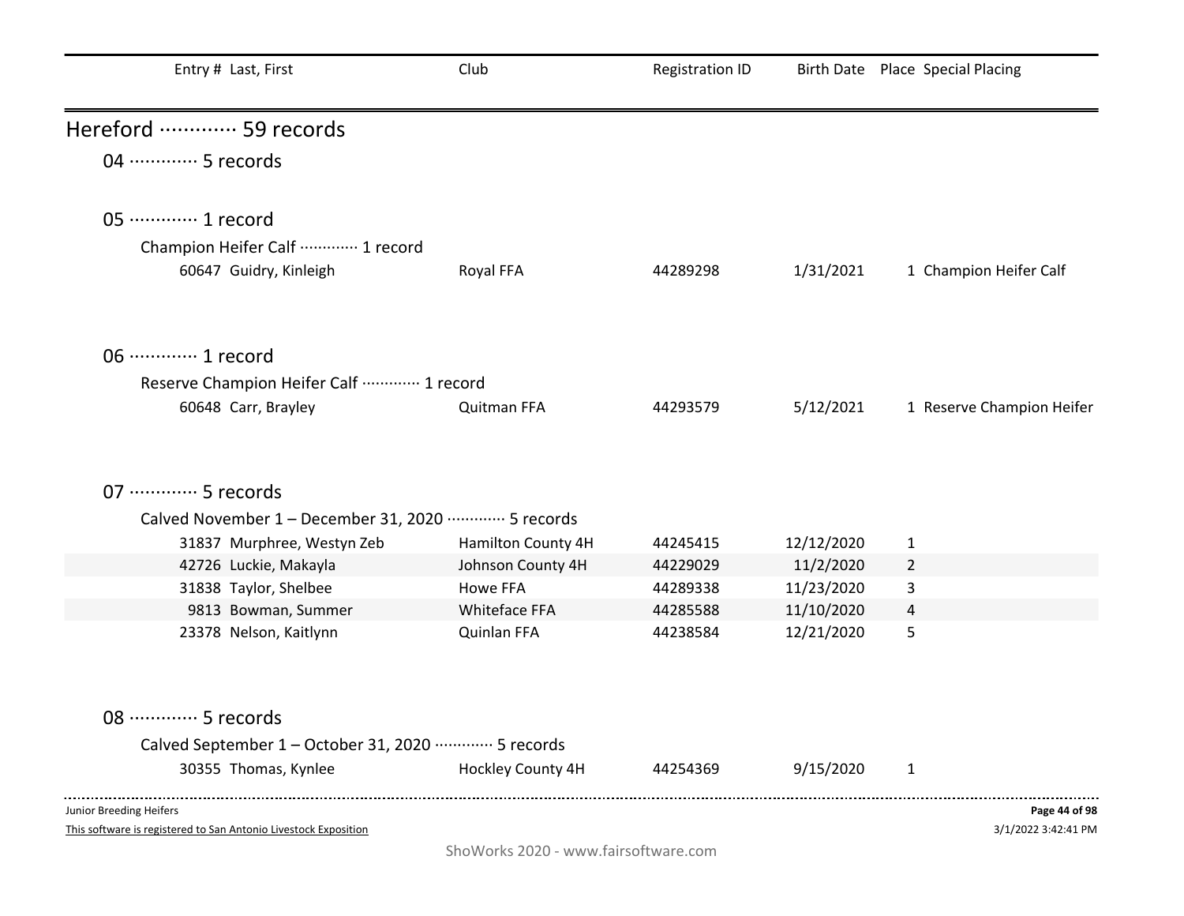| Entry # | Last, First | Club | Registration ID | Birth Date | Place | Special Placing |
|---|---|---|---|---|---|---|

# Hereford ············· 59 records

## 04 ············· 5 records

## 05 ············· 1 record

### Champion Heifer Calf ············· 1 record

| Entry # | Last, First | Club | Registration ID | Birth Date | Place | Special Placing |
|---|---|---|---|---|---|---|
| 60647 | Guidry, Kinleigh | Royal FFA | 44289298 | 1/31/2021 | 1 | Champion Heifer Calf |

## 06 ············· 1 record

### Reserve Champion Heifer Calf ············· 1 record

| Entry # | Last, First | Club | Registration ID | Birth Date | Place | Special Placing |
|---|---|---|---|---|---|---|
| 60648 | Carr, Brayley | Quitman FFA | 44293579 | 5/12/2021 | 1 | Reserve Champion Heifer |

## 07 ············· 5 records

### Calved November 1 – December 31, 2020 ············· 5 records

| Entry # | Last, First | Club | Registration ID | Birth Date | Place | Special Placing |
|---|---|---|---|---|---|---|
| 31837 | Murphree, Westyn Zeb | Hamilton County 4H | 44245415 | 12/12/2020 | 1 | |
| 42726 | Luckie, Makayla | Johnson County 4H | 44229029 | 11/2/2020 | 2 | |
| 31838 | Taylor, Shelbee | Howe FFA | 44289338 | 11/23/2020 | 3 | |
| 9813 | Bowman, Summer | Whiteface FFA | 44285588 | 11/10/2020 | 4 | |
| 23378 | Nelson, Kaitlynn | Quinlan FFA | 44238584 | 12/21/2020 | 5 | |

## 08 ············· 5 records

### Calved September 1 – October 31, 2020 ············· 5 records

| Entry # | Last, First | Club | Registration ID | Birth Date | Place | Special Placing |
|---|---|---|---|---|---|---|
| 30355 | Thomas, Kynlee | Hockley County 4H | 44254369 | 9/15/2020 | 1 | |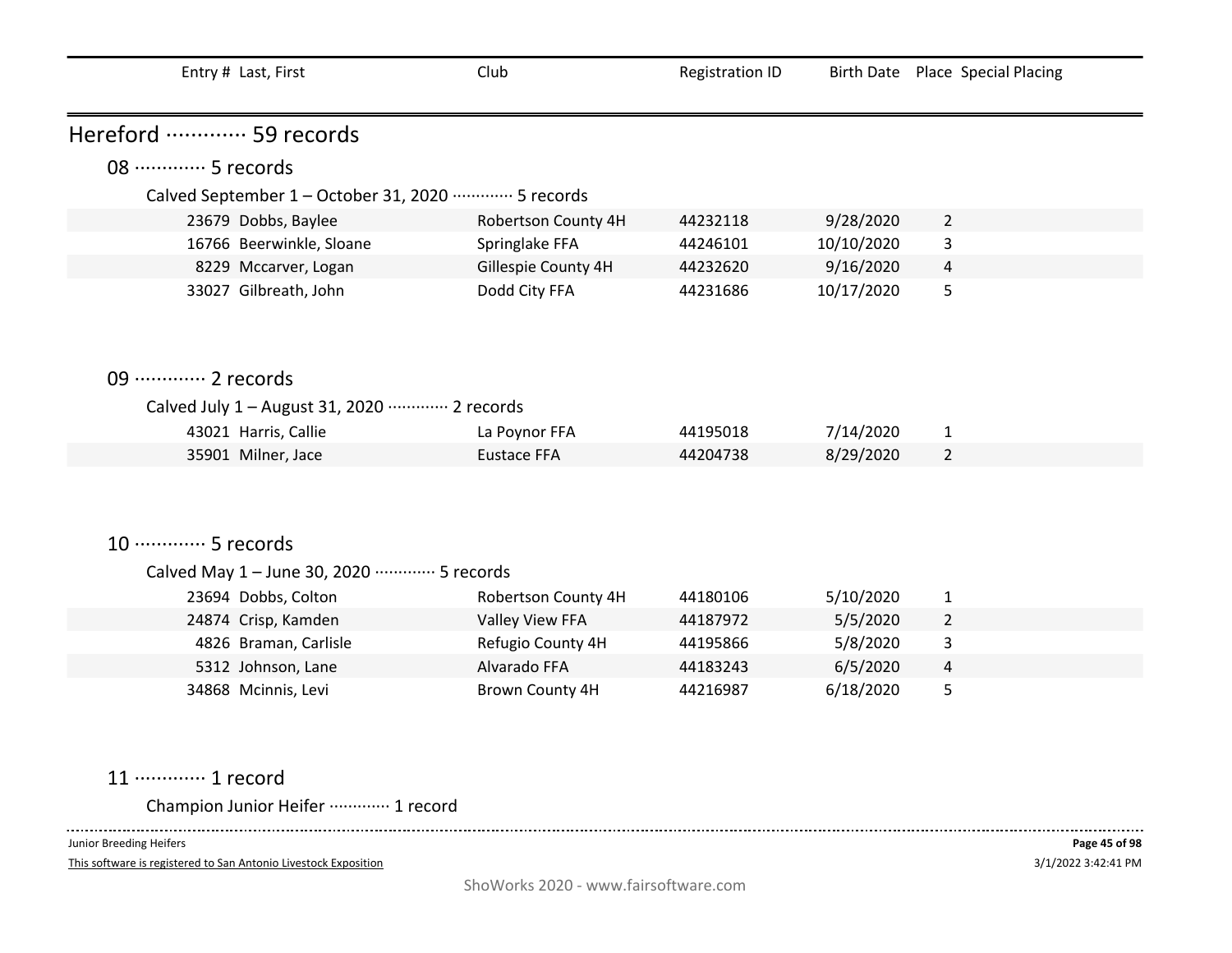| Entry # | Last, First | Club | Registration ID | Birth Date | Place | Special Placing |
|---|---|---|---|---|---|---|

# Hereford ············· 59 records

## 08 ············· 5 records

### Calved September 1 – October 31, 2020 ············· 5 records

| Entry # | Last, First | Club | Registration ID | Birth Date | Place | Special Placing |
|---|---|---|---|---|---|---|
| 23679 | Dobbs, Baylee | Robertson County 4H | 44232118 | 9/28/2020 | 2 | |
| 16766 | Beerwinkle, Sloane | Springlake FFA | 44246101 | 10/10/2020 | 3 | |
| 8229 | Mccarver, Logan | Gillespie County 4H | 44232620 | 9/16/2020 | 4 | |
| 33027 | Gilbreath, John | Dodd City FFA | 44231686 | 10/17/2020 | 5 | |

## 09 ············· 2 records

### Calved July 1 – August 31, 2020 ············· 2 records

| Entry # | Last, First | Club | Registration ID | Birth Date | Place | Special Placing |
|---|---|---|---|---|---|---|
| 43021 | Harris, Callie | La Poynor FFA | 44195018 | 7/14/2020 | 1 | |
| 35901 | Milner, Jace | Eustace FFA | 44204738 | 8/29/2020 | 2 | |

## 10 ············· 5 records

### Calved May 1 – June 30, 2020 ············· 5 records

| Entry # | Last, First | Club | Registration ID | Birth Date | Place | Special Placing |
|---|---|---|---|---|---|---|
| 23694 | Dobbs, Colton | Robertson County 4H | 44180106 | 5/10/2020 | 1 | |
| 24874 | Crisp, Kamden | Valley View FFA | 44187972 | 5/5/2020 | 2 | |
| 4826 | Braman, Carlisle | Refugio County 4H | 44195866 | 5/8/2020 | 3 | |
| 5312 | Johnson, Lane | Alvarado FFA | 44183243 | 6/5/2020 | 4 | |
| 34868 | Mcinnis, Levi | Brown County 4H | 44216987 | 6/18/2020 | 5 | |

## 11 ············· 1 record

### Champion Junior Heifer ············· 1 record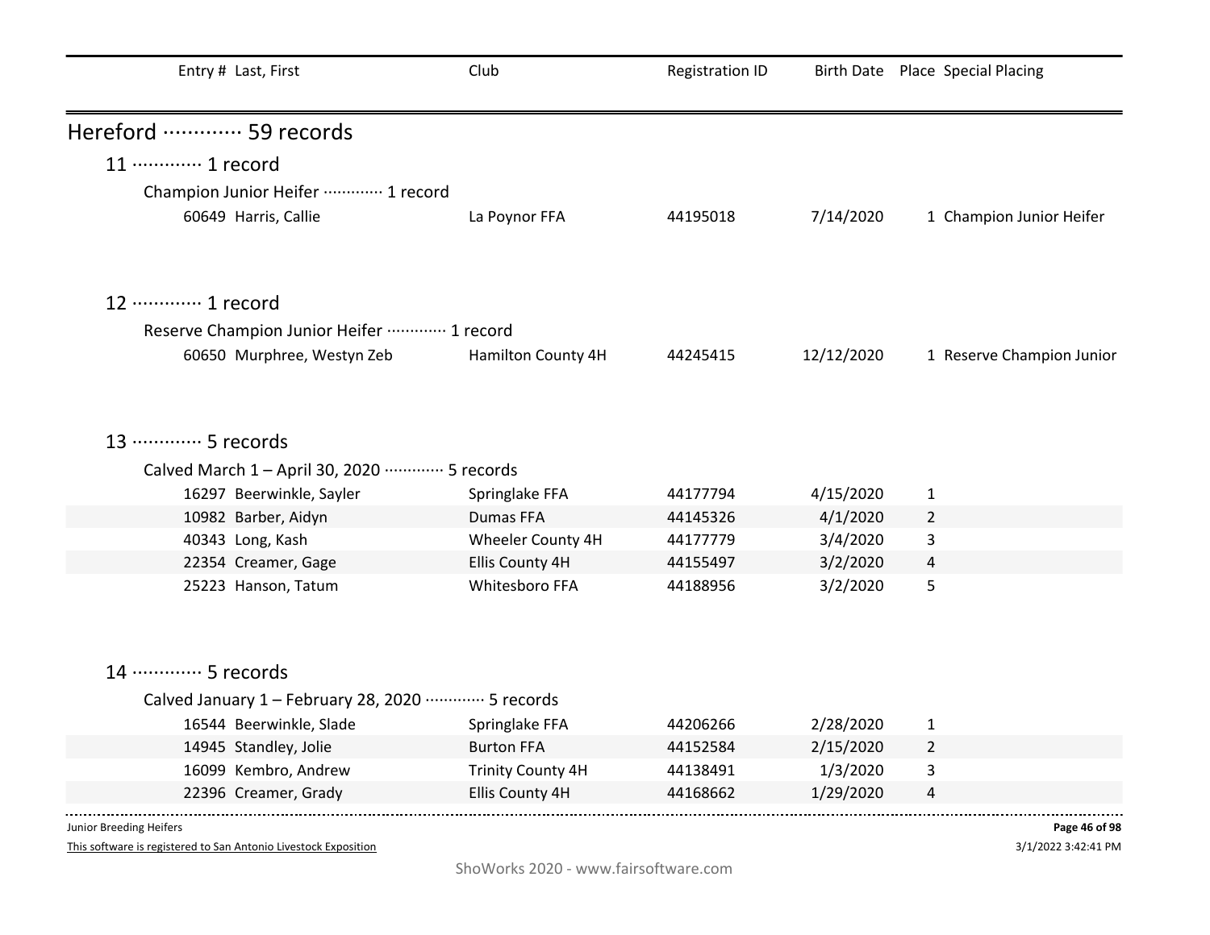| Entry # | Last, First | Club | Registration ID | Birth Date | Place | Special Placing |
|---|---|---|---|---|---|---|

# Hereford ············· 59 records

## 11 ············· 1 record

### Champion Junior Heifer ············· 1 record

| Entry # | Last, First | Club | Registration ID | Birth Date | Place | Special Placing |
|---|---|---|---|---|---|---|
| 60649 | Harris, Callie | La Poynor FFA | 44195018 | 7/14/2020 | 1 | Champion Junior Heifer |

## 12 ············· 1 record

### Reserve Champion Junior Heifer ············· 1 record

| Entry # | Last, First | Club | Registration ID | Birth Date | Place | Special Placing |
|---|---|---|---|---|---|---|
| 60650 | Murphree, Westyn Zeb | Hamilton County 4H | 44245415 | 12/12/2020 | 1 | Reserve Champion Junior |

## 13 ············· 5 records

### Calved March 1 – April 30, 2020 ············· 5 records

| Entry # | Last, First | Club | Registration ID | Birth Date | Place | Special Placing |
|---|---|---|---|---|---|---|
| 16297 | Beerwinkle, Sayler | Springlake FFA | 44177794 | 4/15/2020 | 1 | |
| 10982 | Barber, Aidyn | Dumas FFA | 44145326 | 4/1/2020 | 2 | |
| 40343 | Long, Kash | Wheeler County 4H | 44177779 | 3/4/2020 | 3 | |
| 22354 | Creamer, Gage | Ellis County 4H | 44155497 | 3/2/2020 | 4 | |
| 25223 | Hanson, Tatum | Whitesboro FFA | 44188956 | 3/2/2020 | 5 | |

## 14 ············· 5 records

### Calved January 1 – February 28, 2020 ············· 5 records

| Entry # | Last, First | Club | Registration ID | Birth Date | Place | Special Placing |
|---|---|---|---|---|---|---|
| 16544 | Beerwinkle, Slade | Springlake FFA | 44206266 | 2/28/2020 | 1 | |
| 14945 | Standley, Jolie | Burton FFA | 44152584 | 2/15/2020 | 2 | |
| 16099 | Kembro, Andrew | Trinity County 4H | 44138491 | 1/3/2020 | 3 | |
| 22396 | Creamer, Grady | Ellis County 4H | 44168662 | 1/29/2020 | 4 | |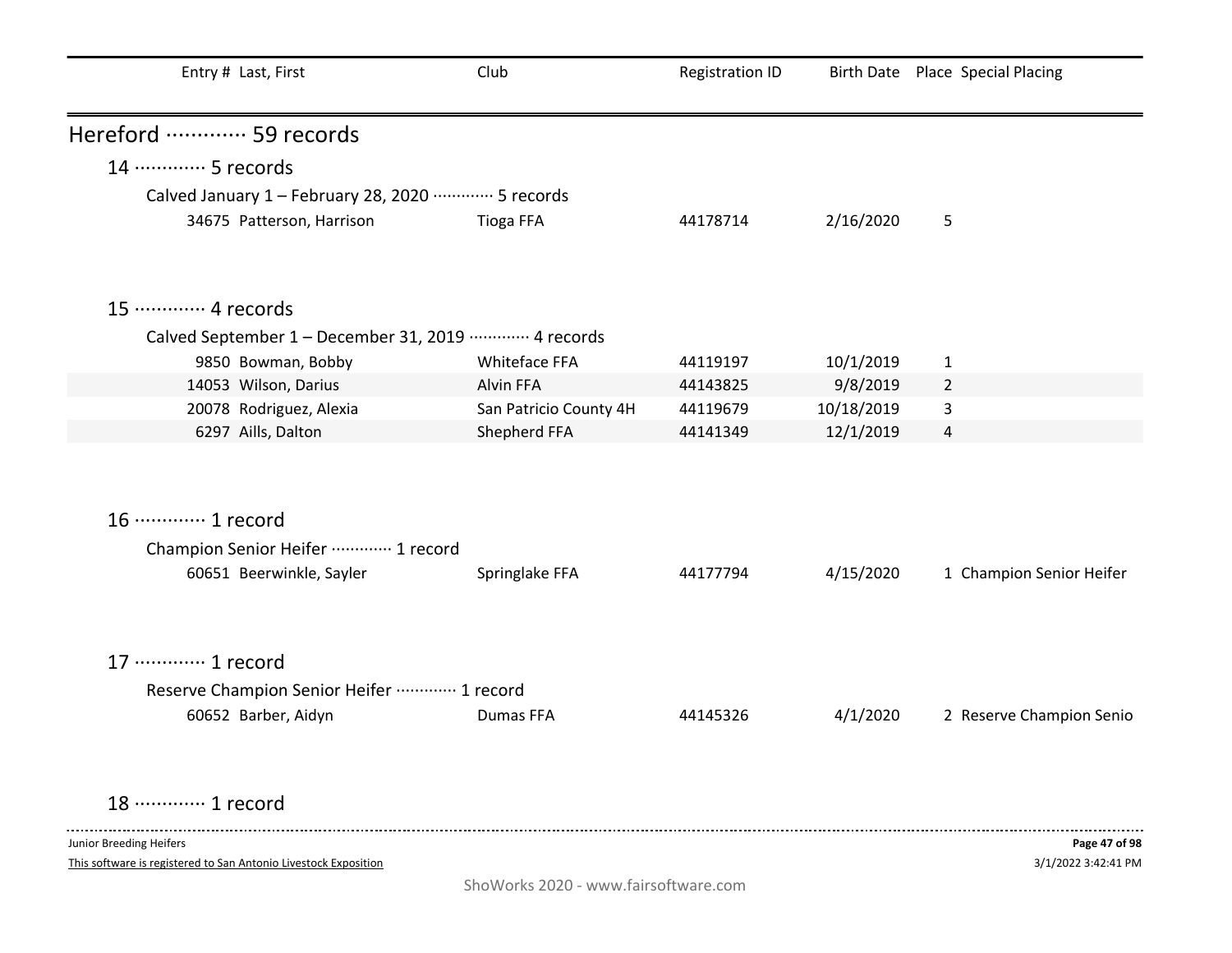| Entry # | Last, First | Club | Registration ID | Birth Date | Place | Special Placing |
|---|---|---|---|---|---|---|

## Hereford ············· 59 records

### 14 ············· 5 records

Calved January 1 – February 28, 2020 ············· 5 records

| Entry # | Last, First | Club | Registration ID | Birth Date | Place | Special Placing |
|---|---|---|---|---|---|---|
| 34675 | Patterson, Harrison | Tioga FFA | 44178714 | 2/16/2020 | 5 | |

### 15 ············· 4 records

Calved September 1 – December 31, 2019 ············· 4 records

| Entry # | Last, First | Club | Registration ID | Birth Date | Place | Special Placing |
|---|---|---|---|---|---|---|
| 9850 | Bowman, Bobby | Whiteface FFA | 44119197 | 10/1/2019 | 1 | |
| 14053 | Wilson, Darius | Alvin FFA | 44143825 | 9/8/2019 | 2 | |
| 20078 | Rodriguez, Alexia | San Patricio County 4H | 44119679 | 10/18/2019 | 3 | |
| 6297 | Aills, Dalton | Shepherd FFA | 44141349 | 12/1/2019 | 4 | |

### 16 ············· 1 record

Champion Senior Heifer ············· 1 record

| Entry # | Last, First | Club | Registration ID | Birth Date | Place | Special Placing |
|---|---|---|---|---|---|---|
| 60651 | Beerwinkle, Sayler | Springlake FFA | 44177794 | 4/15/2020 | 1 | Champion Senior Heifer |

### 17 ············· 1 record

Reserve Champion Senior Heifer ············· 1 record

| Entry # | Last, First | Club | Registration ID | Birth Date | Place | Special Placing |
|---|---|---|---|---|---|---|
| 60652 | Barber, Aidyn | Dumas FFA | 44145326 | 4/1/2020 | 2 | Reserve Champion Senio |

### 18 ············· 1 record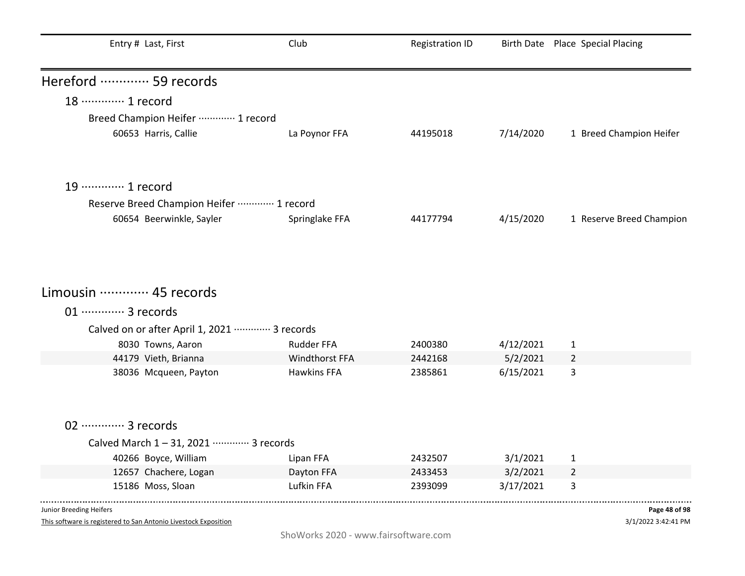| Entry # | Last, First | Club | Registration ID | Birth Date | Place | Special Placing |
|---|---|---|---|---|---|---|

## Hereford ············· 59 records

### 18 ············· 1 record

Breed Champion Heifer ············· 1 record

| Entry # | Last, First | Club | Registration ID | Birth Date | Place | Special Placing |
|---|---|---|---|---|---|---|
| 60653 | Harris, Callie | La Poynor FFA | 44195018 | 7/14/2020 | 1 | Breed Champion Heifer |

### 19 ············· 1 record

Reserve Breed Champion Heifer ············· 1 record

| Entry # | Last, First | Club | Registration ID | Birth Date | Place | Special Placing |
|---|---|---|---|---|---|---|
| 60654 | Beerwinkle, Sayler | Springlake FFA | 44177794 | 4/15/2020 | 1 | Reserve Breed Champion |

## Limousin ············· 45 records

### 01 ············· 3 records

Calved on or after April 1, 2021 ············· 3 records

| Entry # | Last, First | Club | Registration ID | Birth Date | Place | Special Placing |
|---|---|---|---|---|---|---|
| 8030 | Towns, Aaron | Rudder FFA | 2400380 | 4/12/2021 | 1 | |
| 44179 | Vieth, Brianna | Windthorst FFA | 2442168 | 5/2/2021 | 2 | |
| 38036 | Mcqueen, Payton | Hawkins FFA | 2385861 | 6/15/2021 | 3 | |

### 02 ············· 3 records

Calved March 1 – 31, 2021 ············· 3 records

| Entry # | Last, First | Club | Registration ID | Birth Date | Place | Special Placing |
|---|---|---|---|---|---|---|
| 40266 | Boyce, William | Lipan FFA | 2432507 | 3/1/2021 | 1 | |
| 12657 | Chachere, Logan | Dayton FFA | 2433453 | 3/2/2021 | 2 | |
| 15186 | Moss, Sloan | Lufkin FFA | 2393099 | 3/17/2021 | 3 | |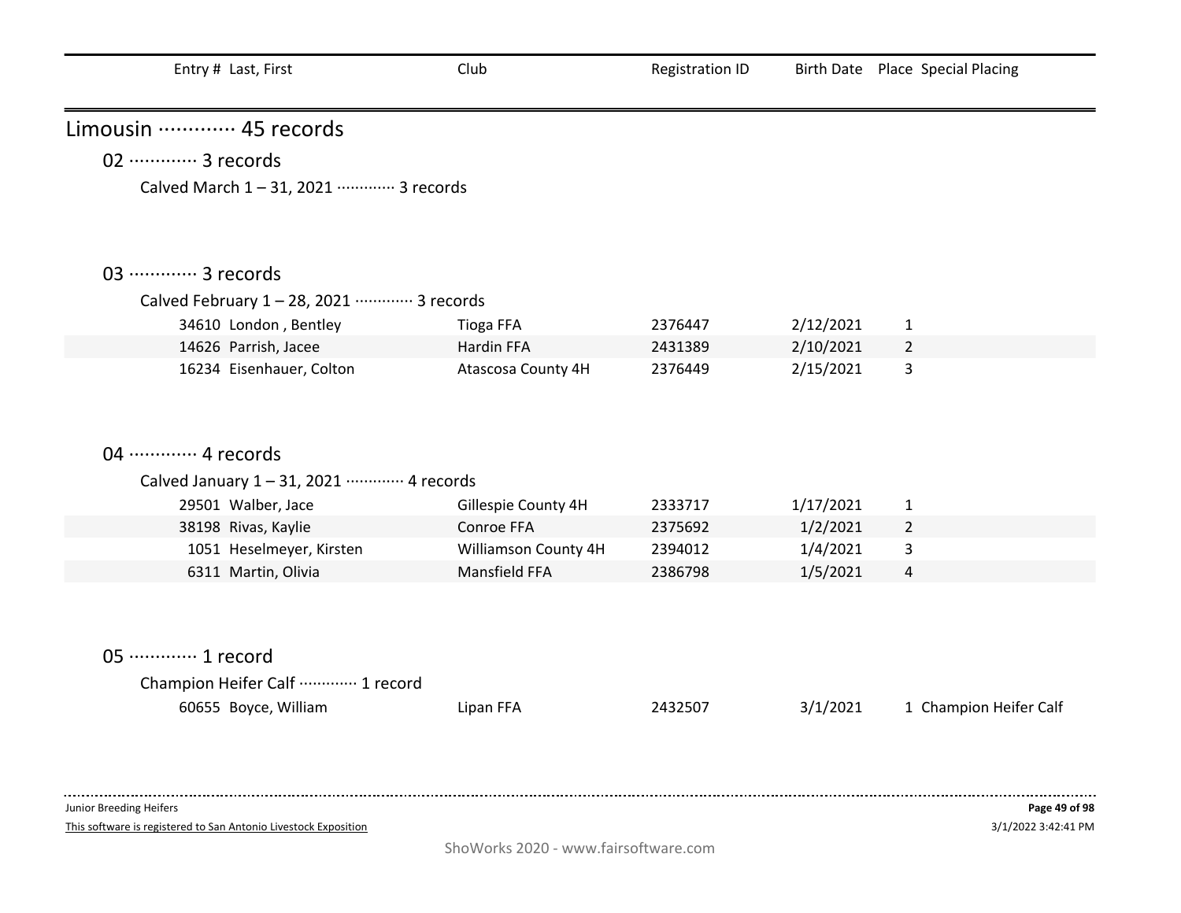| Entry # | Last, First | Club | Registration ID | Birth Date | Place | Special Placing |
|---|---|---|---|---|---|---|

# Limousin ············· 45 records

## 02 ············· 3 records

### Calved March 1 – 31, 2021 ············· 3 records

## 03 ············· 3 records

### Calved February 1 – 28, 2021 ············· 3 records

| Entry # | Last, First | Club | Registration ID | Birth Date | Place | Special Placing |
|---|---|---|---|---|---|---|
| 34610 | London , Bentley | Tioga FFA | 2376447 | 2/12/2021 | 1 | |
| 14626 | Parrish, Jacee | Hardin FFA | 2431389 | 2/10/2021 | 2 | |
| 16234 | Eisenhauer, Colton | Atascosa County 4H | 2376449 | 2/15/2021 | 3 | |

## 04 ············· 4 records

### Calved January 1 – 31, 2021 ············· 4 records

| Entry # | Last, First | Club | Registration ID | Birth Date | Place | Special Placing |
|---|---|---|---|---|---|---|
| 29501 | Walber, Jace | Gillespie County 4H | 2333717 | 1/17/2021 | 1 | |
| 38198 | Rivas, Kaylie | Conroe FFA | 2375692 | 1/2/2021 | 2 | |
| 1051 | Heselmeyer, Kirsten | Williamson County 4H | 2394012 | 1/4/2021 | 3 | |
| 6311 | Martin, Olivia | Mansfield FFA | 2386798 | 1/5/2021 | 4 | |

## 05 ············· 1 record

### Champion Heifer Calf ············· 1 record

| Entry # | Last, First | Club | Registration ID | Birth Date | Place | Special Placing |
|---|---|---|---|---|---|---|
| 60655 | Boyce, William | Lipan FFA | 2432507 | 3/1/2021 | 1 | Champion Heifer Calf |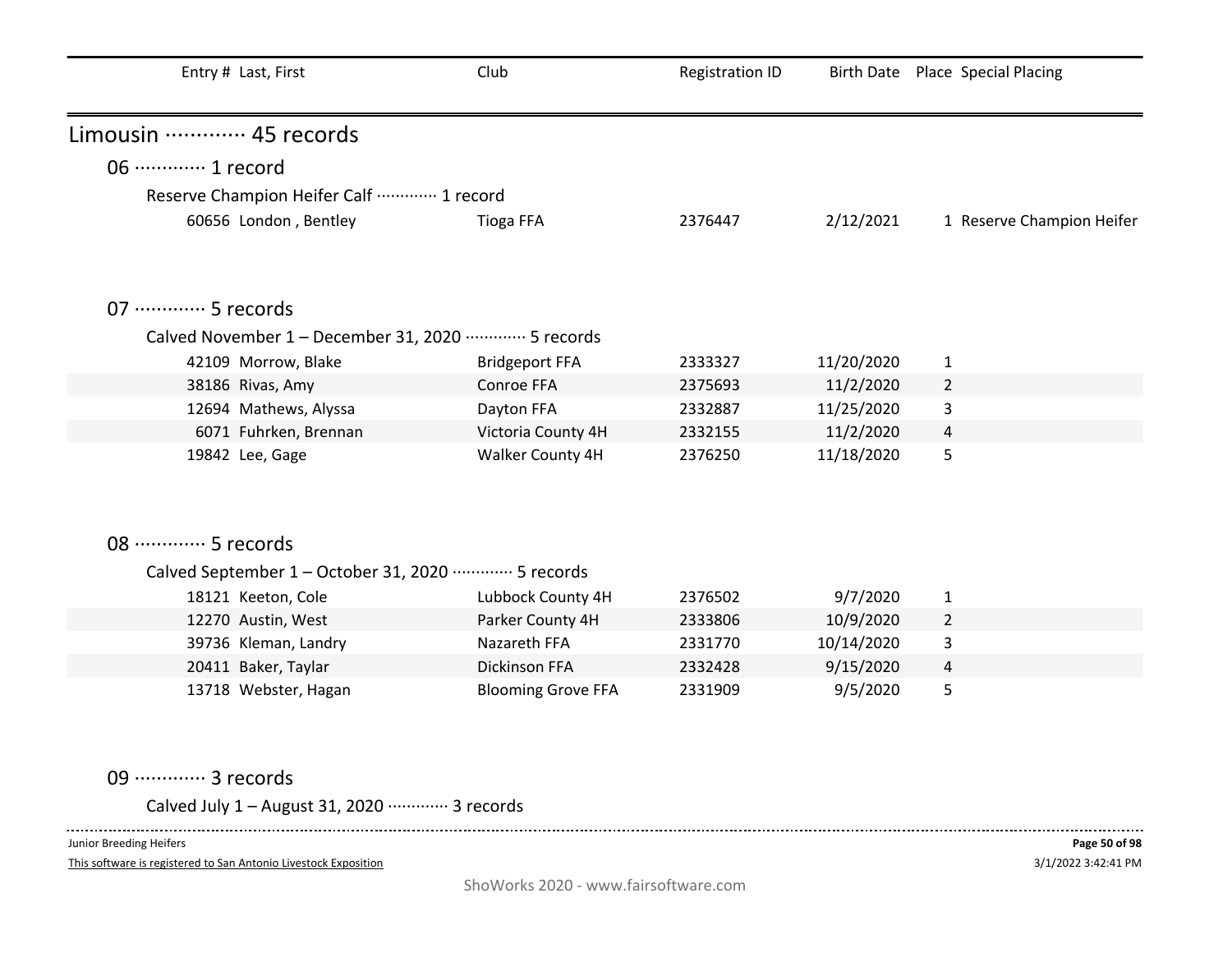| Entry # | Last, First | Club | Registration ID | Birth Date | Place | Special Placing |
|---|---|---|---|---|---|---|

## Limousin ············· 45 records

### 06 ············· 1 record

Reserve Champion Heifer Calf ············· 1 record

| Entry # | Last, First | Club | Registration ID | Birth Date | Place | Special Placing |
|---|---|---|---|---|---|---|
| 60656 | London , Bentley | Tioga FFA | 2376447 | 2/12/2021 | 1 | Reserve Champion Heifer |

### 07 ············· 5 records

Calved November 1 – December 31, 2020 ············· 5 records

| Entry # | Last, First | Club | Registration ID | Birth Date | Place | Special Placing |
|---|---|---|---|---|---|---|
| 42109 | Morrow, Blake | Bridgeport FFA | 2333327 | 11/20/2020 | 1 | |
| 38186 | Rivas, Amy | Conroe FFA | 2375693 | 11/2/2020 | 2 | |
| 12694 | Mathews, Alyssa | Dayton FFA | 2332887 | 11/25/2020 | 3 | |
| 6071 | Fuhrken, Brennan | Victoria County 4H | 2332155 | 11/2/2020 | 4 | |
| 19842 | Lee, Gage | Walker County 4H | 2376250 | 11/18/2020 | 5 | |

### 08 ············· 5 records

Calved September 1 – October 31, 2020 ············· 5 records

| Entry # | Last, First | Club | Registration ID | Birth Date | Place | Special Placing |
|---|---|---|---|---|---|---|
| 18121 | Keeton, Cole | Lubbock County 4H | 2376502 | 9/7/2020 | 1 | |
| 12270 | Austin, West | Parker County 4H | 2333806 | 10/9/2020 | 2 | |
| 39736 | Kleman, Landry | Nazareth FFA | 2331770 | 10/14/2020 | 3 | |
| 20411 | Baker, Taylar | Dickinson FFA | 2332428 | 9/15/2020 | 4 | |
| 13718 | Webster, Hagan | Blooming Grove FFA | 2331909 | 9/5/2020 | 5 | |

### 09 ············· 3 records

Calved July 1 – August 31, 2020 ············· 3 records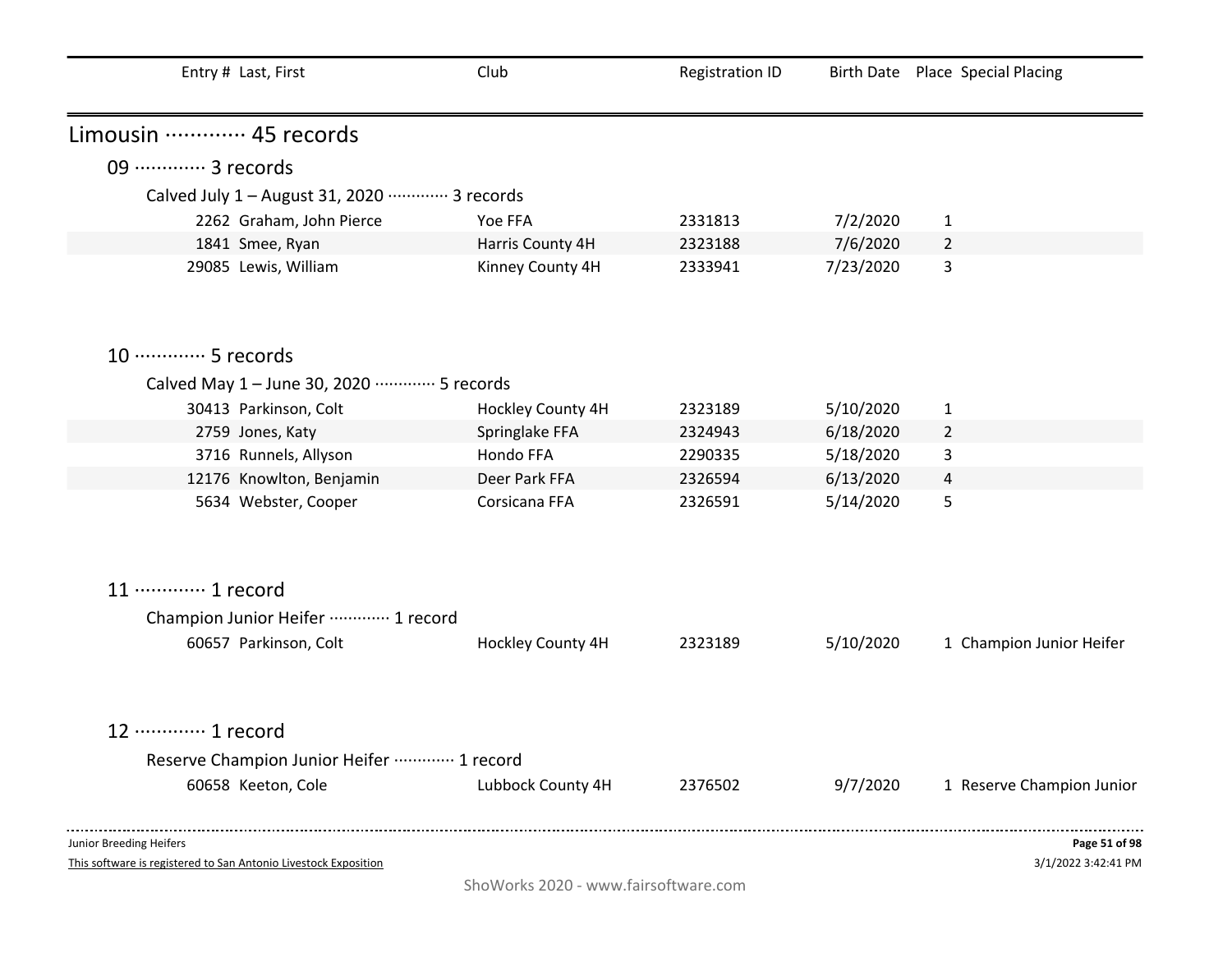| Entry # | Last, First | Club | Registration ID | Birth Date | Place | Special Placing |
|---|---|---|---|---|---|---|

# Limousin ············· 45 records

## 09 ············· 3 records

### Calved July 1 – August 31, 2020 ············· 3 records

| Entry # | Last, First | Club | Registration ID | Birth Date | Place | Special Placing |
|---|---|---|---|---|---|---|
| 2262 | Graham, John Pierce | Yoe FFA | 2331813 | 7/2/2020 | 1 | |
| 1841 | Smee, Ryan | Harris County 4H | 2323188 | 7/6/2020 | 2 | |
| 29085 | Lewis, William | Kinney County 4H | 2333941 | 7/23/2020 | 3 | |

## 10 ············· 5 records

### Calved May 1 – June 30, 2020 ············· 5 records

| Entry # | Last, First | Club | Registration ID | Birth Date | Place | Special Placing |
|---|---|---|---|---|---|---|
| 30413 | Parkinson, Colt | Hockley County 4H | 2323189 | 5/10/2020 | 1 | |
| 2759 | Jones, Katy | Springlake FFA | 2324943 | 6/18/2020 | 2 | |
| 3716 | Runnels, Allyson | Hondo FFA | 2290335 | 5/18/2020 | 3 | |
| 12176 | Knowlton, Benjamin | Deer Park FFA | 2326594 | 6/13/2020 | 4 | |
| 5634 | Webster, Cooper | Corsicana FFA | 2326591 | 5/14/2020 | 5 | |

## 11 ············· 1 record

### Champion Junior Heifer ············· 1 record

| Entry # | Last, First | Club | Registration ID | Birth Date | Place | Special Placing |
|---|---|---|---|---|---|---|
| 60657 | Parkinson, Colt | Hockley County 4H | 2323189 | 5/10/2020 | 1 | Champion Junior Heifer |

## 12 ············· 1 record

### Reserve Champion Junior Heifer ············· 1 record

| Entry # | Last, First | Club | Registration ID | Birth Date | Place | Special Placing |
|---|---|---|---|---|---|---|
| 60658 | Keeton, Cole | Lubbock County 4H | 2376502 | 9/7/2020 | 1 | Reserve Champion Junior |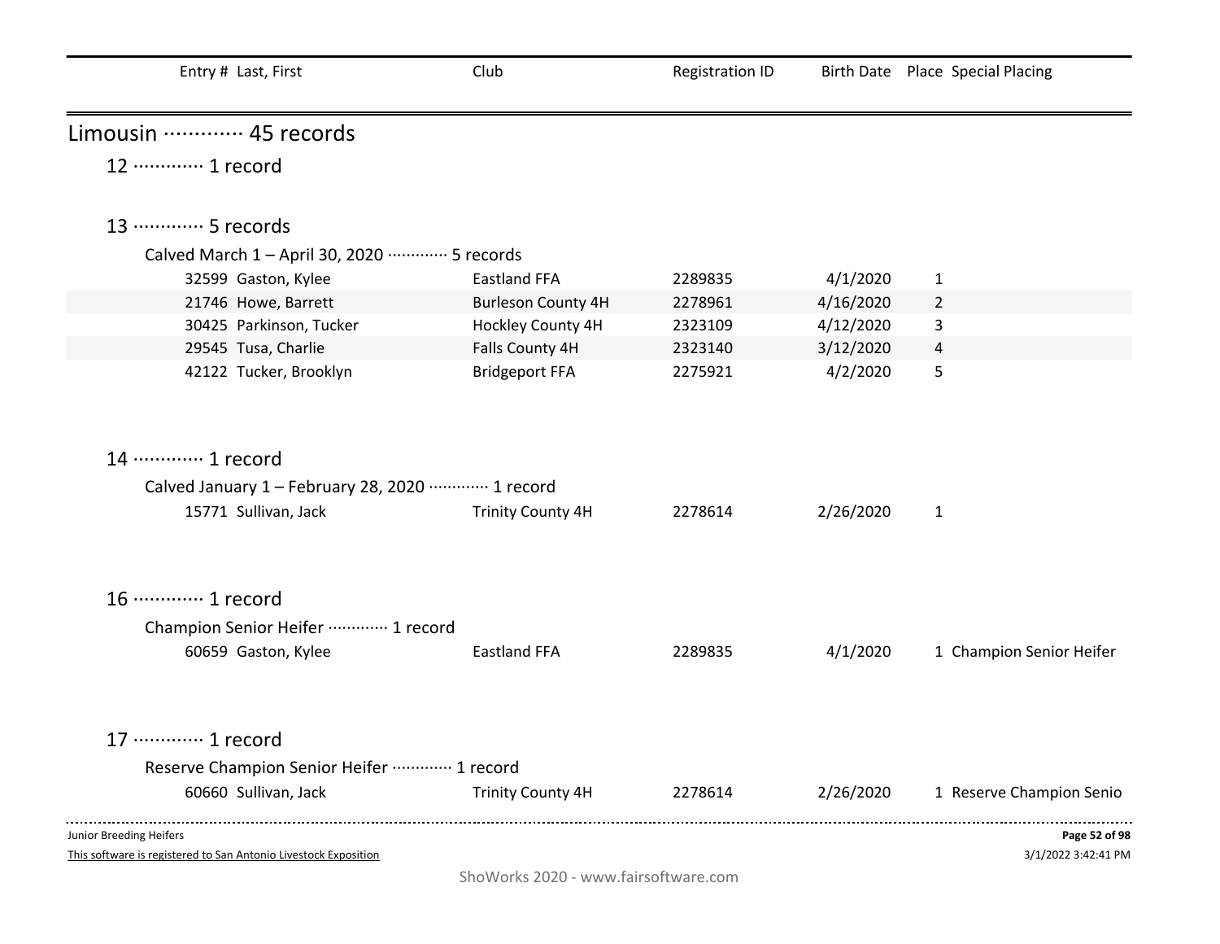| Entry # | Last, First | Club | Registration ID | Birth Date | Place | Special Placing |
|---|---|---|---|---|---|---|

# Limousin ············· 45 records

## 12 ············· 1 record

## 13 ············· 5 records

### Calved March 1 – April 30, 2020 ············· 5 records

| Entry # | Last, First | Club | Registration ID | Birth Date | Place | Special Placing |
|---|---|---|---|---|---|---|
| 32599 | Gaston, Kylee | Eastland FFA | 2289835 | 4/1/2020 | 1 | |
| 21746 | Howe, Barrett | Burleson County 4H | 2278961 | 4/16/2020 | 2 | |
| 30425 | Parkinson, Tucker | Hockley County 4H | 2323109 | 4/12/2020 | 3 | |
| 29545 | Tusa, Charlie | Falls County 4H | 2323140 | 3/12/2020 | 4 | |
| 42122 | Tucker, Brooklyn | Bridgeport FFA | 2275921 | 4/2/2020 | 5 | |

## 14 ············· 1 record

### Calved January 1 – February 28, 2020 ············· 1 record

| Entry # | Last, First | Club | Registration ID | Birth Date | Place | Special Placing |
|---|---|---|---|---|---|---|
| 15771 | Sullivan, Jack | Trinity County 4H | 2278614 | 2/26/2020 | 1 | |

## 16 ············· 1 record

### Champion Senior Heifer ············· 1 record

| Entry # | Last, First | Club | Registration ID | Birth Date | Place | Special Placing |
|---|---|---|---|---|---|---|
| 60659 | Gaston, Kylee | Eastland FFA | 2289835 | 4/1/2020 | 1 | Champion Senior Heifer |

## 17 ············· 1 record

### Reserve Champion Senior Heifer ············· 1 record

| Entry # | Last, First | Club | Registration ID | Birth Date | Place | Special Placing |
|---|---|---|---|---|---|---|
| 60660 | Sullivan, Jack | Trinity County 4H | 2278614 | 2/26/2020 | 1 | Reserve Champion Senio |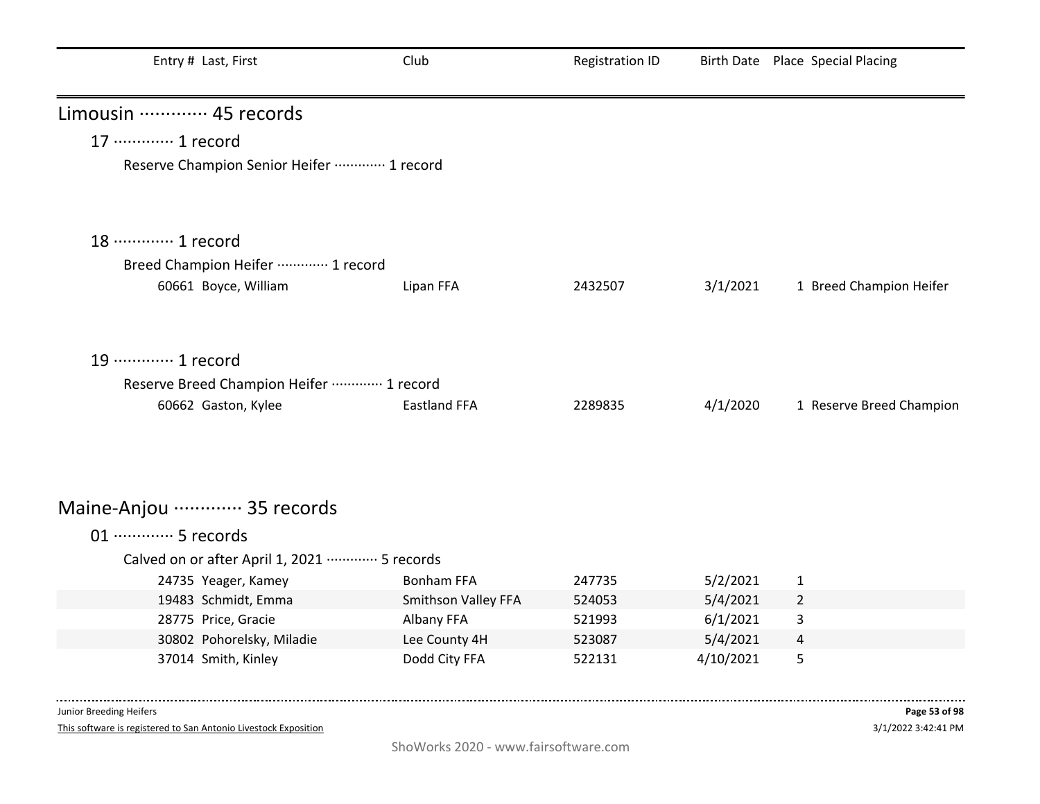| Entry # | Last, First | Club | Registration ID | Birth Date | Place | Special Placing |
| --- | --- | --- | --- | --- | --- | --- |

## Limousin ············· 45 records

### 17 ············· 1 record

Reserve Champion Senior Heifer ············· 1 record

### 18 ············· 1 record

Breed Champion Heifer ············· 1 record

| Entry # | Last, First | Club | Registration ID | Birth Date | Place | Special Placing |
| --- | --- | --- | --- | --- | --- | --- |
| 60661 | Boyce, William | Lipan FFA | 2432507 | 3/1/2021 | 1 | Breed Champion Heifer |

### 19 ············· 1 record

Reserve Breed Champion Heifer ············· 1 record

| Entry # | Last, First | Club | Registration ID | Birth Date | Place | Special Placing |
| --- | --- | --- | --- | --- | --- | --- |
| 60662 | Gaston, Kylee | Eastland FFA | 2289835 | 4/1/2020 | 1 | Reserve Breed Champion |

## Maine-Anjou ············· 35 records

### 01 ············· 5 records

Calved on or after April 1, 2021 ············· 5 records

| Entry # | Last, First | Club | Registration ID | Birth Date | Place | Special Placing |
| --- | --- | --- | --- | --- | --- | --- |
| 24735 | Yeager, Kamey | Bonham FFA | 247735 | 5/2/2021 | 1 | |
| 19483 | Schmidt, Emma | Smithson Valley FFA | 524053 | 5/4/2021 | 2 | |
| 28775 | Price, Gracie | Albany FFA | 521993 | 6/1/2021 | 3 | |
| 30802 | Pohorelsky, Miladie | Lee County 4H | 523087 | 5/4/2021 | 4 | |
| 37014 | Smith, Kinley | Dodd City FFA | 522131 | 4/10/2021 | 5 | |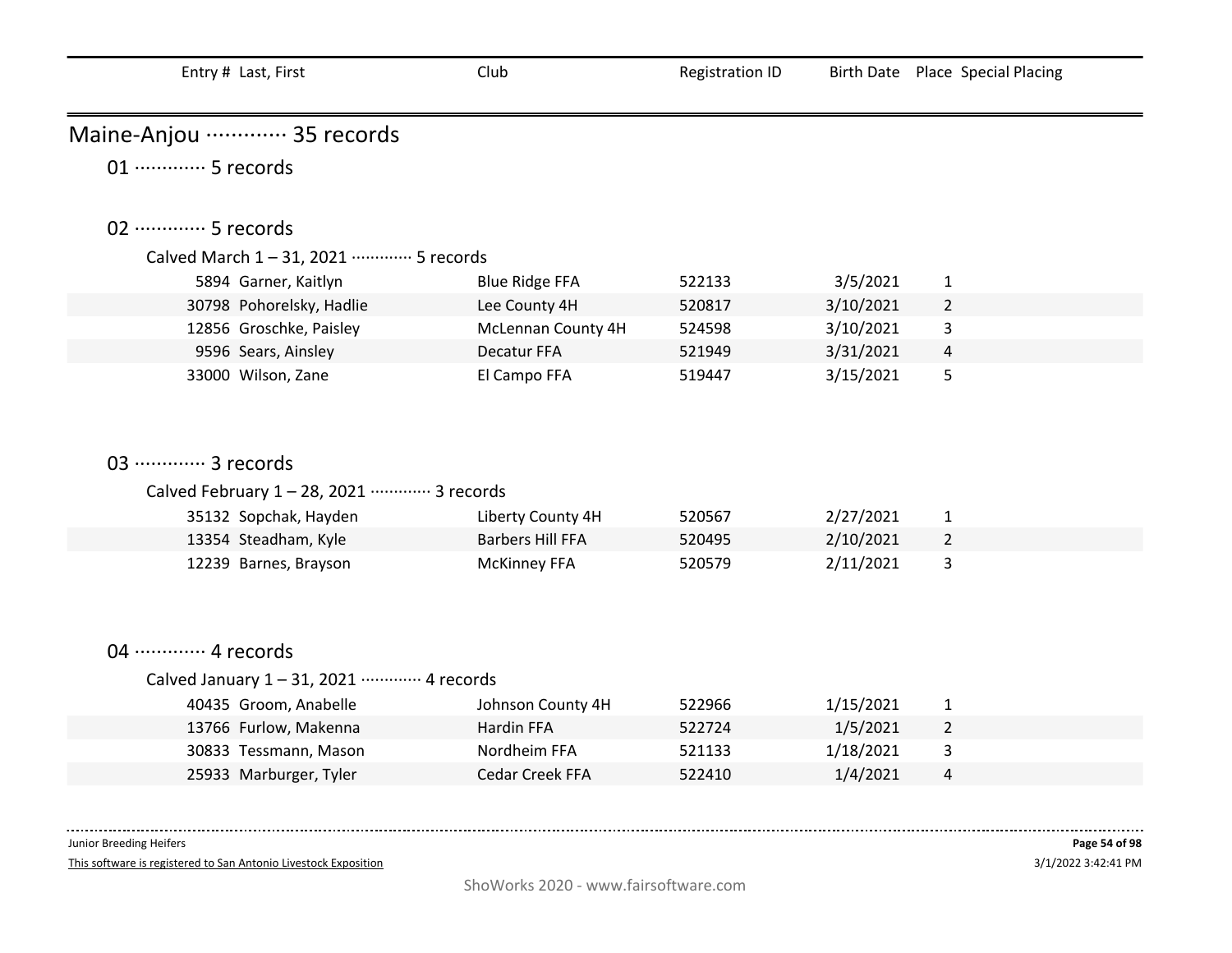| Entry # | Last, First | Club | Registration ID | Birth Date | Place | Special Placing |
|---|---|---|---|---|---|---|

# Maine-Anjou ············· 35 records

## 01 ············· 5 records

## 02 ············· 5 records

### Calved March 1 – 31, 2021 ············· 5 records

| Entry # | Last, First | Club | Registration ID | Birth Date | Place | Special Placing |
|---|---|---|---|---|---|---|
| 5894 | Garner, Kaitlyn | Blue Ridge FFA | 522133 | 3/5/2021 | 1 | |
| 30798 | Pohorelsky, Hadlie | Lee County 4H | 520817 | 3/10/2021 | 2 | |
| 12856 | Groschke, Paisley | McLennan County 4H | 524598 | 3/10/2021 | 3 | |
| 9596 | Sears, Ainsley | Decatur FFA | 521949 | 3/31/2021 | 4 | |
| 33000 | Wilson, Zane | El Campo FFA | 519447 | 3/15/2021 | 5 | |

## 03 ············· 3 records

### Calved February 1 – 28, 2021 ············· 3 records

| Entry # | Last, First | Club | Registration ID | Birth Date | Place | Special Placing |
|---|---|---|---|---|---|---|
| 35132 | Sopchak, Hayden | Liberty County 4H | 520567 | 2/27/2021 | 1 | |
| 13354 | Steadham, Kyle | Barbers Hill FFA | 520495 | 2/10/2021 | 2 | |
| 12239 | Barnes, Brayson | McKinney FFA | 520579 | 2/11/2021 | 3 | |

## 04 ············· 4 records

### Calved January 1 – 31, 2021 ············· 4 records

| Entry # | Last, First | Club | Registration ID | Birth Date | Place | Special Placing |
|---|---|---|---|---|---|---|
| 40435 | Groom, Anabelle | Johnson County 4H | 522966 | 1/15/2021 | 1 | |
| 13766 | Furlow, Makenna | Hardin FFA | 522724 | 1/5/2021 | 2 | |
| 30833 | Tessmann, Mason | Nordheim FFA | 521133 | 1/18/2021 | 3 | |
| 25933 | Marburger, Tyler | Cedar Creek FFA | 522410 | 1/4/2021 | 4 | |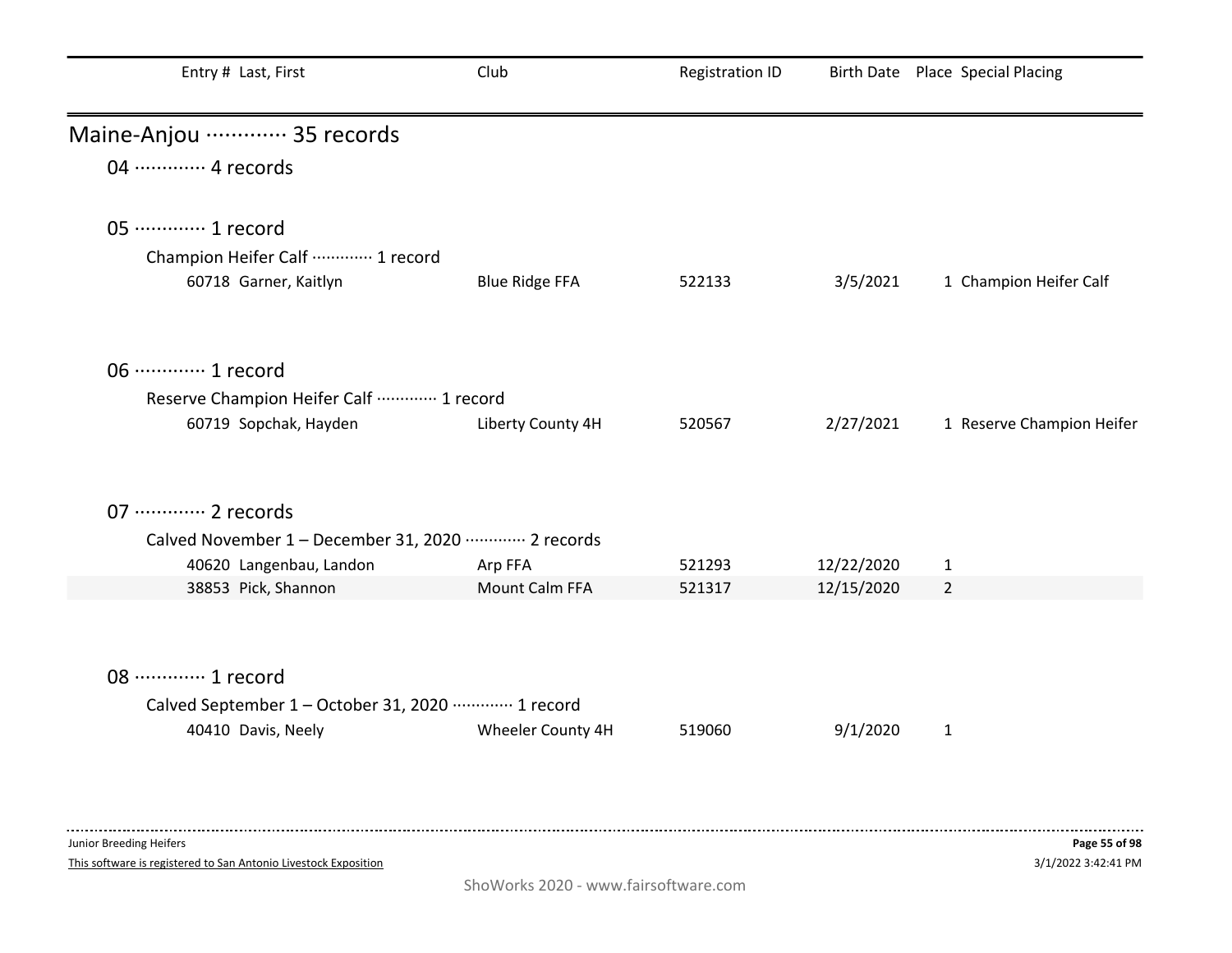| Entry # | Last, First | Club | Registration ID | Birth Date | Place | Special Placing |
|---|---|---|---|---|---|---|

## Maine-Anjou ············· 35 records

### 04 ············· 4 records

### 05 ············· 1 record

Champion Heifer Calf ············· 1 record

| Entry # | Last, First | Club | Registration ID | Birth Date | Place | Special Placing |
|---|---|---|---|---|---|---|
| 60718 | Garner, Kaitlyn | Blue Ridge FFA | 522133 | 3/5/2021 | 1 | Champion Heifer Calf |

### 06 ············· 1 record

Reserve Champion Heifer Calf ············· 1 record

| Entry # | Last, First | Club | Registration ID | Birth Date | Place | Special Placing |
|---|---|---|---|---|---|---|
| 60719 | Sopchak, Hayden | Liberty County 4H | 520567 | 2/27/2021 | 1 | Reserve Champion Heifer |

### 07 ············· 2 records

Calved November 1 – December 31, 2020 ············· 2 records

| Entry # | Last, First | Club | Registration ID | Birth Date | Place | Special Placing |
|---|---|---|---|---|---|---|
| 40620 | Langenbau, Landon | Arp FFA | 521293 | 12/22/2020 | 1 | |
| 38853 | Pick, Shannon | Mount Calm FFA | 521317 | 12/15/2020 | 2 | |

### 08 ············· 1 record

Calved September 1 – October 31, 2020 ············· 1 record

| Entry # | Last, First | Club | Registration ID | Birth Date | Place | Special Placing |
|---|---|---|---|---|---|---|
| 40410 | Davis, Neely | Wheeler County 4H | 519060 | 9/1/2020 | 1 | |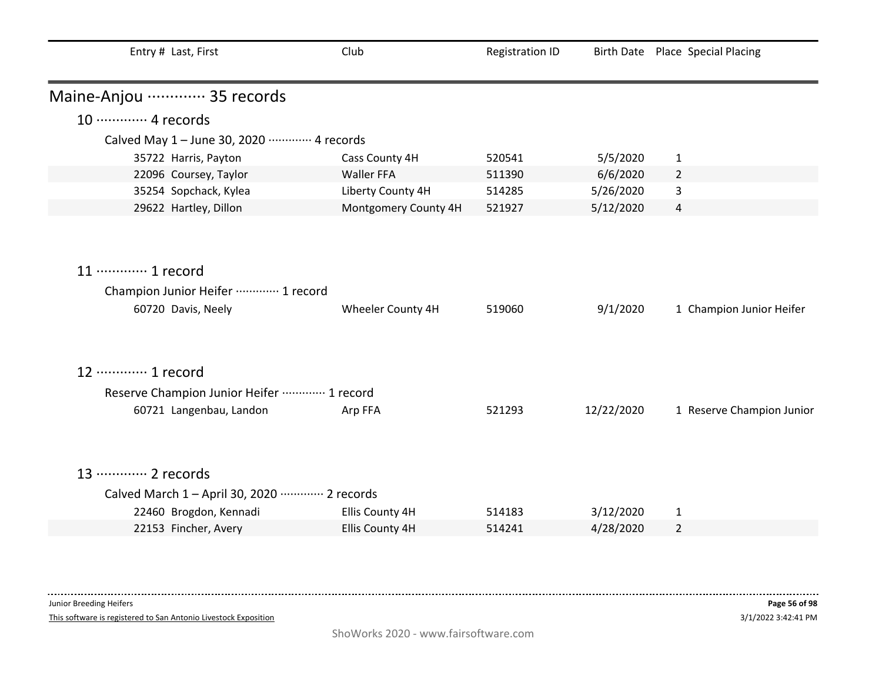| Entry # | Last, First | Club | Registration ID | Birth Date | Place | Special Placing |
|---|---|---|---|---|---|---|

## Maine-Anjou ············· 35 records

### 10 ············· 4 records

Calved May 1 – June 30, 2020 ············· 4 records

| Entry # | Last, First | Club | Registration ID | Birth Date | Place | Special Placing |
|---|---|---|---|---|---|---|
| 35722 | Harris, Payton | Cass County 4H | 520541 | 5/5/2020 | 1 | |
| 22096 | Coursey, Taylor | Waller FFA | 511390 | 6/6/2020 | 2 | |
| 35254 | Sopchack, Kylea | Liberty County 4H | 514285 | 5/26/2020 | 3 | |
| 29622 | Hartley, Dillon | Montgomery County 4H | 521927 | 5/12/2020 | 4 | |

### 11 ············· 1 record

Champion Junior Heifer ············· 1 record

| Entry # | Last, First | Club | Registration ID | Birth Date | Place | Special Placing |
|---|---|---|---|---|---|---|
| 60720 | Davis, Neely | Wheeler County 4H | 519060 | 9/1/2020 | 1 | Champion Junior Heifer |

### 12 ············· 1 record

Reserve Champion Junior Heifer ············· 1 record

| Entry # | Last, First | Club | Registration ID | Birth Date | Place | Special Placing |
|---|---|---|---|---|---|---|
| 60721 | Langenbau, Landon | Arp FFA | 521293 | 12/22/2020 | 1 | Reserve Champion Junior |

### 13 ············· 2 records

Calved March 1 – April 30, 2020 ············· 2 records

| Entry # | Last, First | Club | Registration ID | Birth Date | Place | Special Placing |
|---|---|---|---|---|---|---|
| 22460 | Brogdon, Kennadi | Ellis County 4H | 514183 | 3/12/2020 | 1 | |
| 22153 | Fincher, Avery | Ellis County 4H | 514241 | 4/28/2020 | 2 | |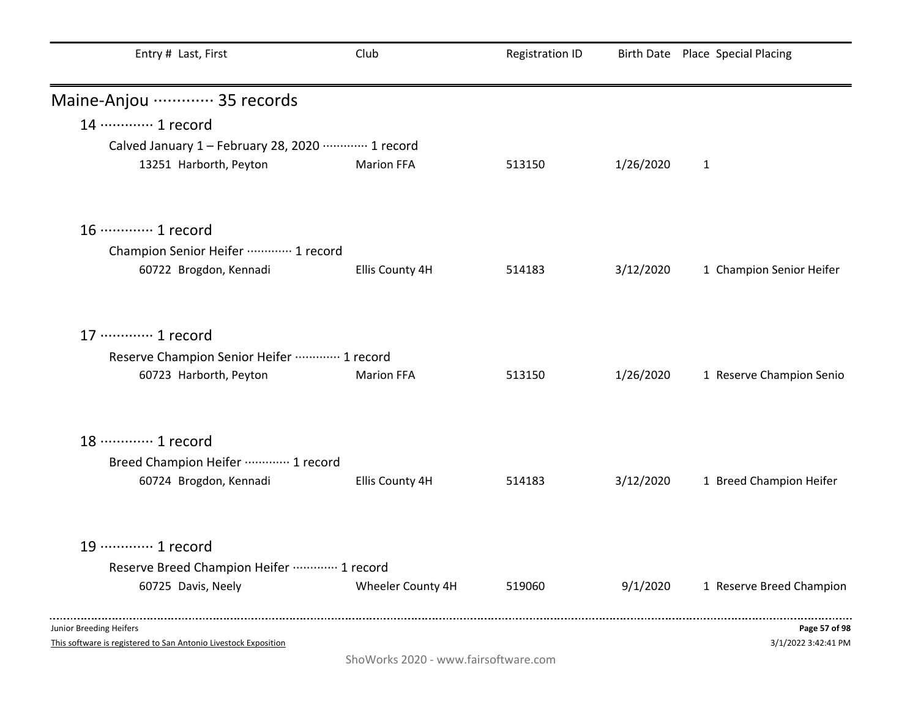| Entry # | Last, First | Club | Registration ID | Birth Date | Place | Special Placing |
|---|---|---|---|---|---|---|

## Maine-Anjou ············· 35 records

### 14 ············· 1 record

Calved January 1 – February 28, 2020 ············· 1 record

| Entry # | Last, First | Club | Registration ID | Birth Date | Place | Special Placing |
|---|---|---|---|---|---|---|
| 13251 | Harborth, Peyton | Marion FFA | 513150 | 1/26/2020 | 1 | |

### 16 ············· 1 record

Champion Senior Heifer ············· 1 record

| Entry # | Last, First | Club | Registration ID | Birth Date | Place | Special Placing |
|---|---|---|---|---|---|---|
| 60722 | Brogdon, Kennadi | Ellis County 4H | 514183 | 3/12/2020 | 1 | Champion Senior Heifer |

### 17 ············· 1 record

Reserve Champion Senior Heifer ············· 1 record

| Entry # | Last, First | Club | Registration ID | Birth Date | Place | Special Placing |
|---|---|---|---|---|---|---|
| 60723 | Harborth, Peyton | Marion FFA | 513150 | 1/26/2020 | 1 | Reserve Champion Senio |

### 18 ············· 1 record

Breed Champion Heifer ············· 1 record

| Entry # | Last, First | Club | Registration ID | Birth Date | Place | Special Placing |
|---|---|---|---|---|---|---|
| 60724 | Brogdon, Kennadi | Ellis County 4H | 514183 | 3/12/2020 | 1 | Breed Champion Heifer |

### 19 ············· 1 record

Reserve Breed Champion Heifer ············· 1 record

| Entry # | Last, First | Club | Registration ID | Birth Date | Place | Special Placing |
|---|---|---|---|---|---|---|
| 60725 | Davis, Neely | Wheeler County 4H | 519060 | 9/1/2020 | 1 | Reserve Breed Champion |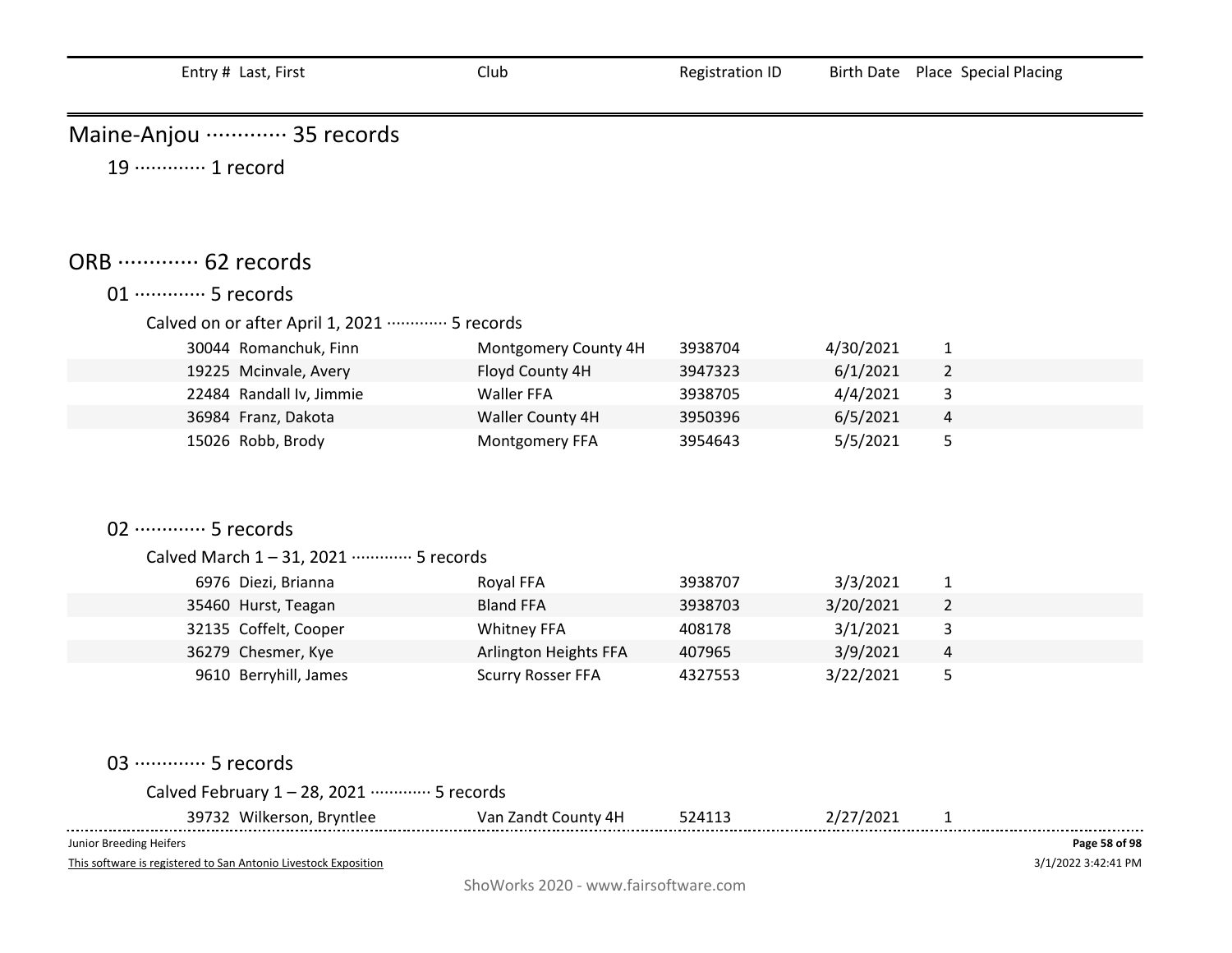| Entry # | Last, First | Club | Registration ID | Birth Date | Place | Special Placing |
|---|---|---|---|---|---|---|

## Maine-Anjou ············· 35 records

### 19 ············· 1 record

## ORB ············· 62 records

### 01 ············· 5 records

Calved on or after April 1, 2021 ············· 5 records

| Entry # | Last, First | Club | Registration ID | Birth Date | Place | Special Placing |
|---|---|---|---|---|---|---|
| 30044 | Romanchuk, Finn | Montgomery County 4H | 3938704 | 4/30/2021 | 1 | |
| 19225 | Mcinvale, Avery | Floyd County 4H | 3947323 | 6/1/2021 | 2 | |
| 22484 | Randall Iv, Jimmie | Waller FFA | 3938705 | 4/4/2021 | 3 | |
| 36984 | Franz, Dakota | Waller County 4H | 3950396 | 6/5/2021 | 4 | |
| 15026 | Robb, Brody | Montgomery FFA | 3954643 | 5/5/2021 | 5 | |

### 02 ············· 5 records

Calved March 1 – 31, 2021 ············· 5 records

| Entry # | Last, First | Club | Registration ID | Birth Date | Place | Special Placing |
|---|---|---|---|---|---|---|
| 6976 | Diezi, Brianna | Royal FFA | 3938707 | 3/3/2021 | 1 | |
| 35460 | Hurst, Teagan | Bland FFA | 3938703 | 3/20/2021 | 2 | |
| 32135 | Coffelt, Cooper | Whitney FFA | 408178 | 3/1/2021 | 3 | |
| 36279 | Chesmer, Kye | Arlington Heights FFA | 407965 | 3/9/2021 | 4 | |
| 9610 | Berryhill, James | Scurry Rosser FFA | 4327553 | 3/22/2021 | 5 | |

### 03 ············· 5 records

Calved February 1 – 28, 2021 ············· 5 records

| Entry # | Last, First | Club | Registration ID | Birth Date | Place | Special Placing |
|---|---|---|---|---|---|---|
| 39732 | Wilkerson, Bryntlee | Van Zandt County 4H | 524113 | 2/27/2021 | 1 | |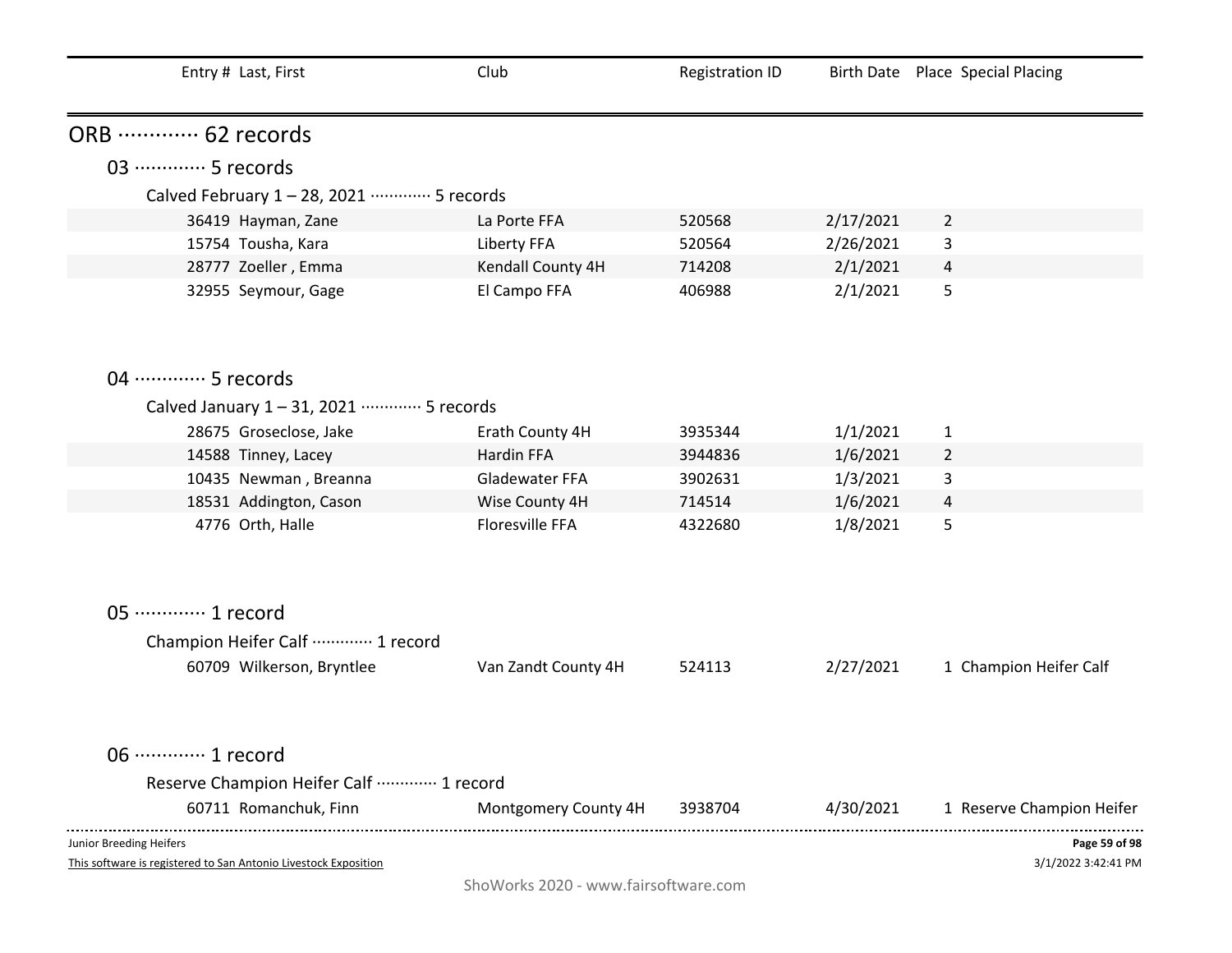| Entry # | Last, First | Club | Registration ID | Birth Date | Place | Special Placing |
|---|---|---|---|---|---|---|

## ORB ············· 62 records

### 03 ············· 5 records

Calved February 1 – 28, 2021 ············· 5 records

| Entry # | Last, First | Club | Registration ID | Birth Date | Place | Special Placing |
|---|---|---|---|---|---|---|
| 36419 | Hayman, Zane | La Porte FFA | 520568 | 2/17/2021 | 2 | |
| 15754 | Tousha, Kara | Liberty FFA | 520564 | 2/26/2021 | 3 | |
| 28777 | Zoeller , Emma | Kendall County 4H | 714208 | 2/1/2021 | 4 | |
| 32955 | Seymour, Gage | El Campo FFA | 406988 | 2/1/2021 | 5 | |

### 04 ············· 5 records

Calved January 1 – 31, 2021 ············· 5 records

| Entry # | Last, First | Club | Registration ID | Birth Date | Place | Special Placing |
|---|---|---|---|---|---|---|
| 28675 | Groseclose, Jake | Erath County 4H | 3935344 | 1/1/2021 | 1 | |
| 14588 | Tinney, Lacey | Hardin FFA | 3944836 | 1/6/2021 | 2 | |
| 10435 | Newman , Breanna | Gladewater FFA | 3902631 | 1/3/2021 | 3 | |
| 18531 | Addington, Cason | Wise County 4H | 714514 | 1/6/2021 | 4 | |
| 4776 | Orth, Halle | Floresville FFA | 4322680 | 1/8/2021 | 5 | |

### 05 ············· 1 record

Champion Heifer Calf ············· 1 record

| Entry # | Last, First | Club | Registration ID | Birth Date | Place | Special Placing |
|---|---|---|---|---|---|---|
| 60709 | Wilkerson, Bryntlee | Van Zandt County 4H | 524113 | 2/27/2021 | 1 | Champion Heifer Calf |

### 06 ············· 1 record

Reserve Champion Heifer Calf ············· 1 record

| Entry # | Last, First | Club | Registration ID | Birth Date | Place | Special Placing |
|---|---|---|---|---|---|---|
| 60711 | Romanchuk, Finn | Montgomery County 4H | 3938704 | 4/30/2021 | 1 | Reserve Champion Heifer |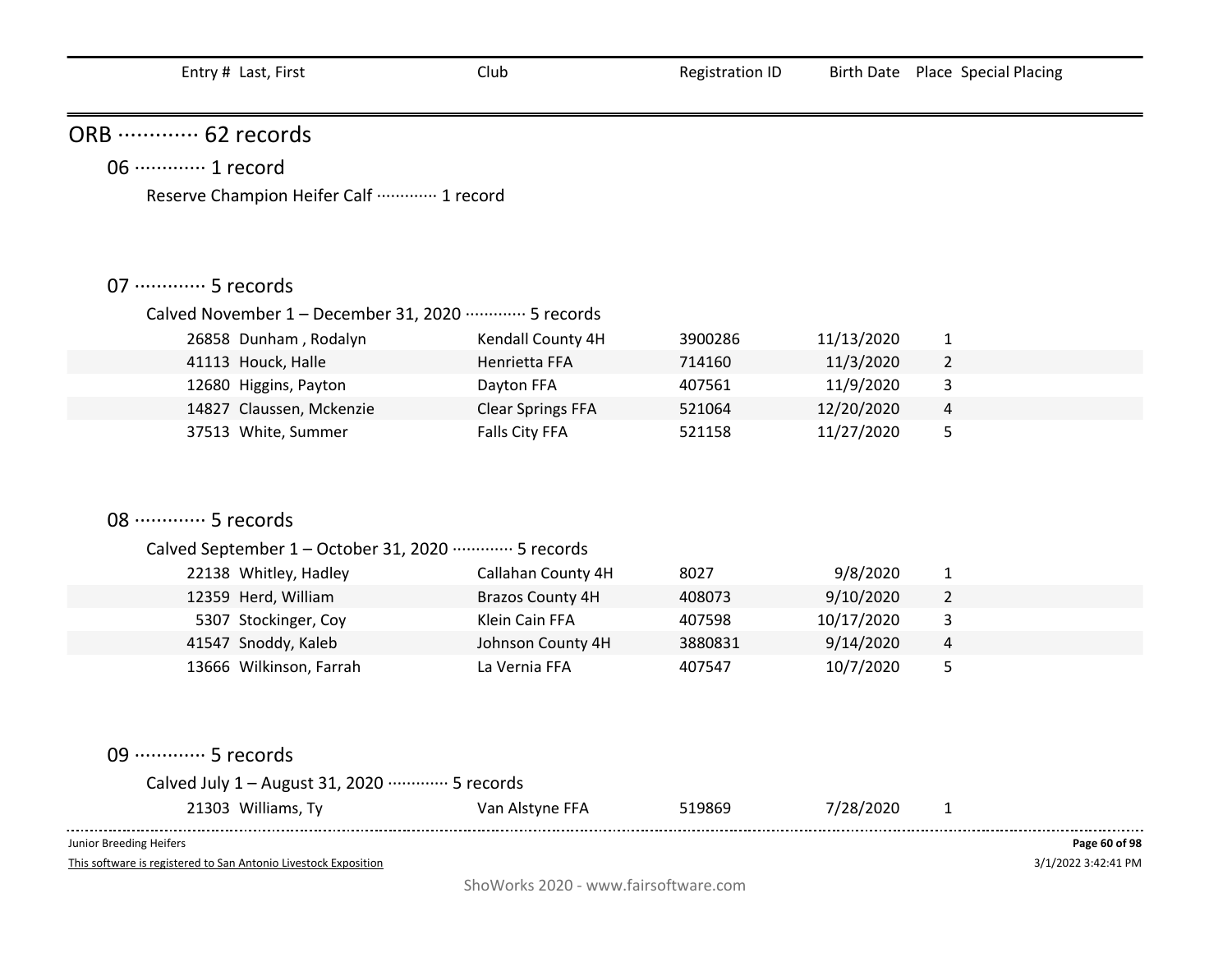| Entry # | Last, First | Club | Registration ID | Birth Date | Place | Special Placing |
|---|---|---|---|---|---|---|

## ORB ············· 62 records

### 06 ············· 1 record

Reserve Champion Heifer Calf ············· 1 record

### 07 ············· 5 records

Calved November 1 – December 31, 2020 ············· 5 records

| Entry # | Last, First | Club | Registration ID | Birth Date | Place | Special Placing |
|---|---|---|---|---|---|---|
| 26858 | Dunham , Rodalyn | Kendall County 4H | 3900286 | 11/13/2020 | 1 | |
| 41113 | Houck, Halle | Henrietta FFA | 714160 | 11/3/2020 | 2 | |
| 12680 | Higgins, Payton | Dayton FFA | 407561 | 11/9/2020 | 3 | |
| 14827 | Claussen, Mckenzie | Clear Springs FFA | 521064 | 12/20/2020 | 4 | |
| 37513 | White, Summer | Falls City FFA | 521158 | 11/27/2020 | 5 | |

### 08 ············· 5 records

Calved September 1 – October 31, 2020 ············· 5 records

| Entry # | Last, First | Club | Registration ID | Birth Date | Place | Special Placing |
|---|---|---|---|---|---|---|
| 22138 | Whitley, Hadley | Callahan County 4H | 8027 | 9/8/2020 | 1 | |
| 12359 | Herd, William | Brazos County 4H | 408073 | 9/10/2020 | 2 | |
| 5307 | Stockinger, Coy | Klein Cain FFA | 407598 | 10/17/2020 | 3 | |
| 41547 | Snoddy, Kaleb | Johnson County 4H | 3880831 | 9/14/2020 | 4 | |
| 13666 | Wilkinson, Farrah | La Vernia FFA | 407547 | 10/7/2020 | 5 | |

### 09 ············· 5 records

Calved July 1 – August 31, 2020 ············· 5 records

| Entry # | Last, First | Club | Registration ID | Birth Date | Place | Special Placing |
|---|---|---|---|---|---|---|
| 21303 | Williams, Ty | Van Alstyne FFA | 519869 | 7/28/2020 | 1 | |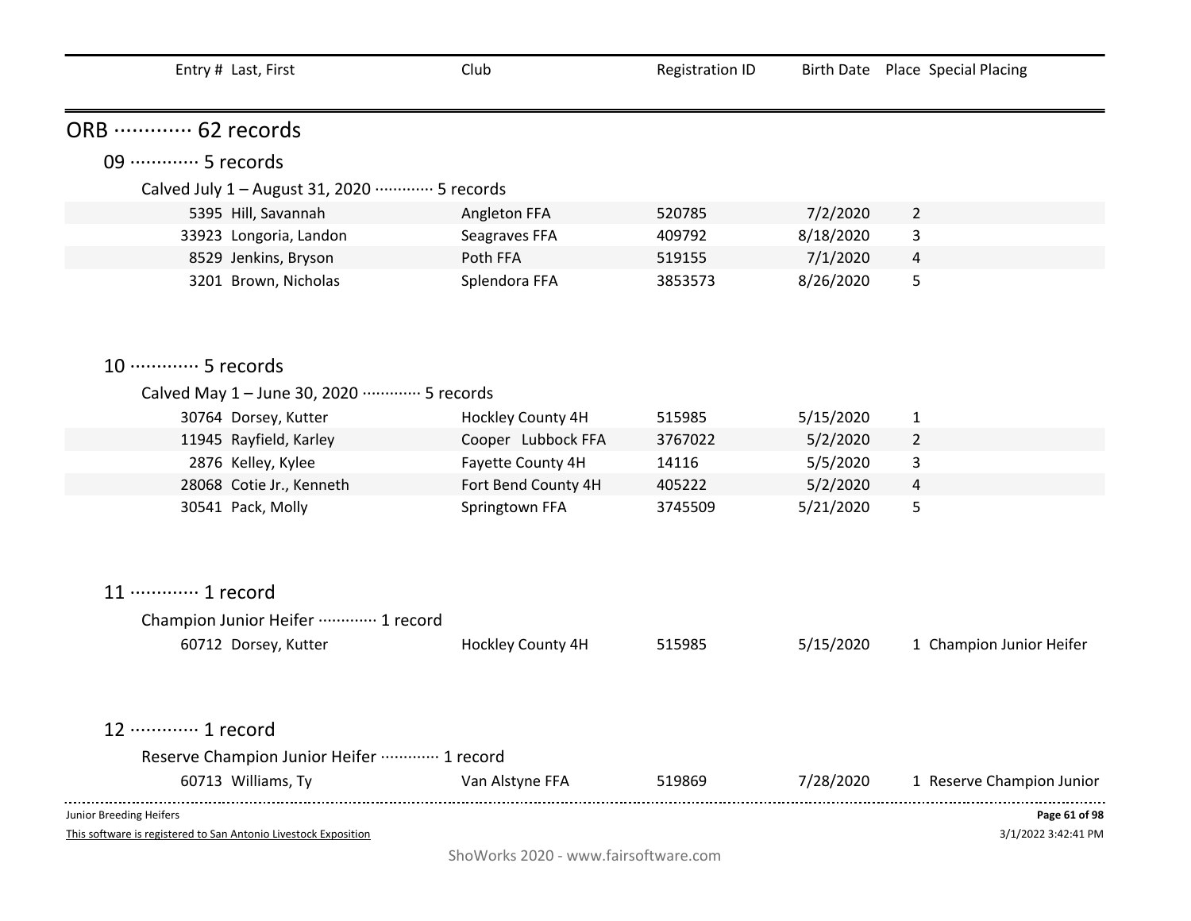| Entry # | Last, First | Club | Registration ID | Birth Date | Place | Special Placing |
|---|---|---|---|---|---|---|

## ORB ············· 62 records

### 09 ············· 5 records

Calved July 1 – August 31, 2020 ············· 5 records

| Entry # | Last, First | Club | Registration ID | Birth Date | Place | Special Placing |
|---|---|---|---|---|---|---|
| 5395 | Hill, Savannah | Angleton FFA | 520785 | 7/2/2020 | 2 | |
| 33923 | Longoria, Landon | Seagraves FFA | 409792 | 8/18/2020 | 3 | |
| 8529 | Jenkins, Bryson | Poth FFA | 519155 | 7/1/2020 | 4 | |
| 3201 | Brown, Nicholas | Splendora FFA | 3853573 | 8/26/2020 | 5 | |

### 10 ············· 5 records

Calved May 1 – June 30, 2020 ············· 5 records

| Entry # | Last, First | Club | Registration ID | Birth Date | Place | Special Placing |
|---|---|---|---|---|---|---|
| 30764 | Dorsey, Kutter | Hockley County 4H | 515985 | 5/15/2020 | 1 | |
| 11945 | Rayfield, Karley | Cooper Lubbock FFA | 3767022 | 5/2/2020 | 2 | |
| 2876 | Kelley, Kylee | Fayette County 4H | 14116 | 5/5/2020 | 3 | |
| 28068 | Cotie Jr., Kenneth | Fort Bend County 4H | 405222 | 5/2/2020 | 4 | |
| 30541 | Pack, Molly | Springtown FFA | 3745509 | 5/21/2020 | 5 | |

### 11 ············· 1 record

Champion Junior Heifer ············· 1 record

| Entry # | Last, First | Club | Registration ID | Birth Date | Place | Special Placing |
|---|---|---|---|---|---|---|
| 60712 | Dorsey, Kutter | Hockley County 4H | 515985 | 5/15/2020 | 1 | Champion Junior Heifer |

### 12 ············· 1 record

Reserve Champion Junior Heifer ············· 1 record

| Entry # | Last, First | Club | Registration ID | Birth Date | Place | Special Placing |
|---|---|---|---|---|---|---|
| 60713 | Williams, Ty | Van Alstyne FFA | 519869 | 7/28/2020 | 1 | Reserve Champion Junior |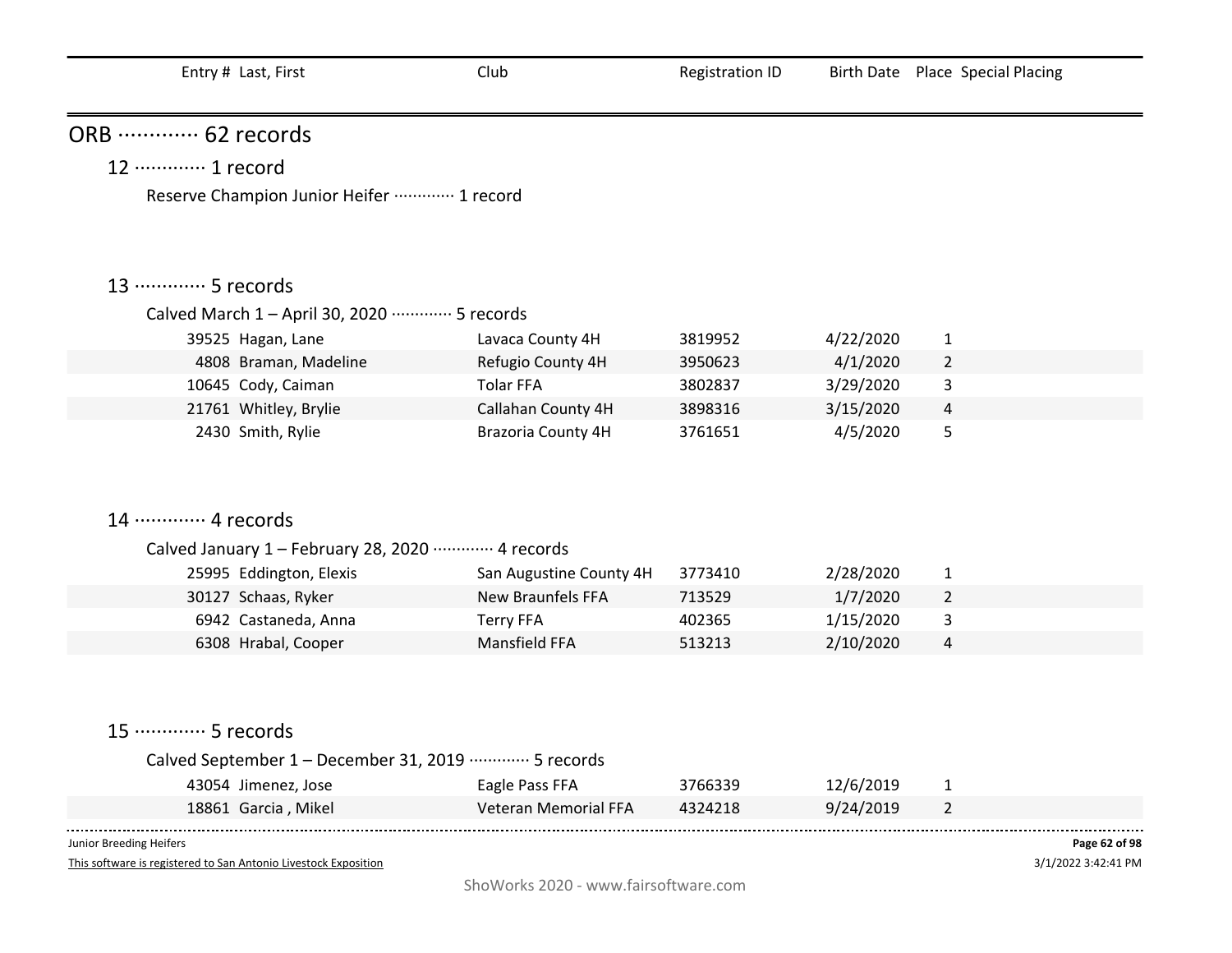| Entry # | Last, First | Club | Registration ID | Birth Date | Place | Special Placing |
|---|---|---|---|---|---|---|

## ORB ············· 62 records

### 12 ············· 1 record

Reserve Champion Junior Heifer ············· 1 record

### 13 ············· 5 records

Calved March 1 – April 30, 2020 ············· 5 records

| Entry # | Last, First | Club | Registration ID | Birth Date | Place | Special Placing |
|---|---|---|---|---|---|---|
| 39525 | Hagan, Lane | Lavaca County 4H | 3819952 | 4/22/2020 | 1 | |
| 4808 | Braman, Madeline | Refugio County 4H | 3950623 | 4/1/2020 | 2 | |
| 10645 | Cody, Caiman | Tolar FFA | 3802837 | 3/29/2020 | 3 | |
| 21761 | Whitley, Brylie | Callahan County 4H | 3898316 | 3/15/2020 | 4 | |
| 2430 | Smith, Rylie | Brazoria County 4H | 3761651 | 4/5/2020 | 5 | |

### 14 ············· 4 records

Calved January 1 – February 28, 2020 ············· 4 records

| Entry # | Last, First | Club | Registration ID | Birth Date | Place | Special Placing |
|---|---|---|---|---|---|---|
| 25995 | Eddington, Elexis | San Augustine County 4H | 3773410 | 2/28/2020 | 1 | |
| 30127 | Schaas, Ryker | New Braunfels FFA | 713529 | 1/7/2020 | 2 | |
| 6942 | Castaneda, Anna | Terry FFA | 402365 | 1/15/2020 | 3 | |
| 6308 | Hrabal, Cooper | Mansfield FFA | 513213 | 2/10/2020 | 4 | |

### 15 ············· 5 records

Calved September 1 – December 31, 2019 ············· 5 records

| Entry # | Last, First | Club | Registration ID | Birth Date | Place | Special Placing |
|---|---|---|---|---|---|---|
| 43054 | Jimenez, Jose | Eagle Pass FFA | 3766339 | 12/6/2019 | 1 | |
| 18861 | Garcia , Mikel | Veteran Memorial FFA | 4324218 | 9/24/2019 | 2 | |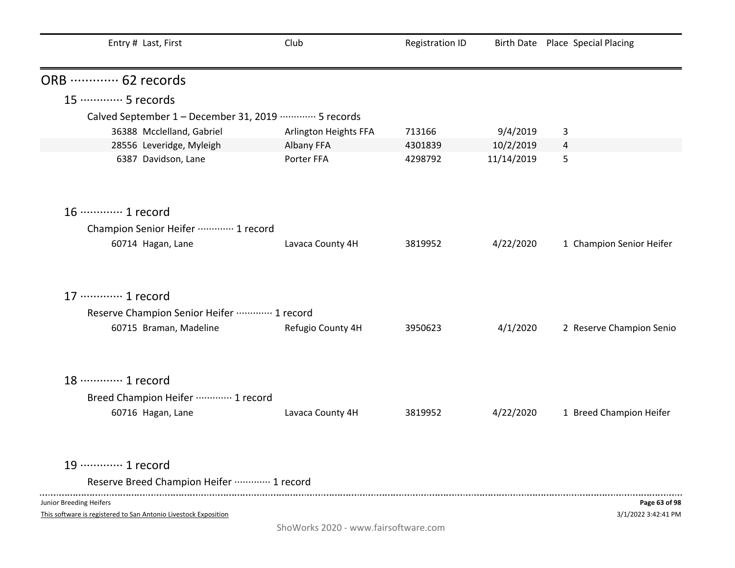| Entry # | Last, First | Club | Registration ID | Birth Date | Place | Special Placing |
|---|---|---|---|---|---|---|

## ORB ············· 62 records

### 15 ············· 5 records

Calved September 1 – December 31, 2019 ············· 5 records

| Entry # | Last, First | Club | Registration ID | Birth Date | Place | Special Placing |
|---|---|---|---|---|---|---|
| 36388 | Mcclelland, Gabriel | Arlington Heights FFA | 713166 | 9/4/2019 | 3 | |
| 28556 | Leveridge, Myleigh | Albany FFA | 4301839 | 10/2/2019 | 4 | |
| 6387 | Davidson, Lane | Porter FFA | 4298792 | 11/14/2019 | 5 | |

### 16 ············· 1 record

Champion Senior Heifer ············· 1 record

| Entry # | Last, First | Club | Registration ID | Birth Date | Place | Special Placing |
|---|---|---|---|---|---|---|
| 60714 | Hagan, Lane | Lavaca County 4H | 3819952 | 4/22/2020 | 1 | Champion Senior Heifer |

### 17 ············· 1 record

Reserve Champion Senior Heifer ············· 1 record

| Entry # | Last, First | Club | Registration ID | Birth Date | Place | Special Placing |
|---|---|---|---|---|---|---|
| 60715 | Braman, Madeline | Refugio County 4H | 3950623 | 4/1/2020 | 2 | Reserve Champion Senio |

### 18 ············· 1 record

Breed Champion Heifer ············· 1 record

| Entry # | Last, First | Club | Registration ID | Birth Date | Place | Special Placing |
|---|---|---|---|---|---|---|
| 60716 | Hagan, Lane | Lavaca County 4H | 3819952 | 4/22/2020 | 1 | Breed Champion Heifer |

### 19 ············· 1 record

Reserve Breed Champion Heifer ············· 1 record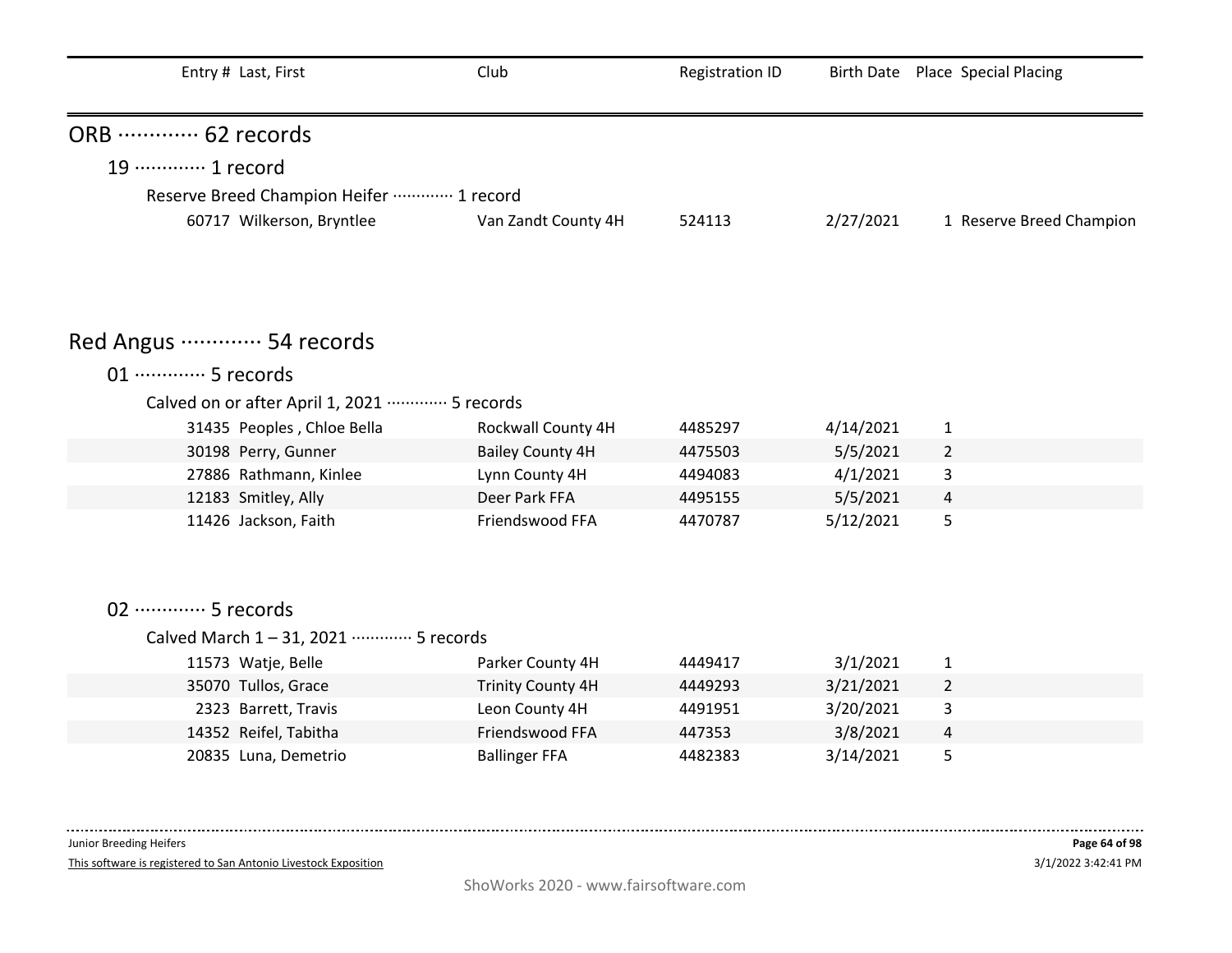| Entry # | Last, First | Club | Registration ID | Birth Date | Place | Special Placing |
|---|---|---|---|---|---|---|

## ORB ············· 62 records

### 19 ············· 1 record

#### Reserve Breed Champion Heifer ············· 1 record

| Entry # | Last, First | Club | Registration ID | Birth Date | Place | Special Placing |
|---|---|---|---|---|---|---|
| 60717 | Wilkerson, Bryntlee | Van Zandt County 4H | 524113 | 2/27/2021 | 1 | Reserve Breed Champion |

## Red Angus ············· 54 records

### 01 ············· 5 records

#### Calved on or after April 1, 2021 ············· 5 records

| Entry # | Last, First | Club | Registration ID | Birth Date | Place | Special Placing |
|---|---|---|---|---|---|---|
| 31435 | Peoples , Chloe Bella | Rockwall County 4H | 4485297 | 4/14/2021 | 1 | |
| 30198 | Perry, Gunner | Bailey County 4H | 4475503 | 5/5/2021 | 2 | |
| 27886 | Rathmann, Kinlee | Lynn County 4H | 4494083 | 4/1/2021 | 3 | |
| 12183 | Smitley, Ally | Deer Park FFA | 4495155 | 5/5/2021 | 4 | |
| 11426 | Jackson, Faith | Friendswood FFA | 4470787 | 5/12/2021 | 5 | |

### 02 ············· 5 records

#### Calved March 1 – 31, 2021 ············· 5 records

| Entry # | Last, First | Club | Registration ID | Birth Date | Place | Special Placing |
|---|---|---|---|---|---|---|
| 11573 | Watje, Belle | Parker County 4H | 4449417 | 3/1/2021 | 1 | |
| 35070 | Tullos, Grace | Trinity County 4H | 4449293 | 3/21/2021 | 2 | |
| 2323 | Barrett, Travis | Leon County 4H | 4491951 | 3/20/2021 | 3 | |
| 14352 | Reifel, Tabitha | Friendswood FFA | 447353 | 3/8/2021 | 4 | |
| 20835 | Luna, Demetrio | Ballinger FFA | 4482383 | 3/14/2021 | 5 | |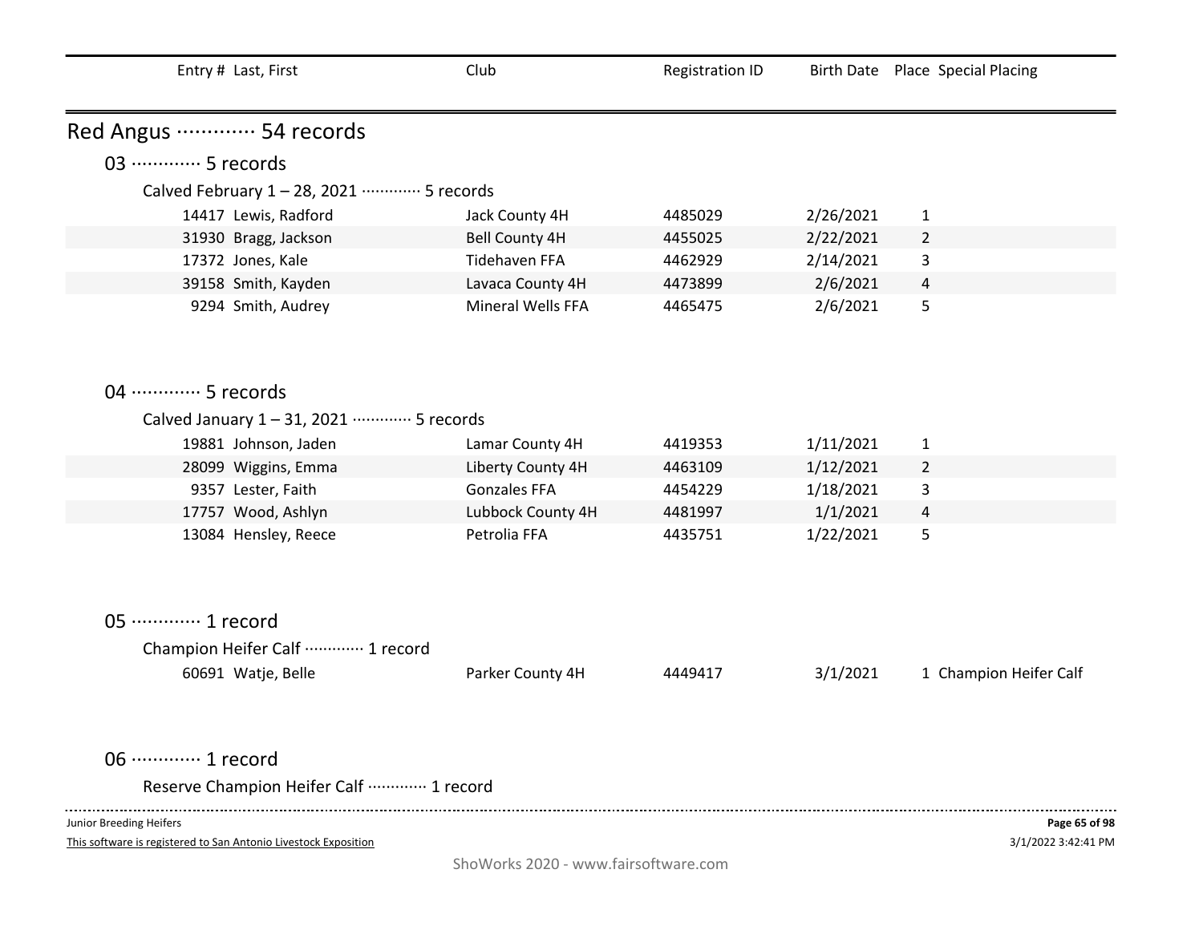| Entry # | Last, First | Club | Registration ID | Birth Date | Place | Special Placing |
|---|---|---|---|---|---|---|

## Red Angus ············· 54 records

### 03 ············· 5 records

Calved February 1 – 28, 2021 ············· 5 records

| Entry # | Last, First | Club | Registration ID | Birth Date | Place | Special Placing |
|---|---|---|---|---|---|---|
| 14417 | Lewis, Radford | Jack County 4H | 4485029 | 2/26/2021 | 1 | |
| 31930 | Bragg, Jackson | Bell County 4H | 4455025 | 2/22/2021 | 2 | |
| 17372 | Jones, Kale | Tidehaven FFA | 4462929 | 2/14/2021 | 3 | |
| 39158 | Smith, Kayden | Lavaca County 4H | 4473899 | 2/6/2021 | 4 | |
| 9294 | Smith, Audrey | Mineral Wells FFA | 4465475 | 2/6/2021 | 5 | |

### 04 ············· 5 records

Calved January 1 – 31, 2021 ············· 5 records

| Entry # | Last, First | Club | Registration ID | Birth Date | Place | Special Placing |
|---|---|---|---|---|---|---|
| 19881 | Johnson, Jaden | Lamar County 4H | 4419353 | 1/11/2021 | 1 | |
| 28099 | Wiggins, Emma | Liberty County 4H | 4463109 | 1/12/2021 | 2 | |
| 9357 | Lester, Faith | Gonzales FFA | 4454229 | 1/18/2021 | 3 | |
| 17757 | Wood, Ashlyn | Lubbock County 4H | 4481997 | 1/1/2021 | 4 | |
| 13084 | Hensley, Reece | Petrolia FFA | 4435751 | 1/22/2021 | 5 | |

### 05 ············· 1 record

Champion Heifer Calf ············· 1 record

| Entry # | Last, First | Club | Registration ID | Birth Date | Place | Special Placing |
|---|---|---|---|---|---|---|
| 60691 | Watje, Belle | Parker County 4H | 4449417 | 3/1/2021 | 1 | Champion Heifer Calf |

### 06 ············· 1 record

Reserve Champion Heifer Calf ············· 1 record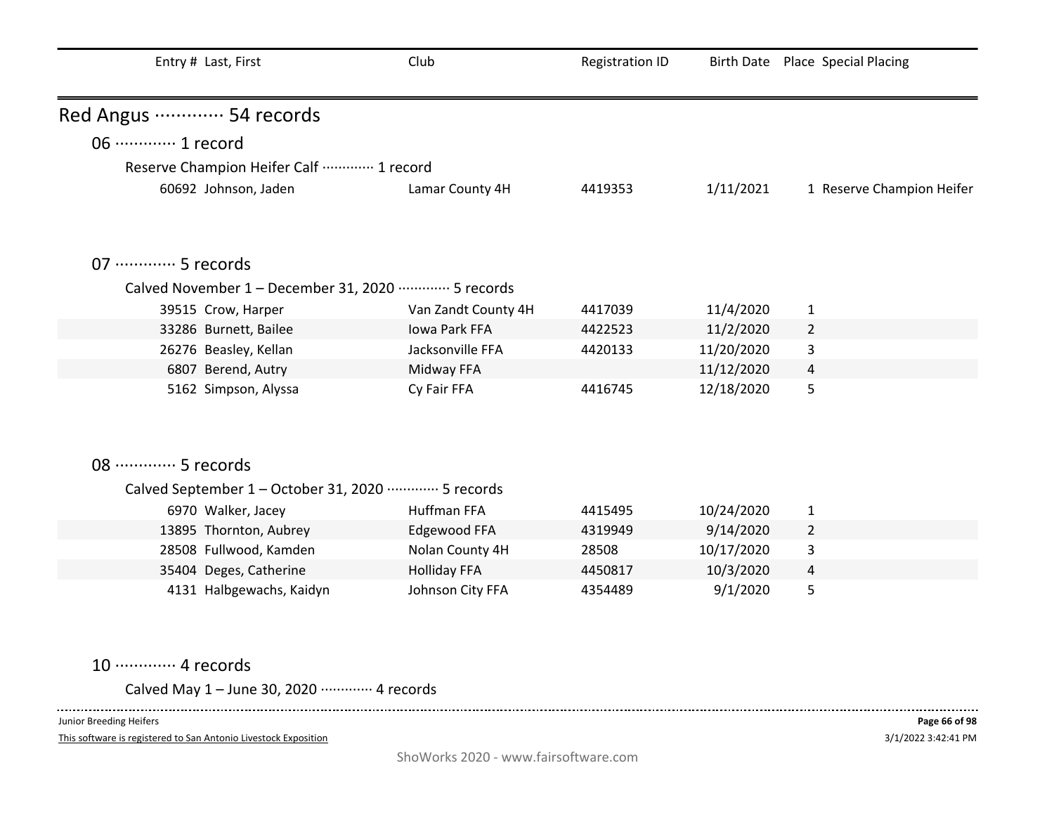| Entry # | Last, First | Club | Registration ID | Birth Date | Place | Special Placing |
|---|---|---|---|---|---|---|

## Red Angus ············· 54 records

### 06 ············· 1 record

Reserve Champion Heifer Calf ············· 1 record

| Entry # | Last, First | Club | Registration ID | Birth Date | Place | Special Placing |
|---|---|---|---|---|---|---|
| 60692 | Johnson, Jaden | Lamar County 4H | 4419353 | 1/11/2021 | 1 | Reserve Champion Heifer |

### 07 ············· 5 records

Calved November 1 – December 31, 2020 ············· 5 records

| Entry # | Last, First | Club | Registration ID | Birth Date | Place | Special Placing |
|---|---|---|---|---|---|---|
| 39515 | Crow, Harper | Van Zandt County 4H | 4417039 | 11/4/2020 | 1 | |
| 33286 | Burnett, Bailee | Iowa Park FFA | 4422523 | 11/2/2020 | 2 | |
| 26276 | Beasley, Kellan | Jacksonville FFA | 4420133 | 11/20/2020 | 3 | |
| 6807 | Berend, Autry | Midway FFA | | 11/12/2020 | 4 | |
| 5162 | Simpson, Alyssa | Cy Fair FFA | 4416745 | 12/18/2020 | 5 | |

### 08 ············· 5 records

Calved September 1 – October 31, 2020 ············· 5 records

| Entry # | Last, First | Club | Registration ID | Birth Date | Place | Special Placing |
|---|---|---|---|---|---|---|
| 6970 | Walker, Jacey | Huffman FFA | 4415495 | 10/24/2020 | 1 | |
| 13895 | Thornton, Aubrey | Edgewood FFA | 4319949 | 9/14/2020 | 2 | |
| 28508 | Fullwood, Kamden | Nolan County 4H | 28508 | 10/17/2020 | 3 | |
| 35404 | Deges, Catherine | Holliday FFA | 4450817 | 10/3/2020 | 4 | |
| 4131 | Halbgewachs, Kaidyn | Johnson City FFA | 4354489 | 9/1/2020 | 5 | |

### 10 ············· 4 records

Calved May 1 – June 30, 2020 ············· 4 records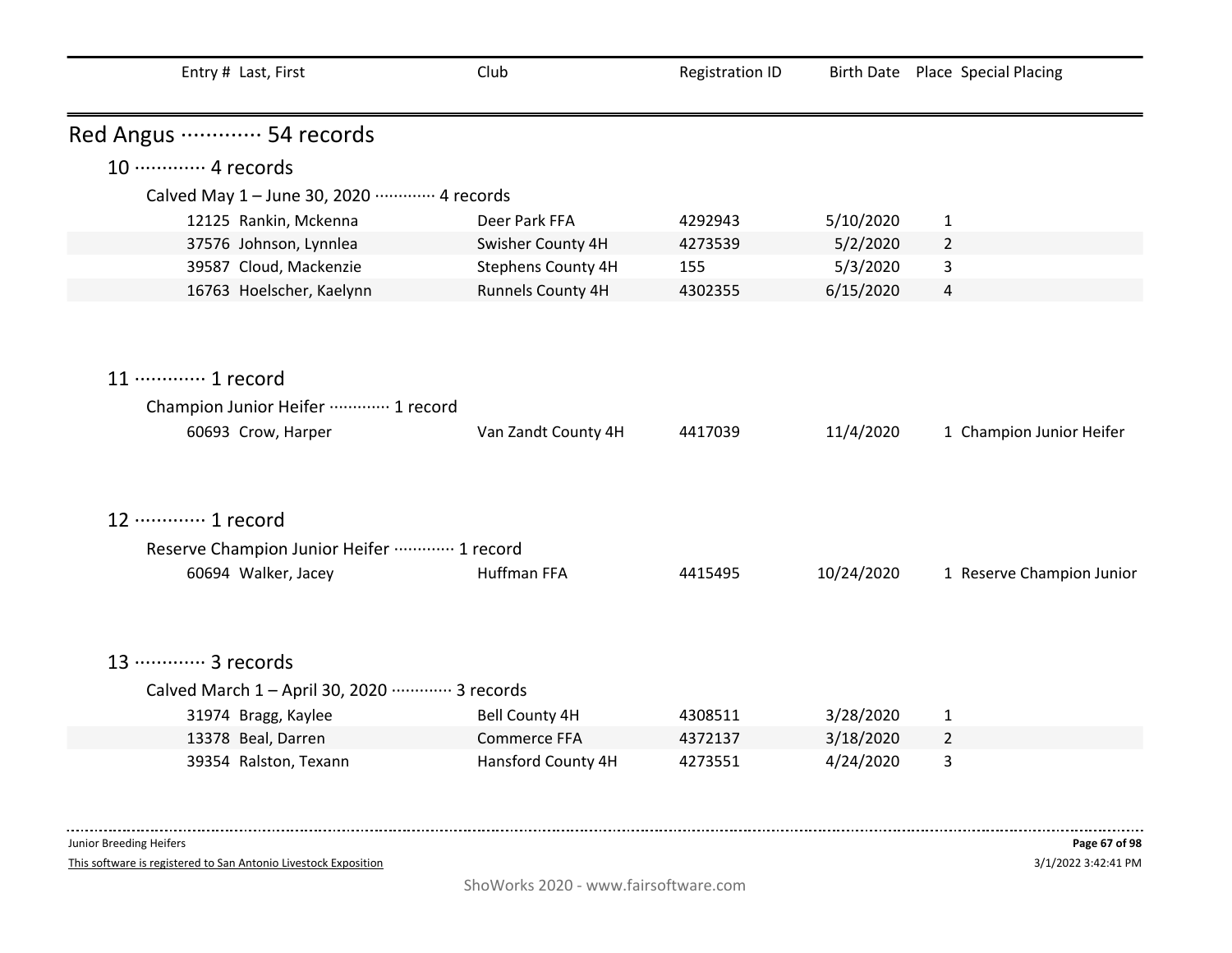| Entry # | Last, First | Club | Registration ID | Birth Date | Place | Special Placing |
|---|---|---|---|---|---|---|

## Red Angus ············· 54 records

### 10 ············· 4 records

Calved May 1 – June 30, 2020 ············· 4 records

| Entry # | Last, First | Club | Registration ID | Birth Date | Place | Special Placing |
|---|---|---|---|---|---|---|
| 12125 | Rankin, Mckenna | Deer Park FFA | 4292943 | 5/10/2020 | 1 | |
| 37576 | Johnson, Lynnlea | Swisher County 4H | 4273539 | 5/2/2020 | 2 | |
| 39587 | Cloud, Mackenzie | Stephens County 4H | 155 | 5/3/2020 | 3 | |
| 16763 | Hoelscher, Kaelynn | Runnels County 4H | 4302355 | 6/15/2020 | 4 | |

### 11 ············· 1 record

Champion Junior Heifer ············· 1 record

| Entry # | Last, First | Club | Registration ID | Birth Date | Place | Special Placing |
|---|---|---|---|---|---|---|
| 60693 | Crow, Harper | Van Zandt County 4H | 4417039 | 11/4/2020 | 1 | Champion Junior Heifer |

### 12 ············· 1 record

Reserve Champion Junior Heifer ············· 1 record

| Entry # | Last, First | Club | Registration ID | Birth Date | Place | Special Placing |
|---|---|---|---|---|---|---|
| 60694 | Walker, Jacey | Huffman FFA | 4415495 | 10/24/2020 | 1 | Reserve Champion Junior |

### 13 ············· 3 records

Calved March 1 – April 30, 2020 ············· 3 records

| Entry # | Last, First | Club | Registration ID | Birth Date | Place | Special Placing |
|---|---|---|---|---|---|---|
| 31974 | Bragg, Kaylee | Bell County 4H | 4308511 | 3/28/2020 | 1 | |
| 13378 | Beal, Darren | Commerce FFA | 4372137 | 3/18/2020 | 2 | |
| 39354 | Ralston, Texann | Hansford County 4H | 4273551 | 4/24/2020 | 3 | |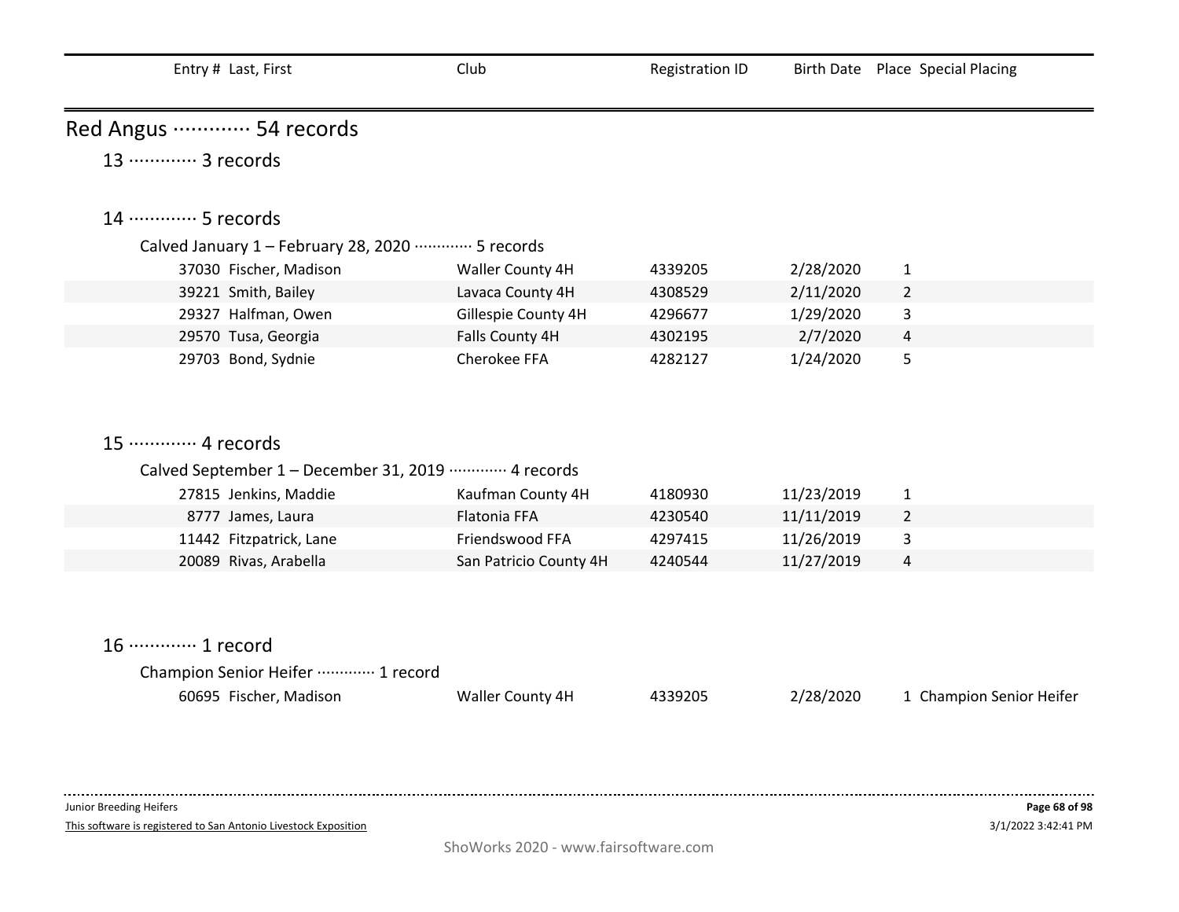| Entry # | Last, First | Club | Registration ID | Birth Date | Place | Special Placing |
|---|---|---|---|---|---|---|

## Red Angus ············ 54 records

### 13 ············ 3 records

### 14 ············ 5 records

Calved January 1 – February 28, 2020 ············ 5 records

| Entry # | Last, First | Club | Registration ID | Birth Date | Place | Special Placing |
|---|---|---|---|---|---|---|
| 37030 | Fischer, Madison | Waller County 4H | 4339205 | 2/28/2020 | 1 | |
| 39221 | Smith, Bailey | Lavaca County 4H | 4308529 | 2/11/2020 | 2 | |
| 29327 | Halfman, Owen | Gillespie County 4H | 4296677 | 1/29/2020 | 3 | |
| 29570 | Tusa, Georgia | Falls County 4H | 4302195 | 2/7/2020 | 4 | |
| 29703 | Bond, Sydnie | Cherokee FFA | 4282127 | 1/24/2020 | 5 | |

### 15 ············ 4 records

Calved September 1 – December 31, 2019 ············ 4 records

| Entry # | Last, First | Club | Registration ID | Birth Date | Place | Special Placing |
|---|---|---|---|---|---|---|
| 27815 | Jenkins, Maddie | Kaufman County 4H | 4180930 | 11/23/2019 | 1 | |
| 8777 | James, Laura | Flatonia FFA | 4230540 | 11/11/2019 | 2 | |
| 11442 | Fitzpatrick, Lane | Friendswood FFA | 4297415 | 11/26/2019 | 3 | |
| 20089 | Rivas, Arabella | San Patricio County 4H | 4240544 | 11/27/2019 | 4 | |

### 16 ············ 1 record

Champion Senior Heifer ············ 1 record

| Entry # | Last, First | Club | Registration ID | Birth Date | Place | Special Placing |
|---|---|---|---|---|---|---|
| 60695 | Fischer, Madison | Waller County 4H | 4339205 | 2/28/2020 | 1 | Champion Senior Heifer |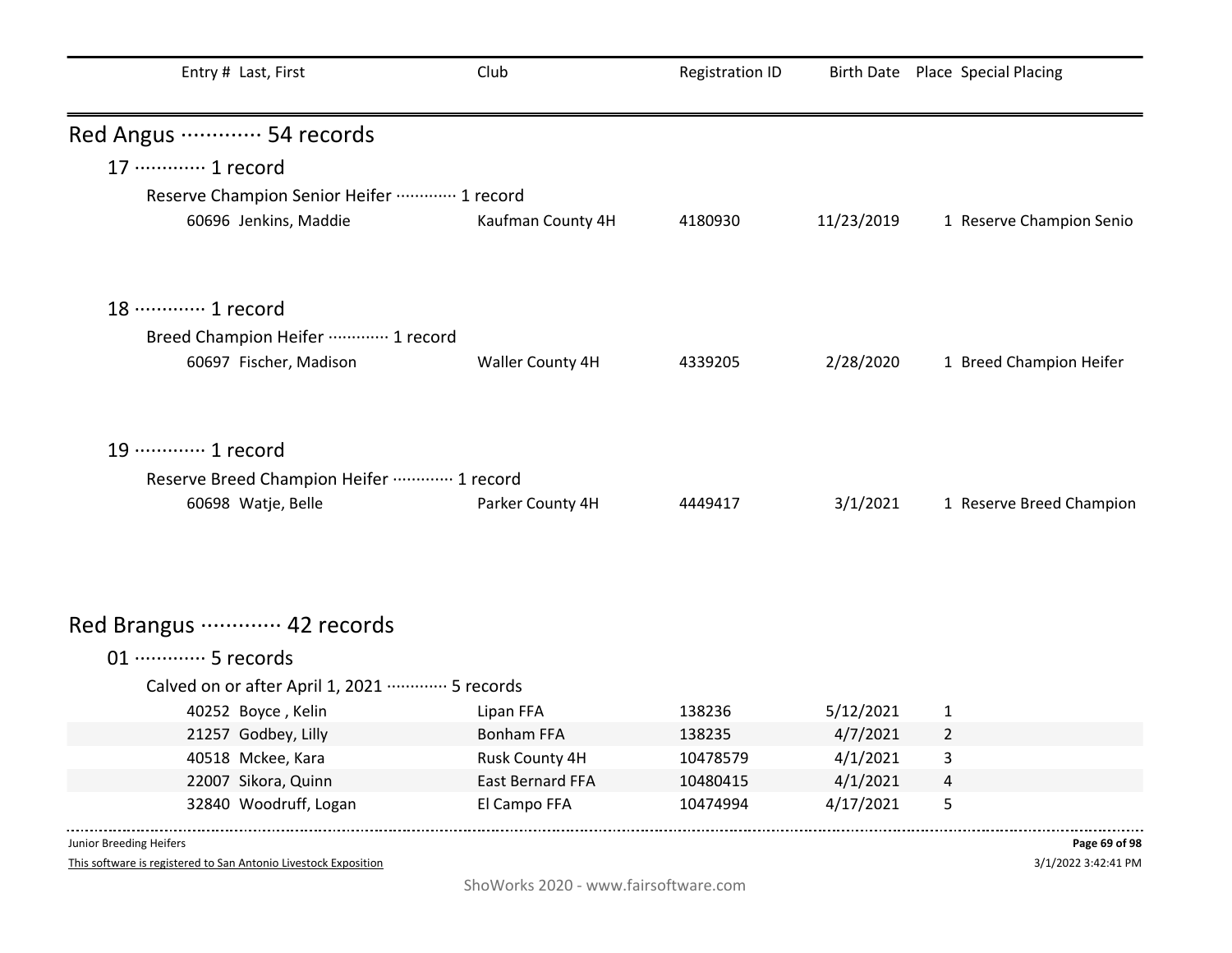| Entry # | Last, First | Club | Registration ID | Birth Date | Place | Special Placing |
|---|---|---|---|---|---|---|

## Red Angus ············· 54 records

### 17 ············· 1 record

Reserve Champion Senior Heifer ············· 1 record

| Entry # | Last, First | Club | Registration ID | Birth Date | Place | Special Placing |
|---|---|---|---|---|---|---|
| 60696 | Jenkins, Maddie | Kaufman County 4H | 4180930 | 11/23/2019 | 1 | Reserve Champion Senio |

### 18 ············· 1 record

Breed Champion Heifer ············· 1 record

| Entry # | Last, First | Club | Registration ID | Birth Date | Place | Special Placing |
|---|---|---|---|---|---|---|
| 60697 | Fischer, Madison | Waller County 4H | 4339205 | 2/28/2020 | 1 | Breed Champion Heifer |

### 19 ············· 1 record

Reserve Breed Champion Heifer ············· 1 record

| Entry # | Last, First | Club | Registration ID | Birth Date | Place | Special Placing |
|---|---|---|---|---|---|---|
| 60698 | Watje, Belle | Parker County 4H | 4449417 | 3/1/2021 | 1 | Reserve Breed Champion |

## Red Brangus ············· 42 records

### 01 ············· 5 records

Calved on or after April 1, 2021 ············· 5 records

| Entry # | Last, First | Club | Registration ID | Birth Date | Place | Special Placing |
|---|---|---|---|---|---|---|
| 40252 | Boyce , Kelin | Lipan FFA | 138236 | 5/12/2021 | 1 | |
| 21257 | Godbey, Lilly | Bonham FFA | 138235 | 4/7/2021 | 2 | |
| 40518 | Mckee, Kara | Rusk County 4H | 10478579 | 4/1/2021 | 3 | |
| 22007 | Sikora, Quinn | East Bernard FFA | 10480415 | 4/1/2021 | 4 | |
| 32840 | Woodruff, Logan | El Campo FFA | 10474994 | 4/17/2021 | 5 | |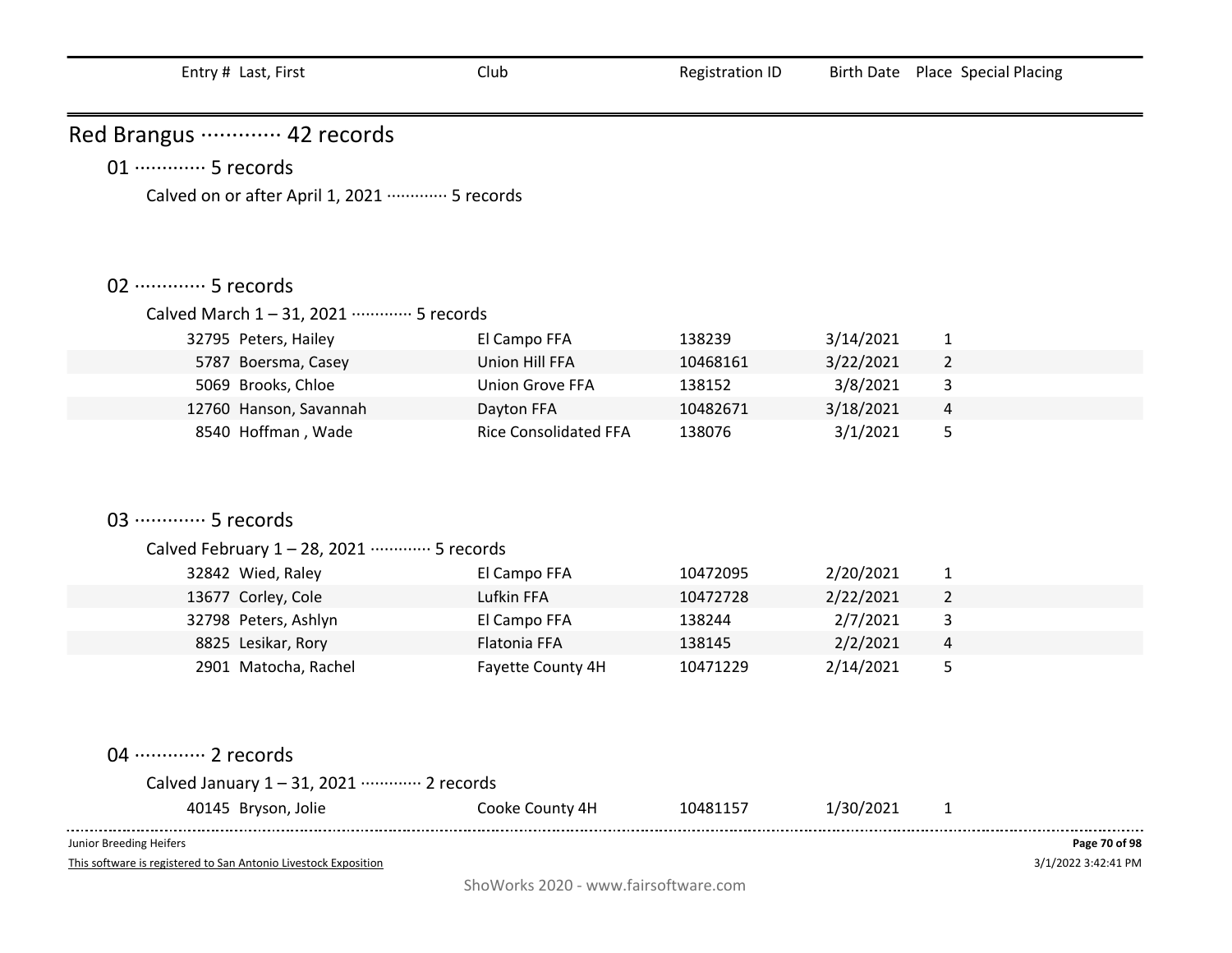| Entry # | Last, First | Club | Registration ID | Birth Date | Place | Special Placing |
|---|---|---|---|---|---|---|

# Red Brangus ············· 42 records

## 01 ············· 5 records

### Calved on or after April 1, 2021 ············· 5 records

## 02 ············· 5 records

### Calved March 1 – 31, 2021 ············· 5 records

| Entry # | Last, First | Club | Registration ID | Birth Date | Place | Special Placing |
|---|---|---|---|---|---|---|
| 32795 | Peters, Hailey | El Campo FFA | 138239 | 3/14/2021 | 1 | |
| 5787 | Boersma, Casey | Union Hill FFA | 10468161 | 3/22/2021 | 2 | |
| 5069 | Brooks, Chloe | Union Grove FFA | 138152 | 3/8/2021 | 3 | |
| 12760 | Hanson, Savannah | Dayton FFA | 10482671 | 3/18/2021 | 4 | |
| 8540 | Hoffman , Wade | Rice Consolidated FFA | 138076 | 3/1/2021 | 5 | |

## 03 ············· 5 records

### Calved February 1 – 28, 2021 ············· 5 records

| Entry # | Last, First | Club | Registration ID | Birth Date | Place | Special Placing |
|---|---|---|---|---|---|---|
| 32842 | Wied, Raley | El Campo FFA | 10472095 | 2/20/2021 | 1 | |
| 13677 | Corley, Cole | Lufkin FFA | 10472728 | 2/22/2021 | 2 | |
| 32798 | Peters, Ashlyn | El Campo FFA | 138244 | 2/7/2021 | 3 | |
| 8825 | Lesikar, Rory | Flatonia FFA | 138145 | 2/2/2021 | 4 | |
| 2901 | Matocha, Rachel | Fayette County 4H | 10471229 | 2/14/2021 | 5 | |

## 04 ············· 2 records

### Calved January 1 – 31, 2021 ············· 2 records

| Entry # | Last, First | Club | Registration ID | Birth Date | Place | Special Placing |
|---|---|---|---|---|---|---|
| 40145 | Bryson, Jolie | Cooke County 4H | 10481157 | 1/30/2021 | 1 | |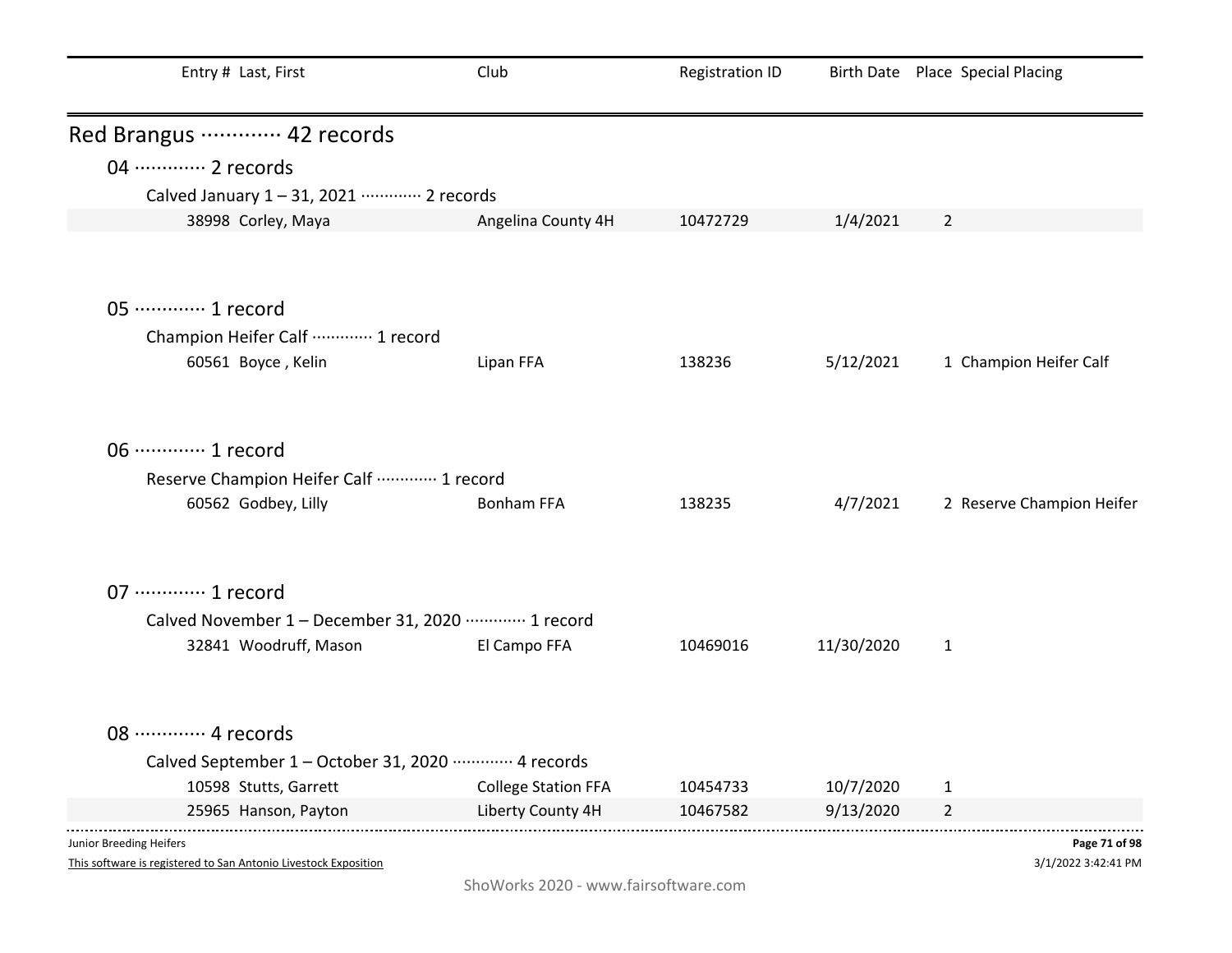| Entry # | Last, First | Club | Registration ID | Birth Date | Place | Special Placing |
|---|---|---|---|---|---|---|

## Red Brangus ············· 42 records

### 04 ············· 2 records

Calved January 1 – 31, 2021 ············· 2 records

| Entry # | Last, First | Club | Registration ID | Birth Date | Place | Special Placing |
|---|---|---|---|---|---|---|
| 38998 | Corley, Maya | Angelina County 4H | 10472729 | 1/4/2021 | 2 | |

### 05 ············· 1 record

Champion Heifer Calf ············· 1 record

| Entry # | Last, First | Club | Registration ID | Birth Date | Place | Special Placing |
|---|---|---|---|---|---|---|
| 60561 | Boyce , Kelin | Lipan FFA | 138236 | 5/12/2021 | 1 | Champion Heifer Calf |

### 06 ············· 1 record

Reserve Champion Heifer Calf ············· 1 record

| Entry # | Last, First | Club | Registration ID | Birth Date | Place | Special Placing |
|---|---|---|---|---|---|---|
| 60562 | Godbey, Lilly | Bonham FFA | 138235 | 4/7/2021 | 2 | Reserve Champion Heifer |

### 07 ············· 1 record

Calved November 1 – December 31, 2020 ············· 1 record

| Entry # | Last, First | Club | Registration ID | Birth Date | Place | Special Placing |
|---|---|---|---|---|---|---|
| 32841 | Woodruff, Mason | El Campo FFA | 10469016 | 11/30/2020 | 1 | |

### 08 ············· 4 records

Calved September 1 – October 31, 2020 ············· 4 records

| Entry # | Last, First | Club | Registration ID | Birth Date | Place | Special Placing |
|---|---|---|---|---|---|---|
| 10598 | Stutts, Garrett | College Station FFA | 10454733 | 10/7/2020 | 1 | |
| 25965 | Hanson, Payton | Liberty County 4H | 10467582 | 9/13/2020 | 2 | |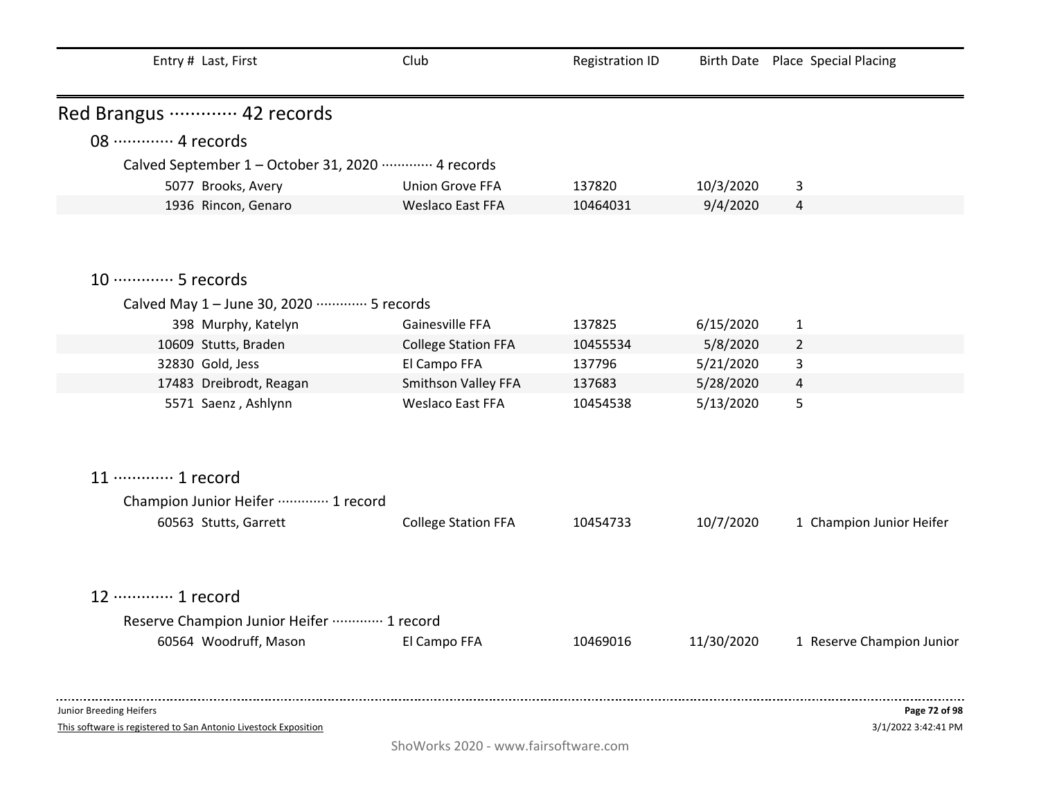| Entry # | Last, First | Club | Registration ID | Birth Date | Place | Special Placing |
|---|---|---|---|---|---|---|

## Red Brangus ············· 42 records

### 08 ············· 4 records

Calved September 1 – October 31, 2020 ············· 4 records

| Entry # | Last, First | Club | Registration ID | Birth Date | Place | Special Placing |
|---|---|---|---|---|---|---|
| 5077 | Brooks, Avery | Union Grove FFA | 137820 | 10/3/2020 | 3 | |
| 1936 | Rincon, Genaro | Weslaco East FFA | 10464031 | 9/4/2020 | 4 | |

### 10 ············· 5 records

Calved May 1 – June 30, 2020 ············· 5 records

| Entry # | Last, First | Club | Registration ID | Birth Date | Place | Special Placing |
|---|---|---|---|---|---|---|
| 398 | Murphy, Katelyn | Gainesville FFA | 137825 | 6/15/2020 | 1 | |
| 10609 | Stutts, Braden | College Station FFA | 10455534 | 5/8/2020 | 2 | |
| 32830 | Gold, Jess | El Campo FFA | 137796 | 5/21/2020 | 3 | |
| 17483 | Dreibrodt, Reagan | Smithson Valley FFA | 137683 | 5/28/2020 | 4 | |
| 5571 | Saenz , Ashlynn | Weslaco East FFA | 10454538 | 5/13/2020 | 5 | |

### 11 ············· 1 record

Champion Junior Heifer ············· 1 record

| Entry # | Last, First | Club | Registration ID | Birth Date | Place | Special Placing |
|---|---|---|---|---|---|---|
| 60563 | Stutts, Garrett | College Station FFA | 10454733 | 10/7/2020 | 1 | Champion Junior Heifer |

### 12 ············· 1 record

Reserve Champion Junior Heifer ············· 1 record

| Entry # | Last, First | Club | Registration ID | Birth Date | Place | Special Placing |
|---|---|---|---|---|---|---|
| 60564 | Woodruff, Mason | El Campo FFA | 10469016 | 11/30/2020 | 1 | Reserve Champion Junior |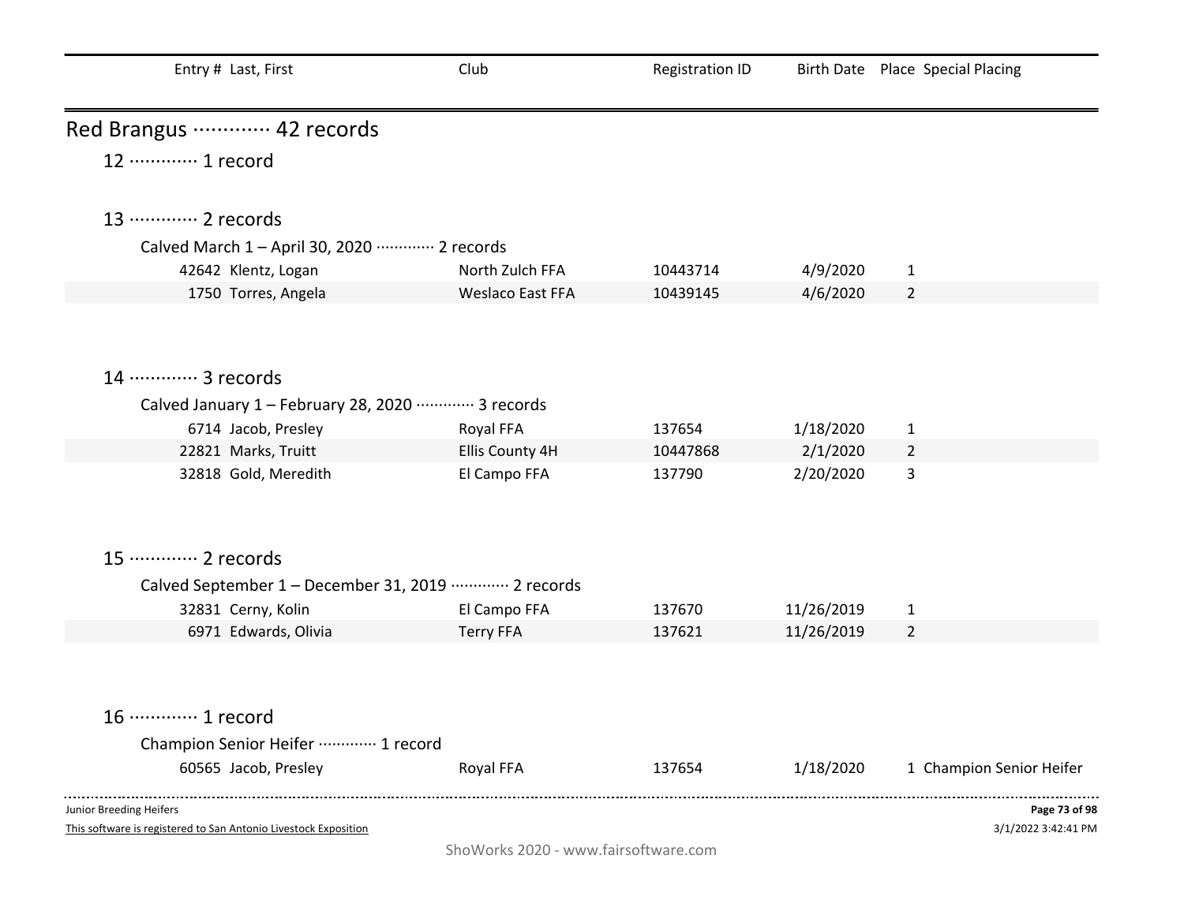| Entry # | Last, First | Club | Registration ID | Birth Date | Place | Special Placing |
|---|---|---|---|---|---|---|

## Red Brangus ············· 42 records

### 12 ············· 1 record

### 13 ············· 2 records

Calved March 1 – April 30, 2020 ············· 2 records

| Entry # | Last, First | Club | Registration ID | Birth Date | Place | Special Placing |
|---|---|---|---|---|---|---|
| 42642 | Klentz, Logan | North Zulch FFA | 10443714 | 4/9/2020 | 1 | |
| 1750 | Torres, Angela | Weslaco East FFA | 10439145 | 4/6/2020 | 2 | |

### 14 ············· 3 records

Calved January 1 – February 28, 2020 ············· 3 records

| Entry # | Last, First | Club | Registration ID | Birth Date | Place | Special Placing |
|---|---|---|---|---|---|---|
| 6714 | Jacob, Presley | Royal FFA | 137654 | 1/18/2020 | 1 | |
| 22821 | Marks, Truitt | Ellis County 4H | 10447868 | 2/1/2020 | 2 | |
| 32818 | Gold, Meredith | El Campo FFA | 137790 | 2/20/2020 | 3 | |

### 15 ············· 2 records

Calved September 1 – December 31, 2019 ············· 2 records

| Entry # | Last, First | Club | Registration ID | Birth Date | Place | Special Placing |
|---|---|---|---|---|---|---|
| 32831 | Cerny, Kolin | El Campo FFA | 137670 | 11/26/2019 | 1 | |
| 6971 | Edwards, Olivia | Terry FFA | 137621 | 11/26/2019 | 2 | |

### 16 ············· 1 record

Champion Senior Heifer ············· 1 record

| Entry # | Last, First | Club | Registration ID | Birth Date | Place | Special Placing |
|---|---|---|---|---|---|---|
| 60565 | Jacob, Presley | Royal FFA | 137654 | 1/18/2020 | 1 | Champion Senior Heifer |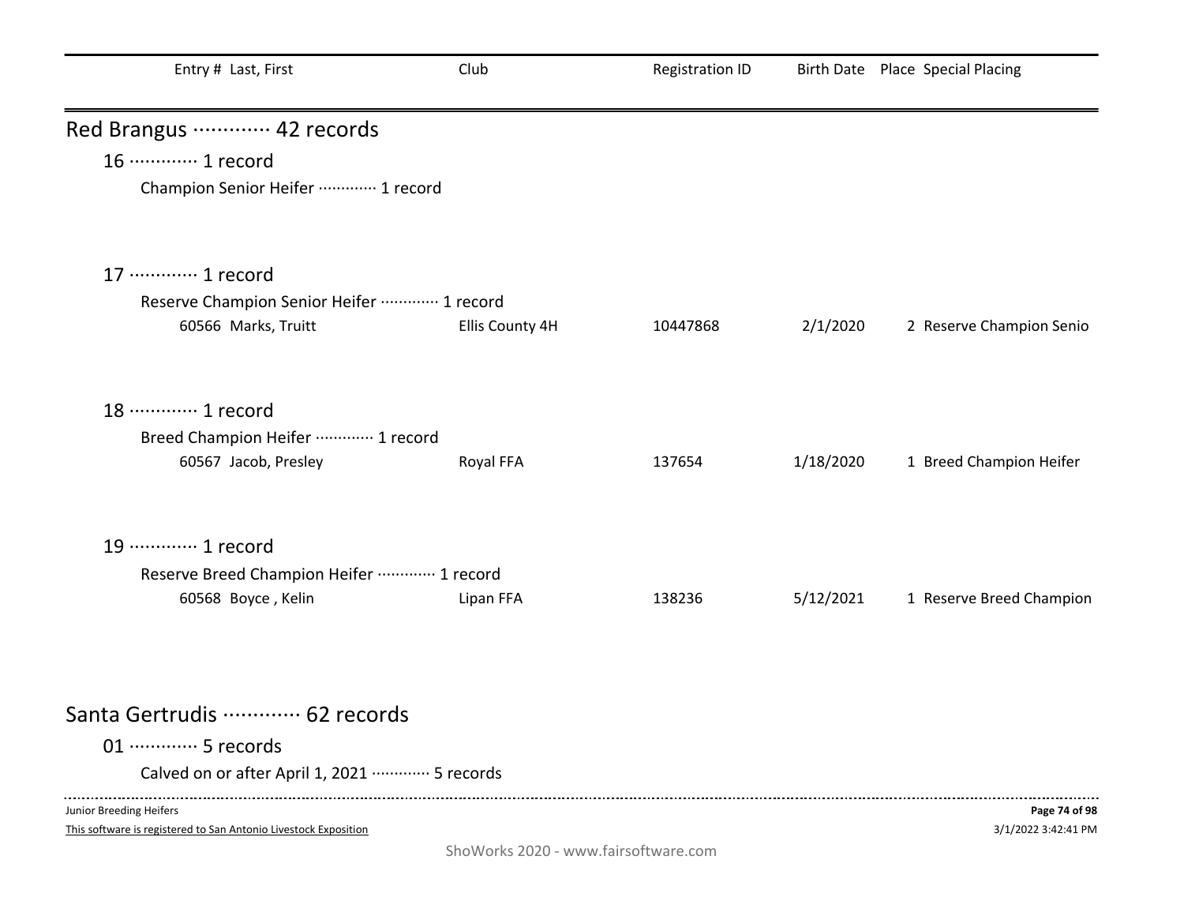| Entry # | Last, First | Club | Registration ID | Birth Date | Place | Special Placing |
|---|---|---|---|---|---|---|

## Red Brangus ············· 42 records

### 16 ············· 1 record

Champion Senior Heifer ············· 1 record

### 17 ············· 1 record

Reserve Champion Senior Heifer ············· 1 record

| Entry # | Last, First | Club | Registration ID | Birth Date | Place | Special Placing |
|---|---|---|---|---|---|---|
| 60566 | Marks, Truitt | Ellis County 4H | 10447868 | 2/1/2020 | 2 | Reserve Champion Senio |

### 18 ············· 1 record

Breed Champion Heifer ············· 1 record

| Entry # | Last, First | Club | Registration ID | Birth Date | Place | Special Placing |
|---|---|---|---|---|---|---|
| 60567 | Jacob, Presley | Royal FFA | 137654 | 1/18/2020 | 1 | Breed Champion Heifer |

### 19 ············· 1 record

Reserve Breed Champion Heifer ············· 1 record

| Entry # | Last, First | Club | Registration ID | Birth Date | Place | Special Placing |
|---|---|---|---|---|---|---|
| 60568 | Boyce , Kelin | Lipan FFA | 138236 | 5/12/2021 | 1 | Reserve Breed Champion |

## Santa Gertrudis ············· 62 records

### 01 ············· 5 records

Calved on or after April 1, 2021 ············· 5 records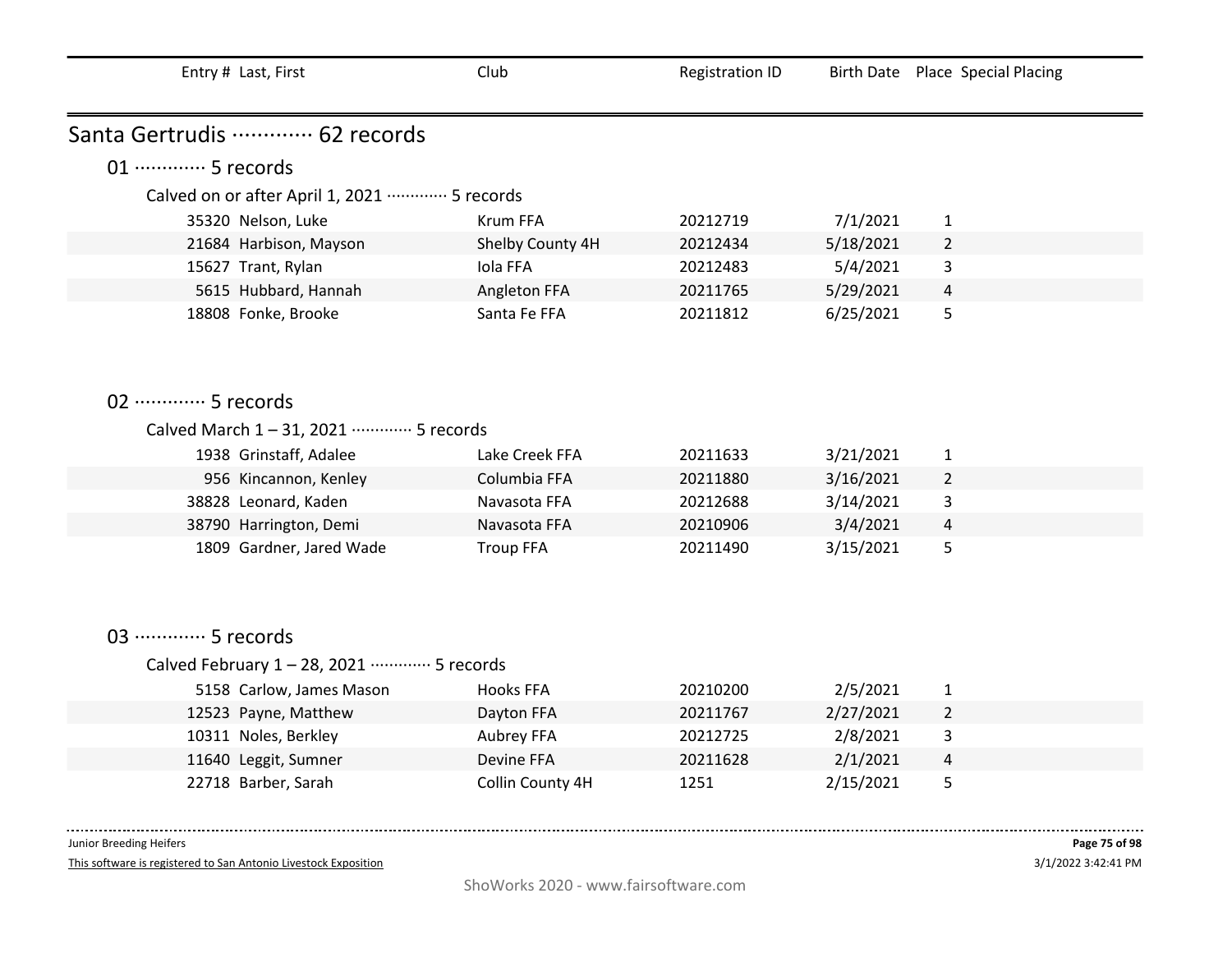| Entry # | Last, First | Club | Registration ID | Birth Date | Place | Special Placing |
|---|---|---|---|---|---|---|

## Santa Gertrudis ············· 62 records

### 01 ············· 5 records

#### Calved on or after April 1, 2021 ············· 5 records

| Entry # | Last, First | Club | Registration ID | Birth Date | Place | Special Placing |
|---|---|---|---|---|---|---|
| 35320 | Nelson, Luke | Krum FFA | 20212719 | 7/1/2021 | 1 | |
| 21684 | Harbison, Mayson | Shelby County 4H | 20212434 | 5/18/2021 | 2 | |
| 15627 | Trant, Rylan | Iola FFA | 20212483 | 5/4/2021 | 3 | |
| 5615 | Hubbard, Hannah | Angleton FFA | 20211765 | 5/29/2021 | 4 | |
| 18808 | Fonke, Brooke | Santa Fe FFA | 20211812 | 6/25/2021 | 5 | |

### 02 ············· 5 records

#### Calved March 1 – 31, 2021 ············· 5 records

| Entry # | Last, First | Club | Registration ID | Birth Date | Place | Special Placing |
|---|---|---|---|---|---|---|
| 1938 | Grinstaff, Adalee | Lake Creek FFA | 20211633 | 3/21/2021 | 1 | |
| 956 | Kincannon, Kenley | Columbia FFA | 20211880 | 3/16/2021 | 2 | |
| 38828 | Leonard, Kaden | Navasota FFA | 20212688 | 3/14/2021 | 3 | |
| 38790 | Harrington, Demi | Navasota FFA | 20210906 | 3/4/2021 | 4 | |
| 1809 | Gardner, Jared Wade | Troup FFA | 20211490 | 3/15/2021 | 5 | |

### 03 ············· 5 records

#### Calved February 1 – 28, 2021 ············· 5 records

| Entry # | Last, First | Club | Registration ID | Birth Date | Place | Special Placing |
|---|---|---|---|---|---|---|
| 5158 | Carlow, James Mason | Hooks FFA | 20210200 | 2/5/2021 | 1 | |
| 12523 | Payne, Matthew | Dayton FFA | 20211767 | 2/27/2021 | 2 | |
| 10311 | Noles, Berkley | Aubrey FFA | 20212725 | 2/8/2021 | 3 | |
| 11640 | Leggit, Sumner | Devine FFA | 20211628 | 2/1/2021 | 4 | |
| 22718 | Barber, Sarah | Collin County 4H | 1251 | 2/15/2021 | 5 | |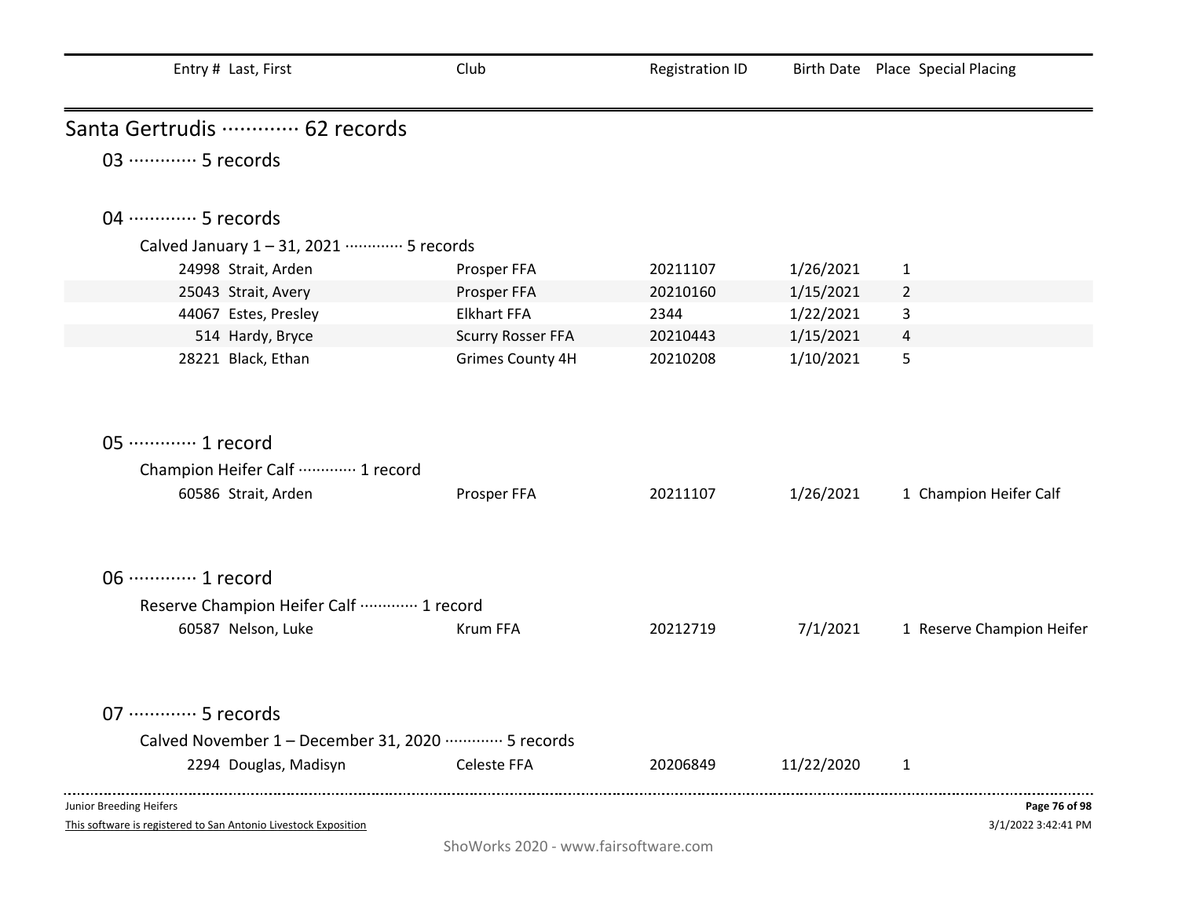| Entry # | Last, First | Club | Registration ID | Birth Date | Place | Special Placing |
|---|---|---|---|---|---|---|

## Santa Gertrudis ············· 62 records

### 03 ············· 5 records

### 04 ············· 5 records

Calved January 1 – 31, 2021 ············· 5 records

| Entry # | Last, First | Club | Registration ID | Birth Date | Place | Special Placing |
|---|---|---|---|---|---|---|
| 24998 | Strait, Arden | Prosper FFA | 20211107 | 1/26/2021 | 1 | |
| 25043 | Strait, Avery | Prosper FFA | 20210160 | 1/15/2021 | 2 | |
| 44067 | Estes, Presley | Elkhart FFA | 2344 | 1/22/2021 | 3 | |
| 514 | Hardy, Bryce | Scurry Rosser FFA | 20210443 | 1/15/2021 | 4 | |
| 28221 | Black, Ethan | Grimes County 4H | 20210208 | 1/10/2021 | 5 | |

### 05 ············· 1 record

Champion Heifer Calf ············· 1 record

| Entry # | Last, First | Club | Registration ID | Birth Date | Place | Special Placing |
|---|---|---|---|---|---|---|
| 60586 | Strait, Arden | Prosper FFA | 20211107 | 1/26/2021 | 1 | Champion Heifer Calf |

### 06 ············· 1 record

Reserve Champion Heifer Calf ············· 1 record

| Entry # | Last, First | Club | Registration ID | Birth Date | Place | Special Placing |
|---|---|---|---|---|---|---|
| 60587 | Nelson, Luke | Krum FFA | 20212719 | 7/1/2021 | 1 | Reserve Champion Heifer |

### 07 ············· 5 records

Calved November 1 – December 31, 2020 ············· 5 records

| Entry # | Last, First | Club | Registration ID | Birth Date | Place | Special Placing |
|---|---|---|---|---|---|---|
| 2294 | Douglas, Madisyn | Celeste FFA | 20206849 | 11/22/2020 | 1 | |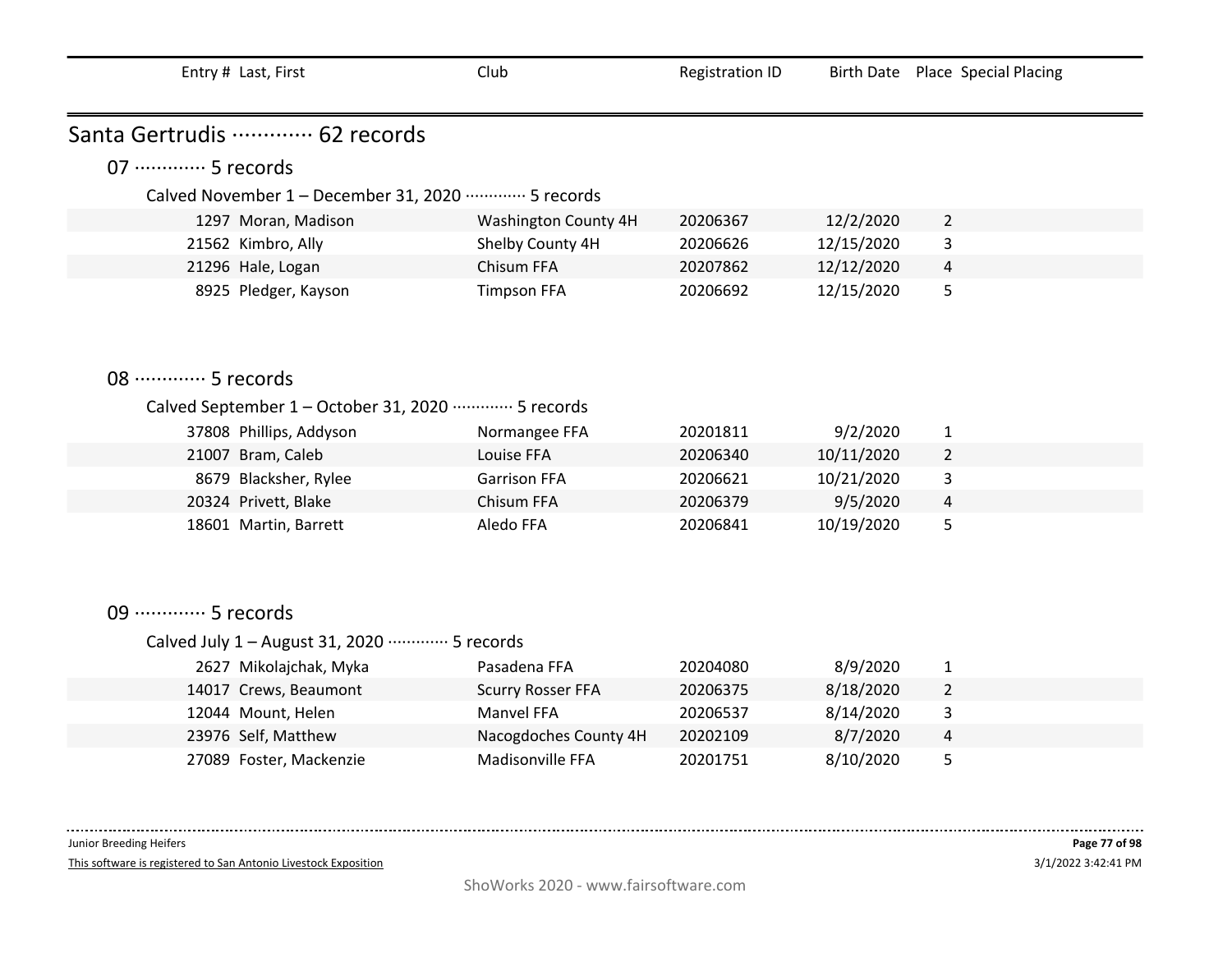| Entry # | Last, First | Club | Registration ID | Birth Date | Place | Special Placing |
|---|---|---|---|---|---|---|

## Santa Gertrudis ············· 62 records

### 07 ············· 5 records

Calved November 1 – December 31, 2020 ············· 5 records

| Entry # | Last, First | Club | Registration ID | Birth Date | Place | Special Placing |
|---|---|---|---|---|---|---|
| 1297 | Moran, Madison | Washington County 4H | 20206367 | 12/2/2020 | 2 | |
| 21562 | Kimbro, Ally | Shelby County 4H | 20206626 | 12/15/2020 | 3 | |
| 21296 | Hale, Logan | Chisum FFA | 20207862 | 12/12/2020 | 4 | |
| 8925 | Pledger, Kayson | Timpson FFA | 20206692 | 12/15/2020 | 5 | |

### 08 ············· 5 records

Calved September 1 – October 31, 2020 ············· 5 records

| Entry # | Last, First | Club | Registration ID | Birth Date | Place | Special Placing |
|---|---|---|---|---|---|---|
| 37808 | Phillips, Addyson | Normangee FFA | 20201811 | 9/2/2020 | 1 | |
| 21007 | Bram, Caleb | Louise FFA | 20206340 | 10/11/2020 | 2 | |
| 8679 | Blacksher, Rylee | Garrison FFA | 20206621 | 10/21/2020 | 3 | |
| 20324 | Privett, Blake | Chisum FFA | 20206379 | 9/5/2020 | 4 | |
| 18601 | Martin, Barrett | Aledo FFA | 20206841 | 10/19/2020 | 5 | |

### 09 ············· 5 records

Calved July 1 – August 31, 2020 ············· 5 records

| Entry # | Last, First | Club | Registration ID | Birth Date | Place | Special Placing |
|---|---|---|---|---|---|---|
| 2627 | Mikolajchak, Myka | Pasadena FFA | 20204080 | 8/9/2020 | 1 | |
| 14017 | Crews, Beaumont | Scurry Rosser FFA | 20206375 | 8/18/2020 | 2 | |
| 12044 | Mount, Helen | Manvel FFA | 20206537 | 8/14/2020 | 3 | |
| 23976 | Self, Matthew | Nacogdoches County 4H | 20202109 | 8/7/2020 | 4 | |
| 27089 | Foster, Mackenzie | Madisonville FFA | 20201751 | 8/10/2020 | 5 | |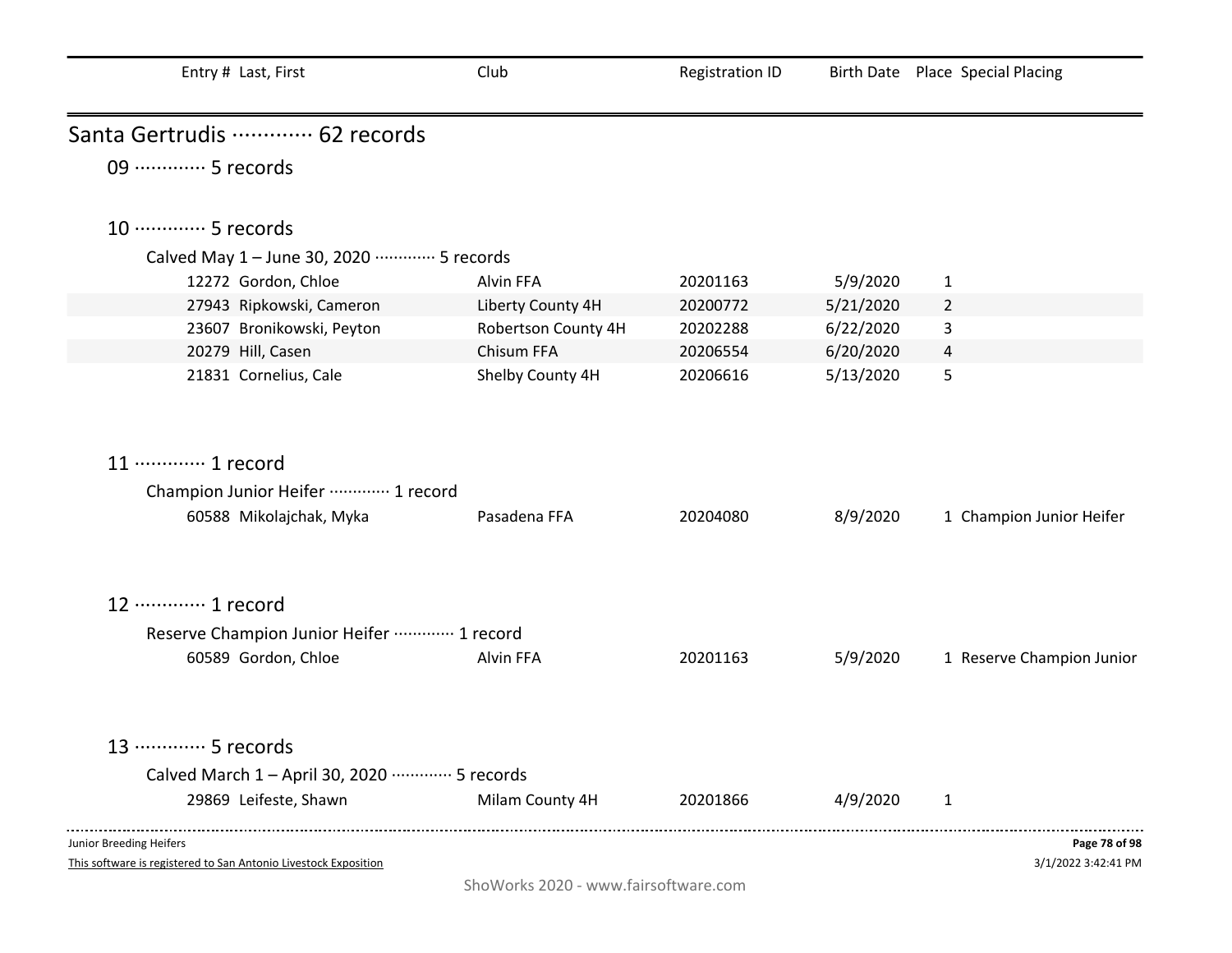| Entry # | Last, First | Club | Registration ID | Birth Date | Place | Special Placing |
|---|---|---|---|---|---|---|

## Santa Gertrudis ············· 62 records

### 09 ············· 5 records

### 10 ············· 5 records

Calved May 1 – June 30, 2020 ············· 5 records

| Entry # | Last, First | Club | Registration ID | Birth Date | Place | Special Placing |
|---|---|---|---|---|---|---|
| 12272 | Gordon, Chloe | Alvin FFA | 20201163 | 5/9/2020 | 1 | |
| 27943 | Ripkowski, Cameron | Liberty County 4H | 20200772 | 5/21/2020 | 2 | |
| 23607 | Bronikowski, Peyton | Robertson County 4H | 20202288 | 6/22/2020 | 3 | |
| 20279 | Hill, Casen | Chisum FFA | 20206554 | 6/20/2020 | 4 | |
| 21831 | Cornelius, Cale | Shelby County 4H | 20206616 | 5/13/2020 | 5 | |

### 11 ············· 1 record

Champion Junior Heifer ············· 1 record

| Entry # | Last, First | Club | Registration ID | Birth Date | Place | Special Placing |
|---|---|---|---|---|---|---|
| 60588 | Mikolajchak, Myka | Pasadena FFA | 20204080 | 8/9/2020 | 1 | Champion Junior Heifer |

### 12 ············· 1 record

Reserve Champion Junior Heifer ············· 1 record

| Entry # | Last, First | Club | Registration ID | Birth Date | Place | Special Placing |
|---|---|---|---|---|---|---|
| 60589 | Gordon, Chloe | Alvin FFA | 20201163 | 5/9/2020 | 1 | Reserve Champion Junior |

### 13 ············· 5 records

Calved March 1 – April 30, 2020 ············· 5 records

| Entry # | Last, First | Club | Registration ID | Birth Date | Place | Special Placing |
|---|---|---|---|---|---|---|
| 29869 | Leifeste, Shawn | Milam County 4H | 20201866 | 4/9/2020 | 1 | |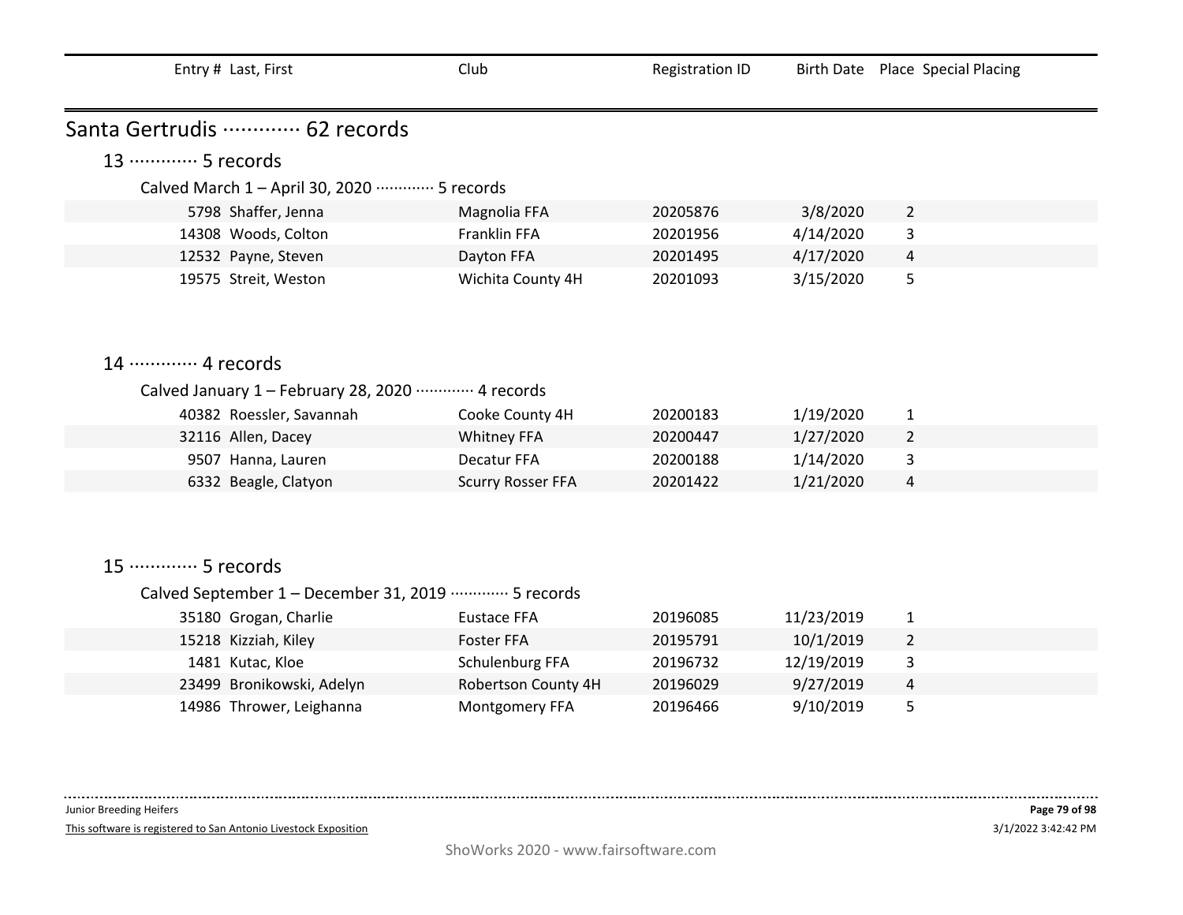| Entry # | Last, First | Club | Registration ID | Birth Date | Place | Special Placing |
|---|---|---|---|---|---|---|

## Santa Gertrudis ············· 62 records

### 13 ············· 5 records

Calved March 1 – April 30, 2020 ············· 5 records

| Entry # | Last, First | Club | Registration ID | Birth Date | Place | Special Placing |
|---|---|---|---|---|---|---|
| 5798 | Shaffer, Jenna | Magnolia FFA | 20205876 | 3/8/2020 | 2 | |
| 14308 | Woods, Colton | Franklin FFA | 20201956 | 4/14/2020 | 3 | |
| 12532 | Payne, Steven | Dayton FFA | 20201495 | 4/17/2020 | 4 | |
| 19575 | Streit, Weston | Wichita County 4H | 20201093 | 3/15/2020 | 5 | |

### 14 ············· 4 records

Calved January 1 – February 28, 2020 ············· 4 records

| Entry # | Last, First | Club | Registration ID | Birth Date | Place | Special Placing |
|---|---|---|---|---|---|---|
| 40382 | Roessler, Savannah | Cooke County 4H | 20200183 | 1/19/2020 | 1 | |
| 32116 | Allen, Dacey | Whitney FFA | 20200447 | 1/27/2020 | 2 | |
| 9507 | Hanna, Lauren | Decatur FFA | 20200188 | 1/14/2020 | 3 | |
| 6332 | Beagle, Clatyon | Scurry Rosser FFA | 20201422 | 1/21/2020 | 4 | |

### 15 ············· 5 records

Calved September 1 – December 31, 2019 ············· 5 records

| Entry # | Last, First | Club | Registration ID | Birth Date | Place | Special Placing |
|---|---|---|---|---|---|---|
| 35180 | Grogan, Charlie | Eustace FFA | 20196085 | 11/23/2019 | 1 | |
| 15218 | Kizziah, Kiley | Foster FFA | 20195791 | 10/1/2019 | 2 | |
| 1481 | Kutac, Kloe | Schulenburg FFA | 20196732 | 12/19/2019 | 3 | |
| 23499 | Bronikowski, Adelyn | Robertson County 4H | 20196029 | 9/27/2019 | 4 | |
| 14986 | Thrower, Leighanna | Montgomery FFA | 20196466 | 9/10/2019 | 5 | |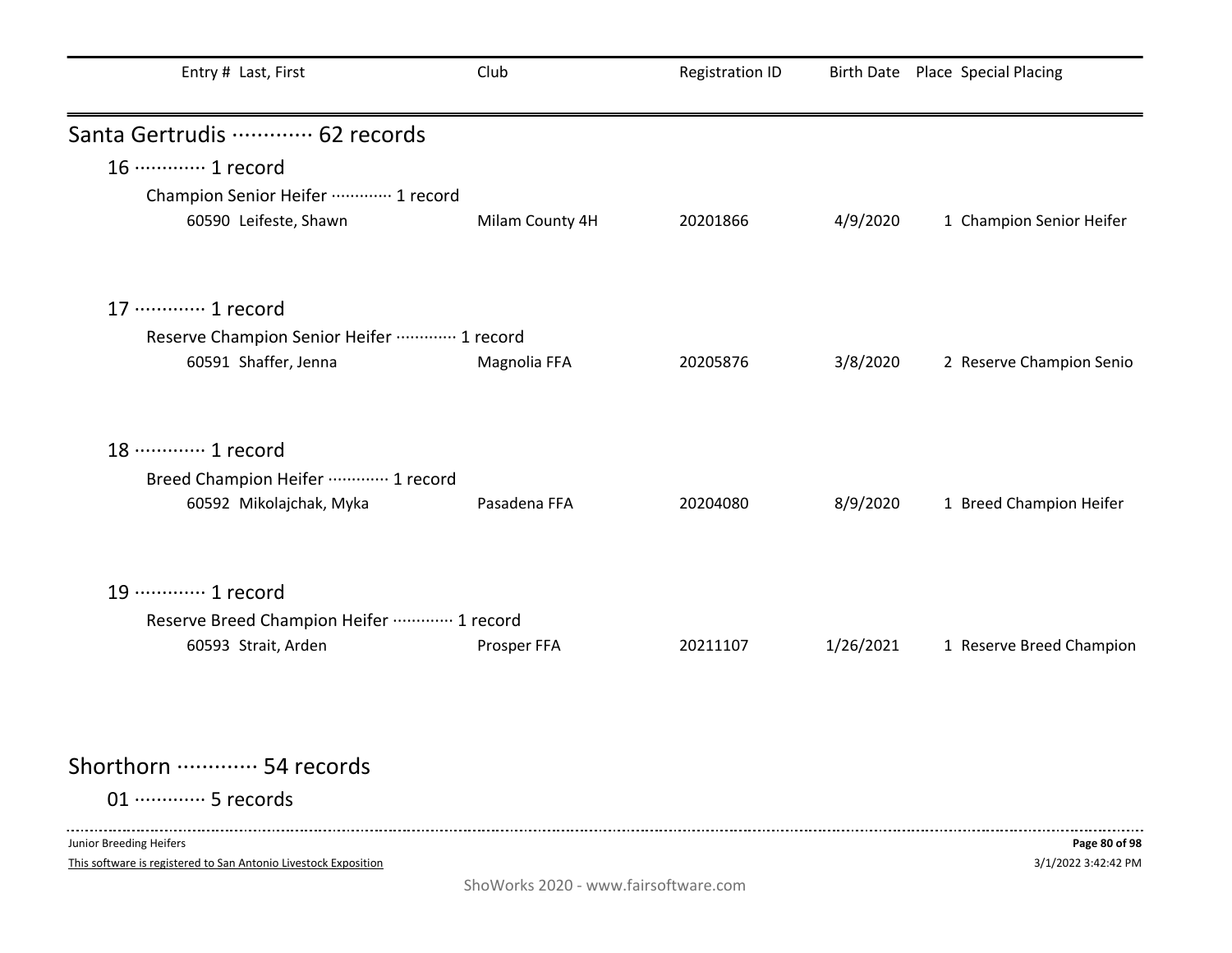| Entry # | Last, First | Club | Registration ID | Birth Date | Place | Special Placing |
|---|---|---|---|---|---|---|

## Santa Gertrudis ············· 62 records

### 16 ············· 1 record

Champion Senior Heifer ············· 1 record

| Entry # | Last, First | Club | Registration ID | Birth Date | Place | Special Placing |
|---|---|---|---|---|---|---|
| 60590 | Leifeste, Shawn | Milam County 4H | 20201866 | 4/9/2020 | 1 | Champion Senior Heifer |

### 17 ············· 1 record

Reserve Champion Senior Heifer ············· 1 record

| Entry # | Last, First | Club | Registration ID | Birth Date | Place | Special Placing |
|---|---|---|---|---|---|---|
| 60591 | Shaffer, Jenna | Magnolia FFA | 20205876 | 3/8/2020 | 2 | Reserve Champion Senio |

### 18 ············· 1 record

Breed Champion Heifer ············· 1 record

| Entry # | Last, First | Club | Registration ID | Birth Date | Place | Special Placing |
|---|---|---|---|---|---|---|
| 60592 | Mikolajchak, Myka | Pasadena FFA | 20204080 | 8/9/2020 | 1 | Breed Champion Heifer |

### 19 ············· 1 record

Reserve Breed Champion Heifer ············· 1 record

| Entry # | Last, First | Club | Registration ID | Birth Date | Place | Special Placing |
|---|---|---|---|---|---|---|
| 60593 | Strait, Arden | Prosper FFA | 20211107 | 1/26/2021 | 1 | Reserve Breed Champion |

## Shorthorn ············· 54 records

### 01 ············· 5 records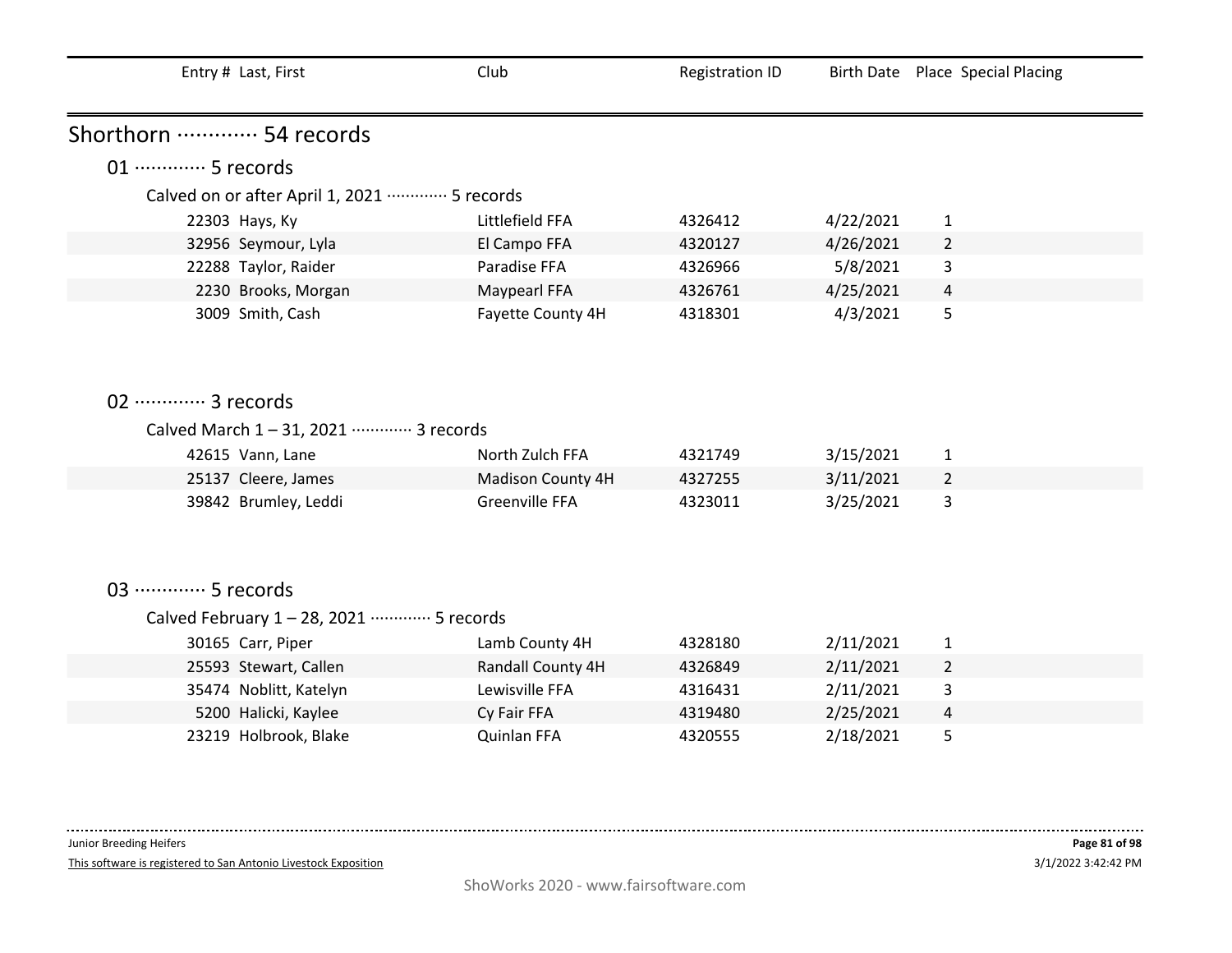| Entry # | Last, First | Club | Registration ID | Birth Date | Place | Special Placing |
|---|---|---|---|---|---|---|

## Shorthorn ············· 54 records

### 01 ············· 5 records

Calved on or after April 1, 2021 ············· 5 records

| Entry # | Last, First | Club | Registration ID | Birth Date | Place | Special Placing |
|---|---|---|---|---|---|---|
| 22303 | Hays, Ky | Littlefield FFA | 4326412 | 4/22/2021 | 1 | |
| 32956 | Seymour, Lyla | El Campo FFA | 4320127 | 4/26/2021 | 2 | |
| 22288 | Taylor, Raider | Paradise FFA | 4326966 | 5/8/2021 | 3 | |
| 2230 | Brooks, Morgan | Maypearl FFA | 4326761 | 4/25/2021 | 4 | |
| 3009 | Smith, Cash | Fayette County 4H | 4318301 | 4/3/2021 | 5 | |

### 02 ············· 3 records

Calved March 1 – 31, 2021 ············· 3 records

| Entry # | Last, First | Club | Registration ID | Birth Date | Place | Special Placing |
|---|---|---|---|---|---|---|
| 42615 | Vann, Lane | North Zulch FFA | 4321749 | 3/15/2021 | 1 | |
| 25137 | Cleere, James | Madison County 4H | 4327255 | 3/11/2021 | 2 | |
| 39842 | Brumley, Leddi | Greenville FFA | 4323011 | 3/25/2021 | 3 | |

### 03 ············· 5 records

Calved February 1 – 28, 2021 ············· 5 records

| Entry # | Last, First | Club | Registration ID | Birth Date | Place | Special Placing |
|---|---|---|---|---|---|---|
| 30165 | Carr, Piper | Lamb County 4H | 4328180 | 2/11/2021 | 1 | |
| 25593 | Stewart, Callen | Randall County 4H | 4326849 | 2/11/2021 | 2 | |
| 35474 | Noblitt, Katelyn | Lewisville FFA | 4316431 | 2/11/2021 | 3 | |
| 5200 | Halicki, Kaylee | Cy Fair FFA | 4319480 | 2/25/2021 | 4 | |
| 23219 | Holbrook, Blake | Quinlan FFA | 4320555 | 2/18/2021 | 5 | |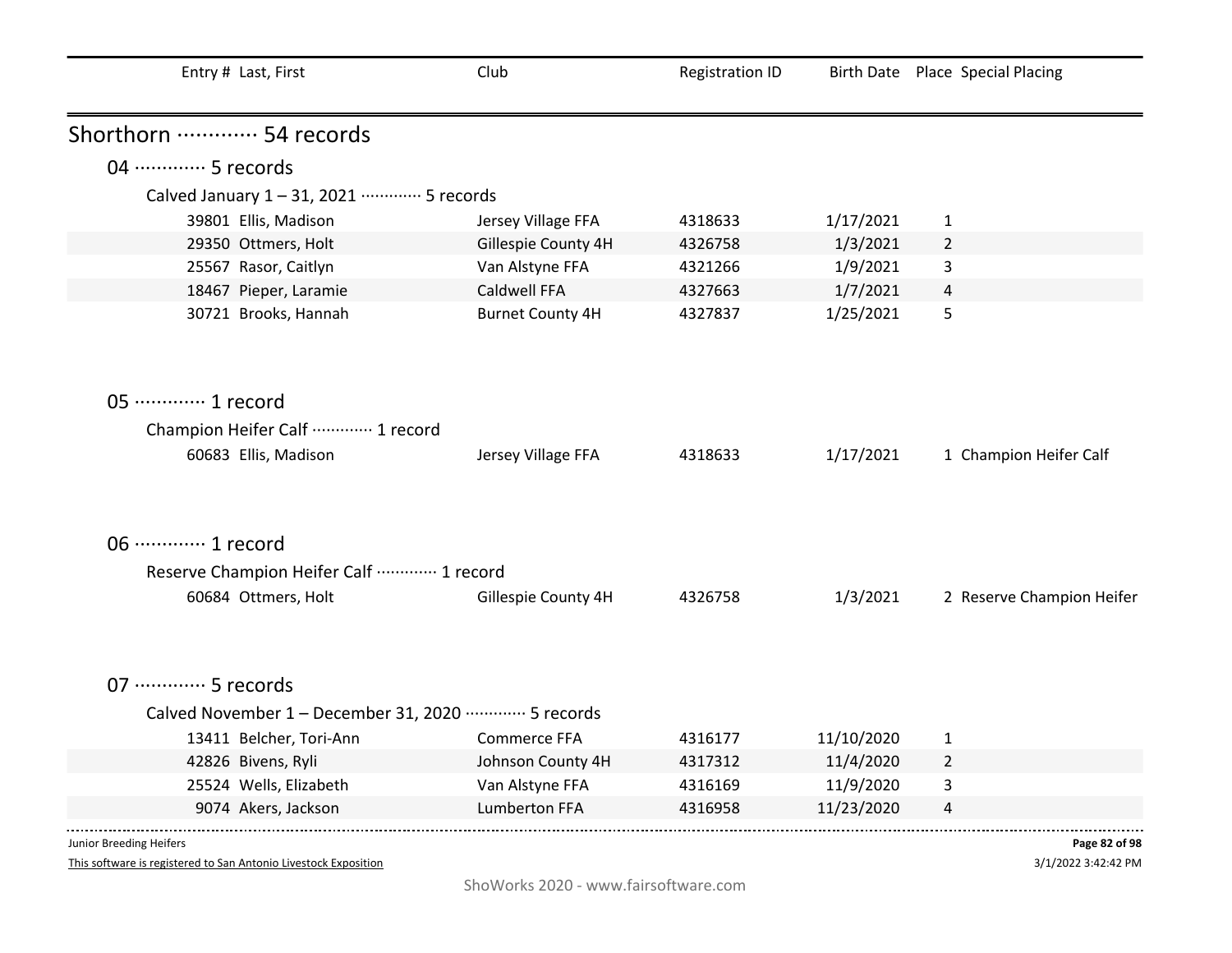| Entry # | Last, First | Club | Registration ID | Birth Date | Place | Special Placing |
|---|---|---|---|---|---|---|

# Shorthorn ············· 54 records

## 04 ············· 5 records

### Calved January 1 – 31, 2021 ············· 5 records

| Entry # | Last, First | Club | Registration ID | Birth Date | Place | Special Placing |
|---|---|---|---|---|---|---|
| 39801 | Ellis, Madison | Jersey Village FFA | 4318633 | 1/17/2021 | 1 | |
| 29350 | Ottmers, Holt | Gillespie County 4H | 4326758 | 1/3/2021 | 2 | |
| 25567 | Rasor, Caitlyn | Van Alstyne FFA | 4321266 | 1/9/2021 | 3 | |
| 18467 | Pieper, Laramie | Caldwell FFA | 4327663 | 1/7/2021 | 4 | |
| 30721 | Brooks, Hannah | Burnet County 4H | 4327837 | 1/25/2021 | 5 | |

## 05 ············· 1 record

### Champion Heifer Calf ············· 1 record

| Entry # | Last, First | Club | Registration ID | Birth Date | Place | Special Placing |
|---|---|---|---|---|---|---|
| 60683 | Ellis, Madison | Jersey Village FFA | 4318633 | 1/17/2021 | 1 | Champion Heifer Calf |

## 06 ············· 1 record

### Reserve Champion Heifer Calf ············· 1 record

| Entry # | Last, First | Club | Registration ID | Birth Date | Place | Special Placing |
|---|---|---|---|---|---|---|
| 60684 | Ottmers, Holt | Gillespie County 4H | 4326758 | 1/3/2021 | 2 | Reserve Champion Heifer |

## 07 ············· 5 records

### Calved November 1 – December 31, 2020 ············· 5 records

| Entry # | Last, First | Club | Registration ID | Birth Date | Place | Special Placing |
|---|---|---|---|---|---|---|
| 13411 | Belcher, Tori-Ann | Commerce FFA | 4316177 | 11/10/2020 | 1 | |
| 42826 | Bivens, Ryli | Johnson County 4H | 4317312 | 11/4/2020 | 2 | |
| 25524 | Wells, Elizabeth | Van Alstyne FFA | 4316169 | 11/9/2020 | 3 | |
| 9074 | Akers, Jackson | Lumberton FFA | 4316958 | 11/23/2020 | 4 | |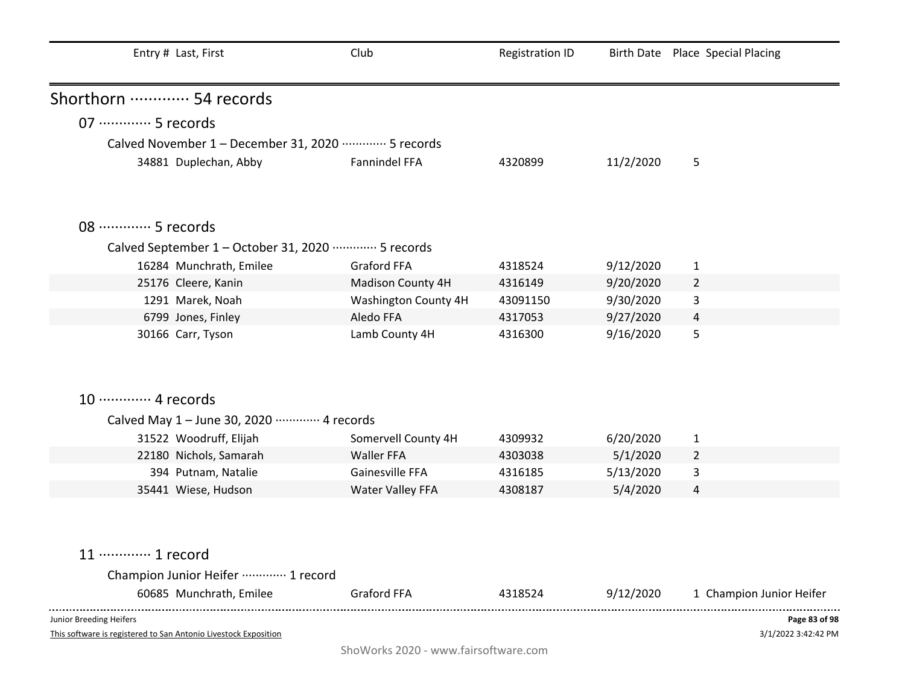| Entry # | Last, First | Club | Registration ID | Birth Date | Place | Special Placing |
|---|---|---|---|---|---|---|

## Shorthorn ············· 54 records

### 07 ············· 5 records

Calved November 1 – December 31, 2020 ············· 5 records

| Entry # | Last, First | Club | Registration ID | Birth Date | Place | Special Placing |
|---|---|---|---|---|---|---|
| 34881 | Duplechan, Abby | Fannindel FFA | 4320899 | 11/2/2020 | 5 | |

### 08 ············· 5 records

Calved September 1 – October 31, 2020 ············· 5 records

| Entry # | Last, First | Club | Registration ID | Birth Date | Place | Special Placing |
|---|---|---|---|---|---|---|
| 16284 | Munchrath, Emilee | Graford FFA | 4318524 | 9/12/2020 | 1 | |
| 25176 | Cleere, Kanin | Madison County 4H | 4316149 | 9/20/2020 | 2 | |
| 1291 | Marek, Noah | Washington County 4H | 43091150 | 9/30/2020 | 3 | |
| 6799 | Jones, Finley | Aledo FFA | 4317053 | 9/27/2020 | 4 | |
| 30166 | Carr, Tyson | Lamb County 4H | 4316300 | 9/16/2020 | 5 | |

### 10 ············· 4 records

Calved May 1 – June 30, 2020 ············· 4 records

| Entry # | Last, First | Club | Registration ID | Birth Date | Place | Special Placing |
|---|---|---|---|---|---|---|
| 31522 | Woodruff, Elijah | Somervell County 4H | 4309932 | 6/20/2020 | 1 | |
| 22180 | Nichols, Samarah | Waller FFA | 4303038 | 5/1/2020 | 2 | |
| 394 | Putnam, Natalie | Gainesville FFA | 4316185 | 5/13/2020 | 3 | |
| 35441 | Wiese, Hudson | Water Valley FFA | 4308187 | 5/4/2020 | 4 | |

### 11 ············· 1 record

Champion Junior Heifer ············· 1 record

| Entry # | Last, First | Club | Registration ID | Birth Date | Place | Special Placing |
|---|---|---|---|---|---|---|
| 60685 | Munchrath, Emilee | Graford FFA | 4318524 | 9/12/2020 | 1 | Champion Junior Heifer |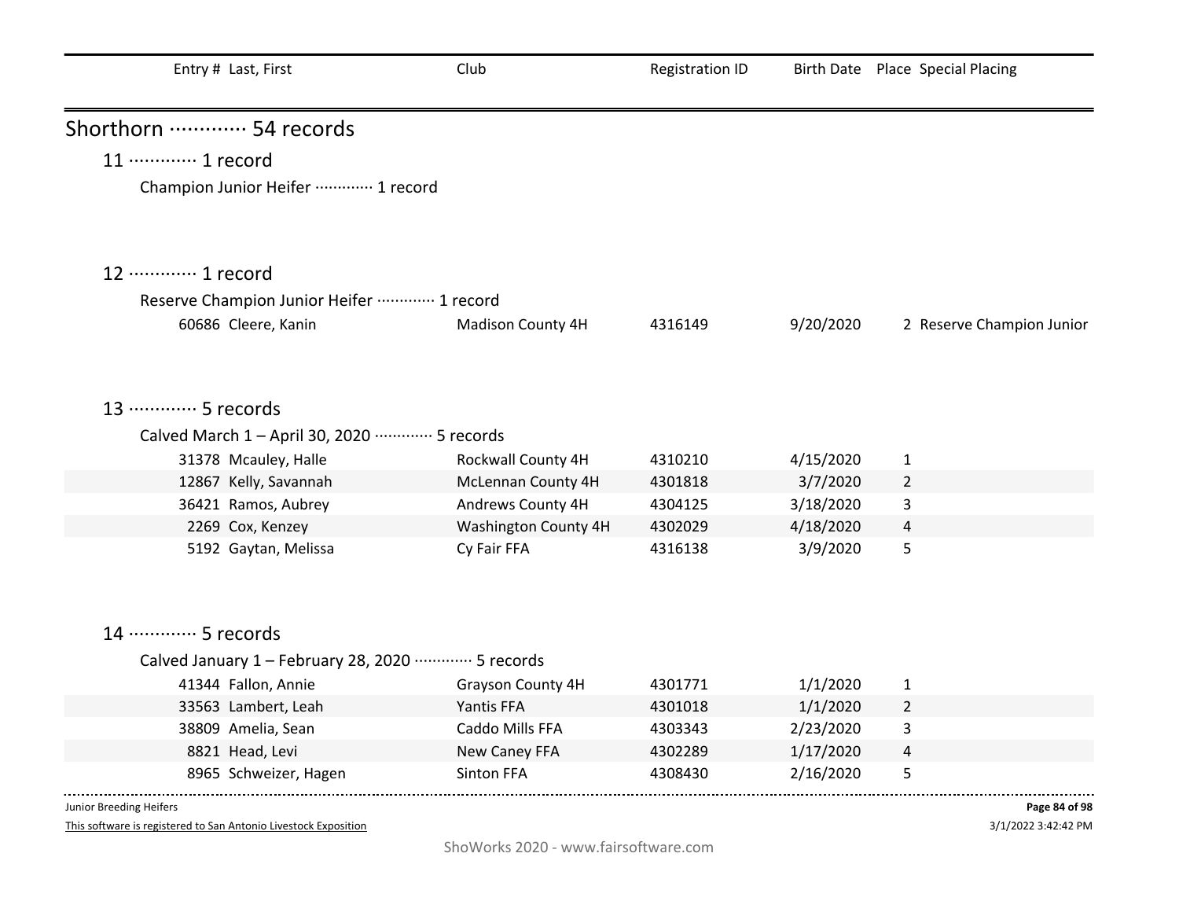| Entry # | Last, First | Club | Registration ID | Birth Date | Place | Special Placing |
|---|---|---|---|---|---|---|

# Shorthorn ············· 54 records

## 11 ············· 1 record

### Champion Junior Heifer ············· 1 record

## 12 ············· 1 record

### Reserve Champion Junior Heifer ············· 1 record

| Entry # | Last, First | Club | Registration ID | Birth Date | Place | Special Placing |
|---|---|---|---|---|---|---|
| 60686 | Cleere, Kanin | Madison County 4H | 4316149 | 9/20/2020 | 2 | Reserve Champion Junior |

## 13 ············· 5 records

### Calved March 1 – April 30, 2020 ············· 5 records

| Entry # | Last, First | Club | Registration ID | Birth Date | Place | Special Placing |
|---|---|---|---|---|---|---|
| 31378 | Mcauley, Halle | Rockwall County 4H | 4310210 | 4/15/2020 | 1 | |
| 12867 | Kelly, Savannah | McLennan County 4H | 4301818 | 3/7/2020 | 2 | |
| 36421 | Ramos, Aubrey | Andrews County 4H | 4304125 | 3/18/2020 | 3 | |
| 2269 | Cox, Kenzey | Washington County 4H | 4302029 | 4/18/2020 | 4 | |
| 5192 | Gaytan, Melissa | Cy Fair FFA | 4316138 | 3/9/2020 | 5 | |

## 14 ············· 5 records

### Calved January 1 – February 28, 2020 ············· 5 records

| Entry # | Last, First | Club | Registration ID | Birth Date | Place | Special Placing |
|---|---|---|---|---|---|---|
| 41344 | Fallon, Annie | Grayson County 4H | 4301771 | 1/1/2020 | 1 | |
| 33563 | Lambert, Leah | Yantis FFA | 4301018 | 1/1/2020 | 2 | |
| 38809 | Amelia, Sean | Caddo Mills FFA | 4303343 | 2/23/2020 | 3 | |
| 8821 | Head, Levi | New Caney FFA | 4302289 | 1/17/2020 | 4 | |
| 8965 | Schweizer, Hagen | Sinton FFA | 4308430 | 2/16/2020 | 5 | |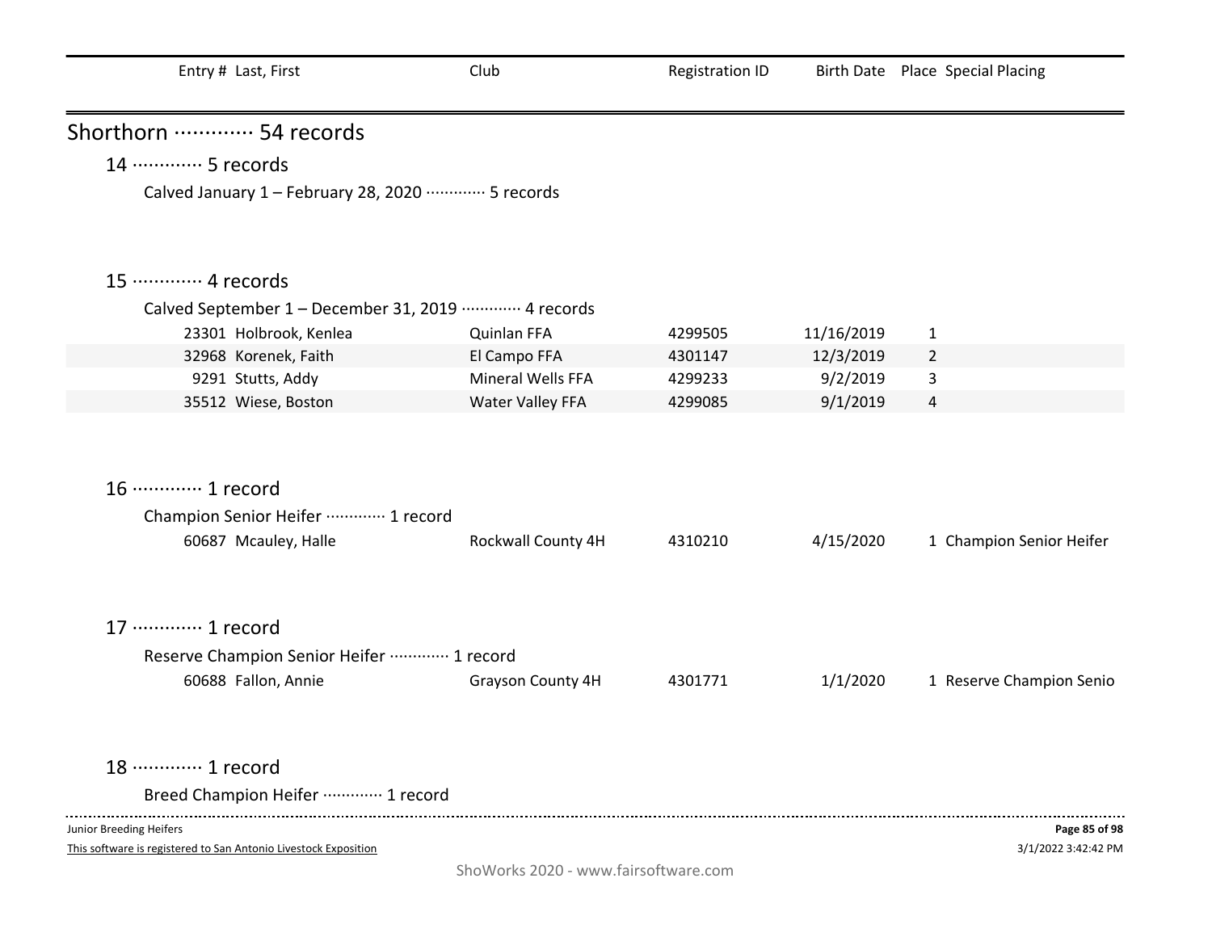| Entry # | Last, First | Club | Registration ID | Birth Date | Place | Special Placing |
|---|---|---|---|---|---|---|

# Shorthorn ············· 54 records

## 14 ············· 5 records

### Calved January 1 – February 28, 2020 ············· 5 records

## 15 ············· 4 records

### Calved September 1 – December 31, 2019 ············· 4 records

| Entry # | Last, First | Club | Registration ID | Birth Date | Place | Special Placing |
|---|---|---|---|---|---|---|
| 23301 | Holbrook, Kenlea | Quinlan FFA | 4299505 | 11/16/2019 | 1 | |
| 32968 | Korenek, Faith | El Campo FFA | 4301147 | 12/3/2019 | 2 | |
| 9291 | Stutts, Addy | Mineral Wells FFA | 4299233 | 9/2/2019 | 3 | |
| 35512 | Wiese, Boston | Water Valley FFA | 4299085 | 9/1/2019 | 4 | |

## 16 ············· 1 record

### Champion Senior Heifer ············· 1 record

| Entry # | Last, First | Club | Registration ID | Birth Date | Place | Special Placing |
|---|---|---|---|---|---|---|
| 60687 | Mcauley, Halle | Rockwall County 4H | 4310210 | 4/15/2020 | 1 | Champion Senior Heifer |

## 17 ············· 1 record

### Reserve Champion Senior Heifer ············· 1 record

| Entry # | Last, First | Club | Registration ID | Birth Date | Place | Special Placing |
|---|---|---|---|---|---|---|
| 60688 | Fallon, Annie | Grayson County 4H | 4301771 | 1/1/2020 | 1 | Reserve Champion Senio |

## 18 ············· 1 record

### Breed Champion Heifer ············· 1 record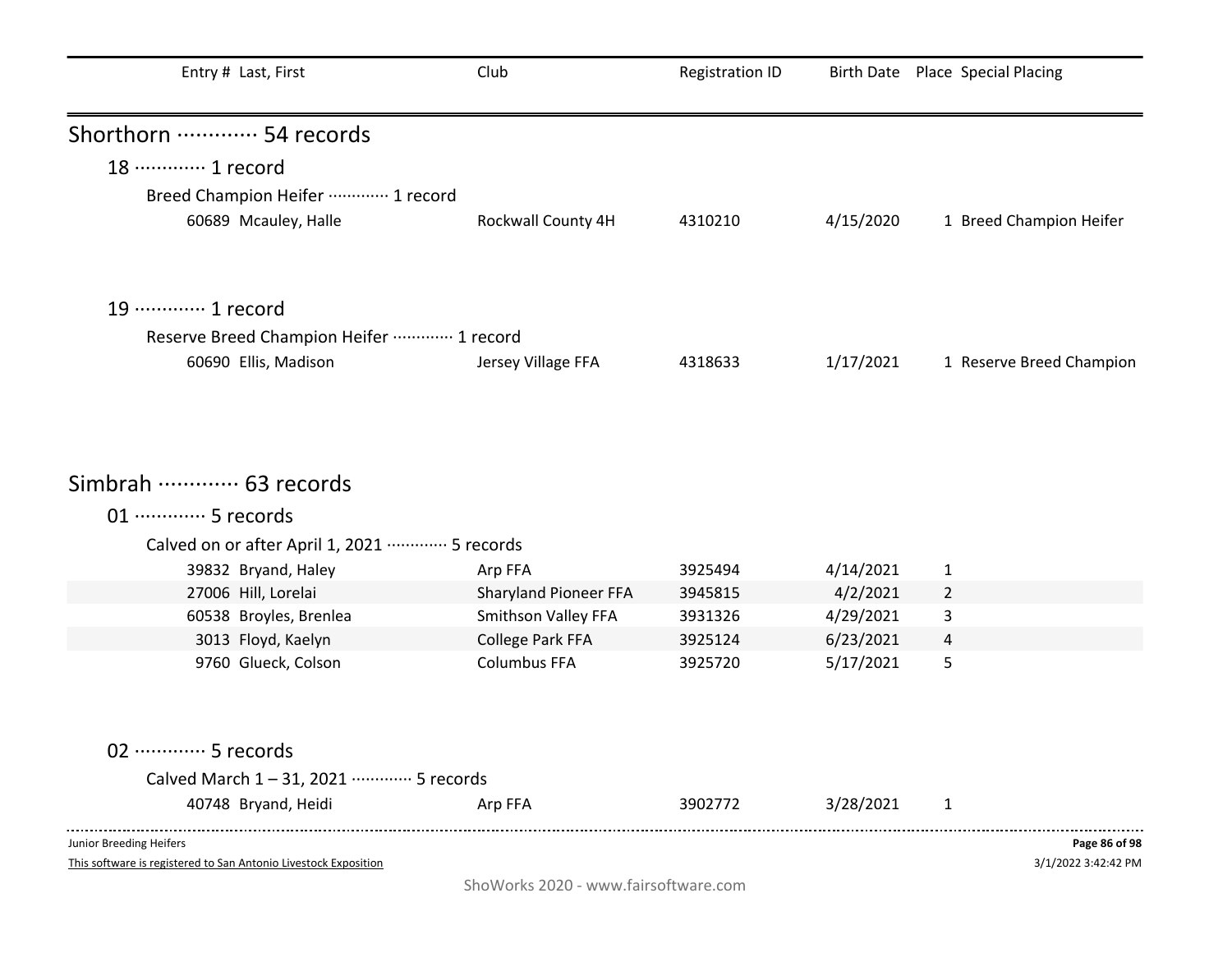| Entry # | Last, First | Club | Registration ID | Birth Date | Place | Special Placing |
|---|---|---|---|---|---|---|

## Shorthorn ············· 54 records

### 18 ············· 1 record

Breed Champion Heifer ············· 1 record

| Entry # | Last, First | Club | Registration ID | Birth Date | Place | Special Placing |
|---|---|---|---|---|---|---|
| 60689 | Mcauley, Halle | Rockwall County 4H | 4310210 | 4/15/2020 | 1 | Breed Champion Heifer |

### 19 ············· 1 record

Reserve Breed Champion Heifer ············· 1 record

| Entry # | Last, First | Club | Registration ID | Birth Date | Place | Special Placing |
|---|---|---|---|---|---|---|
| 60690 | Ellis, Madison | Jersey Village FFA | 4318633 | 1/17/2021 | 1 | Reserve Breed Champion |

## Simbrah ············· 63 records

### 01 ············· 5 records

Calved on or after April 1, 2021 ············· 5 records

| Entry # | Last, First | Club | Registration ID | Birth Date | Place | Special Placing |
|---|---|---|---|---|---|---|
| 39832 | Bryand, Haley | Arp FFA | 3925494 | 4/14/2021 | 1 | |
| 27006 | Hill, Lorelai | Sharyland Pioneer FFA | 3945815 | 4/2/2021 | 2 | |
| 60538 | Broyles, Brenlea | Smithson Valley FFA | 3931326 | 4/29/2021 | 3 | |
| 3013 | Floyd, Kaelyn | College Park FFA | 3925124 | 6/23/2021 | 4 | |
| 9760 | Glueck, Colson | Columbus FFA | 3925720 | 5/17/2021 | 5 | |

### 02 ············· 5 records

Calved March 1 – 31, 2021 ············· 5 records

| Entry # | Last, First | Club | Registration ID | Birth Date | Place | Special Placing |
|---|---|---|---|---|---|---|
| 40748 | Bryand, Heidi | Arp FFA | 3902772 | 3/28/2021 | 1 | |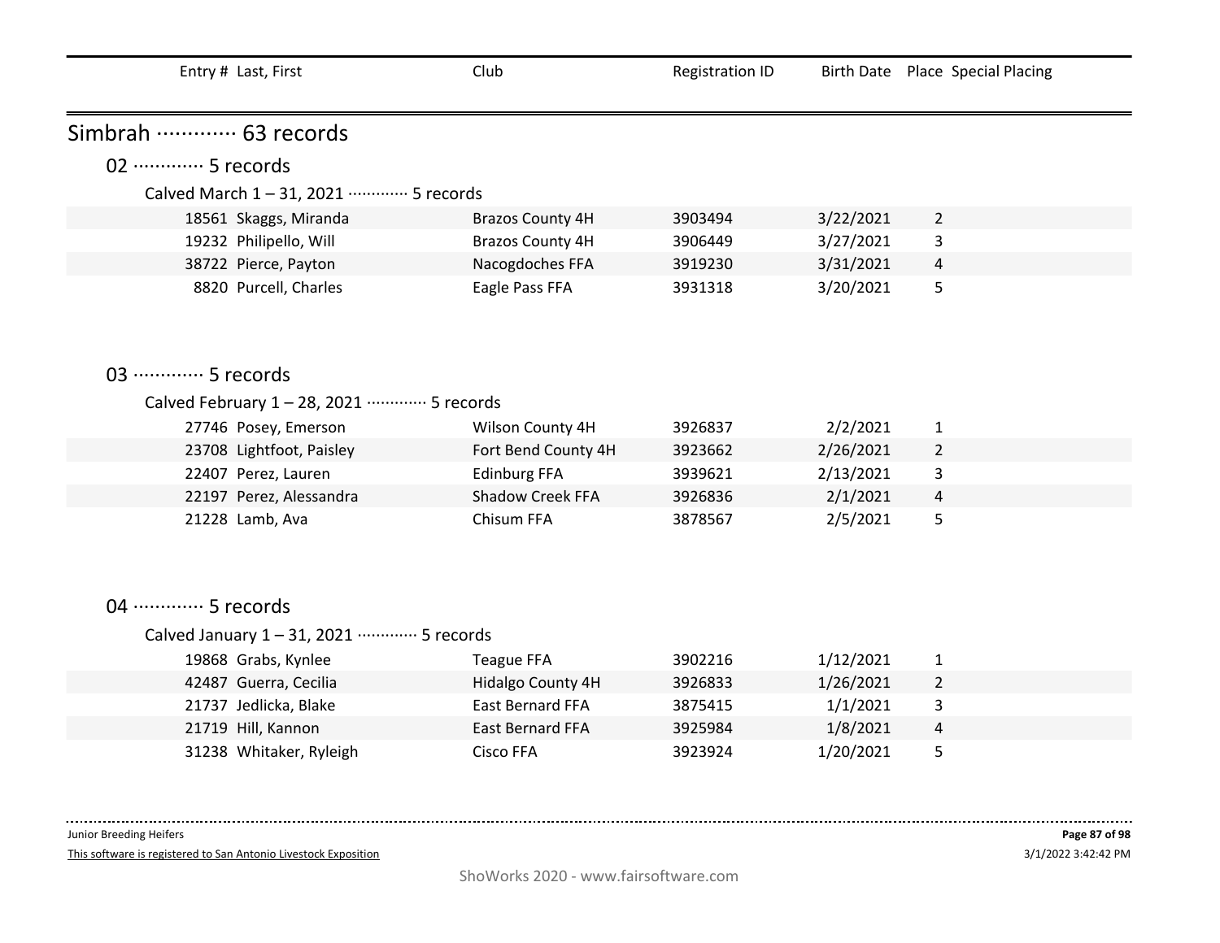| Entry # | Last, First | Club | Registration ID | Birth Date | Place | Special Placing |
|---|---|---|---|---|---|---|

## Simbrah ············· 63 records

### 02 ············· 5 records

Calved March 1 – 31, 2021 ············· 5 records

| Entry # | Last, First | Club | Registration ID | Birth Date | Place | Special Placing |
|---|---|---|---|---|---|---|
| 18561 | Skaggs, Miranda | Brazos County 4H | 3903494 | 3/22/2021 | 2 | |
| 19232 | Philipello, Will | Brazos County 4H | 3906449 | 3/27/2021 | 3 | |
| 38722 | Pierce, Payton | Nacogdoches FFA | 3919230 | 3/31/2021 | 4 | |
| 8820 | Purcell, Charles | Eagle Pass FFA | 3931318 | 3/20/2021 | 5 | |

### 03 ············· 5 records

Calved February 1 – 28, 2021 ············· 5 records

| Entry # | Last, First | Club | Registration ID | Birth Date | Place | Special Placing |
|---|---|---|---|---|---|---|
| 27746 | Posey, Emerson | Wilson County 4H | 3926837 | 2/2/2021 | 1 | |
| 23708 | Lightfoot, Paisley | Fort Bend County 4H | 3923662 | 2/26/2021 | 2 | |
| 22407 | Perez, Lauren | Edinburg FFA | 3939621 | 2/13/2021 | 3 | |
| 22197 | Perez, Alessandra | Shadow Creek FFA | 3926836 | 2/1/2021 | 4 | |
| 21228 | Lamb, Ava | Chisum FFA | 3878567 | 2/5/2021 | 5 | |

### 04 ············· 5 records

Calved January 1 – 31, 2021 ············· 5 records

| Entry # | Last, First | Club | Registration ID | Birth Date | Place | Special Placing |
|---|---|---|---|---|---|---|
| 19868 | Grabs, Kynlee | Teague FFA | 3902216 | 1/12/2021 | 1 | |
| 42487 | Guerra, Cecilia | Hidalgo County 4H | 3926833 | 1/26/2021 | 2 | |
| 21737 | Jedlicka, Blake | East Bernard FFA | 3875415 | 1/1/2021 | 3 | |
| 21719 | Hill, Kannon | East Bernard FFA | 3925984 | 1/8/2021 | 4 | |
| 31238 | Whitaker, Ryleigh | Cisco FFA | 3923924 | 1/20/2021 | 5 | |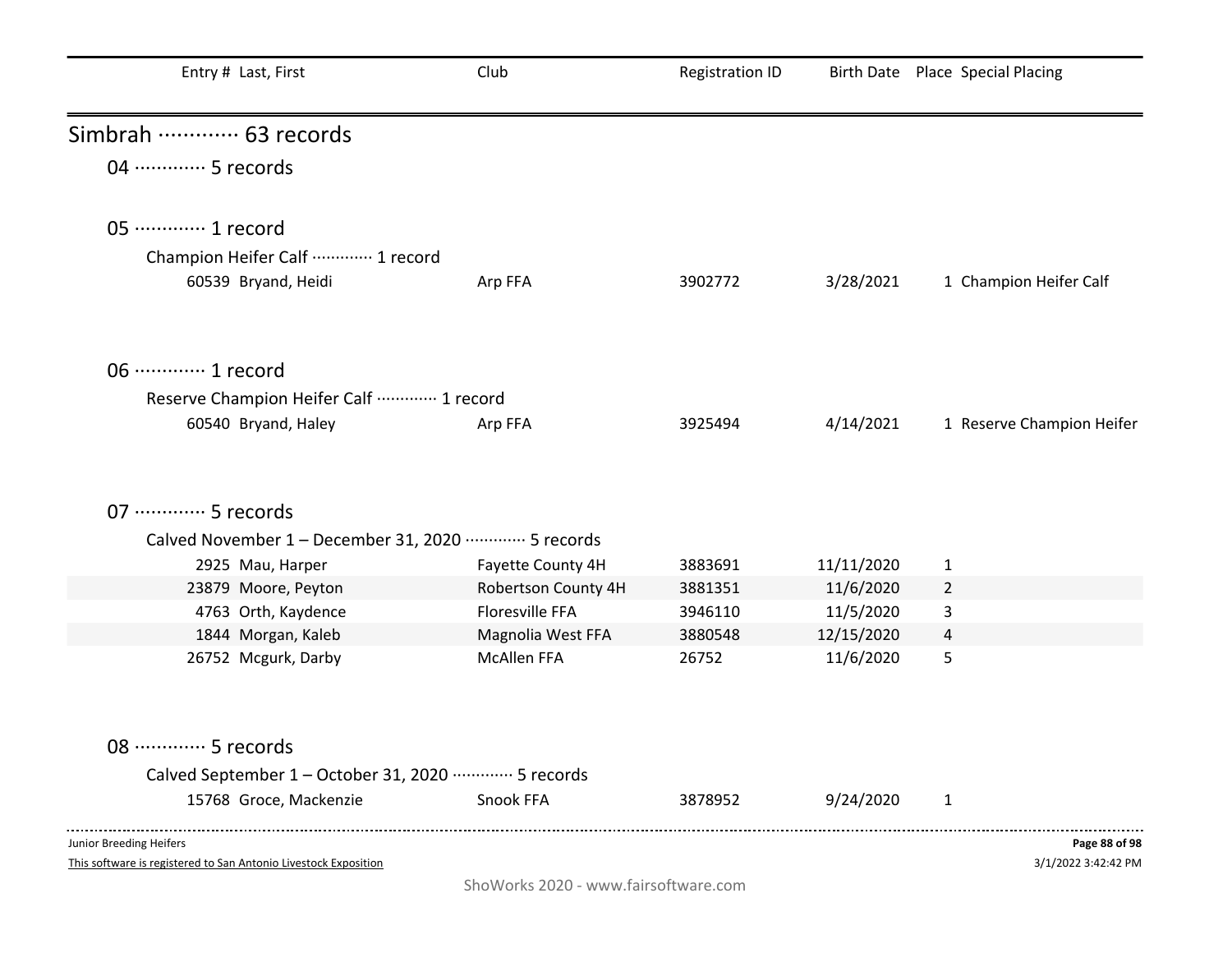| Entry # | Last, First | Club | Registration ID | Birth Date | Place | Special Placing |
|---|---|---|---|---|---|---|

## Simbrah ············· 63 records

### 04 ············· 5 records

### 05 ············· 1 record

Champion Heifer Calf ············· 1 record

| Entry # | Last, First | Club | Registration ID | Birth Date | Place | Special Placing |
|---|---|---|---|---|---|---|
| 60539 | Bryand, Heidi | Arp FFA | 3902772 | 3/28/2021 | 1 | Champion Heifer Calf |

### 06 ············· 1 record

Reserve Champion Heifer Calf ············· 1 record

| Entry # | Last, First | Club | Registration ID | Birth Date | Place | Special Placing |
|---|---|---|---|---|---|---|
| 60540 | Bryand, Haley | Arp FFA | 3925494 | 4/14/2021 | 1 | Reserve Champion Heifer |

### 07 ············· 5 records

Calved November 1 – December 31, 2020 ············· 5 records

| Entry # | Last, First | Club | Registration ID | Birth Date | Place | Special Placing |
|---|---|---|---|---|---|---|
| 2925 | Mau, Harper | Fayette County 4H | 3883691 | 11/11/2020 | 1 | |
| 23879 | Moore, Peyton | Robertson County 4H | 3881351 | 11/6/2020 | 2 | |
| 4763 | Orth, Kaydence | Floresville FFA | 3946110 | 11/5/2020 | 3 | |
| 1844 | Morgan, Kaleb | Magnolia West FFA | 3880548 | 12/15/2020 | 4 | |
| 26752 | Mcgurk, Darby | McAllen FFA | 26752 | 11/6/2020 | 5 | |

### 08 ············· 5 records

Calved September 1 – October 31, 2020 ············· 5 records

| Entry # | Last, First | Club | Registration ID | Birth Date | Place | Special Placing |
|---|---|---|---|---|---|---|
| 15768 | Groce, Mackenzie | Snook FFA | 3878952 | 9/24/2020 | 1 | |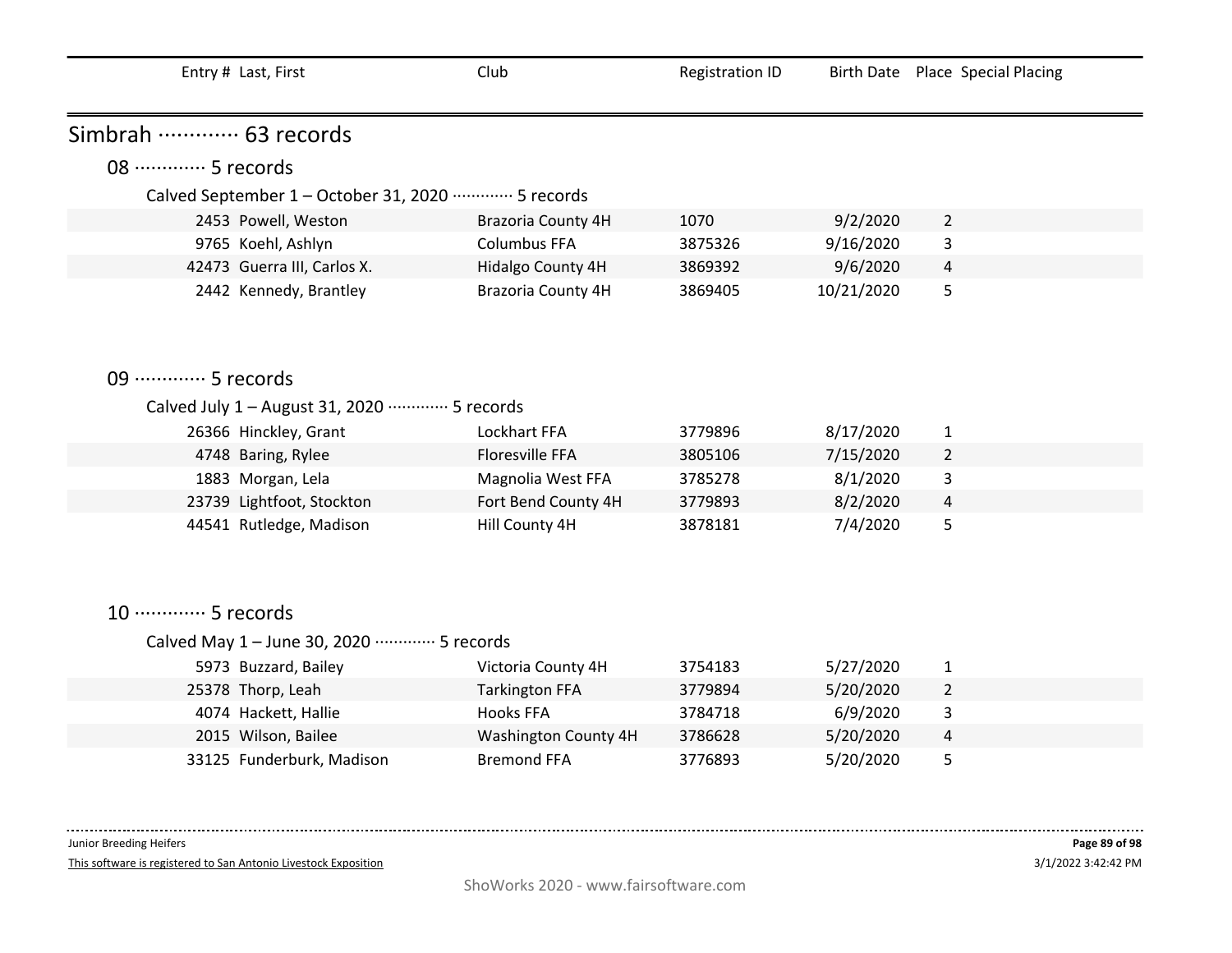| Entry # | Last, First | Club | Registration ID | Birth Date | Place | Special Placing |
|---|---|---|---|---|---|---|

## Simbrah ············· 63 records

### 08 ············· 5 records

Calved September 1 – October 31, 2020 ············· 5 records

| Entry # | Last, First | Club | Registration ID | Birth Date | Place | Special Placing |
|---|---|---|---|---|---|---|
| 2453 | Powell, Weston | Brazoria County 4H | 1070 | 9/2/2020 | 2 | |
| 9765 | Koehl, Ashlyn | Columbus FFA | 3875326 | 9/16/2020 | 3 | |
| 42473 | Guerra III, Carlos X. | Hidalgo County 4H | 3869392 | 9/6/2020 | 4 | |
| 2442 | Kennedy, Brantley | Brazoria County 4H | 3869405 | 10/21/2020 | 5 | |

### 09 ············· 5 records

Calved July 1 – August 31, 2020 ············· 5 records

| Entry # | Last, First | Club | Registration ID | Birth Date | Place | Special Placing |
|---|---|---|---|---|---|---|
| 26366 | Hinckley, Grant | Lockhart FFA | 3779896 | 8/17/2020 | 1 | |
| 4748 | Baring, Rylee | Floresville FFA | 3805106 | 7/15/2020 | 2 | |
| 1883 | Morgan, Lela | Magnolia West FFA | 3785278 | 8/1/2020 | 3 | |
| 23739 | Lightfoot, Stockton | Fort Bend County 4H | 3779893 | 8/2/2020 | 4 | |
| 44541 | Rutledge, Madison | Hill County 4H | 3878181 | 7/4/2020 | 5 | |

### 10 ············· 5 records

Calved May 1 – June 30, 2020 ············· 5 records

| Entry # | Last, First | Club | Registration ID | Birth Date | Place | Special Placing |
|---|---|---|---|---|---|---|
| 5973 | Buzzard, Bailey | Victoria County 4H | 3754183 | 5/27/2020 | 1 | |
| 25378 | Thorp, Leah | Tarkington FFA | 3779894 | 5/20/2020 | 2 | |
| 4074 | Hackett, Hallie | Hooks FFA | 3784718 | 6/9/2020 | 3 | |
| 2015 | Wilson, Bailee | Washington County 4H | 3786628 | 5/20/2020 | 4 | |
| 33125 | Funderburk, Madison | Bremond FFA | 3776893 | 5/20/2020 | 5 | |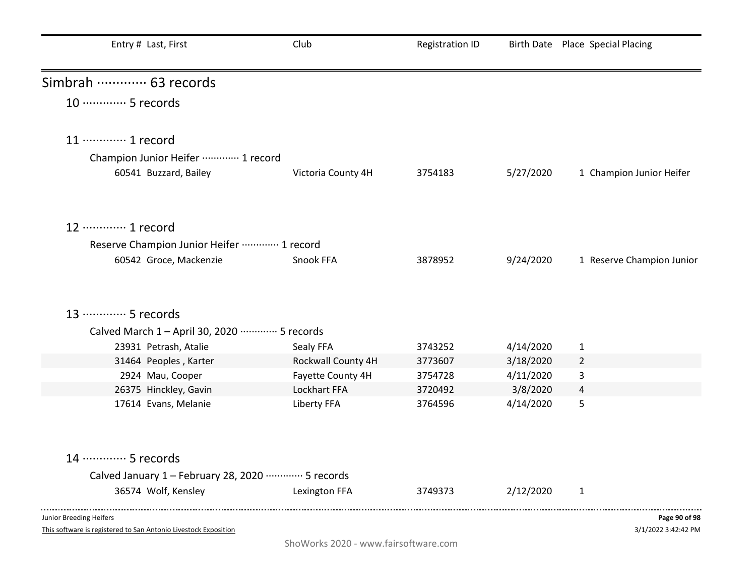| Entry # | Last, First | Club | Registration ID | Birth Date | Place | Special Placing |
|---|---|---|---|---|---|---|

## Simbrah ············· 63 records

### 10 ············· 5 records

### 11 ············· 1 record

Champion Junior Heifer ············· 1 record

| Entry # | Last, First | Club | Registration ID | Birth Date | Place | Special Placing |
|---|---|---|---|---|---|---|
| 60541 | Buzzard, Bailey | Victoria County 4H | 3754183 | 5/27/2020 | 1 | Champion Junior Heifer |

### 12 ············· 1 record

Reserve Champion Junior Heifer ············· 1 record

| Entry # | Last, First | Club | Registration ID | Birth Date | Place | Special Placing |
|---|---|---|---|---|---|---|
| 60542 | Groce, Mackenzie | Snook FFA | 3878952 | 9/24/2020 | 1 | Reserve Champion Junior |

### 13 ············· 5 records

Calved March 1 – April 30, 2020 ············· 5 records

| Entry # | Last, First | Club | Registration ID | Birth Date | Place | Special Placing |
|---|---|---|---|---|---|---|
| 23931 | Petrash, Atalie | Sealy FFA | 3743252 | 4/14/2020 | 1 | |
| 31464 | Peoples , Karter | Rockwall County 4H | 3773607 | 3/18/2020 | 2 | |
| 2924 | Mau, Cooper | Fayette County 4H | 3754728 | 4/11/2020 | 3 | |
| 26375 | Hinckley, Gavin | Lockhart FFA | 3720492 | 3/8/2020 | 4 | |
| 17614 | Evans, Melanie | Liberty FFA | 3764596 | 4/14/2020 | 5 | |

### 14 ············· 5 records

Calved January 1 – February 28, 2020 ············· 5 records

| Entry # | Last, First | Club | Registration ID | Birth Date | Place | Special Placing |
|---|---|---|---|---|---|---|
| 36574 | Wolf, Kensley | Lexington FFA | 3749373 | 2/12/2020 | 1 | |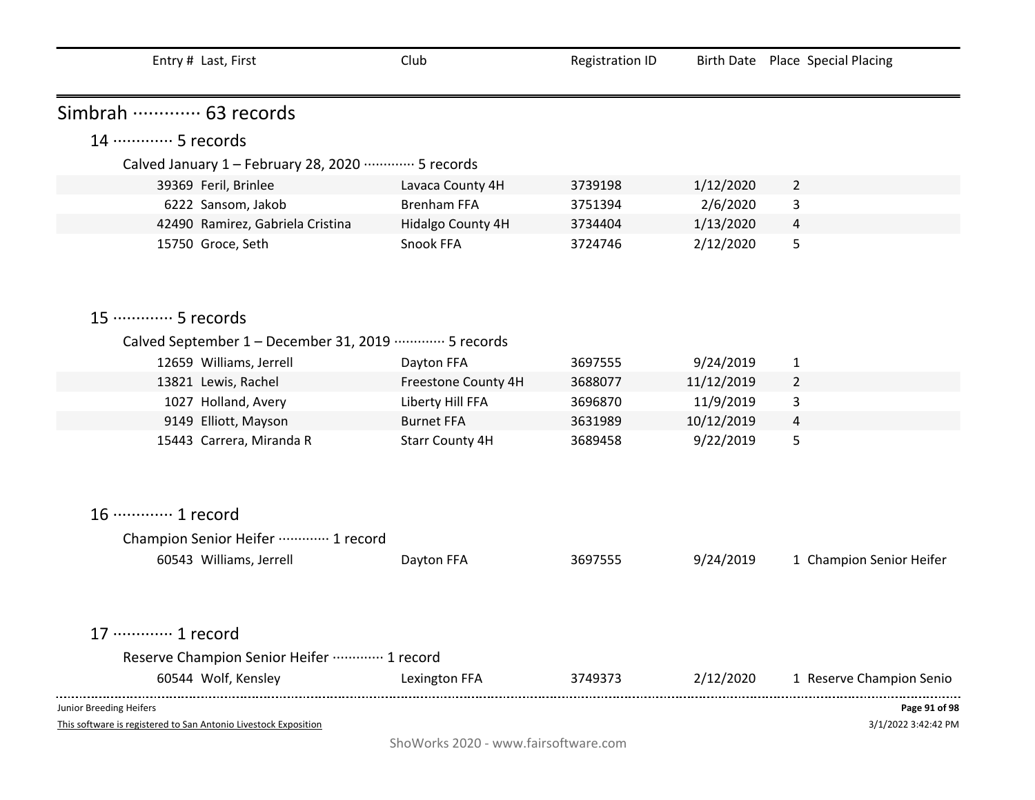| Entry # | Last, First | Club | Registration ID | Birth Date | Place | Special Placing |
|---|---|---|---|---|---|---|

## Simbrah ············· 63 records

### 14 ············· 5 records

Calved January 1 – February 28, 2020 ············· 5 records

| Entry # | Last, First | Club | Registration ID | Birth Date | Place | Special Placing |
|---|---|---|---|---|---|---|
| 39369 | Feril, Brinlee | Lavaca County 4H | 3739198 | 1/12/2020 | 2 | |
| 6222 | Sansom, Jakob | Brenham FFA | 3751394 | 2/6/2020 | 3 | |
| 42490 | Ramirez, Gabriela Cristina | Hidalgo County 4H | 3734404 | 1/13/2020 | 4 | |
| 15750 | Groce, Seth | Snook FFA | 3724746 | 2/12/2020 | 5 | |

### 15 ············· 5 records

Calved September 1 – December 31, 2019 ············· 5 records

| Entry # | Last, First | Club | Registration ID | Birth Date | Place | Special Placing |
|---|---|---|---|---|---|---|
| 12659 | Williams, Jerrell | Dayton FFA | 3697555 | 9/24/2019 | 1 | |
| 13821 | Lewis, Rachel | Freestone County 4H | 3688077 | 11/12/2019 | 2 | |
| 1027 | Holland, Avery | Liberty Hill FFA | 3696870 | 11/9/2019 | 3 | |
| 9149 | Elliott, Mayson | Burnet FFA | 3631989 | 10/12/2019 | 4 | |
| 15443 | Carrera, Miranda R | Starr County 4H | 3689458 | 9/22/2019 | 5 | |

### 16 ············· 1 record

Champion Senior Heifer ············· 1 record

| Entry # | Last, First | Club | Registration ID | Birth Date | Place | Special Placing |
|---|---|---|---|---|---|---|
| 60543 | Williams, Jerrell | Dayton FFA | 3697555 | 9/24/2019 | 1 | Champion Senior Heifer |

### 17 ············· 1 record

Reserve Champion Senior Heifer ············· 1 record

| Entry # | Last, First | Club | Registration ID | Birth Date | Place | Special Placing |
|---|---|---|---|---|---|---|
| 60544 | Wolf, Kensley | Lexington FFA | 3749373 | 2/12/2020 | 1 | Reserve Champion Senio |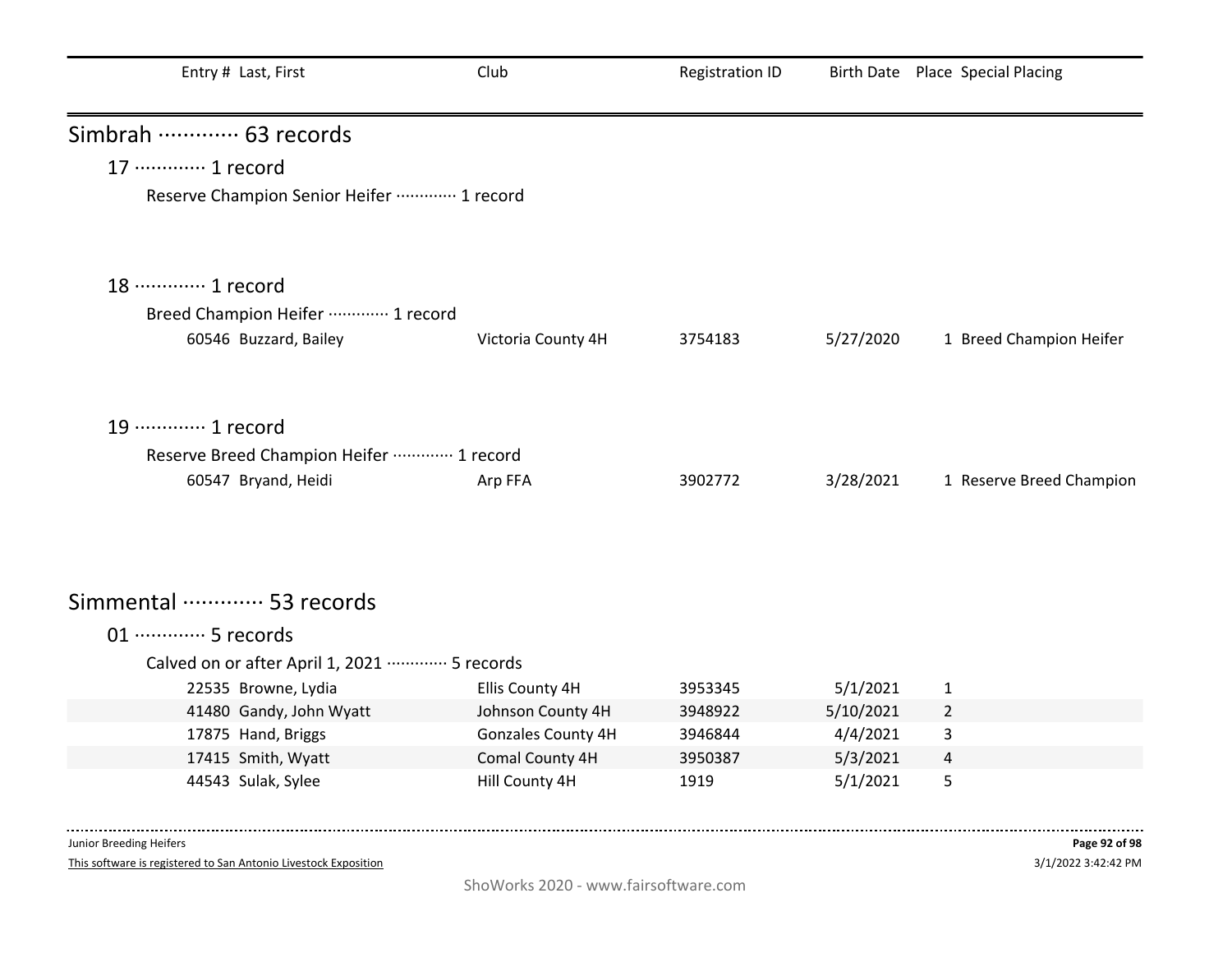| Entry # | Last, First | Club | Registration ID | Birth Date | Place | Special Placing |
|---|---|---|---|---|---|---|

## Simbrah ············· 63 records

### 17 ············· 1 record

Reserve Champion Senior Heifer ············· 1 record

### 18 ············· 1 record

Breed Champion Heifer ············· 1 record

| Entry # | Last, First | Club | Registration ID | Birth Date | Place | Special Placing |
|---|---|---|---|---|---|---|
| 60546 | Buzzard, Bailey | Victoria County 4H | 3754183 | 5/27/2020 | 1 | Breed Champion Heifer |

### 19 ············· 1 record

Reserve Breed Champion Heifer ············· 1 record

| Entry # | Last, First | Club | Registration ID | Birth Date | Place | Special Placing |
|---|---|---|---|---|---|---|
| 60547 | Bryand, Heidi | Arp FFA | 3902772 | 3/28/2021 | 1 | Reserve Breed Champion |

## Simmental ············· 53 records

### 01 ············· 5 records

Calved on or after April 1, 2021 ············· 5 records

| Entry # | Last, First | Club | Registration ID | Birth Date | Place | Special Placing |
|---|---|---|---|---|---|---|
| 22535 | Browne, Lydia | Ellis County 4H | 3953345 | 5/1/2021 | 1 | |
| 41480 | Gandy, John Wyatt | Johnson County 4H | 3948922 | 5/10/2021 | 2 | |
| 17875 | Hand, Briggs | Gonzales County 4H | 3946844 | 4/4/2021 | 3 | |
| 17415 | Smith, Wyatt | Comal County 4H | 3950387 | 5/3/2021 | 4 | |
| 44543 | Sulak, Sylee | Hill County 4H | 1919 | 5/1/2021 | 5 | |

Junior Breeding Heifers

This software is registered to San Antonio Livestock Exposition

3/1/2022 3:42:42 PM

ShoWorks 2020 - www.fairsoftware.com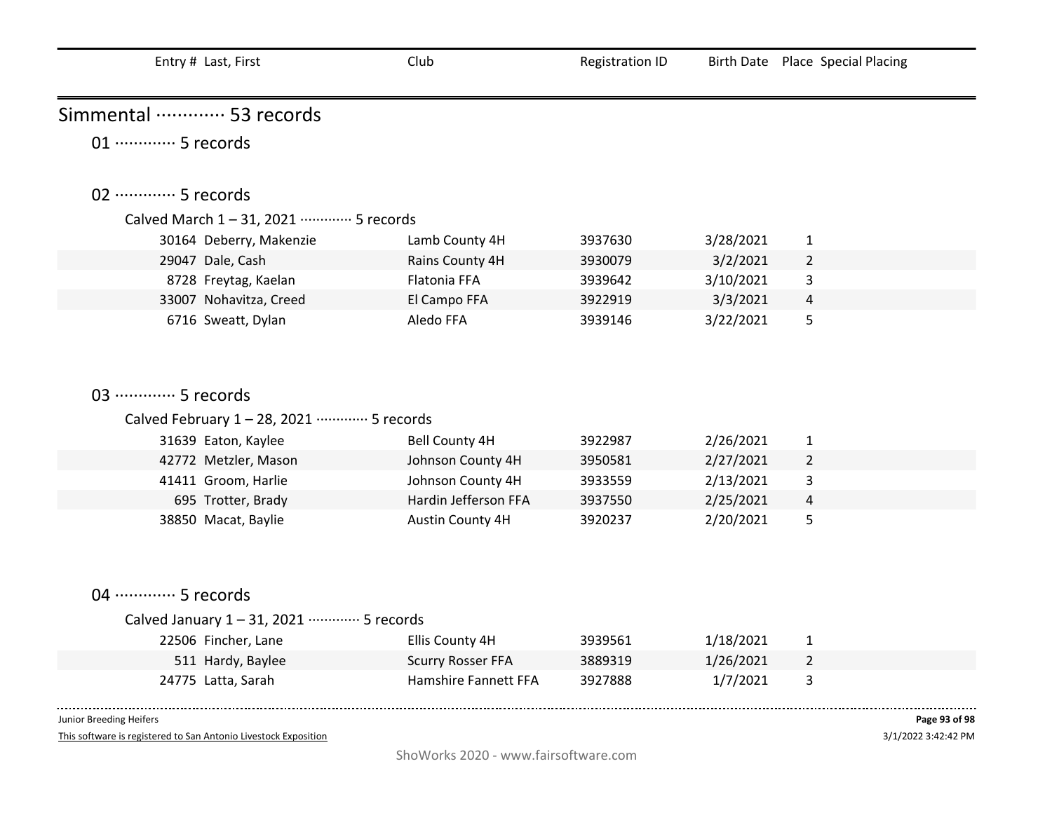| Entry # | Last, First | Club | Registration ID | Birth Date | Place | Special Placing |
|---|---|---|---|---|---|---|

# Simmental ············· 53 records

## 01 ············· 5 records

## 02 ············· 5 records

### Calved March 1 – 31, 2021 ············· 5 records

| Entry # | Last, First | Club | Registration ID | Birth Date | Place | Special Placing |
|---|---|---|---|---|---|---|
| 30164 | Deberry, Makenzie | Lamb County 4H | 3937630 | 3/28/2021 | 1 | |
| 29047 | Dale, Cash | Rains County 4H | 3930079 | 3/2/2021 | 2 | |
| 8728 | Freytag, Kaelan | Flatonia FFA | 3939642 | 3/10/2021 | 3 | |
| 33007 | Nohavitza, Creed | El Campo FFA | 3922919 | 3/3/2021 | 4 | |
| 6716 | Sweatt, Dylan | Aledo FFA | 3939146 | 3/22/2021 | 5 | |

## 03 ············· 5 records

### Calved February 1 – 28, 2021 ············· 5 records

| Entry # | Last, First | Club | Registration ID | Birth Date | Place | Special Placing |
|---|---|---|---|---|---|---|
| 31639 | Eaton, Kaylee | Bell County 4H | 3922987 | 2/26/2021 | 1 | |
| 42772 | Metzler, Mason | Johnson County 4H | 3950581 | 2/27/2021 | 2 | |
| 41411 | Groom, Harlie | Johnson County 4H | 3933559 | 2/13/2021 | 3 | |
| 695 | Trotter, Brady | Hardin Jefferson FFA | 3937550 | 2/25/2021 | 4 | |
| 38850 | Macat, Baylie | Austin County 4H | 3920237 | 2/20/2021 | 5 | |

## 04 ············· 5 records

### Calved January 1 – 31, 2021 ············· 5 records

| Entry # | Last, First | Club | Registration ID | Birth Date | Place | Special Placing |
|---|---|---|---|---|---|---|
| 22506 | Fincher, Lane | Ellis County 4H | 3939561 | 1/18/2021 | 1 | |
| 511 | Hardy, Baylee | Scurry Rosser FFA | 3889319 | 1/26/2021 | 2 | |
| 24775 | Latta, Sarah | Hamshire Fannett FFA | 3927888 | 1/7/2021 | 3 | |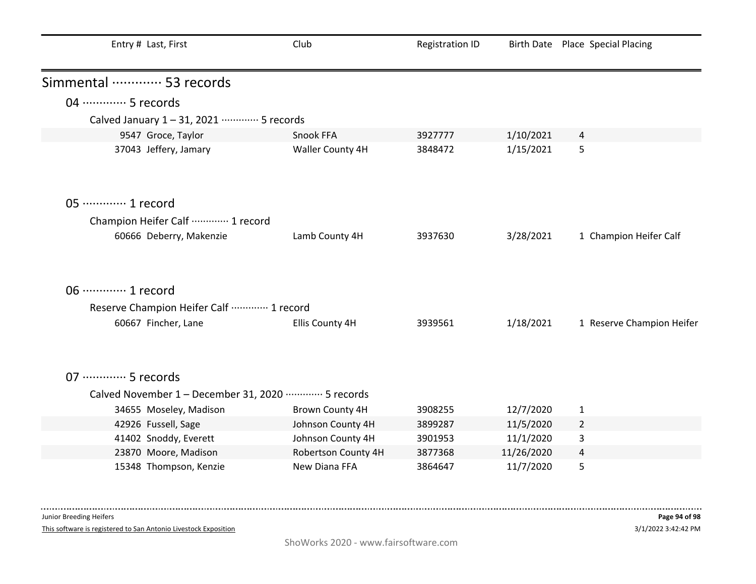| Entry # | Last, First | Club | Registration ID | Birth Date | Place | Special Placing |
|---|---|---|---|---|---|---|

## Simmental ············· 53 records

### 04 ············· 5 records

Calved January 1 – 31, 2021 ············· 5 records

| Entry # | Last, First | Club | Registration ID | Birth Date | Place | Special Placing |
|---|---|---|---|---|---|---|
| 9547 | Groce, Taylor | Snook FFA | 3927777 | 1/10/2021 | 4 | |
| 37043 | Jeffery, Jamary | Waller County 4H | 3848472 | 1/15/2021 | 5 | |

### 05 ············· 1 record

Champion Heifer Calf ············· 1 record

| Entry # | Last, First | Club | Registration ID | Birth Date | Place | Special Placing |
|---|---|---|---|---|---|---|
| 60666 | Deberry, Makenzie | Lamb County 4H | 3937630 | 3/28/2021 | 1 | Champion Heifer Calf |

### 06 ············· 1 record

Reserve Champion Heifer Calf ············· 1 record

| Entry # | Last, First | Club | Registration ID | Birth Date | Place | Special Placing |
|---|---|---|---|---|---|---|
| 60667 | Fincher, Lane | Ellis County 4H | 3939561 | 1/18/2021 | 1 | Reserve Champion Heifer |

### 07 ············· 5 records

Calved November 1 – December 31, 2020 ············· 5 records

| Entry # | Last, First | Club | Registration ID | Birth Date | Place | Special Placing |
|---|---|---|---|---|---|---|
| 34655 | Moseley, Madison | Brown County 4H | 3908255 | 12/7/2020 | 1 | |
| 42926 | Fussell, Sage | Johnson County 4H | 3899287 | 11/5/2020 | 2 | |
| 41402 | Snoddy, Everett | Johnson County 4H | 3901953 | 11/1/2020 | 3 | |
| 23870 | Moore, Madison | Robertson County 4H | 3877368 | 11/26/2020 | 4 | |
| 15348 | Thompson, Kenzie | New Diana FFA | 3864647 | 11/7/2020 | 5 | |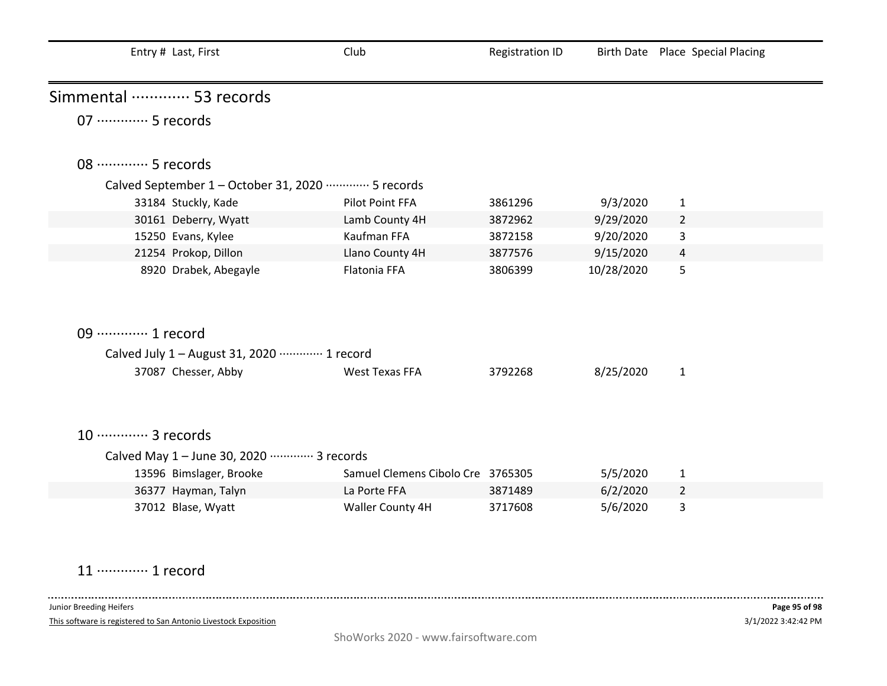| Entry # | Last, First | Club | Registration ID | Birth Date | Place | Special Placing |
|---|---|---|---|---|---|---|

## Simmental ············· 53 records

### 07 ············· 5 records

### 08 ············· 5 records

Calved September 1 – October 31, 2020 ············· 5 records

| Entry # | Last, First | Club | Registration ID | Birth Date | Place | Special Placing |
|---|---|---|---|---|---|---|
| 33184 | Stuckly, Kade | Pilot Point FFA | 3861296 | 9/3/2020 | 1 | |
| 30161 | Deberry, Wyatt | Lamb County 4H | 3872962 | 9/29/2020 | 2 | |
| 15250 | Evans, Kylee | Kaufman FFA | 3872158 | 9/20/2020 | 3 | |
| 21254 | Prokop, Dillon | Llano County 4H | 3877576 | 9/15/2020 | 4 | |
| 8920 | Drabek, Abegayle | Flatonia FFA | 3806399 | 10/28/2020 | 5 | |

### 09 ············· 1 record

Calved July 1 – August 31, 2020 ············· 1 record

| Entry # | Last, First | Club | Registration ID | Birth Date | Place | Special Placing |
|---|---|---|---|---|---|---|
| 37087 | Chesser, Abby | West Texas FFA | 3792268 | 8/25/2020 | 1 | |

### 10 ············· 3 records

Calved May 1 – June 30, 2020 ············· 3 records

| Entry # | Last, First | Club | Registration ID | Birth Date | Place | Special Placing |
|---|---|---|---|---|---|---|
| 13596 | Bimslager, Brooke | Samuel Clemens Cibolo Cre | 3765305 | 5/5/2020 | 1 | |
| 36377 | Hayman, Talyn | La Porte FFA | 3871489 | 6/2/2020 | 2 | |
| 37012 | Blase, Wyatt | Waller County 4H | 3717608 | 5/6/2020 | 3 | |

### 11 ············· 1 record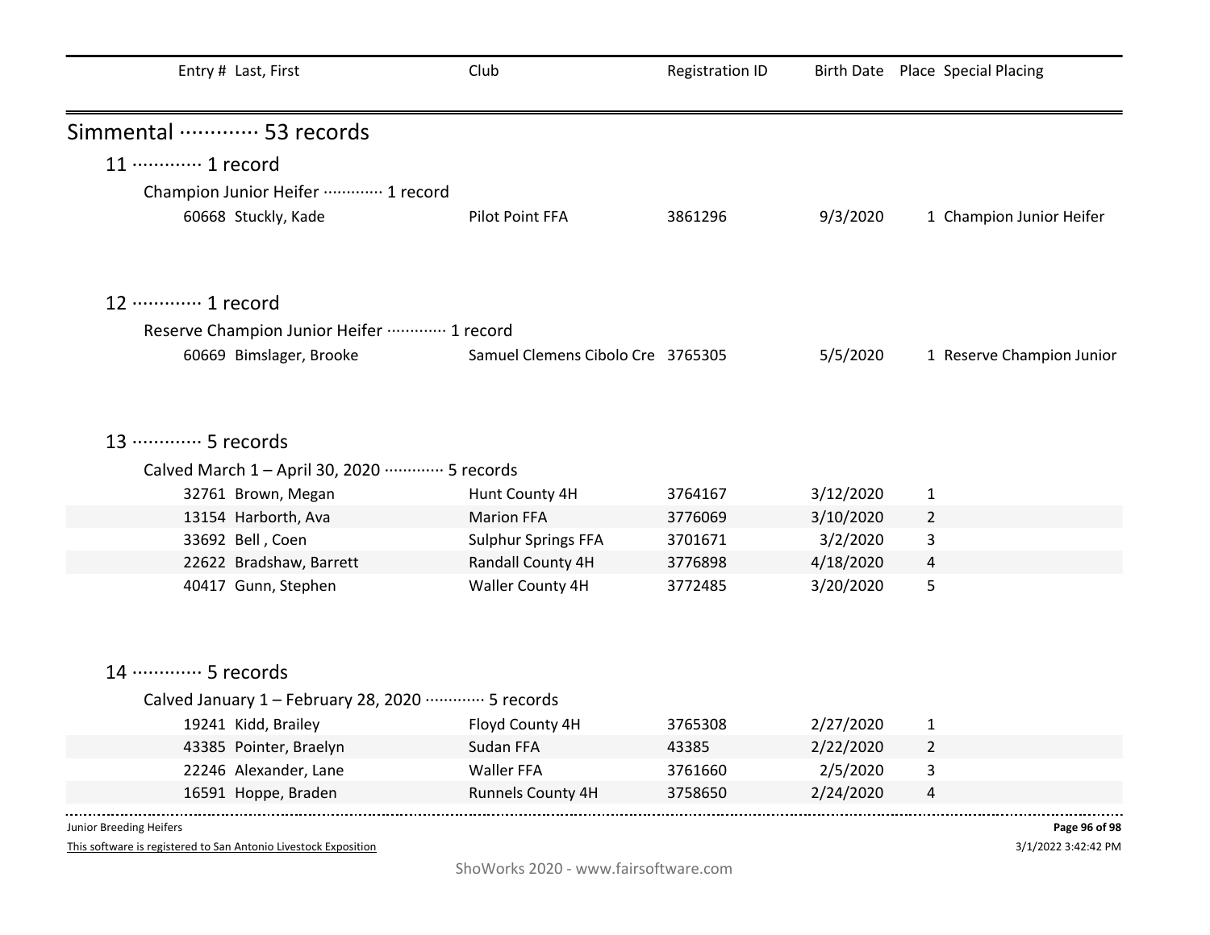| Entry # | Last, First | Club | Registration ID | Birth Date | Place | Special Placing |
|---|---|---|---|---|---|---|

# Simmental ············· 53 records

## 11 ············· 1 record

### Champion Junior Heifer ············· 1 record

| Entry # | Last, First | Club | Registration ID | Birth Date | Place | Special Placing |
|---|---|---|---|---|---|---|
| 60668 | Stuckly, Kade | Pilot Point FFA | 3861296 | 9/3/2020 | 1 | Champion Junior Heifer |

## 12 ············· 1 record

### Reserve Champion Junior Heifer ············· 1 record

| Entry # | Last, First | Club | Registration ID | Birth Date | Place | Special Placing |
|---|---|---|---|---|---|---|
| 60669 | Bimslager, Brooke | Samuel Clemens Cibolo Cre | 3765305 | 5/5/2020 | 1 | Reserve Champion Junior |

## 13 ············· 5 records

### Calved March 1 – April 30, 2020 ············· 5 records

| Entry # | Last, First | Club | Registration ID | Birth Date | Place | Special Placing |
|---|---|---|---|---|---|---|
| 32761 | Brown, Megan | Hunt County 4H | 3764167 | 3/12/2020 | 1 | |
| 13154 | Harborth, Ava | Marion FFA | 3776069 | 3/10/2020 | 2 | |
| 33692 | Bell , Coen | Sulphur Springs FFA | 3701671 | 3/2/2020 | 3 | |
| 22622 | Bradshaw, Barrett | Randall County 4H | 3776898 | 4/18/2020 | 4 | |
| 40417 | Gunn, Stephen | Waller County 4H | 3772485 | 3/20/2020 | 5 | |

## 14 ············· 5 records

### Calved January 1 – February 28, 2020 ············· 5 records

| Entry # | Last, First | Club | Registration ID | Birth Date | Place | Special Placing |
|---|---|---|---|---|---|---|
| 19241 | Kidd, Brailey | Floyd County 4H | 3765308 | 2/27/2020 | 1 | |
| 43385 | Pointer, Braelyn | Sudan FFA | 43385 | 2/22/2020 | 2 | |
| 22246 | Alexander, Lane | Waller FFA | 3761660 | 2/5/2020 | 3 | |
| 16591 | Hoppe, Braden | Runnels County 4H | 3758650 | 2/24/2020 | 4 | |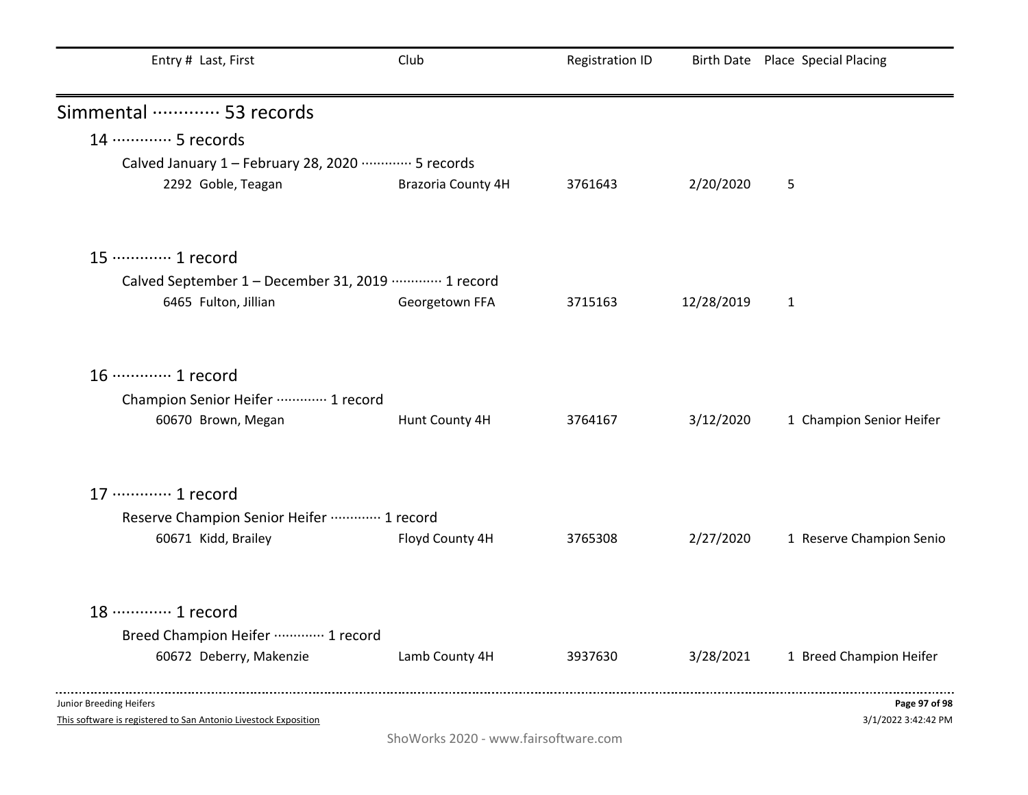| Entry # | Last, First | Club | Registration ID | Birth Date | Place | Special Placing |
|---|---|---|---|---|---|---|

## Simmental ············· 53 records

### 14 ············· 5 records

Calved January 1 – February 28, 2020 ············· 5 records

| Entry # | Last, First | Club | Registration ID | Birth Date | Place | Special Placing |
|---|---|---|---|---|---|---|
| 2292 | Goble, Teagan | Brazoria County 4H | 3761643 | 2/20/2020 | 5 | |

### 15 ············· 1 record

Calved September 1 – December 31, 2019 ············· 1 record

| Entry # | Last, First | Club | Registration ID | Birth Date | Place | Special Placing |
|---|---|---|---|---|---|---|
| 6465 | Fulton, Jillian | Georgetown FFA | 3715163 | 12/28/2019 | 1 | |

### 16 ············· 1 record

Champion Senior Heifer ············· 1 record

| Entry # | Last, First | Club | Registration ID | Birth Date | Place | Special Placing |
|---|---|---|---|---|---|---|
| 60670 | Brown, Megan | Hunt County 4H | 3764167 | 3/12/2020 | 1 | Champion Senior Heifer |

### 17 ············· 1 record

Reserve Champion Senior Heifer ············· 1 record

| Entry # | Last, First | Club | Registration ID | Birth Date | Place | Special Placing |
|---|---|---|---|---|---|---|
| 60671 | Kidd, Brailey | Floyd County 4H | 3765308 | 2/27/2020 | 1 | Reserve Champion Senio |

### 18 ············· 1 record

Breed Champion Heifer ············· 1 record

| Entry # | Last, First | Club | Registration ID | Birth Date | Place | Special Placing |
|---|---|---|---|---|---|---|
| 60672 | Deberry, Makenzie | Lamb County 4H | 3937630 | 3/28/2021 | 1 | Breed Champion Heifer |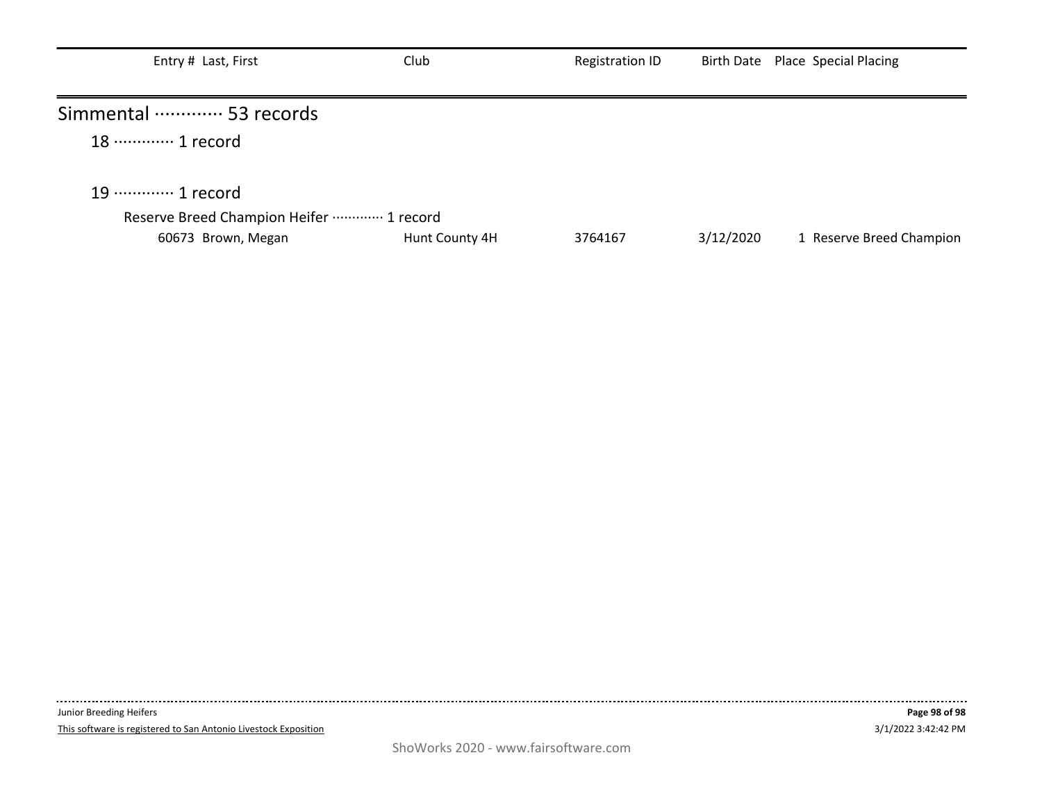| Entry # | Last, First | Club | Registration ID | Birth Date | Place | Special Placing |
|---|---|---|---|---|---|---|

## Simmental ············· 53 records

### 18 ············· 1 record

### 19 ············· 1 record

Reserve Breed Champion Heifer ············· 1 record

| Entry # | Last, First | Club | Registration ID | Birth Date | Place | Special Placing |
|---|---|---|---|---|---|---|
| 60673 | Brown, Megan | Hunt County 4H | 3764167 | 3/12/2020 | 1 | Reserve Breed Champion |